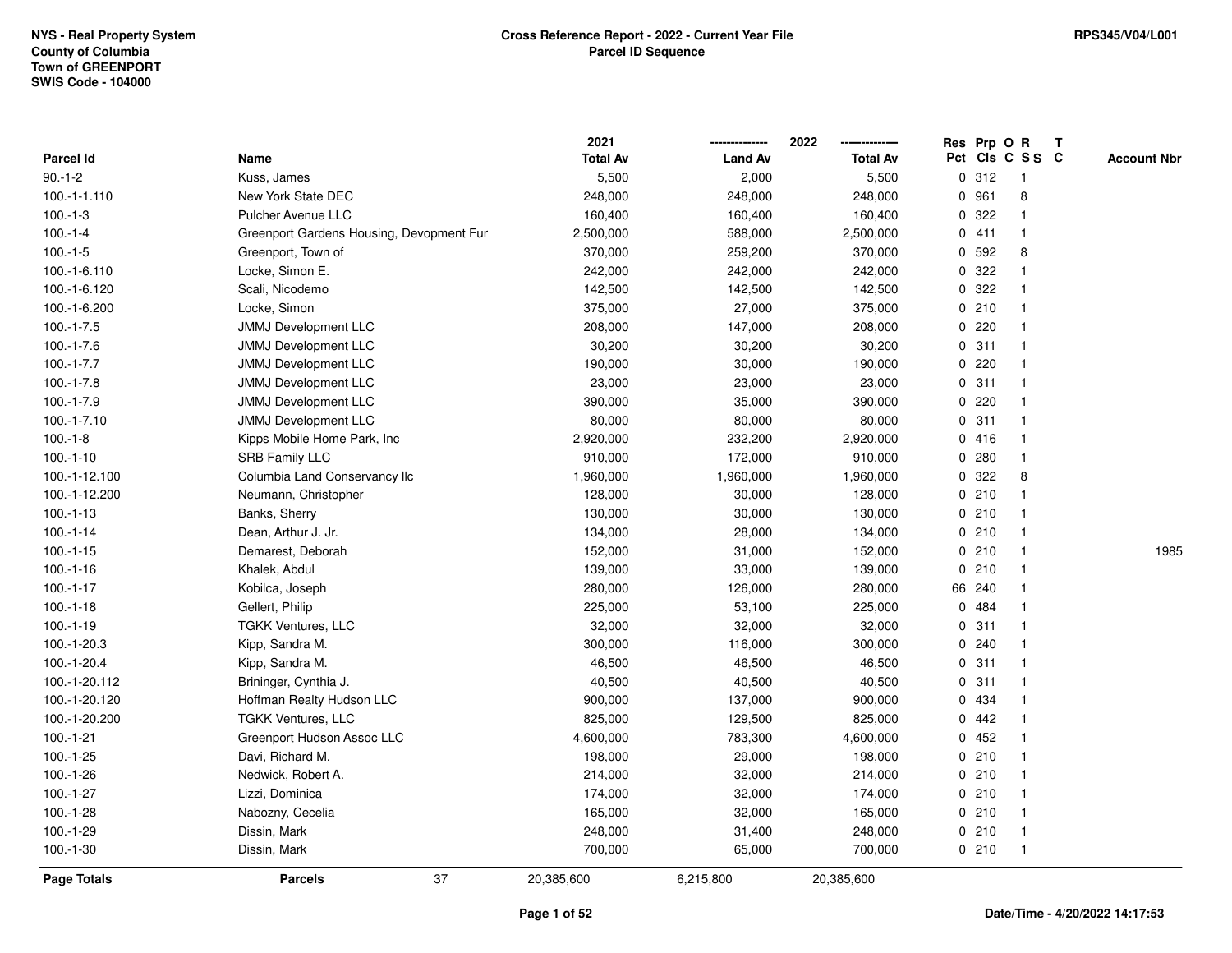NYS - Real Property System
County of Columbia
Town of GREENPORT
SWIS Code - 104000

**Cross Reference Report - 2022 - Current Year File**
**Parcel ID Sequence**

RPS345/V04/L001

| Parcel Id | Name | 2021 Total Av | 2022 Land Av | 2022 Total Av | Res Pct | Prp Cls | O C | R S S | T C | Account Nbr |
|---|---|---|---|---|---|---|---|---|---|---|
| 90.-1-2 | Kuss, James | 5,500 | 2,000 | 5,500 | 0 | 312 | | 1 | | |
| 100.-1-1.110 | New York State DEC | 248,000 | 248,000 | 248,000 | 0 | 961 | | 8 | | |
| 100.-1-3 | Pulcher Avenue LLC | 160,400 | 160,400 | 160,400 | 0 | 322 | | 1 | | |
| 100.-1-4 | Greenport Gardens Housing, Devopment Fur | 2,500,000 | 588,000 | 2,500,000 | 0 | 411 | | 1 | | |
| 100.-1-5 | Greenport, Town of | 370,000 | 259,200 | 370,000 | 0 | 592 | | 8 | | |
| 100.-1-6.110 | Locke, Simon E. | 242,000 | 242,000 | 242,000 | 0 | 322 | | 1 | | |
| 100.-1-6.120 | Scali, Nicodemo | 142,500 | 142,500 | 142,500 | 0 | 322 | | 1 | | |
| 100.-1-6.200 | Locke, Simon | 375,000 | 27,000 | 375,000 | 0 | 210 | | 1 | | |
| 100.-1-7.5 | JMMJ Development LLC | 208,000 | 147,000 | 208,000 | 0 | 220 | | 1 | | |
| 100.-1-7.6 | JMMJ Development LLC | 30,200 | 30,200 | 30,200 | 0 | 311 | | 1 | | |
| 100.-1-7.7 | JMMJ Development LLC | 190,000 | 30,000 | 190,000 | 0 | 220 | | 1 | | |
| 100.-1-7.8 | JMMJ Development LLC | 23,000 | 23,000 | 23,000 | 0 | 311 | | 1 | | |
| 100.-1-7.9 | JMMJ Development LLC | 390,000 | 35,000 | 390,000 | 0 | 220 | | 1 | | |
| 100.-1-7.10 | JMMJ Development LLC | 80,000 | 80,000 | 80,000 | 0 | 311 | | 1 | | |
| 100.-1-8 | Kipps Mobile Home Park, Inc | 2,920,000 | 232,200 | 2,920,000 | 0 | 416 | | 1 | | |
| 100.-1-10 | SRB Family LLC | 910,000 | 172,000 | 910,000 | 0 | 280 | | 1 | | |
| 100.-1-12.100 | Columbia Land Conservancy llc | 1,960,000 | 1,960,000 | 1,960,000 | 0 | 322 | | 8 | | |
| 100.-1-12.200 | Neumann, Christopher | 128,000 | 30,000 | 128,000 | 0 | 210 | | 1 | | |
| 100.-1-13 | Banks, Sherry | 130,000 | 30,000 | 130,000 | 0 | 210 | | 1 | | |
| 100.-1-14 | Dean, Arthur J. Jr. | 134,000 | 28,000 | 134,000 | 0 | 210 | | 1 | | |
| 100.-1-15 | Demarest, Deborah | 152,000 | 31,000 | 152,000 | 0 | 210 | | 1 | | 1985 |
| 100.-1-16 | Khalek, Abdul | 139,000 | 33,000 | 139,000 | 0 | 210 | | 1 | | |
| 100.-1-17 | Kobilca, Joseph | 280,000 | 126,000 | 280,000 | 66 | 240 | | 1 | | |
| 100.-1-18 | Gellert, Philip | 225,000 | 53,100 | 225,000 | 0 | 484 | | 1 | | |
| 100.-1-19 | TGKK Ventures, LLC | 32,000 | 32,000 | 32,000 | 0 | 311 | | 1 | | |
| 100.-1-20.3 | Kipp, Sandra M. | 300,000 | 116,000 | 300,000 | 0 | 240 | | 1 | | |
| 100.-1-20.4 | Kipp, Sandra M. | 46,500 | 46,500 | 46,500 | 0 | 311 | | 1 | | |
| 100.-1-20.112 | Brininger, Cynthia J. | 40,500 | 40,500 | 40,500 | 0 | 311 | | 1 | | |
| 100.-1-20.120 | Hoffman Realty Hudson LLC | 900,000 | 137,000 | 900,000 | 0 | 434 | | 1 | | |
| 100.-1-20.200 | TGKK Ventures, LLC | 825,000 | 129,500 | 825,000 | 0 | 442 | | 1 | | |
| 100.-1-21 | Greenport Hudson Assoc LLC | 4,600,000 | 783,300 | 4,600,000 | 0 | 452 | | 1 | | |
| 100.-1-25 | Davi, Richard M. | 198,000 | 29,000 | 198,000 | 0 | 210 | | 1 | | |
| 100.-1-26 | Nedwick, Robert A. | 214,000 | 32,000 | 214,000 | 0 | 210 | | 1 | | |
| 100.-1-27 | Lizzi, Dominica | 174,000 | 32,000 | 174,000 | 0 | 210 | | 1 | | |
| 100.-1-28 | Nabozny, Cecelia | 165,000 | 32,000 | 165,000 | 0 | 210 | | 1 | | |
| 100.-1-29 | Dissin, Mark | 248,000 | 31,400 | 248,000 | 0 | 210 | | 1 | | |
| 100.-1-30 | Dissin, Mark | 700,000 | 65,000 | 700,000 | 0 | 210 | | 1 | | |
| **Page Totals** | **Parcels** 37 | 20,385,600 | 6,215,800 | 20,385,600 | | | | | | |

Date/Time - 4/20/2022 14:17:53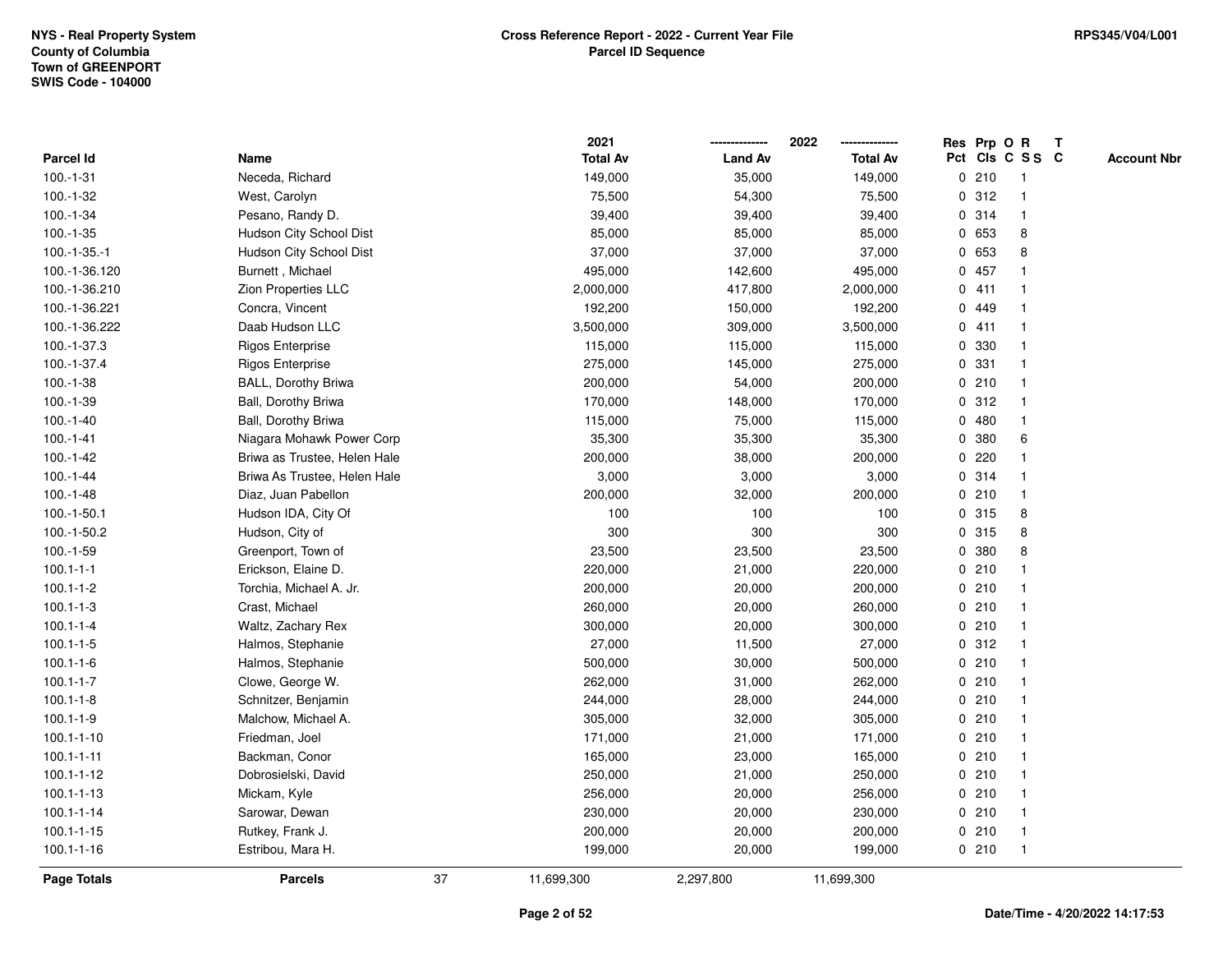NYS - Real Property System
County of Columbia
Town of GREENPORT
SWIS Code - 104000

**Cross Reference Report - 2022 - Current Year File**
**Parcel ID Sequence**

RPS345/V04/L001

| Parcel Id | Name | 2021 Total Av | 2022 Land Av | 2022 Total Av | Res Pct | Prp Cls | O C | R S S | T C | Account Nbr |
|---|---|---|---|---|---|---|---|---|---|---|
| 100.-1-31 | Neceda, Richard | 149,000 | 35,000 | 149,000 | 0 | 210 | | 1 | | |
| 100.-1-32 | West, Carolyn | 75,500 | 54,300 | 75,500 | 0 | 312 | | 1 | | |
| 100.-1-34 | Pesano, Randy D. | 39,400 | 39,400 | 39,400 | 0 | 314 | | 1 | | |
| 100.-1-35 | Hudson City School Dist | 85,000 | 85,000 | 85,000 | 0 | 653 | | 8 | | |
| 100.-1-35.-1 | Hudson City School Dist | 37,000 | 37,000 | 37,000 | 0 | 653 | | 8 | | |
| 100.-1-36.120 | Burnett , Michael | 495,000 | 142,600 | 495,000 | 0 | 457 | | 1 | | |
| 100.-1-36.210 | Zion Properties LLC | 2,000,000 | 417,800 | 2,000,000 | 0 | 411 | | 1 | | |
| 100.-1-36.221 | Concra, Vincent | 192,200 | 150,000 | 192,200 | 0 | 449 | | 1 | | |
| 100.-1-36.222 | Daab Hudson LLC | 3,500,000 | 309,000 | 3,500,000 | 0 | 411 | | 1 | | |
| 100.-1-37.3 | Rigos Enterprise | 115,000 | 115,000 | 115,000 | 0 | 330 | | 1 | | |
| 100.-1-37.4 | Rigos Enterprise | 275,000 | 145,000 | 275,000 | 0 | 331 | | 1 | | |
| 100.-1-38 | BALL, Dorothy Briwa | 200,000 | 54,000 | 200,000 | 0 | 210 | | 1 | | |
| 100.-1-39 | Ball, Dorothy Briwa | 170,000 | 148,000 | 170,000 | 0 | 312 | | 1 | | |
| 100.-1-40 | Ball, Dorothy Briwa | 115,000 | 75,000 | 115,000 | 0 | 480 | | 1 | | |
| 100.-1-41 | Niagara Mohawk Power Corp | 35,300 | 35,300 | 35,300 | 0 | 380 | | 6 | | |
| 100.-1-42 | Briwa as Trustee, Helen Hale | 200,000 | 38,000 | 200,000 | 0 | 220 | | 1 | | |
| 100.-1-44 | Briwa As Trustee, Helen Hale | 3,000 | 3,000 | 3,000 | 0 | 314 | | 1 | | |
| 100.-1-48 | Diaz, Juan Pabellon | 200,000 | 32,000 | 200,000 | 0 | 210 | | 1 | | |
| 100.-1-50.1 | Hudson IDA, City Of | 100 | 100 | 100 | 0 | 315 | | 8 | | |
| 100.-1-50.2 | Hudson, City of | 300 | 300 | 300 | 0 | 315 | | 8 | | |
| 100.-1-59 | Greenport, Town of | 23,500 | 23,500 | 23,500 | 0 | 380 | | 8 | | |
| 100.1-1-1 | Erickson, Elaine D. | 220,000 | 21,000 | 220,000 | 0 | 210 | | 1 | | |
| 100.1-1-2 | Torchia, Michael A. Jr. | 200,000 | 20,000 | 200,000 | 0 | 210 | | 1 | | |
| 100.1-1-3 | Crast, Michael | 260,000 | 20,000 | 260,000 | 0 | 210 | | 1 | | |
| 100.1-1-4 | Waltz, Zachary Rex | 300,000 | 20,000 | 300,000 | 0 | 210 | | 1 | | |
| 100.1-1-5 | Halmos, Stephanie | 27,000 | 11,500 | 27,000 | 0 | 312 | | 1 | | |
| 100.1-1-6 | Halmos, Stephanie | 500,000 | 30,000 | 500,000 | 0 | 210 | | 1 | | |
| 100.1-1-7 | Clowe, George W. | 262,000 | 31,000 | 262,000 | 0 | 210 | | 1 | | |
| 100.1-1-8 | Schnitzer, Benjamin | 244,000 | 28,000 | 244,000 | 0 | 210 | | 1 | | |
| 100.1-1-9 | Malchow, Michael A. | 305,000 | 32,000 | 305,000 | 0 | 210 | | 1 | | |
| 100.1-1-10 | Friedman, Joel | 171,000 | 21,000 | 171,000 | 0 | 210 | | 1 | | |
| 100.1-1-11 | Backman, Conor | 165,000 | 23,000 | 165,000 | 0 | 210 | | 1 | | |
| 100.1-1-12 | Dobrosielski, David | 250,000 | 21,000 | 250,000 | 0 | 210 | | 1 | | |
| 100.1-1-13 | Mickam, Kyle | 256,000 | 20,000 | 256,000 | 0 | 210 | | 1 | | |
| 100.1-1-14 | Sarowar, Dewan | 230,000 | 20,000 | 230,000 | 0 | 210 | | 1 | | |
| 100.1-1-15 | Rutkey, Frank J. | 200,000 | 20,000 | 200,000 | 0 | 210 | | 1 | | |
| 100.1-1-16 | Estribou, Mara H. | 199,000 | 20,000 | 199,000 | 0 | 210 | | 1 | | |
| **Page Totals** | **Parcels** 37 | 11,699,300 | 2,297,800 | 11,699,300 | | | | | | |

**Date/Time - 4/20/2022 14:17:53**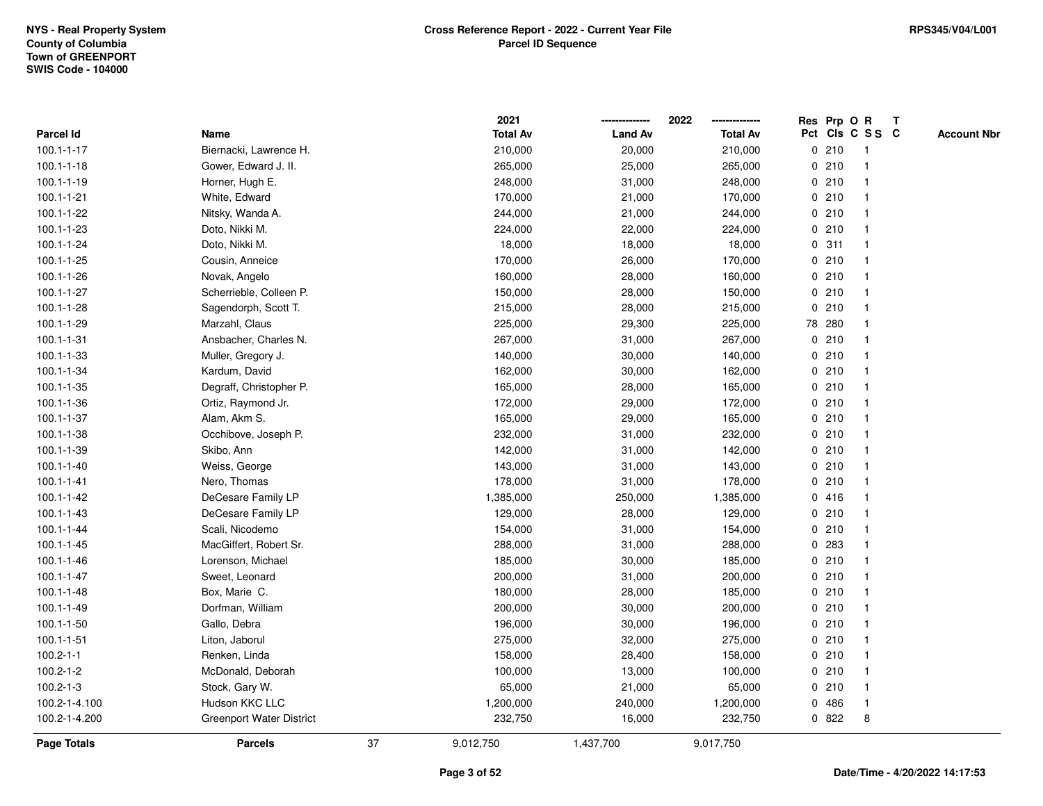NYS - Real Property System
County of Columbia
Town of GREENPORT
SWIS Code - 104000

**Cross Reference Report - 2022 - Current Year File**
**Parcel ID Sequence**

RPS345/V04/L001

| Parcel Id | Name | 2021 Total Av | 2022 Land Av | 2022 Total Av | Res Pct | Prp Cls | O C | R S S | T C | Account Nbr |
|---|---|---|---|---|---|---|---|---|---|---|
| 100.1-1-17 | Biernacki, Lawrence H. | 210,000 | 20,000 | 210,000 | 0 | 210 | | 1 | | |
| 100.1-1-18 | Gower, Edward J. II. | 265,000 | 25,000 | 265,000 | 0 | 210 | | 1 | | |
| 100.1-1-19 | Horner, Hugh E. | 248,000 | 31,000 | 248,000 | 0 | 210 | | 1 | | |
| 100.1-1-21 | White, Edward | 170,000 | 21,000 | 170,000 | 0 | 210 | | 1 | | |
| 100.1-1-22 | Nitsky, Wanda A. | 244,000 | 21,000 | 244,000 | 0 | 210 | | 1 | | |
| 100.1-1-23 | Doto, Nikki M. | 224,000 | 22,000 | 224,000 | 0 | 210 | | 1 | | |
| 100.1-1-24 | Doto, Nikki M. | 18,000 | 18,000 | 18,000 | 0 | 311 | | 1 | | |
| 100.1-1-25 | Cousin, Anneice | 170,000 | 26,000 | 170,000 | 0 | 210 | | 1 | | |
| 100.1-1-26 | Novak, Angelo | 160,000 | 28,000 | 160,000 | 0 | 210 | | 1 | | |
| 100.1-1-27 | Scherrieble, Colleen P. | 150,000 | 28,000 | 150,000 | 0 | 210 | | 1 | | |
| 100.1-1-28 | Sagendorph, Scott T. | 215,000 | 28,000 | 215,000 | 0 | 210 | | 1 | | |
| 100.1-1-29 | Marzahl, Claus | 225,000 | 29,300 | 225,000 | 78 | 280 | | 1 | | |
| 100.1-1-31 | Ansbacher, Charles N. | 267,000 | 31,000 | 267,000 | 0 | 210 | | 1 | | |
| 100.1-1-33 | Muller, Gregory J. | 140,000 | 30,000 | 140,000 | 0 | 210 | | 1 | | |
| 100.1-1-34 | Kardum, David | 162,000 | 30,000 | 162,000 | 0 | 210 | | 1 | | |
| 100.1-1-35 | Degraff, Christopher P. | 165,000 | 28,000 | 165,000 | 0 | 210 | | 1 | | |
| 100.1-1-36 | Ortiz, Raymond Jr. | 172,000 | 29,000 | 172,000 | 0 | 210 | | 1 | | |
| 100.1-1-37 | Alam, Akm S. | 165,000 | 29,000 | 165,000 | 0 | 210 | | 1 | | |
| 100.1-1-38 | Occhibove, Joseph P. | 232,000 | 31,000 | 232,000 | 0 | 210 | | 1 | | |
| 100.1-1-39 | Skibo, Ann | 142,000 | 31,000 | 142,000 | 0 | 210 | | 1 | | |
| 100.1-1-40 | Weiss, George | 143,000 | 31,000 | 143,000 | 0 | 210 | | 1 | | |
| 100.1-1-41 | Nero, Thomas | 178,000 | 31,000 | 178,000 | 0 | 210 | | 1 | | |
| 100.1-1-42 | DeCesare Family LP | 1,385,000 | 250,000 | 1,385,000 | 0 | 416 | | 1 | | |
| 100.1-1-43 | DeCesare Family LP | 129,000 | 28,000 | 129,000 | 0 | 210 | | 1 | | |
| 100.1-1-44 | Scali, Nicodemo | 154,000 | 31,000 | 154,000 | 0 | 210 | | 1 | | |
| 100.1-1-45 | MacGiffert, Robert Sr. | 288,000 | 31,000 | 288,000 | 0 | 283 | | 1 | | |
| 100.1-1-46 | Lorenson, Michael | 185,000 | 30,000 | 185,000 | 0 | 210 | | 1 | | |
| 100.1-1-47 | Sweet, Leonard | 200,000 | 31,000 | 200,000 | 0 | 210 | | 1 | | |
| 100.1-1-48 | Box, Marie C. | 180,000 | 28,000 | 185,000 | 0 | 210 | | 1 | | |
| 100.1-1-49 | Dorfman, William | 200,000 | 30,000 | 200,000 | 0 | 210 | | 1 | | |
| 100.1-1-50 | Gallo, Debra | 196,000 | 30,000 | 196,000 | 0 | 210 | | 1 | | |
| 100.1-1-51 | Liton, Jaborul | 275,000 | 32,000 | 275,000 | 0 | 210 | | 1 | | |
| 100.2-1-1 | Renken, Linda | 158,000 | 28,400 | 158,000 | 0 | 210 | | 1 | | |
| 100.2-1-2 | McDonald, Deborah | 100,000 | 13,000 | 100,000 | 0 | 210 | | 1 | | |
| 100.2-1-3 | Stock, Gary W. | 65,000 | 21,000 | 65,000 | 0 | 210 | | 1 | | |
| 100.2-1-4.100 | Hudson KKC LLC | 1,200,000 | 240,000 | 1,200,000 | 0 | 486 | | 1 | | |
| 100.2-1-4.200 | Greenport Water District | 232,750 | 16,000 | 232,750 | 0 | 822 | | 8 | | |
| **Page Totals** | **Parcels** 37 | 9,012,750 | 1,437,700 | 9,017,750 | | | | | | |

Date/Time - 4/20/2022 14:17:53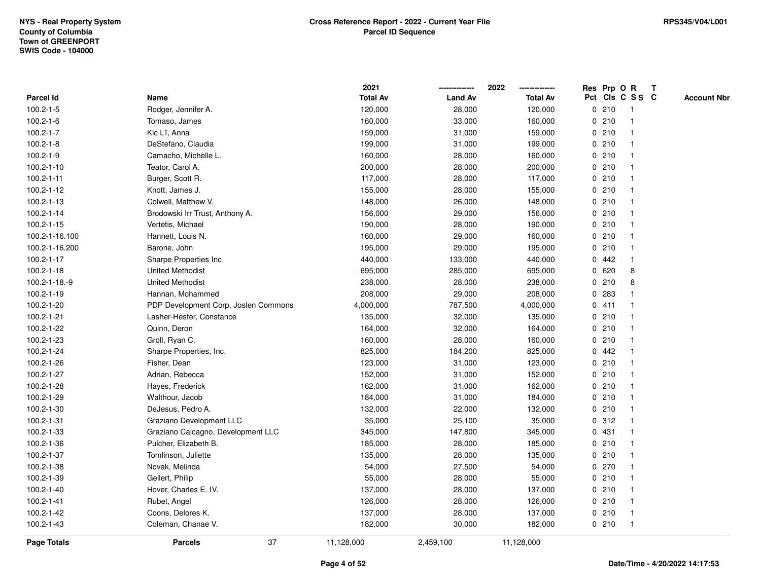NYS - Real Property System
County of Columbia
Town of GREENPORT
SWIS Code - 104000

**Cross Reference Report - 2022 - Current Year File**
**Parcel ID Sequence**

RPS345/V04/L001

| Parcel Id | Name | 2021 Total Av | 2022 Land Av | 2022 Total Av | Res Pct | Prp Cls | O C | R S S | T C | Account Nbr |
|---|---|---|---|---|---|---|---|---|---|---|
| 100.2-1-5 | Rodger, Jennifer A. | 120,000 | 28,000 | 120,000 | 0 | 210 | | 1 | | |
| 100.2-1-6 | Tomaso, James | 160,000 | 33,000 | 160,000 | 0 | 210 | | 1 | | |
| 100.2-1-7 | Klc LT, Anna | 159,000 | 31,000 | 159,000 | 0 | 210 | | 1 | | |
| 100.2-1-8 | DeStefano, Claudia | 199,000 | 31,000 | 199,000 | 0 | 210 | | 1 | | |
| 100.2-1-9 | Camacho, Michelle L. | 160,000 | 28,000 | 160,000 | 0 | 210 | | 1 | | |
| 100.2-1-10 | Teator, Carol A. | 200,000 | 28,000 | 200,000 | 0 | 210 | | 1 | | |
| 100.2-1-11 | Burger, Scott R. | 117,000 | 28,000 | 117,000 | 0 | 210 | | 1 | | |
| 100.2-1-12 | Knott, James J. | 155,000 | 28,000 | 155,000 | 0 | 210 | | 1 | | |
| 100.2-1-13 | Colwell, Matthew V. | 148,000 | 26,000 | 148,000 | 0 | 210 | | 1 | | |
| 100.2-1-14 | Brodowski Irr Trust, Anthony A. | 156,000 | 29,000 | 156,000 | 0 | 210 | | 1 | | |
| 100.2-1-15 | Vertetis, Michael | 190,000 | 28,000 | 190,000 | 0 | 210 | | 1 | | |
| 100.2-1-16.100 | Hannett, Louis N. | 160,000 | 29,000 | 160,000 | 0 | 210 | | 1 | | |
| 100.2-1-16.200 | Barone, John | 195,000 | 29,000 | 195,000 | 0 | 210 | | 1 | | |
| 100.2-1-17 | Sharpe Properties Inc | 440,000 | 133,000 | 440,000 | 0 | 442 | | 1 | | |
| 100.2-1-18 | United Methodist | 695,000 | 285,000 | 695,000 | 0 | 620 | | 8 | | |
| 100.2-1-18.-9 | United Methodist | 238,000 | 28,000 | 238,000 | 0 | 210 | | 8 | | |
| 100.2-1-19 | Hannan, Mohammed | 208,000 | 29,000 | 208,000 | 0 | 283 | | 1 | | |
| 100.2-1-20 | PDP Development Corp, Joslen Commons | 4,000,000 | 787,500 | 4,000,000 | 0 | 411 | | 1 | | |
| 100.2-1-21 | Lasher-Hester, Constance | 135,000 | 32,000 | 135,000 | 0 | 210 | | 1 | | |
| 100.2-1-22 | Quinn, Deron | 164,000 | 32,000 | 164,000 | 0 | 210 | | 1 | | |
| 100.2-1-23 | Groll, Ryan C. | 160,000 | 28,000 | 160,000 | 0 | 210 | | 1 | | |
| 100.2-1-24 | Sharpe Properties, Inc. | 825,000 | 184,200 | 825,000 | 0 | 442 | | 1 | | |
| 100.2-1-26 | Fisher, Dean | 123,000 | 31,000 | 123,000 | 0 | 210 | | 1 | | |
| 100.2-1-27 | Adrian, Rebecca | 152,000 | 31,000 | 152,000 | 0 | 210 | | 1 | | |
| 100.2-1-28 | Hayes, Frederick | 162,000 | 31,000 | 162,000 | 0 | 210 | | 1 | | |
| 100.2-1-29 | Walthour, Jacob | 184,000 | 31,000 | 184,000 | 0 | 210 | | 1 | | |
| 100.2-1-30 | DeJesus, Pedro A. | 132,000 | 22,000 | 132,000 | 0 | 210 | | 1 | | |
| 100.2-1-31 | Graziano Development LLC | 35,000 | 25,100 | 35,000 | 0 | 312 | | 1 | | |
| 100.2-1-33 | Graziano Calcagno, Development LLC | 345,000 | 147,800 | 345,000 | 0 | 431 | | 1 | | |
| 100.2-1-36 | Pulcher, Elizabeth B. | 185,000 | 28,000 | 185,000 | 0 | 210 | | 1 | | |
| 100.2-1-37 | Tomlinson, Juliette | 135,000 | 28,000 | 135,000 | 0 | 210 | | 1 | | |
| 100.2-1-38 | Novak, Melinda | 54,000 | 27,500 | 54,000 | 0 | 270 | | 1 | | |
| 100.2-1-39 | Gellert, Philip | 55,000 | 28,000 | 55,000 | 0 | 210 | | 1 | | |
| 100.2-1-40 | Hover, Charles E. IV. | 137,000 | 28,000 | 137,000 | 0 | 210 | | 1 | | |
| 100.2-1-41 | Rubet, Angel | 126,000 | 28,000 | 126,000 | 0 | 210 | | 1 | | |
| 100.2-1-42 | Coons, Delores K. | 137,000 | 28,000 | 137,000 | 0 | 210 | | 1 | | |
| 100.2-1-43 | Coleman, Chanae V. | 182,000 | 30,000 | 182,000 | 0 | 210 | | 1 | | |
| **Page Totals** | **Parcels** 37 | 11,128,000 | 2,459,100 | 11,128,000 | | | | | | |

Date/Time - 4/20/2022 14:17:53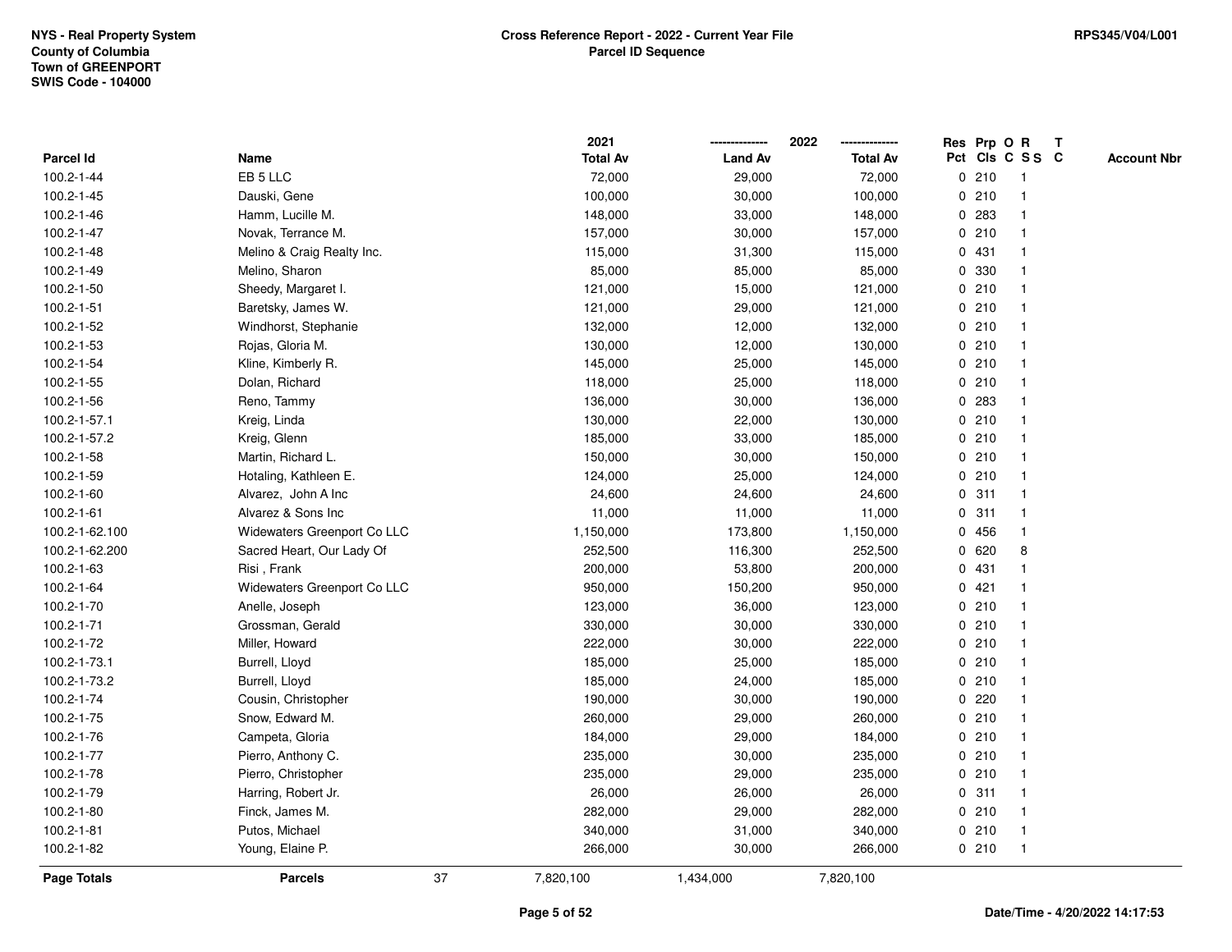NYS - Real Property System
County of Columbia
Town of GREENPORT
SWIS Code - 104000

**Cross Reference Report - 2022 - Current Year File**
**Parcel ID Sequence**

RPS345/V04/L001

| Parcel Id | Name | 2021 Total Av | 2022 Land Av | 2022 Total Av | Res Pct | Prp Cls | O C | R SS | T C | Account Nbr |
|---|---|---|---|---|---|---|---|---|---|---|
| 100.2-1-44 | EB 5 LLC | 72,000 | 29,000 | 72,000 | 0 | 210 | | 1 | | |
| 100.2-1-45 | Dauski, Gene | 100,000 | 30,000 | 100,000 | 0 | 210 | | 1 | | |
| 100.2-1-46 | Hamm, Lucille M. | 148,000 | 33,000 | 148,000 | 0 | 283 | | 1 | | |
| 100.2-1-47 | Novak, Terrance M. | 157,000 | 30,000 | 157,000 | 0 | 210 | | 1 | | |
| 100.2-1-48 | Melino & Craig Realty Inc. | 115,000 | 31,300 | 115,000 | 0 | 431 | | 1 | | |
| 100.2-1-49 | Melino, Sharon | 85,000 | 85,000 | 85,000 | 0 | 330 | | 1 | | |
| 100.2-1-50 | Sheedy, Margaret I. | 121,000 | 15,000 | 121,000 | 0 | 210 | | 1 | | |
| 100.2-1-51 | Baretsky, James W. | 121,000 | 29,000 | 121,000 | 0 | 210 | | 1 | | |
| 100.2-1-52 | Windhorst, Stephanie | 132,000 | 12,000 | 132,000 | 0 | 210 | | 1 | | |
| 100.2-1-53 | Rojas, Gloria M. | 130,000 | 12,000 | 130,000 | 0 | 210 | | 1 | | |
| 100.2-1-54 | Kline, Kimberly R. | 145,000 | 25,000 | 145,000 | 0 | 210 | | 1 | | |
| 100.2-1-55 | Dolan, Richard | 118,000 | 25,000 | 118,000 | 0 | 210 | | 1 | | |
| 100.2-1-56 | Reno, Tammy | 136,000 | 30,000 | 136,000 | 0 | 283 | | 1 | | |
| 100.2-1-57.1 | Kreig, Linda | 130,000 | 22,000 | 130,000 | 0 | 210 | | 1 | | |
| 100.2-1-57.2 | Kreig, Glenn | 185,000 | 33,000 | 185,000 | 0 | 210 | | 1 | | |
| 100.2-1-58 | Martin, Richard L. | 150,000 | 30,000 | 150,000 | 0 | 210 | | 1 | | |
| 100.2-1-59 | Hotaling, Kathleen E. | 124,000 | 25,000 | 124,000 | 0 | 210 | | 1 | | |
| 100.2-1-60 | Alvarez, John A Inc | 24,600 | 24,600 | 24,600 | 0 | 311 | | 1 | | |
| 100.2-1-61 | Alvarez & Sons Inc | 11,000 | 11,000 | 11,000 | 0 | 311 | | 1 | | |
| 100.2-1-62.100 | Widewaters Greenport Co LLC | 1,150,000 | 173,800 | 1,150,000 | 0 | 456 | | 1 | | |
| 100.2-1-62.200 | Sacred Heart, Our Lady Of | 252,500 | 116,300 | 252,500 | 0 | 620 | | 8 | | |
| 100.2-1-63 | Risi , Frank | 200,000 | 53,800 | 200,000 | 0 | 431 | | 1 | | |
| 100.2-1-64 | Widewaters Greenport Co LLC | 950,000 | 150,200 | 950,000 | 0 | 421 | | 1 | | |
| 100.2-1-70 | Anelle, Joseph | 123,000 | 36,000 | 123,000 | 0 | 210 | | 1 | | |
| 100.2-1-71 | Grossman, Gerald | 330,000 | 30,000 | 330,000 | 0 | 210 | | 1 | | |
| 100.2-1-72 | Miller, Howard | 222,000 | 30,000 | 222,000 | 0 | 210 | | 1 | | |
| 100.2-1-73.1 | Burrell, Lloyd | 185,000 | 25,000 | 185,000 | 0 | 210 | | 1 | | |
| 100.2-1-73.2 | Burrell, Lloyd | 185,000 | 24,000 | 185,000 | 0 | 210 | | 1 | | |
| 100.2-1-74 | Cousin, Christopher | 190,000 | 30,000 | 190,000 | 0 | 220 | | 1 | | |
| 100.2-1-75 | Snow, Edward M. | 260,000 | 29,000 | 260,000 | 0 | 210 | | 1 | | |
| 100.2-1-76 | Campeta, Gloria | 184,000 | 29,000 | 184,000 | 0 | 210 | | 1 | | |
| 100.2-1-77 | Pierro, Anthony C. | 235,000 | 30,000 | 235,000 | 0 | 210 | | 1 | | |
| 100.2-1-78 | Pierro, Christopher | 235,000 | 29,000 | 235,000 | 0 | 210 | | 1 | | |
| 100.2-1-79 | Harring, Robert Jr. | 26,000 | 26,000 | 26,000 | 0 | 311 | | 1 | | |
| 100.2-1-80 | Finck, James M. | 282,000 | 29,000 | 282,000 | 0 | 210 | | 1 | | |
| 100.2-1-81 | Putos, Michael | 340,000 | 31,000 | 340,000 | 0 | 210 | | 1 | | |
| 100.2-1-82 | Young, Elaine P. | 266,000 | 30,000 | 266,000 | 0 | 210 | | 1 | | |
| **Page Totals** | **Parcels** 37 | 7,820,100 | 1,434,000 | 7,820,100 | | | | | | |

**Date/Time - 4/20/2022 14:17:53**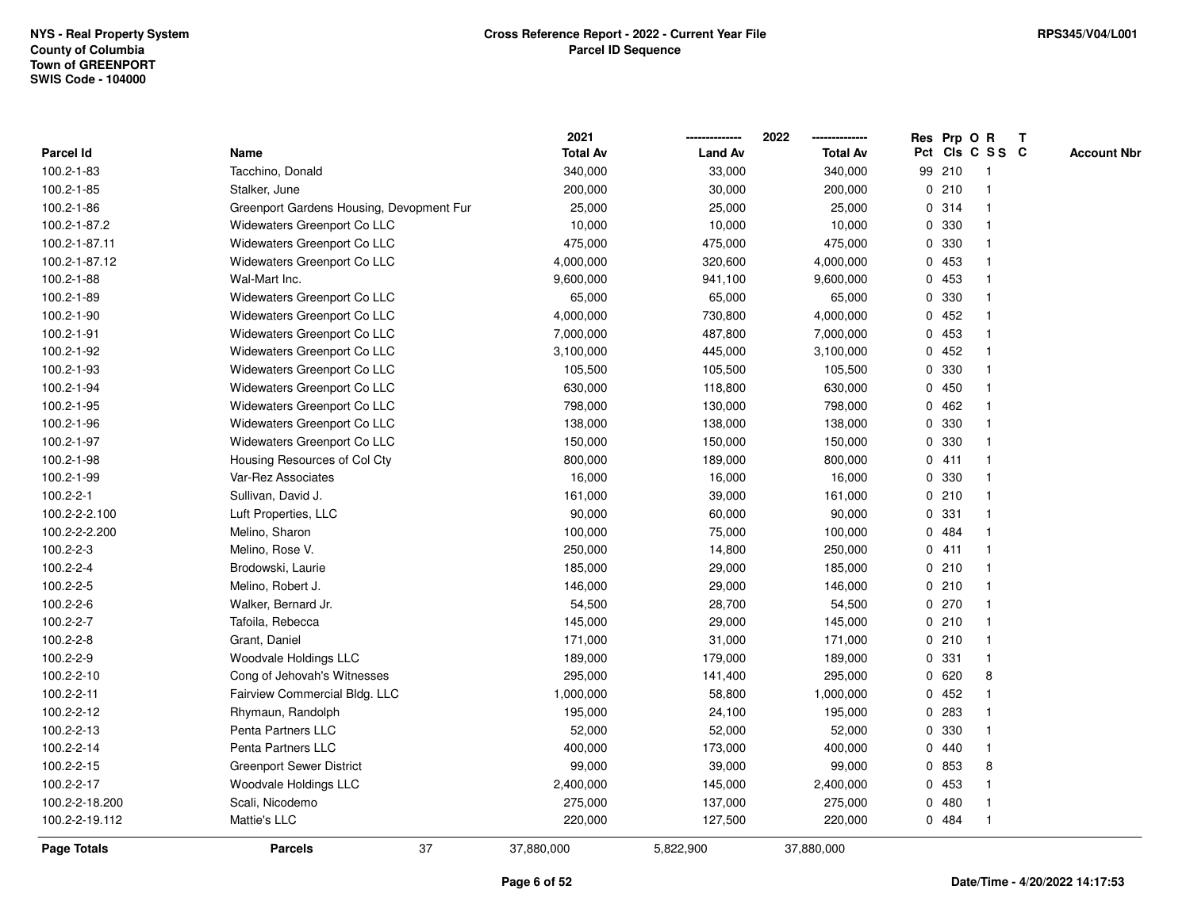NYS - Real Property System
County of Columbia
Town of GREENPORT
SWIS Code - 104000

**Cross Reference Report - 2022 - Current Year File**
**Parcel ID Sequence**

RPS345/V04/L001

| Parcel Id | Name | 2021 Total Av | 2022 Land Av | 2022 Total Av | Res Pct | Prp Cls | O C | R S S | T C | Account Nbr |
|---|---|---|---|---|---|---|---|---|---|---|
| 100.2-1-83 | Tacchino, Donald | 340,000 | 33,000 | 340,000 | 99 | 210 | | 1 | | |
| 100.2-1-85 | Stalker, June | 200,000 | 30,000 | 200,000 | 0 | 210 | | 1 | | |
| 100.2-1-86 | Greenport Gardens Housing, Devopment Fur | 25,000 | 25,000 | 25,000 | 0 | 314 | | 1 | | |
| 100.2-1-87.2 | Widewaters Greenport Co LLC | 10,000 | 10,000 | 10,000 | 0 | 330 | | 1 | | |
| 100.2-1-87.11 | Widewaters Greenport Co LLC | 475,000 | 475,000 | 475,000 | 0 | 330 | | 1 | | |
| 100.2-1-87.12 | Widewaters Greenport Co LLC | 4,000,000 | 320,600 | 4,000,000 | 0 | 453 | | 1 | | |
| 100.2-1-88 | Wal-Mart Inc. | 9,600,000 | 941,100 | 9,600,000 | 0 | 453 | | 1 | | |
| 100.2-1-89 | Widewaters Greenport Co LLC | 65,000 | 65,000 | 65,000 | 0 | 330 | | 1 | | |
| 100.2-1-90 | Widewaters Greenport Co LLC | 4,000,000 | 730,800 | 4,000,000 | 0 | 452 | | 1 | | |
| 100.2-1-91 | Widewaters Greenport Co LLC | 7,000,000 | 487,800 | 7,000,000 | 0 | 453 | | 1 | | |
| 100.2-1-92 | Widewaters Greenport Co LLC | 3,100,000 | 445,000 | 3,100,000 | 0 | 452 | | 1 | | |
| 100.2-1-93 | Widewaters Greenport Co LLC | 105,500 | 105,500 | 105,500 | 0 | 330 | | 1 | | |
| 100.2-1-94 | Widewaters Greenport Co LLC | 630,000 | 118,800 | 630,000 | 0 | 450 | | 1 | | |
| 100.2-1-95 | Widewaters Greenport Co LLC | 798,000 | 130,000 | 798,000 | 0 | 462 | | 1 | | |
| 100.2-1-96 | Widewaters Greenport Co LLC | 138,000 | 138,000 | 138,000 | 0 | 330 | | 1 | | |
| 100.2-1-97 | Widewaters Greenport Co LLC | 150,000 | 150,000 | 150,000 | 0 | 330 | | 1 | | |
| 100.2-1-98 | Housing Resources of Col Cty | 800,000 | 189,000 | 800,000 | 0 | 411 | | 1 | | |
| 100.2-1-99 | Var-Rez Associates | 16,000 | 16,000 | 16,000 | 0 | 330 | | 1 | | |
| 100.2-2-1 | Sullivan, David J. | 161,000 | 39,000 | 161,000 | 0 | 210 | | 1 | | |
| 100.2-2-2.100 | Luft Properties, LLC | 90,000 | 60,000 | 90,000 | 0 | 331 | | 1 | | |
| 100.2-2-2.200 | Melino, Sharon | 100,000 | 75,000 | 100,000 | 0 | 484 | | 1 | | |
| 100.2-2-3 | Melino, Rose V. | 250,000 | 14,800 | 250,000 | 0 | 411 | | 1 | | |
| 100.2-2-4 | Brodowski, Laurie | 185,000 | 29,000 | 185,000 | 0 | 210 | | 1 | | |
| 100.2-2-5 | Melino, Robert J. | 146,000 | 29,000 | 146,000 | 0 | 210 | | 1 | | |
| 100.2-2-6 | Walker, Bernard Jr. | 54,500 | 28,700 | 54,500 | 0 | 270 | | 1 | | |
| 100.2-2-7 | Tafoila, Rebecca | 145,000 | 29,000 | 145,000 | 0 | 210 | | 1 | | |
| 100.2-2-8 | Grant, Daniel | 171,000 | 31,000 | 171,000 | 0 | 210 | | 1 | | |
| 100.2-2-9 | Woodvale Holdings LLC | 189,000 | 179,000 | 189,000 | 0 | 331 | | 1 | | |
| 100.2-2-10 | Cong of Jehovah's Witnesses | 295,000 | 141,400 | 295,000 | 0 | 620 | | 8 | | |
| 100.2-2-11 | Fairview Commercial Bldg. LLC | 1,000,000 | 58,800 | 1,000,000 | 0 | 452 | | 1 | | |
| 100.2-2-12 | Rhymaun, Randolph | 195,000 | 24,100 | 195,000 | 0 | 283 | | 1 | | |
| 100.2-2-13 | Penta Partners LLC | 52,000 | 52,000 | 52,000 | 0 | 330 | | 1 | | |
| 100.2-2-14 | Penta Partners LLC | 400,000 | 173,000 | 400,000 | 0 | 440 | | 1 | | |
| 100.2-2-15 | Greenport Sewer District | 99,000 | 39,000 | 99,000 | 0 | 853 | | 8 | | |
| 100.2-2-17 | Woodvale Holdings LLC | 2,400,000 | 145,000 | 2,400,000 | 0 | 453 | | 1 | | |
| 100.2-2-18.200 | Scali, Nicodemo | 275,000 | 137,000 | 275,000 | 0 | 480 | | 1 | | |
| 100.2-2-19.112 | Mattie's LLC | 220,000 | 127,500 | 220,000 | 0 | 484 | | 1 | | |
| **Page Totals** | **Parcels** 37 | 37,880,000 | 5,822,900 | 37,880,000 | | | | | | |

Date/Time - 4/20/2022 14:17:53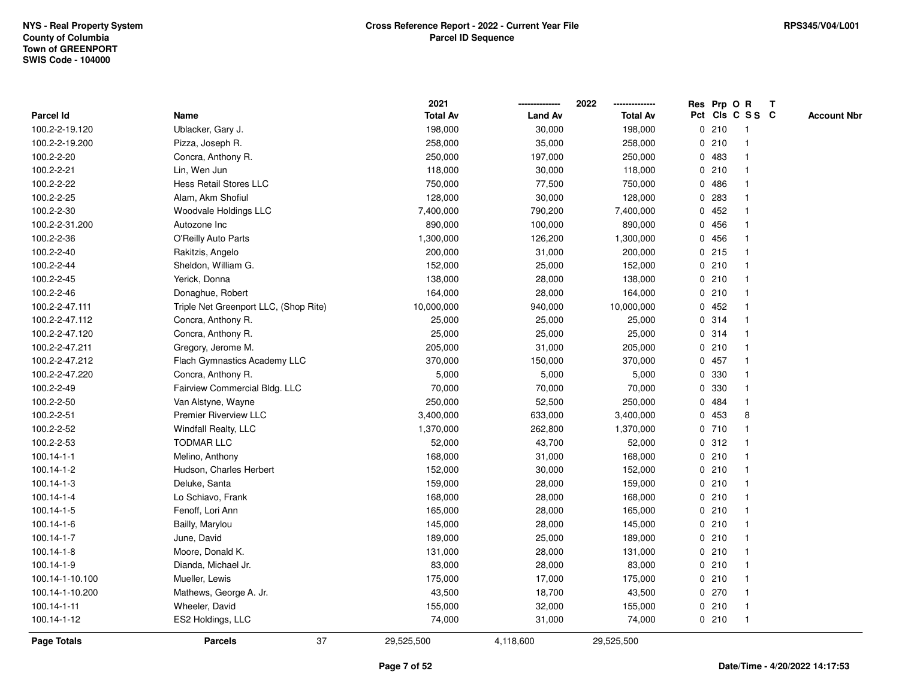| Parcel Id | Name | 2021 Total Av | 2022 Land Av | 2022 Total Av | Res Pct | Prp Cls | O C | R S S | T C | Account Nbr |
|---|---|---|---|---|---|---|---|---|---|---|
| 100.2-2-19.120 | Ublacker, Gary J. | 198,000 | 30,000 | 198,000 | 0 | 210 | | 1 | | |
| 100.2-2-19.200 | Pizza, Joseph R. | 258,000 | 35,000 | 258,000 | 0 | 210 | | 1 | | |
| 100.2-2-20 | Concra, Anthony R. | 250,000 | 197,000 | 250,000 | 0 | 483 | | 1 | | |
| 100.2-2-21 | Lin, Wen Jun | 118,000 | 30,000 | 118,000 | 0 | 210 | | 1 | | |
| 100.2-2-22 | Hess Retail Stores LLC | 750,000 | 77,500 | 750,000 | 0 | 486 | | 1 | | |
| 100.2-2-25 | Alam, Akm Shofiul | 128,000 | 30,000 | 128,000 | 0 | 283 | | 1 | | |
| 100.2-2-30 | Woodvale Holdings LLC | 7,400,000 | 790,200 | 7,400,000 | 0 | 452 | | 1 | | |
| 100.2-2-31.200 | Autozone Inc | 890,000 | 100,000 | 890,000 | 0 | 456 | | 1 | | |
| 100.2-2-36 | O'Reilly Auto Parts | 1,300,000 | 126,200 | 1,300,000 | 0 | 456 | | 1 | | |
| 100.2-2-40 | Rakitzis, Angelo | 200,000 | 31,000 | 200,000 | 0 | 215 | | 1 | | |
| 100.2-2-44 | Sheldon, William G. | 152,000 | 25,000 | 152,000 | 0 | 210 | | 1 | | |
| 100.2-2-45 | Yerick, Donna | 138,000 | 28,000 | 138,000 | 0 | 210 | | 1 | | |
| 100.2-2-46 | Donaghue, Robert | 164,000 | 28,000 | 164,000 | 0 | 210 | | 1 | | |
| 100.2-2-47.111 | Triple Net Greenport LLC, (Shop Rite) | 10,000,000 | 940,000 | 10,000,000 | 0 | 452 | | 1 | | |
| 100.2-2-47.112 | Concra, Anthony R. | 25,000 | 25,000 | 25,000 | 0 | 314 | | 1 | | |
| 100.2-2-47.120 | Concra, Anthony R. | 25,000 | 25,000 | 25,000 | 0 | 314 | | 1 | | |
| 100.2-2-47.211 | Gregory, Jerome M. | 205,000 | 31,000 | 205,000 | 0 | 210 | | 1 | | |
| 100.2-2-47.212 | Flach Gymnastics Academy LLC | 370,000 | 150,000 | 370,000 | 0 | 457 | | 1 | | |
| 100.2-2-47.220 | Concra, Anthony R. | 5,000 | 5,000 | 5,000 | 0 | 330 | | 1 | | |
| 100.2-2-49 | Fairview Commercial Bldg. LLC | 70,000 | 70,000 | 70,000 | 0 | 330 | | 1 | | |
| 100.2-2-50 | Van Alstyne, Wayne | 250,000 | 52,500 | 250,000 | 0 | 484 | | 1 | | |
| 100.2-2-51 | Premier Riverview LLC | 3,400,000 | 633,000 | 3,400,000 | 0 | 453 | | 8 | | |
| 100.2-2-52 | Windfall Realty, LLC | 1,370,000 | 262,800 | 1,370,000 | 0 | 710 | | 1 | | |
| 100.2-2-53 | TODMAR LLC | 52,000 | 43,700 | 52,000 | 0 | 312 | | 1 | | |
| 100.14-1-1 | Melino, Anthony | 168,000 | 31,000 | 168,000 | 0 | 210 | | 1 | | |
| 100.14-1-2 | Hudson, Charles Herbert | 152,000 | 30,000 | 152,000 | 0 | 210 | | 1 | | |
| 100.14-1-3 | Deluke, Santa | 159,000 | 28,000 | 159,000 | 0 | 210 | | 1 | | |
| 100.14-1-4 | Lo Schiavo, Frank | 168,000 | 28,000 | 168,000 | 0 | 210 | | 1 | | |
| 100.14-1-5 | Fenoff, Lori Ann | 165,000 | 28,000 | 165,000 | 0 | 210 | | 1 | | |
| 100.14-1-6 | Bailly, Marylou | 145,000 | 28,000 | 145,000 | 0 | 210 | | 1 | | |
| 100.14-1-7 | June, David | 189,000 | 25,000 | 189,000 | 0 | 210 | | 1 | | |
| 100.14-1-8 | Moore, Donald K. | 131,000 | 28,000 | 131,000 | 0 | 210 | | 1 | | |
| 100.14-1-9 | Dianda, Michael Jr. | 83,000 | 28,000 | 83,000 | 0 | 210 | | 1 | | |
| 100.14-1-10.100 | Mueller, Lewis | 175,000 | 17,000 | 175,000 | 0 | 210 | | 1 | | |
| 100.14-1-10.200 | Mathews, George A. Jr. | 43,500 | 18,700 | 43,500 | 0 | 270 | | 1 | | |
| 100.14-1-11 | Wheeler, David | 155,000 | 32,000 | 155,000 | 0 | 210 | | 1 | | |
| 100.14-1-12 | ES2 Holdings, LLC | 74,000 | 31,000 | 74,000 | 0 | 210 | | 1 | | |
| **Page Totals** | **Parcels** 37 | 29,525,500 | 4,118,600 | 29,525,500 | | | | | | |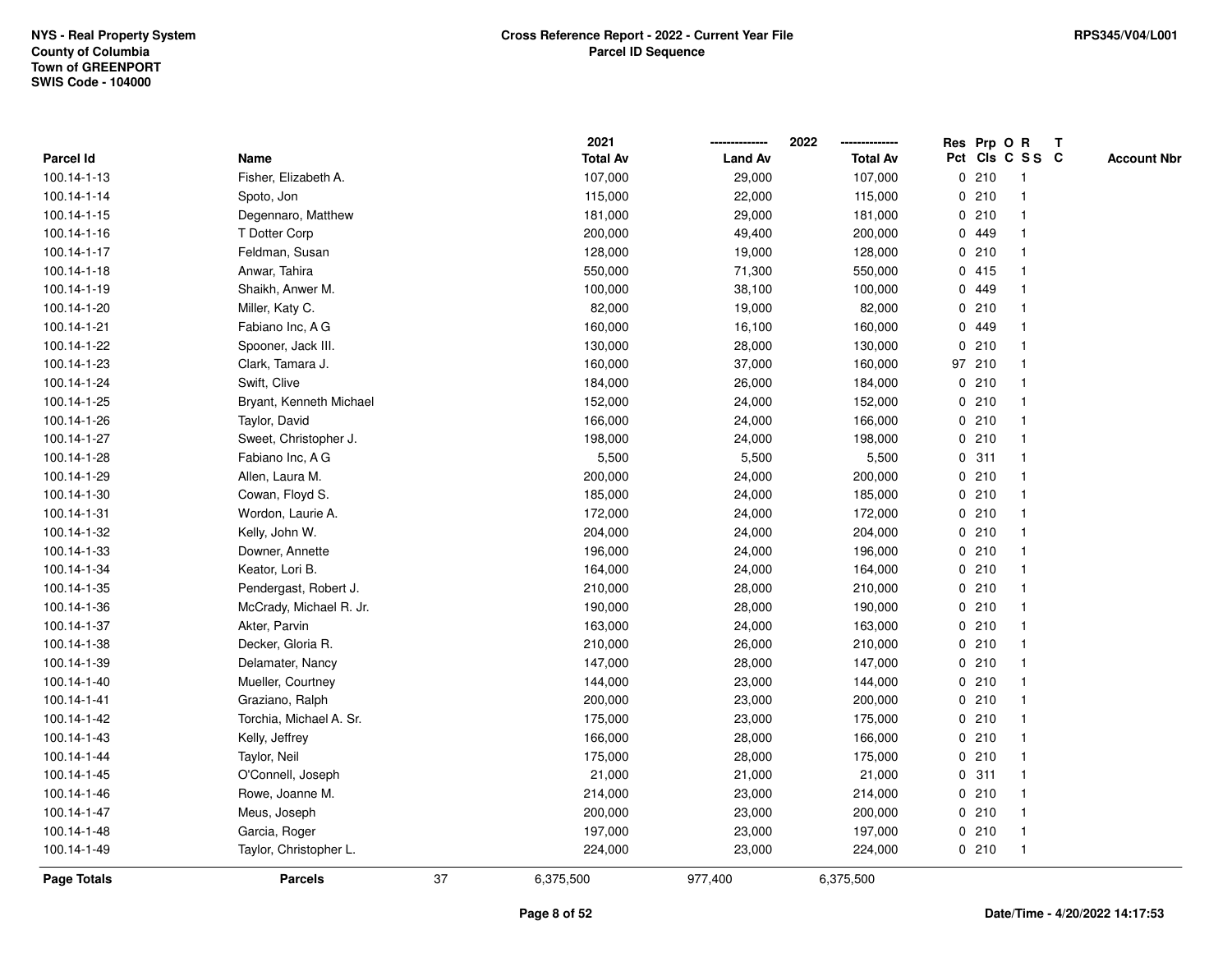NYS - Real Property System
County of Columbia
Town of GREENPORT
SWIS Code - 104000

**Cross Reference Report - 2022 - Current Year File**
**Parcel ID Sequence**

RPS345/V04/L001

| Parcel Id | Name | 2021 Total Av | 2022 Land Av | 2022 Total Av | Res Pct | Prp Cls | O C | R S S | T C | Account Nbr |
|---|---|---|---|---|---|---|---|---|---|---|
| 100.14-1-13 | Fisher, Elizabeth A. | 107,000 | 29,000 | 107,000 | 0 | 210 | | 1 | | |
| 100.14-1-14 | Spoto, Jon | 115,000 | 22,000 | 115,000 | 0 | 210 | | 1 | | |
| 100.14-1-15 | Degennaro, Matthew | 181,000 | 29,000 | 181,000 | 0 | 210 | | 1 | | |
| 100.14-1-16 | T Dotter Corp | 200,000 | 49,400 | 200,000 | 0 | 449 | | 1 | | |
| 100.14-1-17 | Feldman, Susan | 128,000 | 19,000 | 128,000 | 0 | 210 | | 1 | | |
| 100.14-1-18 | Anwar, Tahira | 550,000 | 71,300 | 550,000 | 0 | 415 | | 1 | | |
| 100.14-1-19 | Shaikh, Anwer M. | 100,000 | 38,100 | 100,000 | 0 | 449 | | 1 | | |
| 100.14-1-20 | Miller, Katy C. | 82,000 | 19,000 | 82,000 | 0 | 210 | | 1 | | |
| 100.14-1-21 | Fabiano Inc, A G | 160,000 | 16,100 | 160,000 | 0 | 449 | | 1 | | |
| 100.14-1-22 | Spooner, Jack III. | 130,000 | 28,000 | 130,000 | 0 | 210 | | 1 | | |
| 100.14-1-23 | Clark, Tamara J. | 160,000 | 37,000 | 160,000 | 97 | 210 | | 1 | | |
| 100.14-1-24 | Swift, Clive | 184,000 | 26,000 | 184,000 | 0 | 210 | | 1 | | |
| 100.14-1-25 | Bryant, Kenneth Michael | 152,000 | 24,000 | 152,000 | 0 | 210 | | 1 | | |
| 100.14-1-26 | Taylor, David | 166,000 | 24,000 | 166,000 | 0 | 210 | | 1 | | |
| 100.14-1-27 | Sweet, Christopher J. | 198,000 | 24,000 | 198,000 | 0 | 210 | | 1 | | |
| 100.14-1-28 | Fabiano Inc, A G | 5,500 | 5,500 | 5,500 | 0 | 311 | | 1 | | |
| 100.14-1-29 | Allen, Laura M. | 200,000 | 24,000 | 200,000 | 0 | 210 | | 1 | | |
| 100.14-1-30 | Cowan, Floyd S. | 185,000 | 24,000 | 185,000 | 0 | 210 | | 1 | | |
| 100.14-1-31 | Wordon, Laurie A. | 172,000 | 24,000 | 172,000 | 0 | 210 | | 1 | | |
| 100.14-1-32 | Kelly, John W. | 204,000 | 24,000 | 204,000 | 0 | 210 | | 1 | | |
| 100.14-1-33 | Downer, Annette | 196,000 | 24,000 | 196,000 | 0 | 210 | | 1 | | |
| 100.14-1-34 | Keator, Lori B. | 164,000 | 24,000 | 164,000 | 0 | 210 | | 1 | | |
| 100.14-1-35 | Pendergast, Robert J. | 210,000 | 28,000 | 210,000 | 0 | 210 | | 1 | | |
| 100.14-1-36 | McCrady, Michael R. Jr. | 190,000 | 28,000 | 190,000 | 0 | 210 | | 1 | | |
| 100.14-1-37 | Akter, Parvin | 163,000 | 24,000 | 163,000 | 0 | 210 | | 1 | | |
| 100.14-1-38 | Decker, Gloria R. | 210,000 | 26,000 | 210,000 | 0 | 210 | | 1 | | |
| 100.14-1-39 | Delamater, Nancy | 147,000 | 28,000 | 147,000 | 0 | 210 | | 1 | | |
| 100.14-1-40 | Mueller, Courtney | 144,000 | 23,000 | 144,000 | 0 | 210 | | 1 | | |
| 100.14-1-41 | Graziano, Ralph | 200,000 | 23,000 | 200,000 | 0 | 210 | | 1 | | |
| 100.14-1-42 | Torchia, Michael A. Sr. | 175,000 | 23,000 | 175,000 | 0 | 210 | | 1 | | |
| 100.14-1-43 | Kelly, Jeffrey | 166,000 | 28,000 | 166,000 | 0 | 210 | | 1 | | |
| 100.14-1-44 | Taylor, Neil | 175,000 | 28,000 | 175,000 | 0 | 210 | | 1 | | |
| 100.14-1-45 | O'Connell, Joseph | 21,000 | 21,000 | 21,000 | 0 | 311 | | 1 | | |
| 100.14-1-46 | Rowe, Joanne M. | 214,000 | 23,000 | 214,000 | 0 | 210 | | 1 | | |
| 100.14-1-47 | Meus, Joseph | 200,000 | 23,000 | 200,000 | 0 | 210 | | 1 | | |
| 100.14-1-48 | Garcia, Roger | 197,000 | 23,000 | 197,000 | 0 | 210 | | 1 | | |
| 100.14-1-49 | Taylor, Christopher L. | 224,000 | 23,000 | 224,000 | 0 | 210 | | 1 | | |
| **Page Totals** | **Parcels** 37 | 6,375,500 | 977,400 | 6,375,500 | | | | | | |

**Date/Time - 4/20/2022 14:17:53**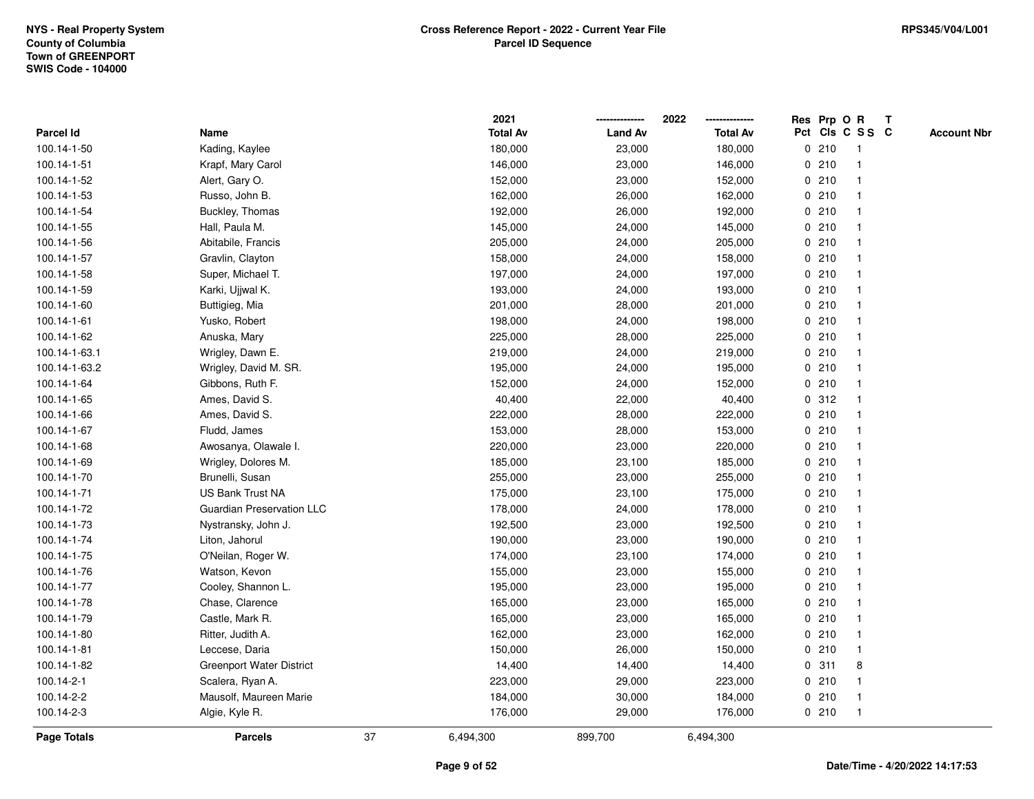NYS - Real Property System
County of Columbia
Town of GREENPORT
SWIS Code - 104000

**Cross Reference Report - 2022 - Current Year File**
**Parcel ID Sequence**

RPS345/V04/L001

| Parcel Id | Name | 2021 Total Av | 2022 Land Av | 2022 Total Av | Res Pct | Prp Cls | O C | R S S | T C | Account Nbr |
|---|---|---|---|---|---|---|---|---|---|---|
| 100.14-1-50 | Kading, Kaylee | 180,000 | 23,000 | 180,000 | 0 | 210 | | 1 | | |
| 100.14-1-51 | Krapf, Mary Carol | 146,000 | 23,000 | 146,000 | 0 | 210 | | 1 | | |
| 100.14-1-52 | Alert, Gary O. | 152,000 | 23,000 | 152,000 | 0 | 210 | | 1 | | |
| 100.14-1-53 | Russo, John B. | 162,000 | 26,000 | 162,000 | 0 | 210 | | 1 | | |
| 100.14-1-54 | Buckley, Thomas | 192,000 | 26,000 | 192,000 | 0 | 210 | | 1 | | |
| 100.14-1-55 | Hall, Paula M. | 145,000 | 24,000 | 145,000 | 0 | 210 | | 1 | | |
| 100.14-1-56 | Abitabile, Francis | 205,000 | 24,000 | 205,000 | 0 | 210 | | 1 | | |
| 100.14-1-57 | Gravlin, Clayton | 158,000 | 24,000 | 158,000 | 0 | 210 | | 1 | | |
| 100.14-1-58 | Super, Michael T. | 197,000 | 24,000 | 197,000 | 0 | 210 | | 1 | | |
| 100.14-1-59 | Karki, Ujjwal K. | 193,000 | 24,000 | 193,000 | 0 | 210 | | 1 | | |
| 100.14-1-60 | Buttigieg, Mia | 201,000 | 28,000 | 201,000 | 0 | 210 | | 1 | | |
| 100.14-1-61 | Yusko, Robert | 198,000 | 24,000 | 198,000 | 0 | 210 | | 1 | | |
| 100.14-1-62 | Anuska, Mary | 225,000 | 28,000 | 225,000 | 0 | 210 | | 1 | | |
| 100.14-1-63.1 | Wrigley, Dawn E. | 219,000 | 24,000 | 219,000 | 0 | 210 | | 1 | | |
| 100.14-1-63.2 | Wrigley, David M. SR. | 195,000 | 24,000 | 195,000 | 0 | 210 | | 1 | | |
| 100.14-1-64 | Gibbons, Ruth F. | 152,000 | 24,000 | 152,000 | 0 | 210 | | 1 | | |
| 100.14-1-65 | Ames, David S. | 40,400 | 22,000 | 40,400 | 0 | 312 | | 1 | | |
| 100.14-1-66 | Ames, David S. | 222,000 | 28,000 | 222,000 | 0 | 210 | | 1 | | |
| 100.14-1-67 | Fludd, James | 153,000 | 28,000 | 153,000 | 0 | 210 | | 1 | | |
| 100.14-1-68 | Awosanya, Olawale I. | 220,000 | 23,000 | 220,000 | 0 | 210 | | 1 | | |
| 100.14-1-69 | Wrigley, Dolores M. | 185,000 | 23,100 | 185,000 | 0 | 210 | | 1 | | |
| 100.14-1-70 | Brunelli, Susan | 255,000 | 23,000 | 255,000 | 0 | 210 | | 1 | | |
| 100.14-1-71 | US Bank Trust NA | 175,000 | 23,100 | 175,000 | 0 | 210 | | 1 | | |
| 100.14-1-72 | Guardian Preservation LLC | 178,000 | 24,000 | 178,000 | 0 | 210 | | 1 | | |
| 100.14-1-73 | Nystransky, John J. | 192,500 | 23,000 | 192,500 | 0 | 210 | | 1 | | |
| 100.14-1-74 | Liton, Jahorul | 190,000 | 23,000 | 190,000 | 0 | 210 | | 1 | | |
| 100.14-1-75 | O'Neilan, Roger W. | 174,000 | 23,100 | 174,000 | 0 | 210 | | 1 | | |
| 100.14-1-76 | Watson, Kevon | 155,000 | 23,000 | 155,000 | 0 | 210 | | 1 | | |
| 100.14-1-77 | Cooley, Shannon L. | 195,000 | 23,000 | 195,000 | 0 | 210 | | 1 | | |
| 100.14-1-78 | Chase, Clarence | 165,000 | 23,000 | 165,000 | 0 | 210 | | 1 | | |
| 100.14-1-79 | Castle, Mark R. | 165,000 | 23,000 | 165,000 | 0 | 210 | | 1 | | |
| 100.14-1-80 | Ritter, Judith A. | 162,000 | 23,000 | 162,000 | 0 | 210 | | 1 | | |
| 100.14-1-81 | Leccese, Daria | 150,000 | 26,000 | 150,000 | 0 | 210 | | 1 | | |
| 100.14-1-82 | Greenport Water District | 14,400 | 14,400 | 14,400 | 0 | 311 | | 8 | | |
| 100.14-2-1 | Scalera, Ryan A. | 223,000 | 29,000 | 223,000 | 0 | 210 | | 1 | | |
| 100.14-2-2 | Mausolf, Maureen Marie | 184,000 | 30,000 | 184,000 | 0 | 210 | | 1 | | |
| 100.14-2-3 | Algie, Kyle R. | 176,000 | 29,000 | 176,000 | 0 | 210 | | 1 | | |
| **Page Totals** | **Parcels** 37 | 6,494,300 | 899,700 | 6,494,300 | | | | | | |

Date/Time - 4/20/2022 14:17:53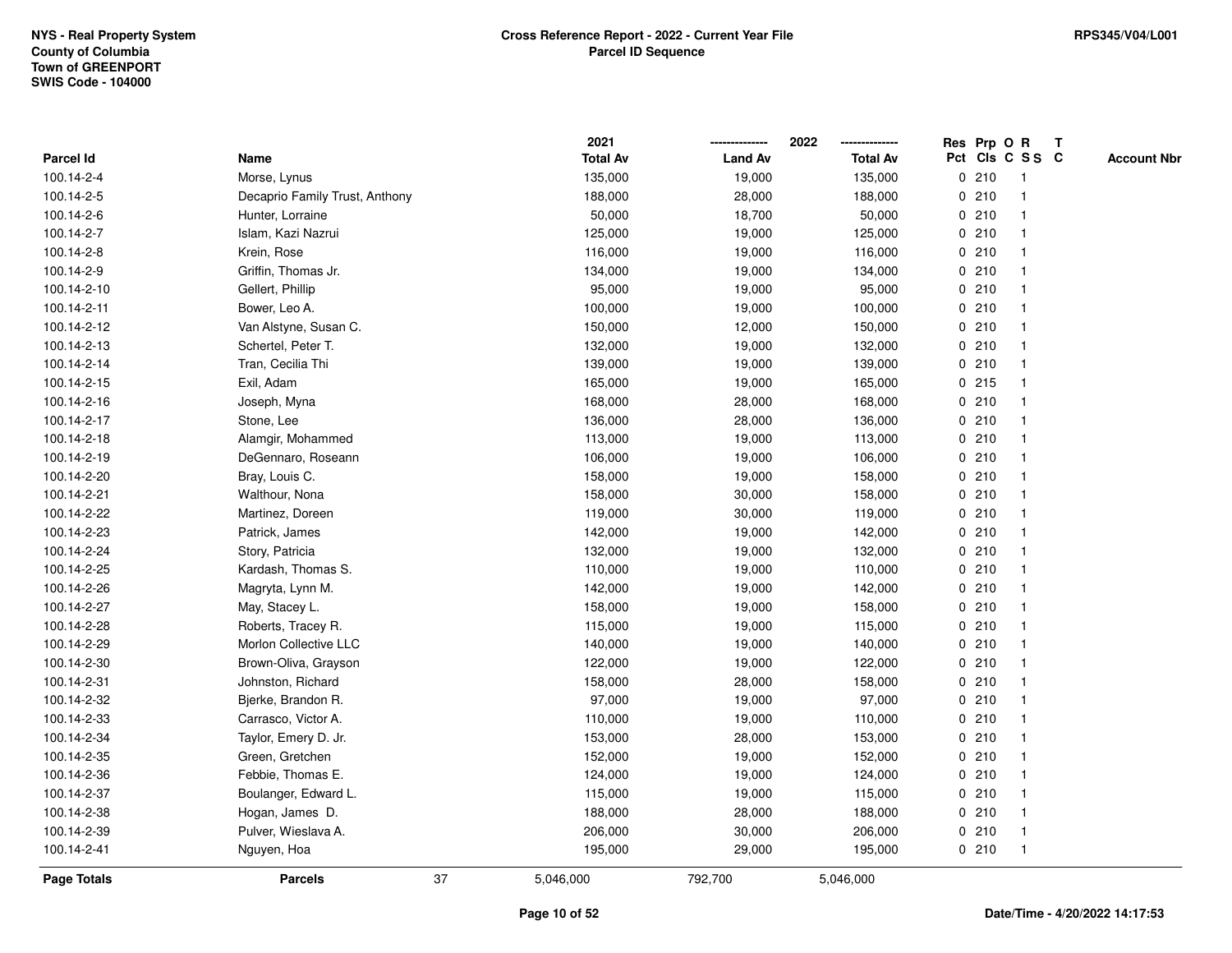NYS - Real Property System
County of Columbia
Town of GREENPORT
SWIS Code - 104000

**Cross Reference Report - 2022 - Current Year File**
**Parcel ID Sequence**

RPS345/V04/L001

| Parcel Id | Name | 2021 Total Av | 2022 Land Av | 2022 Total Av | Res Pct | Prp Cls | O C | R S S | T C | Account Nbr |
|---|---|---|---|---|---|---|---|---|---|---|
| 100.14-2-4 | Morse, Lynus | 135,000 | 19,000 | 135,000 | 0 | 210 | | 1 | | |
| 100.14-2-5 | Decaprio Family Trust, Anthony | 188,000 | 28,000 | 188,000 | 0 | 210 | | 1 | | |
| 100.14-2-6 | Hunter, Lorraine | 50,000 | 18,700 | 50,000 | 0 | 210 | | 1 | | |
| 100.14-2-7 | Islam, Kazi Nazrui | 125,000 | 19,000 | 125,000 | 0 | 210 | | 1 | | |
| 100.14-2-8 | Krein, Rose | 116,000 | 19,000 | 116,000 | 0 | 210 | | 1 | | |
| 100.14-2-9 | Griffin, Thomas Jr. | 134,000 | 19,000 | 134,000 | 0 | 210 | | 1 | | |
| 100.14-2-10 | Gellert, Phillip | 95,000 | 19,000 | 95,000 | 0 | 210 | | 1 | | |
| 100.14-2-11 | Bower, Leo A. | 100,000 | 19,000 | 100,000 | 0 | 210 | | 1 | | |
| 100.14-2-12 | Van Alstyne, Susan C. | 150,000 | 12,000 | 150,000 | 0 | 210 | | 1 | | |
| 100.14-2-13 | Schertel, Peter T. | 132,000 | 19,000 | 132,000 | 0 | 210 | | 1 | | |
| 100.14-2-14 | Tran, Cecilia Thi | 139,000 | 19,000 | 139,000 | 0 | 210 | | 1 | | |
| 100.14-2-15 | Exil, Adam | 165,000 | 19,000 | 165,000 | 0 | 215 | | 1 | | |
| 100.14-2-16 | Joseph, Myna | 168,000 | 28,000 | 168,000 | 0 | 210 | | 1 | | |
| 100.14-2-17 | Stone, Lee | 136,000 | 28,000 | 136,000 | 0 | 210 | | 1 | | |
| 100.14-2-18 | Alamgir, Mohammed | 113,000 | 19,000 | 113,000 | 0 | 210 | | 1 | | |
| 100.14-2-19 | DeGennaro, Roseann | 106,000 | 19,000 | 106,000 | 0 | 210 | | 1 | | |
| 100.14-2-20 | Bray, Louis C. | 158,000 | 19,000 | 158,000 | 0 | 210 | | 1 | | |
| 100.14-2-21 | Walthour, Nona | 158,000 | 30,000 | 158,000 | 0 | 210 | | 1 | | |
| 100.14-2-22 | Martinez, Doreen | 119,000 | 30,000 | 119,000 | 0 | 210 | | 1 | | |
| 100.14-2-23 | Patrick, James | 142,000 | 19,000 | 142,000 | 0 | 210 | | 1 | | |
| 100.14-2-24 | Story, Patricia | 132,000 | 19,000 | 132,000 | 0 | 210 | | 1 | | |
| 100.14-2-25 | Kardash, Thomas S. | 110,000 | 19,000 | 110,000 | 0 | 210 | | 1 | | |
| 100.14-2-26 | Magryta, Lynn M. | 142,000 | 19,000 | 142,000 | 0 | 210 | | 1 | | |
| 100.14-2-27 | May, Stacey L. | 158,000 | 19,000 | 158,000 | 0 | 210 | | 1 | | |
| 100.14-2-28 | Roberts, Tracey R. | 115,000 | 19,000 | 115,000 | 0 | 210 | | 1 | | |
| 100.14-2-29 | Morlon Collective LLC | 140,000 | 19,000 | 140,000 | 0 | 210 | | 1 | | |
| 100.14-2-30 | Brown-Oliva, Grayson | 122,000 | 19,000 | 122,000 | 0 | 210 | | 1 | | |
| 100.14-2-31 | Johnston, Richard | 158,000 | 28,000 | 158,000 | 0 | 210 | | 1 | | |
| 100.14-2-32 | Bjerke, Brandon R. | 97,000 | 19,000 | 97,000 | 0 | 210 | | 1 | | |
| 100.14-2-33 | Carrasco, Victor A. | 110,000 | 19,000 | 110,000 | 0 | 210 | | 1 | | |
| 100.14-2-34 | Taylor, Emery D. Jr. | 153,000 | 28,000 | 153,000 | 0 | 210 | | 1 | | |
| 100.14-2-35 | Green, Gretchen | 152,000 | 19,000 | 152,000 | 0 | 210 | | 1 | | |
| 100.14-2-36 | Febbie, Thomas E. | 124,000 | 19,000 | 124,000 | 0 | 210 | | 1 | | |
| 100.14-2-37 | Boulanger, Edward L. | 115,000 | 19,000 | 115,000 | 0 | 210 | | 1 | | |
| 100.14-2-38 | Hogan, James D. | 188,000 | 28,000 | 188,000 | 0 | 210 | | 1 | | |
| 100.14-2-39 | Pulver, Wieslava A. | 206,000 | 30,000 | 206,000 | 0 | 210 | | 1 | | |
| 100.14-2-41 | Nguyen, Hoa | 195,000 | 29,000 | 195,000 | 0 | 210 | | 1 | | |
| **Page Totals** | **Parcels** 37 | 5,046,000 | 792,700 | 5,046,000 | | | | | | |

Date/Time - 4/20/2022 14:17:53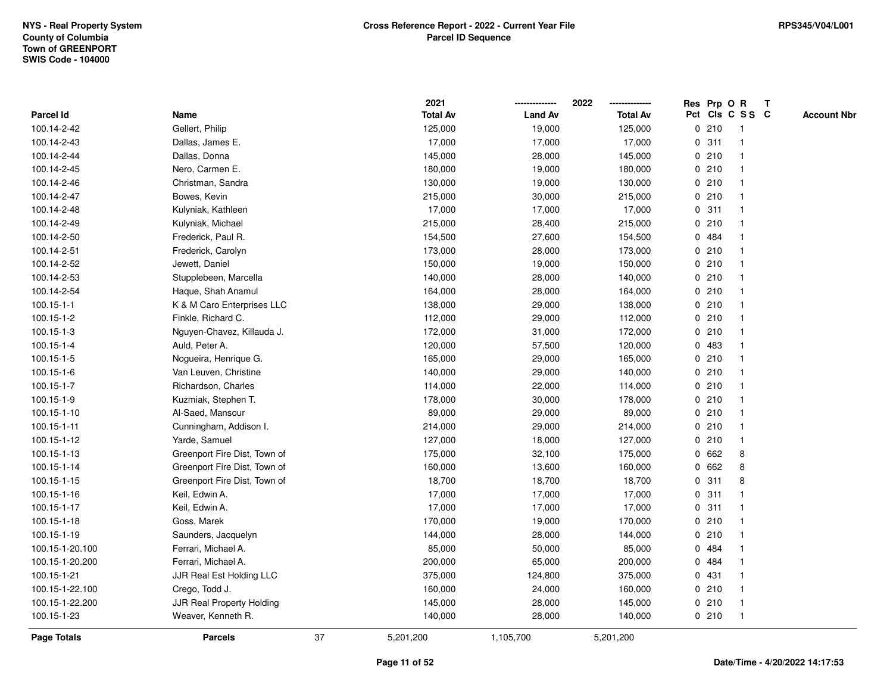NYS - Real Property System
County of Columbia
Town of GREENPORT
SWIS Code - 104000

**Cross Reference Report - 2022 - Current Year File**
**Parcel ID Sequence**

RPS345/V04/L001

| Parcel Id | Name | 2021 Total Av | 2022 Land Av | 2022 Total Av | Res Pct | Prp Cls | O C | R SS | T C | Account Nbr |
|---|---|---|---|---|---|---|---|---|---|---|
| 100.14-2-42 | Gellert, Philip | 125,000 | 19,000 | 125,000 | 0 | 210 | | 1 | | |
| 100.14-2-43 | Dallas, James E. | 17,000 | 17,000 | 17,000 | 0 | 311 | | 1 | | |
| 100.14-2-44 | Dallas, Donna | 145,000 | 28,000 | 145,000 | 0 | 210 | | 1 | | |
| 100.14-2-45 | Nero, Carmen E. | 180,000 | 19,000 | 180,000 | 0 | 210 | | 1 | | |
| 100.14-2-46 | Christman, Sandra | 130,000 | 19,000 | 130,000 | 0 | 210 | | 1 | | |
| 100.14-2-47 | Bowes, Kevin | 215,000 | 30,000 | 215,000 | 0 | 210 | | 1 | | |
| 100.14-2-48 | Kulyniak, Kathleen | 17,000 | 17,000 | 17,000 | 0 | 311 | | 1 | | |
| 100.14-2-49 | Kulyniak, Michael | 215,000 | 28,400 | 215,000 | 0 | 210 | | 1 | | |
| 100.14-2-50 | Frederick, Paul R. | 154,500 | 27,600 | 154,500 | 0 | 484 | | 1 | | |
| 100.14-2-51 | Frederick, Carolyn | 173,000 | 28,000 | 173,000 | 0 | 210 | | 1 | | |
| 100.14-2-52 | Jewett, Daniel | 150,000 | 19,000 | 150,000 | 0 | 210 | | 1 | | |
| 100.14-2-53 | Stupplebeen, Marcella | 140,000 | 28,000 | 140,000 | 0 | 210 | | 1 | | |
| 100.14-2-54 | Haque, Shah Anamul | 164,000 | 28,000 | 164,000 | 0 | 210 | | 1 | | |
| 100.15-1-1 | K & M Caro Enterprises LLC | 138,000 | 29,000 | 138,000 | 0 | 210 | | 1 | | |
| 100.15-1-2 | Finkle, Richard C. | 112,000 | 29,000 | 112,000 | 0 | 210 | | 1 | | |
| 100.15-1-3 | Nguyen-Chavez, Killauda J. | 172,000 | 31,000 | 172,000 | 0 | 210 | | 1 | | |
| 100.15-1-4 | Auld, Peter A. | 120,000 | 57,500 | 120,000 | 0 | 483 | | 1 | | |
| 100.15-1-5 | Nogueira, Henrique G. | 165,000 | 29,000 | 165,000 | 0 | 210 | | 1 | | |
| 100.15-1-6 | Van Leuven, Christine | 140,000 | 29,000 | 140,000 | 0 | 210 | | 1 | | |
| 100.15-1-7 | Richardson, Charles | 114,000 | 22,000 | 114,000 | 0 | 210 | | 1 | | |
| 100.15-1-9 | Kuzmiak, Stephen T. | 178,000 | 30,000 | 178,000 | 0 | 210 | | 1 | | |
| 100.15-1-10 | Al-Saed, Mansour | 89,000 | 29,000 | 89,000 | 0 | 210 | | 1 | | |
| 100.15-1-11 | Cunningham, Addison I. | 214,000 | 29,000 | 214,000 | 0 | 210 | | 1 | | |
| 100.15-1-12 | Yarde, Samuel | 127,000 | 18,000 | 127,000 | 0 | 210 | | 1 | | |
| 100.15-1-13 | Greenport Fire Dist, Town of | 175,000 | 32,100 | 175,000 | 0 | 662 | | 8 | | |
| 100.15-1-14 | Greenport Fire Dist, Town of | 160,000 | 13,600 | 160,000 | 0 | 662 | | 8 | | |
| 100.15-1-15 | Greenport Fire Dist, Town of | 18,700 | 18,700 | 18,700 | 0 | 311 | | 8 | | |
| 100.15-1-16 | Keil, Edwin A. | 17,000 | 17,000 | 17,000 | 0 | 311 | | 1 | | |
| 100.15-1-17 | Keil, Edwin A. | 17,000 | 17,000 | 17,000 | 0 | 311 | | 1 | | |
| 100.15-1-18 | Goss, Marek | 170,000 | 19,000 | 170,000 | 0 | 210 | | 1 | | |
| 100.15-1-19 | Saunders, Jacquelyn | 144,000 | 28,000 | 144,000 | 0 | 210 | | 1 | | |
| 100.15-1-20.100 | Ferrari, Michael A. | 85,000 | 50,000 | 85,000 | 0 | 484 | | 1 | | |
| 100.15-1-20.200 | Ferrari, Michael A. | 200,000 | 65,000 | 200,000 | 0 | 484 | | 1 | | |
| 100.15-1-21 | JJR Real Est Holding LLC | 375,000 | 124,800 | 375,000 | 0 | 431 | | 1 | | |
| 100.15-1-22.100 | Crego, Todd J. | 160,000 | 24,000 | 160,000 | 0 | 210 | | 1 | | |
| 100.15-1-22.200 | JJR Real Property Holding | 145,000 | 28,000 | 145,000 | 0 | 210 | | 1 | | |
| 100.15-1-23 | Weaver, Kenneth R. | 140,000 | 28,000 | 140,000 | 0 | 210 | | 1 | | |
| **Page Totals** | **Parcels** 37 | 5,201,200 | 1,105,700 | 5,201,200 | | | | | | |

Date/Time - 4/20/2022 14:17:53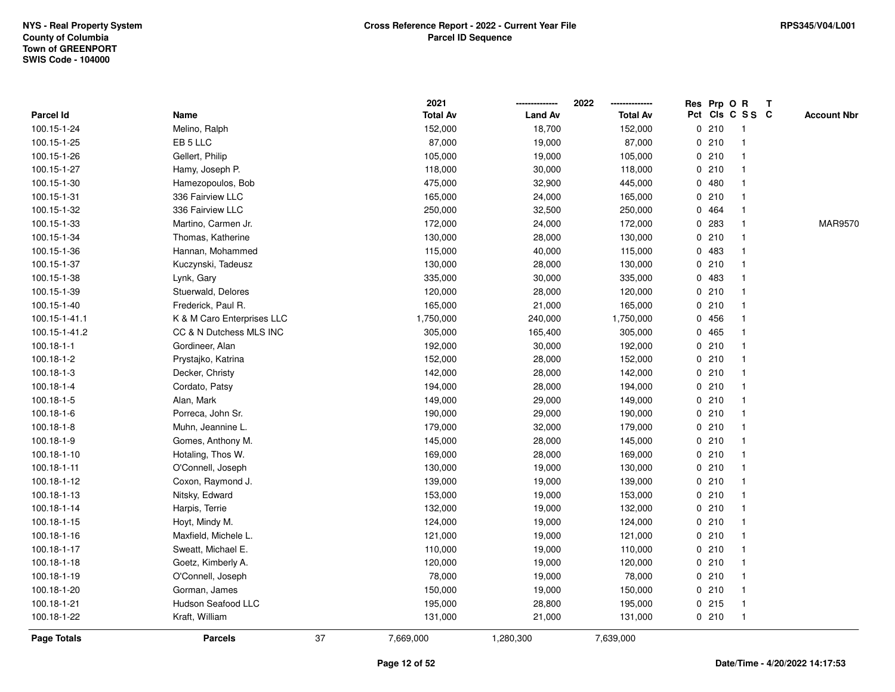NYS - Real Property System
County of Columbia
Town of GREENPORT
SWIS Code - 104000

**Cross Reference Report - 2022 - Current Year File**
**Parcel ID Sequence**

RPS345/V04/L001

| Parcel Id | Name | 2021 Total Av | 2022 Land Av | 2022 Total Av | Res Pct | Prp Cls | O C | R SS | T C | Account Nbr |
|---|---|---|---|---|---|---|---|---|---|---|
| 100.15-1-24 | Melino, Ralph | 152,000 | 18,700 | 152,000 | 0 | 210 | | 1 | | |
| 100.15-1-25 | EB 5 LLC | 87,000 | 19,000 | 87,000 | 0 | 210 | | 1 | | |
| 100.15-1-26 | Gellert, Philip | 105,000 | 19,000 | 105,000 | 0 | 210 | | 1 | | |
| 100.15-1-27 | Hamy, Joseph P. | 118,000 | 30,000 | 118,000 | 0 | 210 | | 1 | | |
| 100.15-1-30 | Hamezopoulos, Bob | 475,000 | 32,900 | 445,000 | 0 | 480 | | 1 | | |
| 100.15-1-31 | 336 Fairview LLC | 165,000 | 24,000 | 165,000 | 0 | 210 | | 1 | | |
| 100.15-1-32 | 336 Fairview LLC | 250,000 | 32,500 | 250,000 | 0 | 464 | | 1 | | |
| 100.15-1-33 | Martino, Carmen Jr. | 172,000 | 24,000 | 172,000 | 0 | 283 | | 1 | | MAR9570 |
| 100.15-1-34 | Thomas, Katherine | 130,000 | 28,000 | 130,000 | 0 | 210 | | 1 | | |
| 100.15-1-36 | Hannan, Mohammed | 115,000 | 40,000 | 115,000 | 0 | 483 | | 1 | | |
| 100.15-1-37 | Kuczynski, Tadeusz | 130,000 | 28,000 | 130,000 | 0 | 210 | | 1 | | |
| 100.15-1-38 | Lynk, Gary | 335,000 | 30,000 | 335,000 | 0 | 483 | | 1 | | |
| 100.15-1-39 | Stuerwald, Delores | 120,000 | 28,000 | 120,000 | 0 | 210 | | 1 | | |
| 100.15-1-40 | Frederick, Paul R. | 165,000 | 21,000 | 165,000 | 0 | 210 | | 1 | | |
| 100.15-1-41.1 | K & M Caro Enterprises LLC | 1,750,000 | 240,000 | 1,750,000 | 0 | 456 | | 1 | | |
| 100.15-1-41.2 | CC & N Dutchess MLS INC | 305,000 | 165,400 | 305,000 | 0 | 465 | | 1 | | |
| 100.18-1-1 | Gordineer, Alan | 192,000 | 30,000 | 192,000 | 0 | 210 | | 1 | | |
| 100.18-1-2 | Prystajko, Katrina | 152,000 | 28,000 | 152,000 | 0 | 210 | | 1 | | |
| 100.18-1-3 | Decker, Christy | 142,000 | 28,000 | 142,000 | 0 | 210 | | 1 | | |
| 100.18-1-4 | Cordato, Patsy | 194,000 | 28,000 | 194,000 | 0 | 210 | | 1 | | |
| 100.18-1-5 | Alan, Mark | 149,000 | 29,000 | 149,000 | 0 | 210 | | 1 | | |
| 100.18-1-6 | Porreca, John Sr. | 190,000 | 29,000 | 190,000 | 0 | 210 | | 1 | | |
| 100.18-1-8 | Muhn, Jeannine L. | 179,000 | 32,000 | 179,000 | 0 | 210 | | 1 | | |
| 100.18-1-9 | Gomes, Anthony M. | 145,000 | 28,000 | 145,000 | 0 | 210 | | 1 | | |
| 100.18-1-10 | Hotaling, Thos W. | 169,000 | 28,000 | 169,000 | 0 | 210 | | 1 | | |
| 100.18-1-11 | O'Connell, Joseph | 130,000 | 19,000 | 130,000 | 0 | 210 | | 1 | | |
| 100.18-1-12 | Coxon, Raymond J. | 139,000 | 19,000 | 139,000 | 0 | 210 | | 1 | | |
| 100.18-1-13 | Nitsky, Edward | 153,000 | 19,000 | 153,000 | 0 | 210 | | 1 | | |
| 100.18-1-14 | Harpis, Terrie | 132,000 | 19,000 | 132,000 | 0 | 210 | | 1 | | |
| 100.18-1-15 | Hoyt, Mindy M. | 124,000 | 19,000 | 124,000 | 0 | 210 | | 1 | | |
| 100.18-1-16 | Maxfield, Michele L. | 121,000 | 19,000 | 121,000 | 0 | 210 | | 1 | | |
| 100.18-1-17 | Sweatt, Michael E. | 110,000 | 19,000 | 110,000 | 0 | 210 | | 1 | | |
| 100.18-1-18 | Goetz, Kimberly A. | 120,000 | 19,000 | 120,000 | 0 | 210 | | 1 | | |
| 100.18-1-19 | O'Connell, Joseph | 78,000 | 19,000 | 78,000 | 0 | 210 | | 1 | | |
| 100.18-1-20 | Gorman, James | 150,000 | 19,000 | 150,000 | 0 | 210 | | 1 | | |
| 100.18-1-21 | Hudson Seafood LLC | 195,000 | 28,800 | 195,000 | 0 | 215 | | 1 | | |
| 100.18-1-22 | Kraft, William | 131,000 | 21,000 | 131,000 | 0 | 210 | | 1 | | |
| **Page Totals** | **Parcels** 37 | 7,669,000 | 1,280,300 | 7,639,000 | | | | | | |

**Date/Time - 4/20/2022 14:17:53**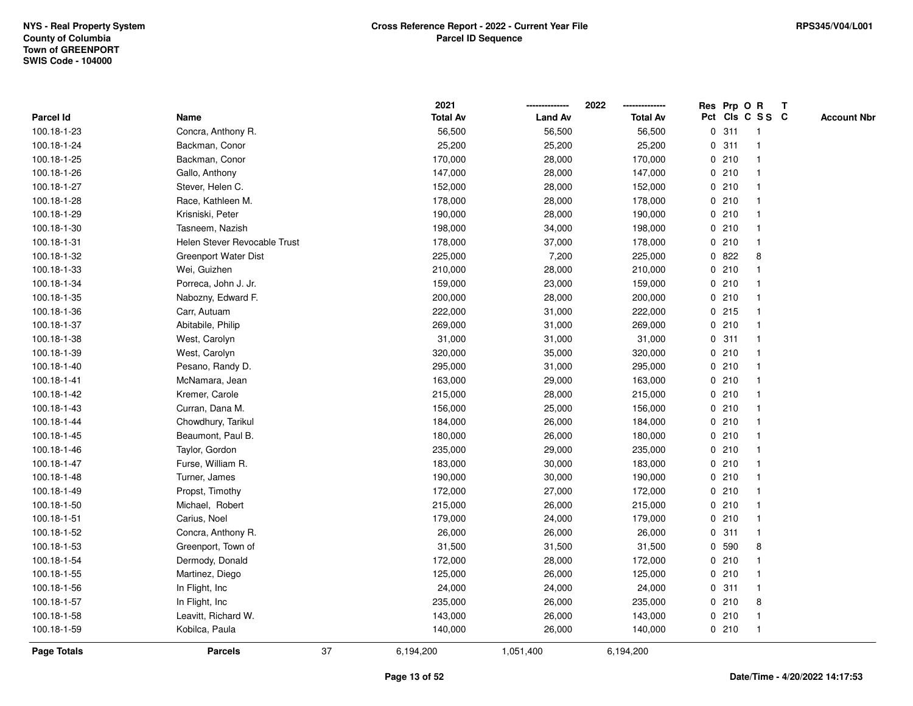NYS - Real Property System
County of Columbia
Town of GREENPORT
SWIS Code - 104000

**Cross Reference Report - 2022 - Current Year File**
**Parcel ID Sequence**

RPS345/V04/L001

| Parcel Id | Name | 2021 Total Av | 2022 Land Av | 2022 Total Av | Res Pct | Prp Cls | O C | R S S | T C | Account Nbr |
|---|---|---|---|---|---|---|---|---|---|---|
| 100.18-1-23 | Concra, Anthony R. | 56,500 | 56,500 | 56,500 | 0 | 311 | | 1 | | |
| 100.18-1-24 | Backman, Conor | 25,200 | 25,200 | 25,200 | 0 | 311 | | 1 | | |
| 100.18-1-25 | Backman, Conor | 170,000 | 28,000 | 170,000 | 0 | 210 | | 1 | | |
| 100.18-1-26 | Gallo, Anthony | 147,000 | 28,000 | 147,000 | 0 | 210 | | 1 | | |
| 100.18-1-27 | Stever, Helen C. | 152,000 | 28,000 | 152,000 | 0 | 210 | | 1 | | |
| 100.18-1-28 | Race, Kathleen M. | 178,000 | 28,000 | 178,000 | 0 | 210 | | 1 | | |
| 100.18-1-29 | Krisniski, Peter | 190,000 | 28,000 | 190,000 | 0 | 210 | | 1 | | |
| 100.18-1-30 | Tasneem, Nazish | 198,000 | 34,000 | 198,000 | 0 | 210 | | 1 | | |
| 100.18-1-31 | Helen Stever Revocable Trust | 178,000 | 37,000 | 178,000 | 0 | 210 | | 1 | | |
| 100.18-1-32 | Greenport Water Dist | 225,000 | 7,200 | 225,000 | 0 | 822 | | 8 | | |
| 100.18-1-33 | Wei, Guizhen | 210,000 | 28,000 | 210,000 | 0 | 210 | | 1 | | |
| 100.18-1-34 | Porreca, John J. Jr. | 159,000 | 23,000 | 159,000 | 0 | 210 | | 1 | | |
| 100.18-1-35 | Nabozny, Edward F. | 200,000 | 28,000 | 200,000 | 0 | 210 | | 1 | | |
| 100.18-1-36 | Carr, Autuam | 222,000 | 31,000 | 222,000 | 0 | 215 | | 1 | | |
| 100.18-1-37 | Abitabile, Philip | 269,000 | 31,000 | 269,000 | 0 | 210 | | 1 | | |
| 100.18-1-38 | West, Carolyn | 31,000 | 31,000 | 31,000 | 0 | 311 | | 1 | | |
| 100.18-1-39 | West, Carolyn | 320,000 | 35,000 | 320,000 | 0 | 210 | | 1 | | |
| 100.18-1-40 | Pesano, Randy D. | 295,000 | 31,000 | 295,000 | 0 | 210 | | 1 | | |
| 100.18-1-41 | McNamara, Jean | 163,000 | 29,000 | 163,000 | 0 | 210 | | 1 | | |
| 100.18-1-42 | Kremer, Carole | 215,000 | 28,000 | 215,000 | 0 | 210 | | 1 | | |
| 100.18-1-43 | Curran, Dana M. | 156,000 | 25,000 | 156,000 | 0 | 210 | | 1 | | |
| 100.18-1-44 | Chowdhury, Tarikul | 184,000 | 26,000 | 184,000 | 0 | 210 | | 1 | | |
| 100.18-1-45 | Beaumont, Paul B. | 180,000 | 26,000 | 180,000 | 0 | 210 | | 1 | | |
| 100.18-1-46 | Taylor, Gordon | 235,000 | 29,000 | 235,000 | 0 | 210 | | 1 | | |
| 100.18-1-47 | Furse, William R. | 183,000 | 30,000 | 183,000 | 0 | 210 | | 1 | | |
| 100.18-1-48 | Turner, James | 190,000 | 30,000 | 190,000 | 0 | 210 | | 1 | | |
| 100.18-1-49 | Propst, Timothy | 172,000 | 27,000 | 172,000 | 0 | 210 | | 1 | | |
| 100.18-1-50 | Michael,  Robert | 215,000 | 26,000 | 215,000 | 0 | 210 | | 1 | | |
| 100.18-1-51 | Carius, Noel | 179,000 | 24,000 | 179,000 | 0 | 210 | | 1 | | |
| 100.18-1-52 | Concra, Anthony R. | 26,000 | 26,000 | 26,000 | 0 | 311 | | 1 | | |
| 100.18-1-53 | Greenport, Town of | 31,500 | 31,500 | 31,500 | 0 | 590 | | 8 | | |
| 100.18-1-54 | Dermody, Donald | 172,000 | 28,000 | 172,000 | 0 | 210 | | 1 | | |
| 100.18-1-55 | Martinez, Diego | 125,000 | 26,000 | 125,000 | 0 | 210 | | 1 | | |
| 100.18-1-56 | In Flight, Inc | 24,000 | 24,000 | 24,000 | 0 | 311 | | 1 | | |
| 100.18-1-57 | In Flight, Inc | 235,000 | 26,000 | 235,000 | 0 | 210 | | 8 | | |
| 100.18-1-58 | Leavitt, Richard W. | 143,000 | 26,000 | 143,000 | 0 | 210 | | 1 | | |
| 100.18-1-59 | Kobilca, Paula | 140,000 | 26,000 | 140,000 | 0 | 210 | | 1 | | |
| **Page Totals** | **Parcels** 37 | 6,194,200 | 1,051,400 | 6,194,200 | | | | | | |

Date/Time - 4/20/2022 14:17:53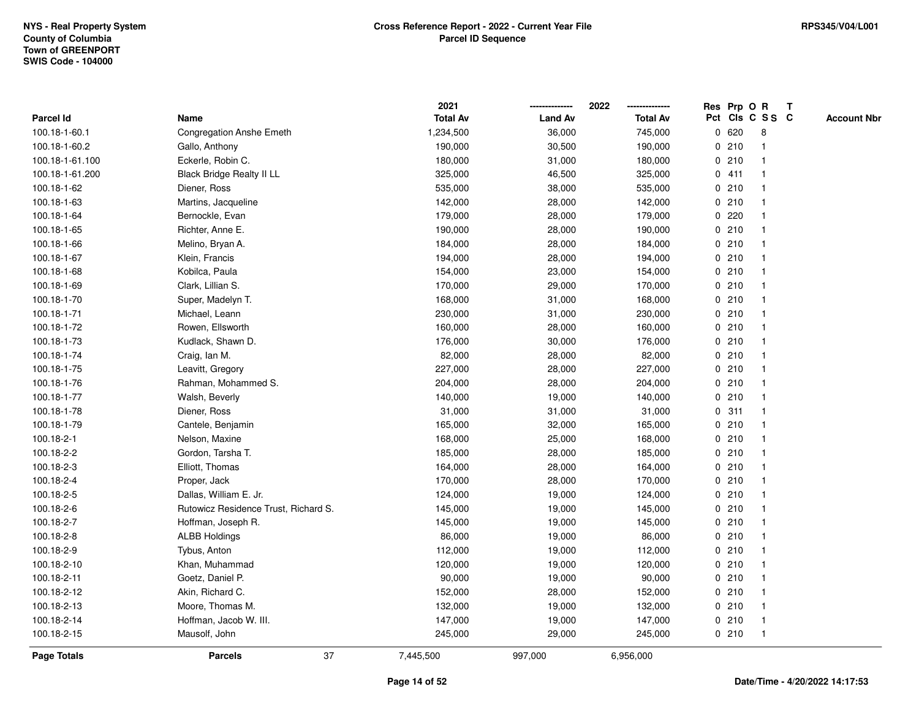NYS - Real Property System
County of Columbia
Town of GREENPORT
SWIS Code - 104000

**Cross Reference Report - 2022 - Current Year File**
**Parcel ID Sequence**

RPS345/V04/L001

| Parcel Id | Name | 2021 Total Av | 2022 Land Av | 2022 Total Av | Res Pct | Prp Cls | O C | R S S | T C | Account Nbr |
|---|---|---|---|---|---|---|---|---|---|---|
| 100.18-1-60.1 | Congregation Anshe Emeth | 1,234,500 | 36,000 | 745,000 | 0 | 620 | | 8 | | |
| 100.18-1-60.2 | Gallo, Anthony | 190,000 | 30,500 | 190,000 | 0 | 210 | | 1 | | |
| 100.18-1-61.100 | Eckerle, Robin C. | 180,000 | 31,000 | 180,000 | 0 | 210 | | 1 | | |
| 100.18-1-61.200 | Black Bridge Realty II LL | 325,000 | 46,500 | 325,000 | 0 | 411 | | 1 | | |
| 100.18-1-62 | Diener, Ross | 535,000 | 38,000 | 535,000 | 0 | 210 | | 1 | | |
| 100.18-1-63 | Martins, Jacqueline | 142,000 | 28,000 | 142,000 | 0 | 210 | | 1 | | |
| 100.18-1-64 | Bernockle, Evan | 179,000 | 28,000 | 179,000 | 0 | 220 | | 1 | | |
| 100.18-1-65 | Richter, Anne E. | 190,000 | 28,000 | 190,000 | 0 | 210 | | 1 | | |
| 100.18-1-66 | Melino, Bryan A. | 184,000 | 28,000 | 184,000 | 0 | 210 | | 1 | | |
| 100.18-1-67 | Klein, Francis | 194,000 | 28,000 | 194,000 | 0 | 210 | | 1 | | |
| 100.18-1-68 | Kobilca, Paula | 154,000 | 23,000 | 154,000 | 0 | 210 | | 1 | | |
| 100.18-1-69 | Clark, Lillian S. | 170,000 | 29,000 | 170,000 | 0 | 210 | | 1 | | |
| 100.18-1-70 | Super, Madelyn T. | 168,000 | 31,000 | 168,000 | 0 | 210 | | 1 | | |
| 100.18-1-71 | Michael, Leann | 230,000 | 31,000 | 230,000 | 0 | 210 | | 1 | | |
| 100.18-1-72 | Rowen, Ellsworth | 160,000 | 28,000 | 160,000 | 0 | 210 | | 1 | | |
| 100.18-1-73 | Kudlack, Shawn D. | 176,000 | 30,000 | 176,000 | 0 | 210 | | 1 | | |
| 100.18-1-74 | Craig, Ian M. | 82,000 | 28,000 | 82,000 | 0 | 210 | | 1 | | |
| 100.18-1-75 | Leavitt, Gregory | 227,000 | 28,000 | 227,000 | 0 | 210 | | 1 | | |
| 100.18-1-76 | Rahman, Mohammed S. | 204,000 | 28,000 | 204,000 | 0 | 210 | | 1 | | |
| 100.18-1-77 | Walsh, Beverly | 140,000 | 19,000 | 140,000 | 0 | 210 | | 1 | | |
| 100.18-1-78 | Diener, Ross | 31,000 | 31,000 | 31,000 | 0 | 311 | | 1 | | |
| 100.18-1-79 | Cantele, Benjamin | 165,000 | 32,000 | 165,000 | 0 | 210 | | 1 | | |
| 100.18-2-1 | Nelson, Maxine | 168,000 | 25,000 | 168,000 | 0 | 210 | | 1 | | |
| 100.18-2-2 | Gordon, Tarsha T. | 185,000 | 28,000 | 185,000 | 0 | 210 | | 1 | | |
| 100.18-2-3 | Elliott, Thomas | 164,000 | 28,000 | 164,000 | 0 | 210 | | 1 | | |
| 100.18-2-4 | Proper, Jack | 170,000 | 28,000 | 170,000 | 0 | 210 | | 1 | | |
| 100.18-2-5 | Dallas, William E. Jr. | 124,000 | 19,000 | 124,000 | 0 | 210 | | 1 | | |
| 100.18-2-6 | Rutowicz Residence Trust, Richard S. | 145,000 | 19,000 | 145,000 | 0 | 210 | | 1 | | |
| 100.18-2-7 | Hoffman, Joseph R. | 145,000 | 19,000 | 145,000 | 0 | 210 | | 1 | | |
| 100.18-2-8 | ALBB Holdings | 86,000 | 19,000 | 86,000 | 0 | 210 | | 1 | | |
| 100.18-2-9 | Tybus, Anton | 112,000 | 19,000 | 112,000 | 0 | 210 | | 1 | | |
| 100.18-2-10 | Khan, Muhammad | 120,000 | 19,000 | 120,000 | 0 | 210 | | 1 | | |
| 100.18-2-11 | Goetz, Daniel P. | 90,000 | 19,000 | 90,000 | 0 | 210 | | 1 | | |
| 100.18-2-12 | Akin, Richard C. | 152,000 | 28,000 | 152,000 | 0 | 210 | | 1 | | |
| 100.18-2-13 | Moore, Thomas M. | 132,000 | 19,000 | 132,000 | 0 | 210 | | 1 | | |
| 100.18-2-14 | Hoffman, Jacob W. III. | 147,000 | 19,000 | 147,000 | 0 | 210 | | 1 | | |
| 100.18-2-15 | Mausolf, John | 245,000 | 29,000 | 245,000 | 0 | 210 | | 1 | | |
| **Page Totals** | **Parcels** 37 | 7,445,500 | 997,000 | 6,956,000 | | | | | | |

Date/Time - 4/20/2022 14:17:53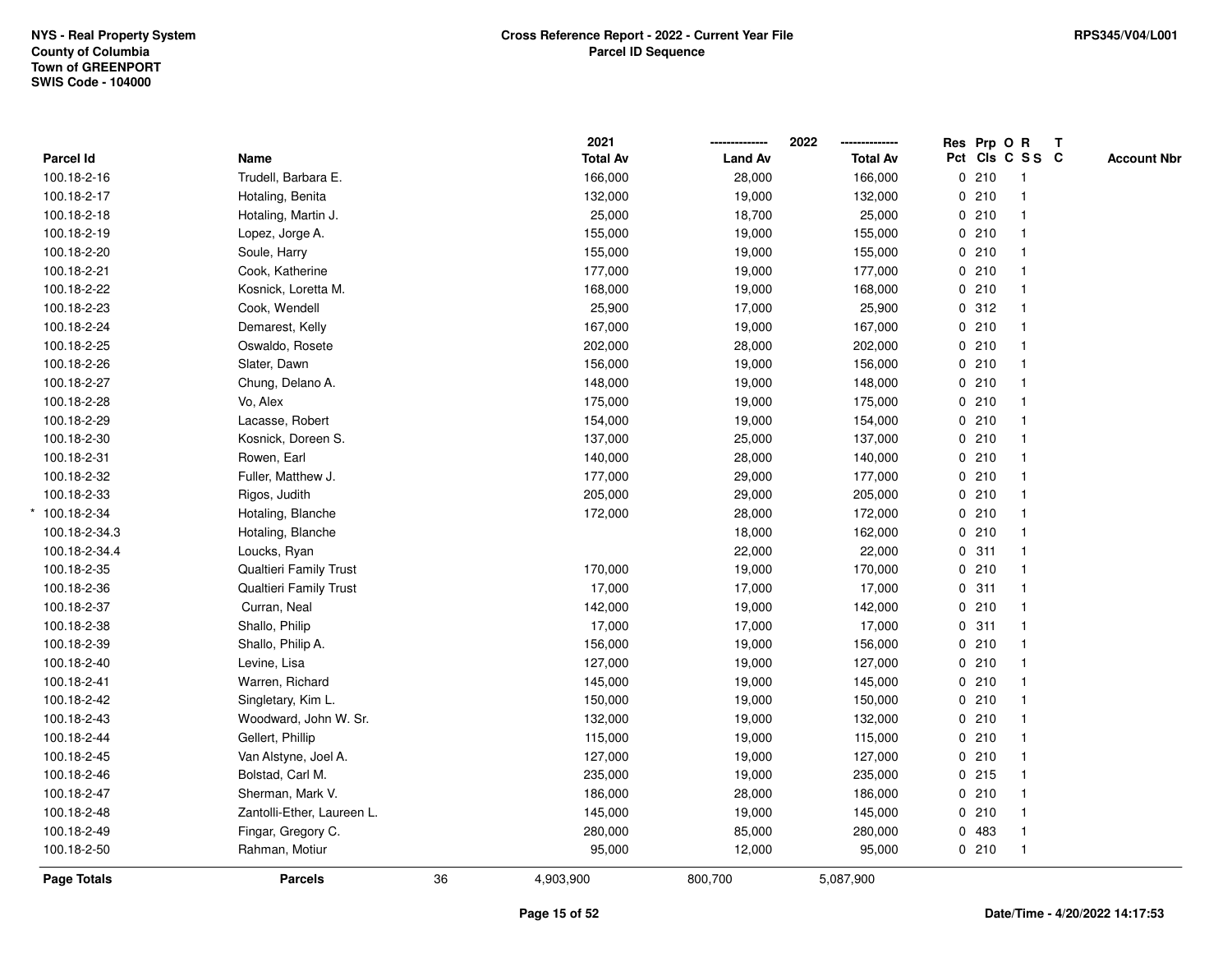NYS - Real Property System
County of Columbia
Town of GREENPORT
SWIS Code - 104000

**Cross Reference Report - 2022 - Current Year File**
**Parcel ID Sequence**

RPS345/V04/L001

| Parcel Id | Name | 2021 Total Av | 2022 Land Av | 2022 Total Av | Res Pct | Prp Cls | O C | R S S | T C | Account Nbr |
|---|---|---|---|---|---|---|---|---|---|---|
| 100.18-2-16 | Trudell, Barbara E. | 166,000 | 28,000 | 166,000 | 0 | 210 | | 1 | | |
| 100.18-2-17 | Hotaling, Benita | 132,000 | 19,000 | 132,000 | 0 | 210 | | 1 | | |
| 100.18-2-18 | Hotaling, Martin J. | 25,000 | 18,700 | 25,000 | 0 | 210 | | 1 | | |
| 100.18-2-19 | Lopez, Jorge A. | 155,000 | 19,000 | 155,000 | 0 | 210 | | 1 | | |
| 100.18-2-20 | Soule, Harry | 155,000 | 19,000 | 155,000 | 0 | 210 | | 1 | | |
| 100.18-2-21 | Cook, Katherine | 177,000 | 19,000 | 177,000 | 0 | 210 | | 1 | | |
| 100.18-2-22 | Kosnick, Loretta M. | 168,000 | 19,000 | 168,000 | 0 | 210 | | 1 | | |
| 100.18-2-23 | Cook, Wendell | 25,900 | 17,000 | 25,900 | 0 | 312 | | 1 | | |
| 100.18-2-24 | Demarest, Kelly | 167,000 | 19,000 | 167,000 | 0 | 210 | | 1 | | |
| 100.18-2-25 | Oswaldo, Rosete | 202,000 | 28,000 | 202,000 | 0 | 210 | | 1 | | |
| 100.18-2-26 | Slater, Dawn | 156,000 | 19,000 | 156,000 | 0 | 210 | | 1 | | |
| 100.18-2-27 | Chung, Delano A. | 148,000 | 19,000 | 148,000 | 0 | 210 | | 1 | | |
| 100.18-2-28 | Vo, Alex | 175,000 | 19,000 | 175,000 | 0 | 210 | | 1 | | |
| 100.18-2-29 | Lacasse, Robert | 154,000 | 19,000 | 154,000 | 0 | 210 | | 1 | | |
| 100.18-2-30 | Kosnick, Doreen S. | 137,000 | 25,000 | 137,000 | 0 | 210 | | 1 | | |
| 100.18-2-31 | Rowen, Earl | 140,000 | 28,000 | 140,000 | 0 | 210 | | 1 | | |
| 100.18-2-32 | Fuller, Matthew J. | 177,000 | 29,000 | 177,000 | 0 | 210 | | 1 | | |
| 100.18-2-33 | Rigos, Judith | 205,000 | 29,000 | 205,000 | 0 | 210 | | 1 | | |
| * 100.18-2-34 | Hotaling, Blanche | 172,000 | 28,000 | 172,000 | 0 | 210 | | 1 | | |
| 100.18-2-34.3 | Hotaling, Blanche | | 18,000 | 162,000 | 0 | 210 | | 1 | | |
| 100.18-2-34.4 | Loucks, Ryan | | 22,000 | 22,000 | 0 | 311 | | 1 | | |
| 100.18-2-35 | Qualtieri Family Trust | 170,000 | 19,000 | 170,000 | 0 | 210 | | 1 | | |
| 100.18-2-36 | Qualtieri Family Trust | 17,000 | 17,000 | 17,000 | 0 | 311 | | 1 | | |
| 100.18-2-37 | Curran, Neal | 142,000 | 19,000 | 142,000 | 0 | 210 | | 1 | | |
| 100.18-2-38 | Shallo, Philip | 17,000 | 17,000 | 17,000 | 0 | 311 | | 1 | | |
| 100.18-2-39 | Shallo, Philip A. | 156,000 | 19,000 | 156,000 | 0 | 210 | | 1 | | |
| 100.18-2-40 | Levine, Lisa | 127,000 | 19,000 | 127,000 | 0 | 210 | | 1 | | |
| 100.18-2-41 | Warren, Richard | 145,000 | 19,000 | 145,000 | 0 | 210 | | 1 | | |
| 100.18-2-42 | Singletary, Kim L. | 150,000 | 19,000 | 150,000 | 0 | 210 | | 1 | | |
| 100.18-2-43 | Woodward, John W. Sr. | 132,000 | 19,000 | 132,000 | 0 | 210 | | 1 | | |
| 100.18-2-44 | Gellert, Phillip | 115,000 | 19,000 | 115,000 | 0 | 210 | | 1 | | |
| 100.18-2-45 | Van Alstyne, Joel A. | 127,000 | 19,000 | 127,000 | 0 | 210 | | 1 | | |
| 100.18-2-46 | Bolstad, Carl M. | 235,000 | 19,000 | 235,000 | 0 | 215 | | 1 | | |
| 100.18-2-47 | Sherman, Mark V. | 186,000 | 28,000 | 186,000 | 0 | 210 | | 1 | | |
| 100.18-2-48 | Zantolli-Ether, Laureen L. | 145,000 | 19,000 | 145,000 | 0 | 210 | | 1 | | |
| 100.18-2-49 | Fingar, Gregory C. | 280,000 | 85,000 | 280,000 | 0 | 483 | | 1 | | |
| 100.18-2-50 | Rahman, Motiur | 95,000 | 12,000 | 95,000 | 0 | 210 | | 1 | | |
| **Page Totals** | **Parcels** 36 | 4,903,900 | 800,700 | 5,087,900 | | | | | | |

Date/Time - 4/20/2022 14:17:53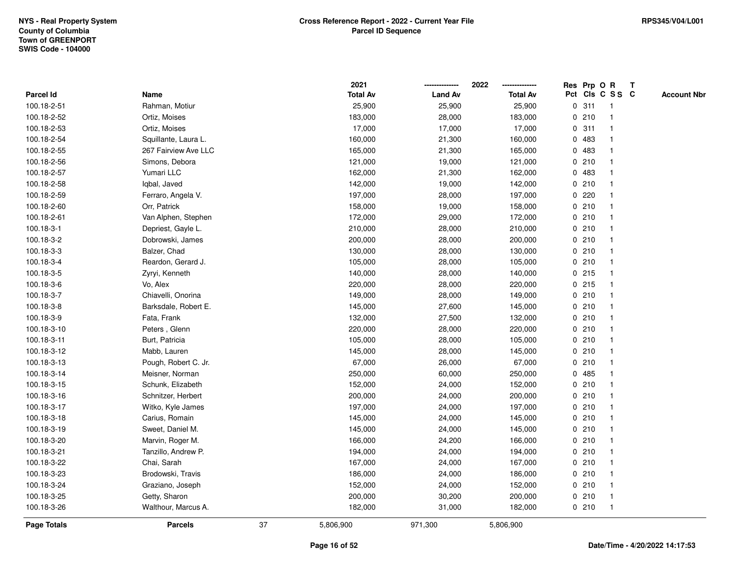NYS - Real Property System
County of Columbia
Town of GREENPORT
SWIS Code - 104000

**Cross Reference Report - 2022 - Current Year File**
**Parcel ID Sequence**

RPS345/V04/L001

| Parcel Id | Name | 2021 Total Av | 2022 Land Av | 2022 Total Av | Res Pct | Prp Cls | O C | R S S | T C | Account Nbr |
|---|---|---|---|---|---|---|---|---|---|---|
| 100.18-2-51 | Rahman, Motiur | 25,900 | 25,900 | 25,900 | 0 | 311 | | 1 | | |
| 100.18-2-52 | Ortiz, Moises | 183,000 | 28,000 | 183,000 | 0 | 210 | | 1 | | |
| 100.18-2-53 | Ortiz, Moises | 17,000 | 17,000 | 17,000 | 0 | 311 | | 1 | | |
| 100.18-2-54 | Squillante, Laura L. | 160,000 | 21,300 | 160,000 | 0 | 483 | | 1 | | |
| 100.18-2-55 | 267 Fairview Ave LLC | 165,000 | 21,300 | 165,000 | 0 | 483 | | 1 | | |
| 100.18-2-56 | Simons, Debora | 121,000 | 19,000 | 121,000 | 0 | 210 | | 1 | | |
| 100.18-2-57 | Yumari LLC | 162,000 | 21,300 | 162,000 | 0 | 483 | | 1 | | |
| 100.18-2-58 | Iqbal, Javed | 142,000 | 19,000 | 142,000 | 0 | 210 | | 1 | | |
| 100.18-2-59 | Ferraro, Angela V. | 197,000 | 28,000 | 197,000 | 0 | 220 | | 1 | | |
| 100.18-2-60 | Orr, Patrick | 158,000 | 19,000 | 158,000 | 0 | 210 | | 1 | | |
| 100.18-2-61 | Van Alphen, Stephen | 172,000 | 29,000 | 172,000 | 0 | 210 | | 1 | | |
| 100.18-3-1 | Depriest, Gayle L. | 210,000 | 28,000 | 210,000 | 0 | 210 | | 1 | | |
| 100.18-3-2 | Dobrowski, James | 200,000 | 28,000 | 200,000 | 0 | 210 | | 1 | | |
| 100.18-3-3 | Balzer, Chad | 130,000 | 28,000 | 130,000 | 0 | 210 | | 1 | | |
| 100.18-3-4 | Reardon, Gerard J. | 105,000 | 28,000 | 105,000 | 0 | 210 | | 1 | | |
| 100.18-3-5 | Zyryi, Kenneth | 140,000 | 28,000 | 140,000 | 0 | 215 | | 1 | | |
| 100.18-3-6 | Vo, Alex | 220,000 | 28,000 | 220,000 | 0 | 215 | | 1 | | |
| 100.18-3-7 | Chiavelli, Onorina | 149,000 | 28,000 | 149,000 | 0 | 210 | | 1 | | |
| 100.18-3-8 | Barksdale, Robert E. | 145,000 | 27,600 | 145,000 | 0 | 210 | | 1 | | |
| 100.18-3-9 | Fata, Frank | 132,000 | 27,500 | 132,000 | 0 | 210 | | 1 | | |
| 100.18-3-10 | Peters , Glenn | 220,000 | 28,000 | 220,000 | 0 | 210 | | 1 | | |
| 100.18-3-11 | Burt, Patricia | 105,000 | 28,000 | 105,000 | 0 | 210 | | 1 | | |
| 100.18-3-12 | Mabb, Lauren | 145,000 | 28,000 | 145,000 | 0 | 210 | | 1 | | |
| 100.18-3-13 | Pough, Robert C. Jr. | 67,000 | 26,000 | 67,000 | 0 | 210 | | 1 | | |
| 100.18-3-14 | Meisner, Norman | 250,000 | 60,000 | 250,000 | 0 | 485 | | 1 | | |
| 100.18-3-15 | Schunk, Elizabeth | 152,000 | 24,000 | 152,000 | 0 | 210 | | 1 | | |
| 100.18-3-16 | Schnitzer, Herbert | 200,000 | 24,000 | 200,000 | 0 | 210 | | 1 | | |
| 100.18-3-17 | Witko, Kyle James | 197,000 | 24,000 | 197,000 | 0 | 210 | | 1 | | |
| 100.18-3-18 | Carius, Romain | 145,000 | 24,000 | 145,000 | 0 | 210 | | 1 | | |
| 100.18-3-19 | Sweet, Daniel M. | 145,000 | 24,000 | 145,000 | 0 | 210 | | 1 | | |
| 100.18-3-20 | Marvin, Roger M. | 166,000 | 24,200 | 166,000 | 0 | 210 | | 1 | | |
| 100.18-3-21 | Tanzillo, Andrew P. | 194,000 | 24,000 | 194,000 | 0 | 210 | | 1 | | |
| 100.18-3-22 | Chai, Sarah | 167,000 | 24,000 | 167,000 | 0 | 210 | | 1 | | |
| 100.18-3-23 | Brodowski, Travis | 186,000 | 24,000 | 186,000 | 0 | 210 | | 1 | | |
| 100.18-3-24 | Graziano, Joseph | 152,000 | 24,000 | 152,000 | 0 | 210 | | 1 | | |
| 100.18-3-25 | Getty, Sharon | 200,000 | 30,200 | 200,000 | 0 | 210 | | 1 | | |
| 100.18-3-26 | Walthour, Marcus A. | 182,000 | 31,000 | 182,000 | 0 | 210 | | 1 | | |
| **Page Totals** | **Parcels** 37 | 5,806,900 | 971,300 | 5,806,900 | | | | | | |

**Date/Time - 4/20/2022 14:17:53**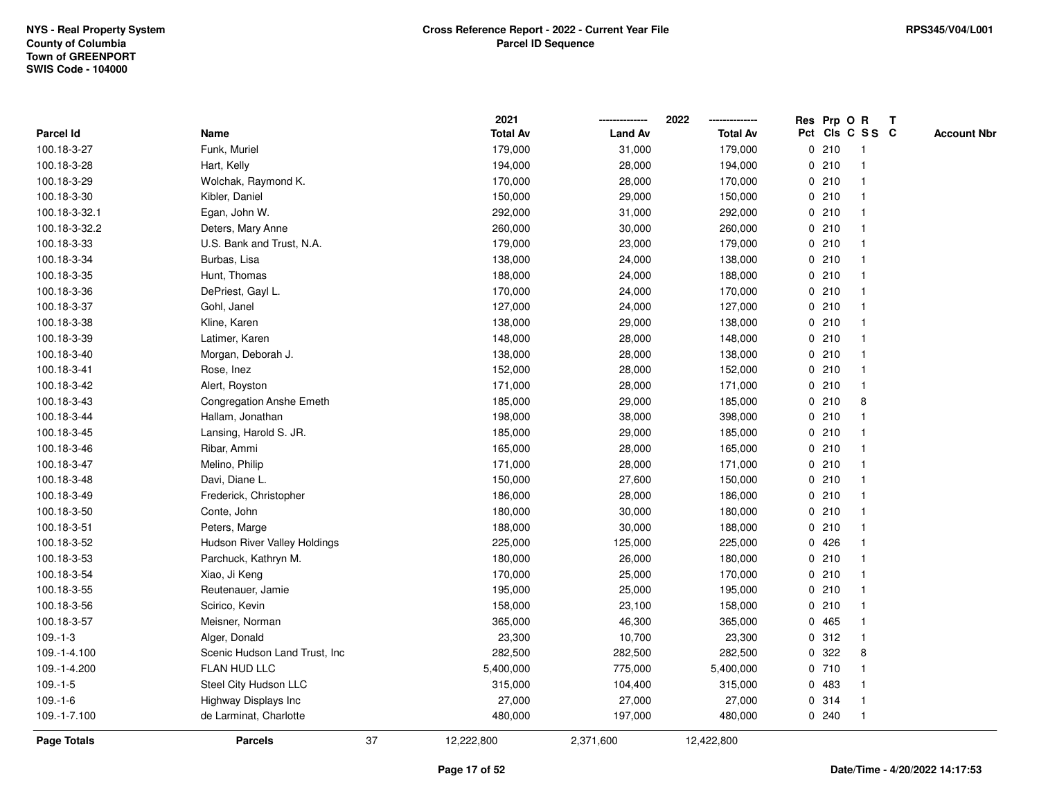NYS - Real Property System
County of Columbia
Town of GREENPORT
SWIS Code - 104000

**Cross Reference Report - 2022 - Current Year File**
**Parcel ID Sequence**

RPS345/V04/L001

| Parcel Id | Name | 2021 Total Av | 2022 Land Av | 2022 Total Av | Res Pct | Prp Cls | O C | R S S | T C | Account Nbr |
|---|---|---|---|---|---|---|---|---|---|---|
| 100.18-3-27 | Funk, Muriel | 179,000 | 31,000 | 179,000 | 0 | 210 | | 1 | | |
| 100.18-3-28 | Hart, Kelly | 194,000 | 28,000 | 194,000 | 0 | 210 | | 1 | | |
| 100.18-3-29 | Wolchak, Raymond K. | 170,000 | 28,000 | 170,000 | 0 | 210 | | 1 | | |
| 100.18-3-30 | Kibler, Daniel | 150,000 | 29,000 | 150,000 | 0 | 210 | | 1 | | |
| 100.18-3-32.1 | Egan, John W. | 292,000 | 31,000 | 292,000 | 0 | 210 | | 1 | | |
| 100.18-3-32.2 | Deters, Mary Anne | 260,000 | 30,000 | 260,000 | 0 | 210 | | 1 | | |
| 100.18-3-33 | U.S. Bank and Trust, N.A. | 179,000 | 23,000 | 179,000 | 0 | 210 | | 1 | | |
| 100.18-3-34 | Burbas, Lisa | 138,000 | 24,000 | 138,000 | 0 | 210 | | 1 | | |
| 100.18-3-35 | Hunt, Thomas | 188,000 | 24,000 | 188,000 | 0 | 210 | | 1 | | |
| 100.18-3-36 | DePriest, Gayl L. | 170,000 | 24,000 | 170,000 | 0 | 210 | | 1 | | |
| 100.18-3-37 | Gohl, Janel | 127,000 | 24,000 | 127,000 | 0 | 210 | | 1 | | |
| 100.18-3-38 | Kline, Karen | 138,000 | 29,000 | 138,000 | 0 | 210 | | 1 | | |
| 100.18-3-39 | Latimer, Karen | 148,000 | 28,000 | 148,000 | 0 | 210 | | 1 | | |
| 100.18-3-40 | Morgan, Deborah J. | 138,000 | 28,000 | 138,000 | 0 | 210 | | 1 | | |
| 100.18-3-41 | Rose, Inez | 152,000 | 28,000 | 152,000 | 0 | 210 | | 1 | | |
| 100.18-3-42 | Alert, Royston | 171,000 | 28,000 | 171,000 | 0 | 210 | | 1 | | |
| 100.18-3-43 | Congregation Anshe Emeth | 185,000 | 29,000 | 185,000 | 0 | 210 | | 8 | | |
| 100.18-3-44 | Hallam, Jonathan | 198,000 | 38,000 | 398,000 | 0 | 210 | | 1 | | |
| 100.18-3-45 | Lansing, Harold S. JR. | 185,000 | 29,000 | 185,000 | 0 | 210 | | 1 | | |
| 100.18-3-46 | Ribar, Ammi | 165,000 | 28,000 | 165,000 | 0 | 210 | | 1 | | |
| 100.18-3-47 | Melino, Philip | 171,000 | 28,000 | 171,000 | 0 | 210 | | 1 | | |
| 100.18-3-48 | Davi, Diane L. | 150,000 | 27,600 | 150,000 | 0 | 210 | | 1 | | |
| 100.18-3-49 | Frederick, Christopher | 186,000 | 28,000 | 186,000 | 0 | 210 | | 1 | | |
| 100.18-3-50 | Conte, John | 180,000 | 30,000 | 180,000 | 0 | 210 | | 1 | | |
| 100.18-3-51 | Peters, Marge | 188,000 | 30,000 | 188,000 | 0 | 210 | | 1 | | |
| 100.18-3-52 | Hudson River Valley Holdings | 225,000 | 125,000 | 225,000 | 0 | 426 | | 1 | | |
| 100.18-3-53 | Parchuck, Kathryn M. | 180,000 | 26,000 | 180,000 | 0 | 210 | | 1 | | |
| 100.18-3-54 | Xiao, Ji Keng | 170,000 | 25,000 | 170,000 | 0 | 210 | | 1 | | |
| 100.18-3-55 | Reutenauer, Jamie | 195,000 | 25,000 | 195,000 | 0 | 210 | | 1 | | |
| 100.18-3-56 | Scirico, Kevin | 158,000 | 23,100 | 158,000 | 0 | 210 | | 1 | | |
| 100.18-3-57 | Meisner, Norman | 365,000 | 46,300 | 365,000 | 0 | 465 | | 1 | | |
| 109.-1-3 | Alger, Donald | 23,300 | 10,700 | 23,300 | 0 | 312 | | 1 | | |
| 109.-1-4.100 | Scenic Hudson Land Trust, Inc | 282,500 | 282,500 | 282,500 | 0 | 322 | | 8 | | |
| 109.-1-4.200 | FLAN HUD LLC | 5,400,000 | 775,000 | 5,400,000 | 0 | 710 | | 1 | | |
| 109.-1-5 | Steel City Hudson LLC | 315,000 | 104,400 | 315,000 | 0 | 483 | | 1 | | |
| 109.-1-6 | Highway Displays Inc | 27,000 | 27,000 | 27,000 | 0 | 314 | | 1 | | |
| 109.-1-7.100 | de Larminat, Charlotte | 480,000 | 197,000 | 480,000 | 0 | 240 | | 1 | | |
| **Page Totals** | **Parcels** 37 | 12,222,800 | 2,371,600 | 12,422,800 | | | | | | |

Date/Time - 4/20/2022 14:17:53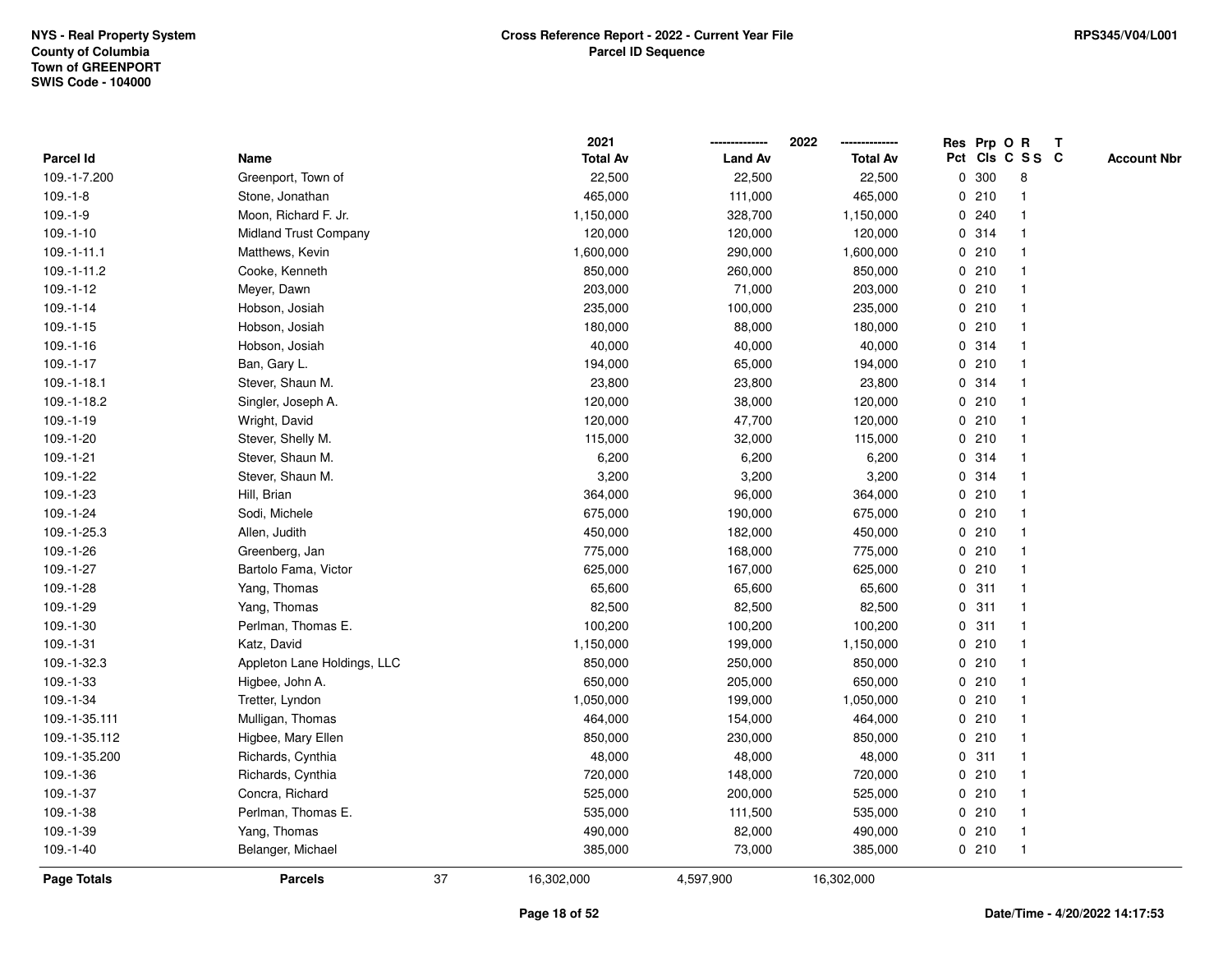**NYS - Real Property System**
**County of Columbia**
**Town of GREENPORT**
**SWIS Code - 104000**

**Cross Reference Report - 2022 - Current Year File**
**Parcel ID Sequence**

**RPS345/V04/L001**

| Parcel Id | Name | 2021 Total Av | 2022 Land Av | 2022 Total Av | Res Pct | Prp Cls | O C | R S S | T C | Account Nbr |
|---|---|---|---|---|---|---|---|---|---|---|
| 109.-1-7.200 | Greenport, Town of | 22,500 | 22,500 | 22,500 | 0 | 300 | | 8 | | |
| 109.-1-8 | Stone, Jonathan | 465,000 | 111,000 | 465,000 | 0 | 210 | | 1 | | |
| 109.-1-9 | Moon, Richard F. Jr. | 1,150,000 | 328,700 | 1,150,000 | 0 | 240 | | 1 | | |
| 109.-1-10 | Midland Trust Company | 120,000 | 120,000 | 120,000 | 0 | 314 | | 1 | | |
| 109.-1-11.1 | Matthews, Kevin | 1,600,000 | 290,000 | 1,600,000 | 0 | 210 | | 1 | | |
| 109.-1-11.2 | Cooke, Kenneth | 850,000 | 260,000 | 850,000 | 0 | 210 | | 1 | | |
| 109.-1-12 | Meyer, Dawn | 203,000 | 71,000 | 203,000 | 0 | 210 | | 1 | | |
| 109.-1-14 | Hobson, Josiah | 235,000 | 100,000 | 235,000 | 0 | 210 | | 1 | | |
| 109.-1-15 | Hobson, Josiah | 180,000 | 88,000 | 180,000 | 0 | 210 | | 1 | | |
| 109.-1-16 | Hobson, Josiah | 40,000 | 40,000 | 40,000 | 0 | 314 | | 1 | | |
| 109.-1-17 | Ban, Gary L. | 194,000 | 65,000 | 194,000 | 0 | 210 | | 1 | | |
| 109.-1-18.1 | Stever, Shaun M. | 23,800 | 23,800 | 23,800 | 0 | 314 | | 1 | | |
| 109.-1-18.2 | Singler, Joseph A. | 120,000 | 38,000 | 120,000 | 0 | 210 | | 1 | | |
| 109.-1-19 | Wright, David | 120,000 | 47,700 | 120,000 | 0 | 210 | | 1 | | |
| 109.-1-20 | Stever, Shelly M. | 115,000 | 32,000 | 115,000 | 0 | 210 | | 1 | | |
| 109.-1-21 | Stever, Shaun M. | 6,200 | 6,200 | 6,200 | 0 | 314 | | 1 | | |
| 109.-1-22 | Stever, Shaun M. | 3,200 | 3,200 | 3,200 | 0 | 314 | | 1 | | |
| 109.-1-23 | Hill, Brian | 364,000 | 96,000 | 364,000 | 0 | 210 | | 1 | | |
| 109.-1-24 | Sodi, Michele | 675,000 | 190,000 | 675,000 | 0 | 210 | | 1 | | |
| 109.-1-25.3 | Allen, Judith | 450,000 | 182,000 | 450,000 | 0 | 210 | | 1 | | |
| 109.-1-26 | Greenberg, Jan | 775,000 | 168,000 | 775,000 | 0 | 210 | | 1 | | |
| 109.-1-27 | Bartolo Fama, Victor | 625,000 | 167,000 | 625,000 | 0 | 210 | | 1 | | |
| 109.-1-28 | Yang, Thomas | 65,600 | 65,600 | 65,600 | 0 | 311 | | 1 | | |
| 109.-1-29 | Yang, Thomas | 82,500 | 82,500 | 82,500 | 0 | 311 | | 1 | | |
| 109.-1-30 | Perlman, Thomas E. | 100,200 | 100,200 | 100,200 | 0 | 311 | | 1 | | |
| 109.-1-31 | Katz, David | 1,150,000 | 199,000 | 1,150,000 | 0 | 210 | | 1 | | |
| 109.-1-32.3 | Appleton Lane Holdings, LLC | 850,000 | 250,000 | 850,000 | 0 | 210 | | 1 | | |
| 109.-1-33 | Higbee, John A. | 650,000 | 205,000 | 650,000 | 0 | 210 | | 1 | | |
| 109.-1-34 | Tretter, Lyndon | 1,050,000 | 199,000 | 1,050,000 | 0 | 210 | | 1 | | |
| 109.-1-35.111 | Mulligan, Thomas | 464,000 | 154,000 | 464,000 | 0 | 210 | | 1 | | |
| 109.-1-35.112 | Higbee, Mary Ellen | 850,000 | 230,000 | 850,000 | 0 | 210 | | 1 | | |
| 109.-1-35.200 | Richards, Cynthia | 48,000 | 48,000 | 48,000 | 0 | 311 | | 1 | | |
| 109.-1-36 | Richards, Cynthia | 720,000 | 148,000 | 720,000 | 0 | 210 | | 1 | | |
| 109.-1-37 | Concra, Richard | 525,000 | 200,000 | 525,000 | 0 | 210 | | 1 | | |
| 109.-1-38 | Perlman, Thomas E. | 535,000 | 111,500 | 535,000 | 0 | 210 | | 1 | | |
| 109.-1-39 | Yang, Thomas | 490,000 | 82,000 | 490,000 | 0 | 210 | | 1 | | |
| 109.-1-40 | Belanger, Michael | 385,000 | 73,000 | 385,000 | 0 | 210 | | 1 | | |
| **Page Totals** | **Parcels** 37 | 16,302,000 | 4,597,900 | 16,302,000 | | | | | | |

**Date/Time - 4/20/2022 14:17:53**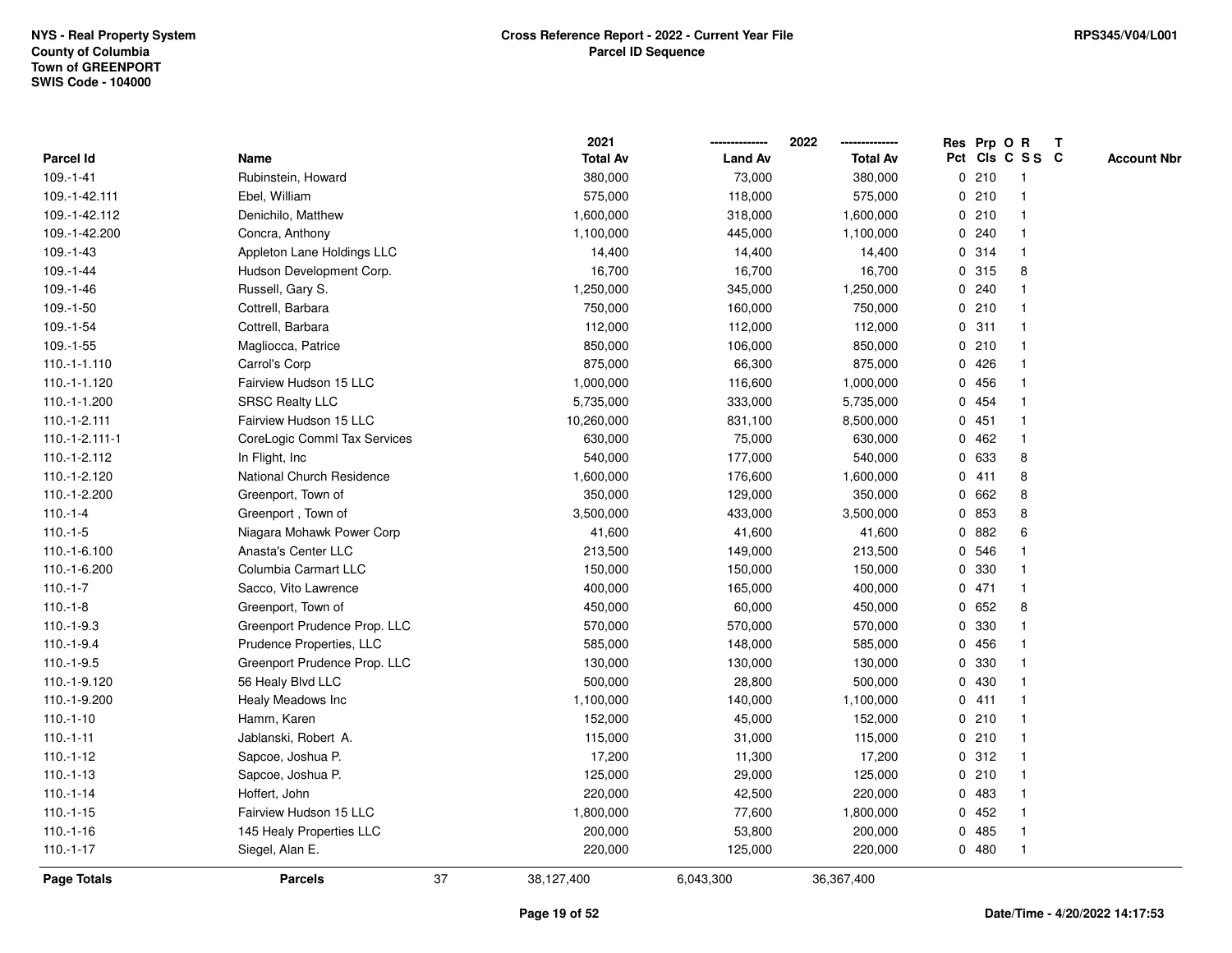NYS - Real Property System
County of Columbia
Town of GREENPORT
SWIS Code - 104000

**Cross Reference Report - 2022 - Current Year File**
**Parcel ID Sequence**

RPS345/V04/L001

| Parcel Id | Name | 2021 Total Av | 2022 Land Av | 2022 Total Av | Res Pct | Prp Cls | O C | R S S | T C | Account Nbr |
|---|---|---|---|---|---|---|---|---|---|---|
| 109.-1-41 | Rubinstein, Howard | 380,000 | 73,000 | 380,000 | 0 | 210 | | 1 | | |
| 109.-1-42.111 | Ebel, William | 575,000 | 118,000 | 575,000 | 0 | 210 | | 1 | | |
| 109.-1-42.112 | Denichilo, Matthew | 1,600,000 | 318,000 | 1,600,000 | 0 | 210 | | 1 | | |
| 109.-1-42.200 | Concra, Anthony | 1,100,000 | 445,000 | 1,100,000 | 0 | 240 | | 1 | | |
| 109.-1-43 | Appleton Lane Holdings LLC | 14,400 | 14,400 | 14,400 | 0 | 314 | | 1 | | |
| 109.-1-44 | Hudson Development Corp. | 16,700 | 16,700 | 16,700 | 0 | 315 | | 8 | | |
| 109.-1-46 | Russell, Gary S. | 1,250,000 | 345,000 | 1,250,000 | 0 | 240 | | 1 | | |
| 109.-1-50 | Cottrell, Barbara | 750,000 | 160,000 | 750,000 | 0 | 210 | | 1 | | |
| 109.-1-54 | Cottrell, Barbara | 112,000 | 112,000 | 112,000 | 0 | 311 | | 1 | | |
| 109.-1-55 | Magliocca, Patrice | 850,000 | 106,000 | 850,000 | 0 | 210 | | 1 | | |
| 110.-1-1.110 | Carrol's Corp | 875,000 | 66,300 | 875,000 | 0 | 426 | | 1 | | |
| 110.-1-1.120 | Fairview Hudson 15 LLC | 1,000,000 | 116,600 | 1,000,000 | 0 | 456 | | 1 | | |
| 110.-1-1.200 | SRSC Realty LLC | 5,735,000 | 333,000 | 5,735,000 | 0 | 454 | | 1 | | |
| 110.-1-2.111 | Fairview Hudson 15 LLC | 10,260,000 | 831,100 | 8,500,000 | 0 | 451 | | 1 | | |
| 110.-1-2.111-1 | CoreLogic Comml Tax Services | 630,000 | 75,000 | 630,000 | 0 | 462 | | 1 | | |
| 110.-1-2.112 | In Flight, Inc | 540,000 | 177,000 | 540,000 | 0 | 633 | | 8 | | |
| 110.-1-2.120 | National Church Residence | 1,600,000 | 176,600 | 1,600,000 | 0 | 411 | | 8 | | |
| 110.-1-2.200 | Greenport, Town of | 350,000 | 129,000 | 350,000 | 0 | 662 | | 8 | | |
| 110.-1-4 | Greenport , Town of | 3,500,000 | 433,000 | 3,500,000 | 0 | 853 | | 8 | | |
| 110.-1-5 | Niagara Mohawk Power Corp | 41,600 | 41,600 | 41,600 | 0 | 882 | | 6 | | |
| 110.-1-6.100 | Anasta's Center LLC | 213,500 | 149,000 | 213,500 | 0 | 546 | | 1 | | |
| 110.-1-6.200 | Columbia Carmart LLC | 150,000 | 150,000 | 150,000 | 0 | 330 | | 1 | | |
| 110.-1-7 | Sacco, Vito Lawrence | 400,000 | 165,000 | 400,000 | 0 | 471 | | 1 | | |
| 110.-1-8 | Greenport, Town of | 450,000 | 60,000 | 450,000 | 0 | 652 | | 8 | | |
| 110.-1-9.3 | Greenport Prudence Prop. LLC | 570,000 | 570,000 | 570,000 | 0 | 330 | | 1 | | |
| 110.-1-9.4 | Prudence Properties, LLC | 585,000 | 148,000 | 585,000 | 0 | 456 | | 1 | | |
| 110.-1-9.5 | Greenport Prudence Prop. LLC | 130,000 | 130,000 | 130,000 | 0 | 330 | | 1 | | |
| 110.-1-9.120 | 56 Healy Blvd LLC | 500,000 | 28,800 | 500,000 | 0 | 430 | | 1 | | |
| 110.-1-9.200 | Healy Meadows Inc | 1,100,000 | 140,000 | 1,100,000 | 0 | 411 | | 1 | | |
| 110.-1-10 | Hamm, Karen | 152,000 | 45,000 | 152,000 | 0 | 210 | | 1 | | |
| 110.-1-11 | Jablanski, Robert A. | 115,000 | 31,000 | 115,000 | 0 | 210 | | 1 | | |
| 110.-1-12 | Sapcoe, Joshua P. | 17,200 | 11,300 | 17,200 | 0 | 312 | | 1 | | |
| 110.-1-13 | Sapcoe, Joshua P. | 125,000 | 29,000 | 125,000 | 0 | 210 | | 1 | | |
| 110.-1-14 | Hoffert, John | 220,000 | 42,500 | 220,000 | 0 | 483 | | 1 | | |
| 110.-1-15 | Fairview Hudson 15 LLC | 1,800,000 | 77,600 | 1,800,000 | 0 | 452 | | 1 | | |
| 110.-1-16 | 145 Healy Properties LLC | 200,000 | 53,800 | 200,000 | 0 | 485 | | 1 | | |
| 110.-1-17 | Siegel, Alan E. | 220,000 | 125,000 | 220,000 | 0 | 480 | | 1 | | |
| **Page Totals** | **Parcels** 37 | 38,127,400 | 6,043,300 | 36,367,400 | | | | | | |

Date/Time - 4/20/2022 14:17:53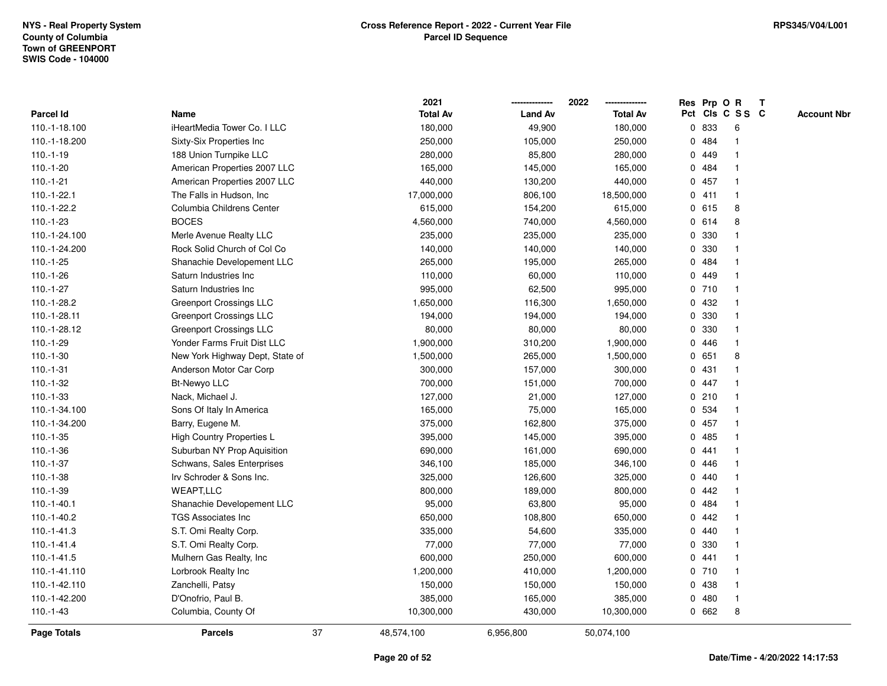NYS - Real Property System
County of Columbia
Town of GREENPORT
SWIS Code - 104000

**Cross Reference Report - 2022 - Current Year File**
**Parcel ID Sequence**

RPS345/V04/L001

| Parcel Id | Name | 2021 Total Av | 2022 Land Av | 2022 Total Av | Res Pct | Prp Cls | O C | R S S | T C | Account Nbr |
|---|---|---|---|---|---|---|---|---|---|---|
| 110.-1-18.100 | iHeartMedia Tower Co. I LLC | 180,000 | 49,900 | 180,000 | 0 | 833 | | 6 | | |
| 110.-1-18.200 | Sixty-Six Properties Inc | 250,000 | 105,000 | 250,000 | 0 | 484 | | 1 | | |
| 110.-1-19 | 188 Union Turnpike LLC | 280,000 | 85,800 | 280,000 | 0 | 449 | | 1 | | |
| 110.-1-20 | American Properties 2007 LLC | 165,000 | 145,000 | 165,000 | 0 | 484 | | 1 | | |
| 110.-1-21 | American Properties 2007 LLC | 440,000 | 130,200 | 440,000 | 0 | 457 | | 1 | | |
| 110.-1-22.1 | The Falls in Hudson, Inc | 17,000,000 | 806,100 | 18,500,000 | 0 | 411 | | 1 | | |
| 110.-1-22.2 | Columbia Childrens Center | 615,000 | 154,200 | 615,000 | 0 | 615 | | 8 | | |
| 110.-1-23 | BOCES | 4,560,000 | 740,000 | 4,560,000 | 0 | 614 | | 8 | | |
| 110.-1-24.100 | Merle Avenue Realty LLC | 235,000 | 235,000 | 235,000 | 0 | 330 | | 1 | | |
| 110.-1-24.200 | Rock Solid Church of Col Co | 140,000 | 140,000 | 140,000 | 0 | 330 | | 1 | | |
| 110.-1-25 | Shanachie Developement LLC | 265,000 | 195,000 | 265,000 | 0 | 484 | | 1 | | |
| 110.-1-26 | Saturn Industries Inc | 110,000 | 60,000 | 110,000 | 0 | 449 | | 1 | | |
| 110.-1-27 | Saturn Industries Inc | 995,000 | 62,500 | 995,000 | 0 | 710 | | 1 | | |
| 110.-1-28.2 | Greenport Crossings LLC | 1,650,000 | 116,300 | 1,650,000 | 0 | 432 | | 1 | | |
| 110.-1-28.11 | Greenport Crossings LLC | 194,000 | 194,000 | 194,000 | 0 | 330 | | 1 | | |
| 110.-1-28.12 | Greenport Crossings LLC | 80,000 | 80,000 | 80,000 | 0 | 330 | | 1 | | |
| 110.-1-29 | Yonder Farms Fruit Dist LLC | 1,900,000 | 310,200 | 1,900,000 | 0 | 446 | | 1 | | |
| 110.-1-30 | New York Highway Dept, State of | 1,500,000 | 265,000 | 1,500,000 | 0 | 651 | | 8 | | |
| 110.-1-31 | Anderson Motor Car Corp | 300,000 | 157,000 | 300,000 | 0 | 431 | | 1 | | |
| 110.-1-32 | Bt-Newyo LLC | 700,000 | 151,000 | 700,000 | 0 | 447 | | 1 | | |
| 110.-1-33 | Nack, Michael J. | 127,000 | 21,000 | 127,000 | 0 | 210 | | 1 | | |
| 110.-1-34.100 | Sons Of Italy In America | 165,000 | 75,000 | 165,000 | 0 | 534 | | 1 | | |
| 110.-1-34.200 | Barry, Eugene M. | 375,000 | 162,800 | 375,000 | 0 | 457 | | 1 | | |
| 110.-1-35 | High Country Properties L | 395,000 | 145,000 | 395,000 | 0 | 485 | | 1 | | |
| 110.-1-36 | Suburban NY Prop Aquisition | 690,000 | 161,000 | 690,000 | 0 | 441 | | 1 | | |
| 110.-1-37 | Schwans, Sales Enterprises | 346,100 | 185,000 | 346,100 | 0 | 446 | | 1 | | |
| 110.-1-38 | Irv Schroder & Sons Inc. | 325,000 | 126,600 | 325,000 | 0 | 440 | | 1 | | |
| 110.-1-39 | WEAPT,LLC | 800,000 | 189,000 | 800,000 | 0 | 442 | | 1 | | |
| 110.-1-40.1 | Shanachie Developement LLC | 95,000 | 63,800 | 95,000 | 0 | 484 | | 1 | | |
| 110.-1-40.2 | TGS Associates Inc | 650,000 | 108,800 | 650,000 | 0 | 442 | | 1 | | |
| 110.-1-41.3 | S.T. Omi Realty Corp. | 335,000 | 54,600 | 335,000 | 0 | 440 | | 1 | | |
| 110.-1-41.4 | S.T. Omi Realty Corp. | 77,000 | 77,000 | 77,000 | 0 | 330 | | 1 | | |
| 110.-1-41.5 | Mulhern Gas Realty, Inc | 600,000 | 250,000 | 600,000 | 0 | 441 | | 1 | | |
| 110.-1-41.110 | Lorbrook Realty Inc | 1,200,000 | 410,000 | 1,200,000 | 0 | 710 | | 1 | | |
| 110.-1-42.110 | Zanchelli, Patsy | 150,000 | 150,000 | 150,000 | 0 | 438 | | 1 | | |
| 110.-1-42.200 | D'Onofrio, Paul B. | 385,000 | 165,000 | 385,000 | 0 | 480 | | 1 | | |
| 110.-1-43 | Columbia, County Of | 10,300,000 | 430,000 | 10,300,000 | 0 | 662 | | 8 | | |
| **Page Totals** | **Parcels** 37 | 48,574,100 | 6,956,800 | 50,074,100 | | | | | | |

Date/Time - 4/20/2022 14:17:53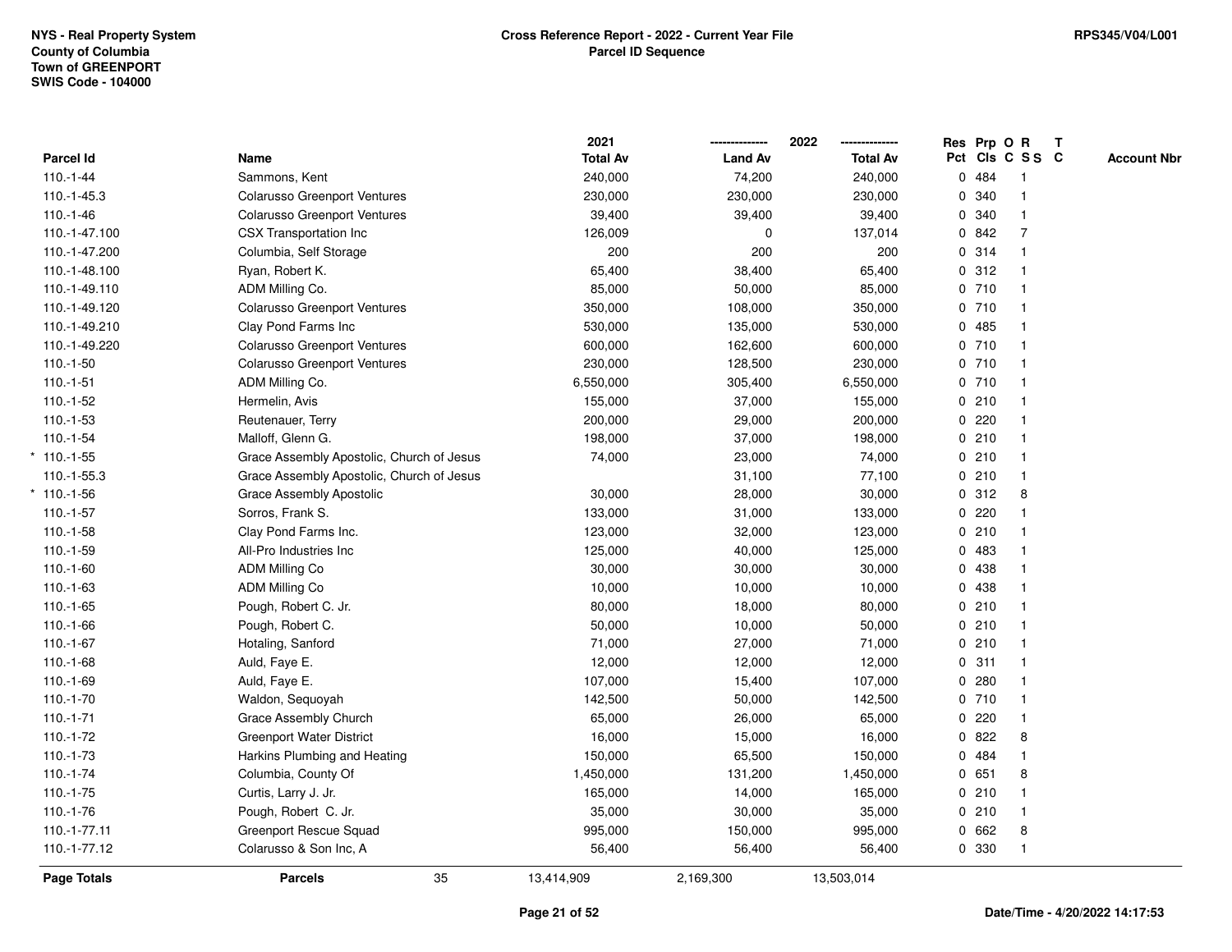NYS - Real Property System
County of Columbia
Town of GREENPORT
SWIS Code - 104000

**Cross Reference Report - 2022 - Current Year File**
**Parcel ID Sequence**

RPS345/V04/L001

| Parcel Id | Name | 2021 Total Av | 2022 Land Av | 2022 Total Av | Res Pct | Prp Cls | O C | R S S | T C | Account Nbr |
|---|---|---|---|---|---|---|---|---|---|---|
| 110.-1-44 | Sammons, Kent | 240,000 | 74,200 | 240,000 | 0 | 484 | | 1 | | |
| 110.-1-45.3 | Colarusso Greenport Ventures | 230,000 | 230,000 | 230,000 | 0 | 340 | | 1 | | |
| 110.-1-46 | Colarusso Greenport Ventures | 39,400 | 39,400 | 39,400 | 0 | 340 | | 1 | | |
| 110.-1-47.100 | CSX Transportation Inc | 126,009 | 0 | 137,014 | 0 | 842 | | 7 | | |
| 110.-1-47.200 | Columbia, Self Storage | 200 | 200 | 200 | 0 | 314 | | 1 | | |
| 110.-1-48.100 | Ryan, Robert K. | 65,400 | 38,400 | 65,400 | 0 | 312 | | 1 | | |
| 110.-1-49.110 | ADM Milling Co. | 85,000 | 50,000 | 85,000 | 0 | 710 | | 1 | | |
| 110.-1-49.120 | Colarusso Greenport Ventures | 350,000 | 108,000 | 350,000 | 0 | 710 | | 1 | | |
| 110.-1-49.210 | Clay Pond Farms Inc | 530,000 | 135,000 | 530,000 | 0 | 485 | | 1 | | |
| 110.-1-49.220 | Colarusso Greenport Ventures | 600,000 | 162,600 | 600,000 | 0 | 710 | | 1 | | |
| 110.-1-50 | Colarusso Greenport Ventures | 230,000 | 128,500 | 230,000 | 0 | 710 | | 1 | | |
| 110.-1-51 | ADM Milling Co. | 6,550,000 | 305,400 | 6,550,000 | 0 | 710 | | 1 | | |
| 110.-1-52 | Hermelin, Avis | 155,000 | 37,000 | 155,000 | 0 | 210 | | 1 | | |
| 110.-1-53 | Reutenauer, Terry | 200,000 | 29,000 | 200,000 | 0 | 220 | | 1 | | |
| 110.-1-54 | Malloff, Glenn G. | 198,000 | 37,000 | 198,000 | 0 | 210 | | 1 | | |
| * 110.-1-55 | Grace Assembly Apostolic, Church of Jesus | 74,000 | 23,000 | 74,000 | 0 | 210 | | 1 | | |
| 110.-1-55.3 | Grace Assembly Apostolic, Church of Jesus | | 31,100 | 77,100 | 0 | 210 | | 1 | | |
| * 110.-1-56 | Grace Assembly Apostolic | 30,000 | 28,000 | 30,000 | 0 | 312 | | 8 | | |
| 110.-1-57 | Sorros, Frank S. | 133,000 | 31,000 | 133,000 | 0 | 220 | | 1 | | |
| 110.-1-58 | Clay Pond Farms Inc. | 123,000 | 32,000 | 123,000 | 0 | 210 | | 1 | | |
| 110.-1-59 | All-Pro Industries Inc | 125,000 | 40,000 | 125,000 | 0 | 483 | | 1 | | |
| 110.-1-60 | ADM Milling Co | 30,000 | 30,000 | 30,000 | 0 | 438 | | 1 | | |
| 110.-1-63 | ADM Milling Co | 10,000 | 10,000 | 10,000 | 0 | 438 | | 1 | | |
| 110.-1-65 | Pough, Robert C. Jr. | 80,000 | 18,000 | 80,000 | 0 | 210 | | 1 | | |
| 110.-1-66 | Pough, Robert C. | 50,000 | 10,000 | 50,000 | 0 | 210 | | 1 | | |
| 110.-1-67 | Hotaling, Sanford | 71,000 | 27,000 | 71,000 | 0 | 210 | | 1 | | |
| 110.-1-68 | Auld, Faye E. | 12,000 | 12,000 | 12,000 | 0 | 311 | | 1 | | |
| 110.-1-69 | Auld, Faye E. | 107,000 | 15,400 | 107,000 | 0 | 280 | | 1 | | |
| 110.-1-70 | Waldon, Sequoyah | 142,500 | 50,000 | 142,500 | 0 | 710 | | 1 | | |
| 110.-1-71 | Grace Assembly Church | 65,000 | 26,000 | 65,000 | 0 | 220 | | 1 | | |
| 110.-1-72 | Greenport Water District | 16,000 | 15,000 | 16,000 | 0 | 822 | | 8 | | |
| 110.-1-73 | Harkins Plumbing and Heating | 150,000 | 65,500 | 150,000 | 0 | 484 | | 1 | | |
| 110.-1-74 | Columbia, County Of | 1,450,000 | 131,200 | 1,450,000 | 0 | 651 | | 8 | | |
| 110.-1-75 | Curtis, Larry J. Jr. | 165,000 | 14,000 | 165,000 | 0 | 210 | | 1 | | |
| 110.-1-76 | Pough, Robert C. Jr. | 35,000 | 30,000 | 35,000 | 0 | 210 | | 1 | | |
| 110.-1-77.11 | Greenport Rescue Squad | 995,000 | 150,000 | 995,000 | 0 | 662 | | 8 | | |
| 110.-1-77.12 | Colarusso & Son Inc, A | 56,400 | 56,400 | 56,400 | 0 | 330 | | 1 | | |
| **Page Totals** | **Parcels** 35 | 13,414,909 | 2,169,300 | 13,503,014 | | | | | | |

Date/Time - 4/20/2022 14:17:53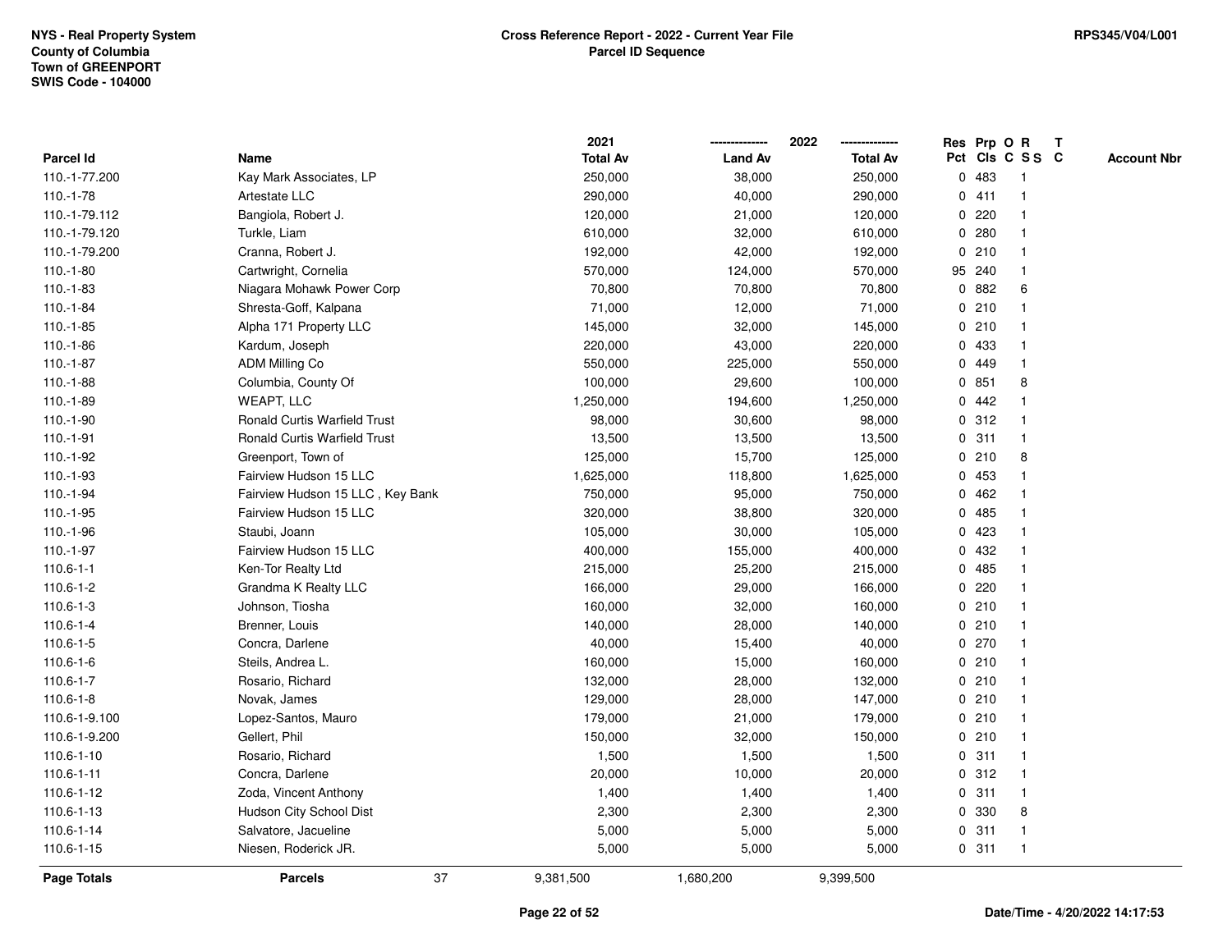NYS - Real Property System
County of Columbia
Town of GREENPORT
SWIS Code - 104000

**Cross Reference Report - 2022 - Current Year File**
**Parcel ID Sequence**

RPS345/V04/L001

| Parcel Id | Name | 2021 Total Av | 2022 Land Av | 2022 Total Av | Res Pct | Prp Cls | O C | R S S | T C | Account Nbr |
|---|---|---|---|---|---|---|---|---|---|---|
| 110.-1-77.200 | Kay Mark Associates, LP | 250,000 | 38,000 | 250,000 | 0 | 483 | | 1 | | |
| 110.-1-78 | Artestate LLC | 290,000 | 40,000 | 290,000 | 0 | 411 | | 1 | | |
| 110.-1-79.112 | Bangiola, Robert J. | 120,000 | 21,000 | 120,000 | 0 | 220 | | 1 | | |
| 110.-1-79.120 | Turkle, Liam | 610,000 | 32,000 | 610,000 | 0 | 280 | | 1 | | |
| 110.-1-79.200 | Cranna, Robert J. | 192,000 | 42,000 | 192,000 | 0 | 210 | | 1 | | |
| 110.-1-80 | Cartwright, Cornelia | 570,000 | 124,000 | 570,000 | 95 | 240 | | 1 | | |
| 110.-1-83 | Niagara Mohawk Power Corp | 70,800 | 70,800 | 70,800 | 0 | 882 | | 6 | | |
| 110.-1-84 | Shresta-Goff, Kalpana | 71,000 | 12,000 | 71,000 | 0 | 210 | | 1 | | |
| 110.-1-85 | Alpha 171 Property LLC | 145,000 | 32,000 | 145,000 | 0 | 210 | | 1 | | |
| 110.-1-86 | Kardum, Joseph | 220,000 | 43,000 | 220,000 | 0 | 433 | | 1 | | |
| 110.-1-87 | ADM Milling Co | 550,000 | 225,000 | 550,000 | 0 | 449 | | 1 | | |
| 110.-1-88 | Columbia, County Of | 100,000 | 29,600 | 100,000 | 0 | 851 | | 8 | | |
| 110.-1-89 | WEAPT, LLC | 1,250,000 | 194,600 | 1,250,000 | 0 | 442 | | 1 | | |
| 110.-1-90 | Ronald Curtis Warfield Trust | 98,000 | 30,600 | 98,000 | 0 | 312 | | 1 | | |
| 110.-1-91 | Ronald Curtis Warfield Trust | 13,500 | 13,500 | 13,500 | 0 | 311 | | 1 | | |
| 110.-1-92 | Greenport, Town of | 125,000 | 15,700 | 125,000 | 0 | 210 | | 8 | | |
| 110.-1-93 | Fairview Hudson 15 LLC | 1,625,000 | 118,800 | 1,625,000 | 0 | 453 | | 1 | | |
| 110.-1-94 | Fairview Hudson 15 LLC , Key Bank | 750,000 | 95,000 | 750,000 | 0 | 462 | | 1 | | |
| 110.-1-95 | Fairview Hudson 15 LLC | 320,000 | 38,800 | 320,000 | 0 | 485 | | 1 | | |
| 110.-1-96 | Staubi, Joann | 105,000 | 30,000 | 105,000 | 0 | 423 | | 1 | | |
| 110.-1-97 | Fairview Hudson 15 LLC | 400,000 | 155,000 | 400,000 | 0 | 432 | | 1 | | |
| 110.6-1-1 | Ken-Tor Realty Ltd | 215,000 | 25,200 | 215,000 | 0 | 485 | | 1 | | |
| 110.6-1-2 | Grandma K Realty LLC | 166,000 | 29,000 | 166,000 | 0 | 220 | | 1 | | |
| 110.6-1-3 | Johnson, Tiosha | 160,000 | 32,000 | 160,000 | 0 | 210 | | 1 | | |
| 110.6-1-4 | Brenner, Louis | 140,000 | 28,000 | 140,000 | 0 | 210 | | 1 | | |
| 110.6-1-5 | Concra, Darlene | 40,000 | 15,400 | 40,000 | 0 | 270 | | 1 | | |
| 110.6-1-6 | Steils, Andrea L. | 160,000 | 15,000 | 160,000 | 0 | 210 | | 1 | | |
| 110.6-1-7 | Rosario, Richard | 132,000 | 28,000 | 132,000 | 0 | 210 | | 1 | | |
| 110.6-1-8 | Novak, James | 129,000 | 28,000 | 147,000 | 0 | 210 | | 1 | | |
| 110.6-1-9.100 | Lopez-Santos, Mauro | 179,000 | 21,000 | 179,000 | 0 | 210 | | 1 | | |
| 110.6-1-9.200 | Gellert, Phil | 150,000 | 32,000 | 150,000 | 0 | 210 | | 1 | | |
| 110.6-1-10 | Rosario, Richard | 1,500 | 1,500 | 1,500 | 0 | 311 | | 1 | | |
| 110.6-1-11 | Concra, Darlene | 20,000 | 10,000 | 20,000 | 0 | 312 | | 1 | | |
| 110.6-1-12 | Zoda, Vincent Anthony | 1,400 | 1,400 | 1,400 | 0 | 311 | | 1 | | |
| 110.6-1-13 | Hudson City School Dist | 2,300 | 2,300 | 2,300 | 0 | 330 | | 8 | | |
| 110.6-1-14 | Salvatore, Jacueline | 5,000 | 5,000 | 5,000 | 0 | 311 | | 1 | | |
| 110.6-1-15 | Niesen, Roderick JR. | 5,000 | 5,000 | 5,000 | 0 | 311 | | 1 | | |
| **Page Totals** | **Parcels** 37 | 9,381,500 | 1,680,200 | 9,399,500 | | | | | | |

Date/Time - 4/20/2022 14:17:53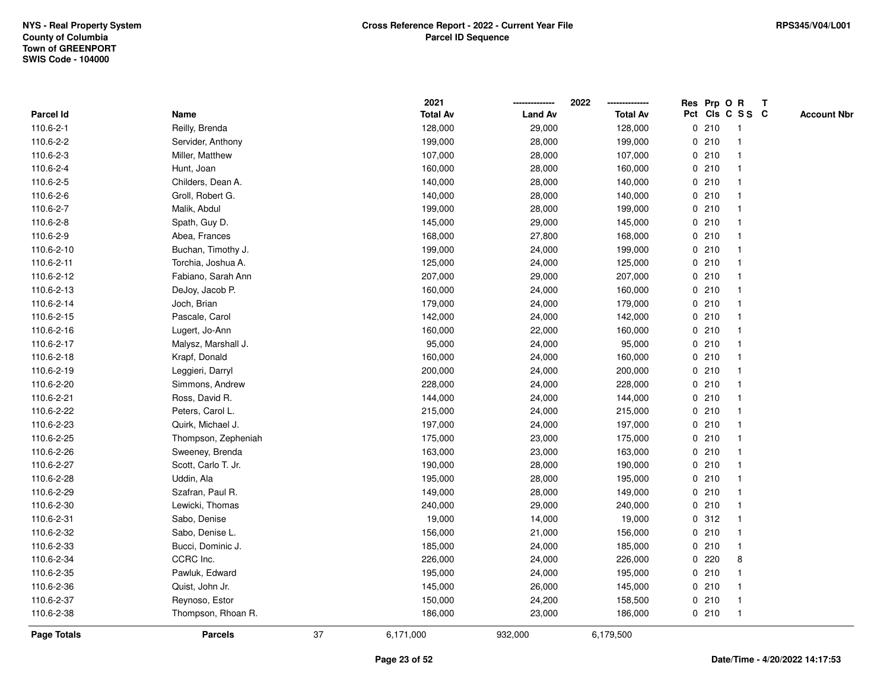NYS - Real Property System
County of Columbia
Town of GREENPORT
SWIS Code - 104000

**Cross Reference Report - 2022 - Current Year File**
**Parcel ID Sequence**

RPS345/V04/L001

| Parcel Id | Name | 2021 Total Av | 2022 Land Av | 2022 Total Av | Res Pct | Prp Cls | O C | R S S | T C | Account Nbr |
|---|---|---|---|---|---|---|---|---|---|---|
| 110.6-2-1 | Reilly, Brenda | 128,000 | 29,000 | 128,000 | 0 | 210 | | 1 | | |
| 110.6-2-2 | Servider, Anthony | 199,000 | 28,000 | 199,000 | 0 | 210 | | 1 | | |
| 110.6-2-3 | Miller, Matthew | 107,000 | 28,000 | 107,000 | 0 | 210 | | 1 | | |
| 110.6-2-4 | Hunt, Joan | 160,000 | 28,000 | 160,000 | 0 | 210 | | 1 | | |
| 110.6-2-5 | Childers, Dean A. | 140,000 | 28,000 | 140,000 | 0 | 210 | | 1 | | |
| 110.6-2-6 | Groll, Robert G. | 140,000 | 28,000 | 140,000 | 0 | 210 | | 1 | | |
| 110.6-2-7 | Malik, Abdul | 199,000 | 28,000 | 199,000 | 0 | 210 | | 1 | | |
| 110.6-2-8 | Spath, Guy D. | 145,000 | 29,000 | 145,000 | 0 | 210 | | 1 | | |
| 110.6-2-9 | Abea, Frances | 168,000 | 27,800 | 168,000 | 0 | 210 | | 1 | | |
| 110.6-2-10 | Buchan, Timothy J. | 199,000 | 24,000 | 199,000 | 0 | 210 | | 1 | | |
| 110.6-2-11 | Torchia, Joshua A. | 125,000 | 24,000 | 125,000 | 0 | 210 | | 1 | | |
| 110.6-2-12 | Fabiano, Sarah Ann | 207,000 | 29,000 | 207,000 | 0 | 210 | | 1 | | |
| 110.6-2-13 | DeJoy, Jacob P. | 160,000 | 24,000 | 160,000 | 0 | 210 | | 1 | | |
| 110.6-2-14 | Joch, Brian | 179,000 | 24,000 | 179,000 | 0 | 210 | | 1 | | |
| 110.6-2-15 | Pascale, Carol | 142,000 | 24,000 | 142,000 | 0 | 210 | | 1 | | |
| 110.6-2-16 | Lugert, Jo-Ann | 160,000 | 22,000 | 160,000 | 0 | 210 | | 1 | | |
| 110.6-2-17 | Malysz, Marshall J. | 95,000 | 24,000 | 95,000 | 0 | 210 | | 1 | | |
| 110.6-2-18 | Krapf, Donald | 160,000 | 24,000 | 160,000 | 0 | 210 | | 1 | | |
| 110.6-2-19 | Leggieri, Darryl | 200,000 | 24,000 | 200,000 | 0 | 210 | | 1 | | |
| 110.6-2-20 | Simmons, Andrew | 228,000 | 24,000 | 228,000 | 0 | 210 | | 1 | | |
| 110.6-2-21 | Ross, David R. | 144,000 | 24,000 | 144,000 | 0 | 210 | | 1 | | |
| 110.6-2-22 | Peters, Carol L. | 215,000 | 24,000 | 215,000 | 0 | 210 | | 1 | | |
| 110.6-2-23 | Quirk, Michael J. | 197,000 | 24,000 | 197,000 | 0 | 210 | | 1 | | |
| 110.6-2-25 | Thompson, Zepheniah | 175,000 | 23,000 | 175,000 | 0 | 210 | | 1 | | |
| 110.6-2-26 | Sweeney, Brenda | 163,000 | 23,000 | 163,000 | 0 | 210 | | 1 | | |
| 110.6-2-27 | Scott, Carlo T. Jr. | 190,000 | 28,000 | 190,000 | 0 | 210 | | 1 | | |
| 110.6-2-28 | Uddin, Ala | 195,000 | 28,000 | 195,000 | 0 | 210 | | 1 | | |
| 110.6-2-29 | Szafran, Paul R. | 149,000 | 28,000 | 149,000 | 0 | 210 | | 1 | | |
| 110.6-2-30 | Lewicki, Thomas | 240,000 | 29,000 | 240,000 | 0 | 210 | | 1 | | |
| 110.6-2-31 | Sabo, Denise | 19,000 | 14,000 | 19,000 | 0 | 312 | | 1 | | |
| 110.6-2-32 | Sabo, Denise L. | 156,000 | 21,000 | 156,000 | 0 | 210 | | 1 | | |
| 110.6-2-33 | Bucci, Dominic J. | 185,000 | 24,000 | 185,000 | 0 | 210 | | 1 | | |
| 110.6-2-34 | CCRC Inc. | 226,000 | 24,000 | 226,000 | 0 | 220 | | 8 | | |
| 110.6-2-35 | Pawluk, Edward | 195,000 | 24,000 | 195,000 | 0 | 210 | | 1 | | |
| 110.6-2-36 | Quist, John Jr. | 145,000 | 26,000 | 145,000 | 0 | 210 | | 1 | | |
| 110.6-2-37 | Reynoso, Estor | 150,000 | 24,200 | 158,500 | 0 | 210 | | 1 | | |
| 110.6-2-38 | Thompson, Rhoan R. | 186,000 | 23,000 | 186,000 | 0 | 210 | | 1 | | |
| **Page Totals** | **Parcels** 37 | 6,171,000 | 932,000 | 6,179,500 | | | | | | |

Date/Time - 4/20/2022 14:17:53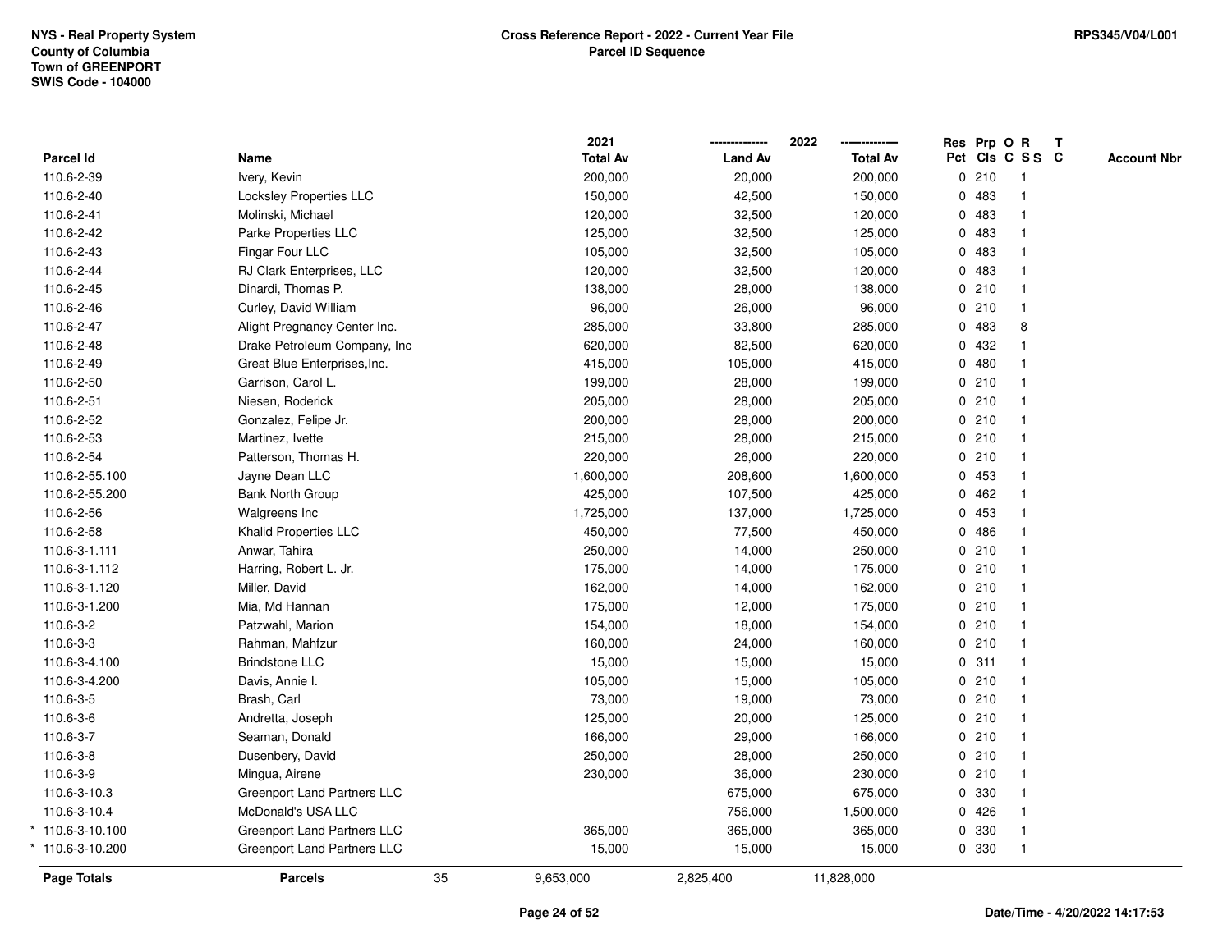NYS - Real Property System
County of Columbia
Town of GREENPORT
SWIS Code - 104000

**Cross Reference Report - 2022 - Current Year File**
**Parcel ID Sequence**

RPS345/V04/L001

| Parcel Id | Name | 2021 Total Av | 2022 Land Av | 2022 Total Av | Res Pct | Prp Cls | O C | R S S | T C | Account Nbr |
|---|---|---|---|---|---|---|---|---|---|---|
| 110.6-2-39 | Ivery, Kevin | 200,000 | 20,000 | 200,000 | 0 | 210 | | 1 | | |
| 110.6-2-40 | Locksley Properties LLC | 150,000 | 42,500 | 150,000 | 0 | 483 | | 1 | | |
| 110.6-2-41 | Molinski, Michael | 120,000 | 32,500 | 120,000 | 0 | 483 | | 1 | | |
| 110.6-2-42 | Parke Properties LLC | 125,000 | 32,500 | 125,000 | 0 | 483 | | 1 | | |
| 110.6-2-43 | Fingar Four LLC | 105,000 | 32,500 | 105,000 | 0 | 483 | | 1 | | |
| 110.6-2-44 | RJ Clark Enterprises, LLC | 120,000 | 32,500 | 120,000 | 0 | 483 | | 1 | | |
| 110.6-2-45 | Dinardi, Thomas P. | 138,000 | 28,000 | 138,000 | 0 | 210 | | 1 | | |
| 110.6-2-46 | Curley, David William | 96,000 | 26,000 | 96,000 | 0 | 210 | | 1 | | |
| 110.6-2-47 | Alight Pregnancy Center Inc. | 285,000 | 33,800 | 285,000 | 0 | 483 | | 8 | | |
| 110.6-2-48 | Drake Petroleum Company, Inc | 620,000 | 82,500 | 620,000 | 0 | 432 | | 1 | | |
| 110.6-2-49 | Great Blue Enterprises,Inc. | 415,000 | 105,000 | 415,000 | 0 | 480 | | 1 | | |
| 110.6-2-50 | Garrison, Carol L. | 199,000 | 28,000 | 199,000 | 0 | 210 | | 1 | | |
| 110.6-2-51 | Niesen, Roderick | 205,000 | 28,000 | 205,000 | 0 | 210 | | 1 | | |
| 110.6-2-52 | Gonzalez, Felipe Jr. | 200,000 | 28,000 | 200,000 | 0 | 210 | | 1 | | |
| 110.6-2-53 | Martinez, Ivette | 215,000 | 28,000 | 215,000 | 0 | 210 | | 1 | | |
| 110.6-2-54 | Patterson, Thomas H. | 220,000 | 26,000 | 220,000 | 0 | 210 | | 1 | | |
| 110.6-2-55.100 | Jayne Dean LLC | 1,600,000 | 208,600 | 1,600,000 | 0 | 453 | | 1 | | |
| 110.6-2-55.200 | Bank North Group | 425,000 | 107,500 | 425,000 | 0 | 462 | | 1 | | |
| 110.6-2-56 | Walgreens Inc | 1,725,000 | 137,000 | 1,725,000 | 0 | 453 | | 1 | | |
| 110.6-2-58 | Khalid Properties LLC | 450,000 | 77,500 | 450,000 | 0 | 486 | | 1 | | |
| 110.6-3-1.111 | Anwar, Tahira | 250,000 | 14,000 | 250,000 | 0 | 210 | | 1 | | |
| 110.6-3-1.112 | Harring, Robert L. Jr. | 175,000 | 14,000 | 175,000 | 0 | 210 | | 1 | | |
| 110.6-3-1.120 | Miller, David | 162,000 | 14,000 | 162,000 | 0 | 210 | | 1 | | |
| 110.6-3-1.200 | Mia, Md Hannan | 175,000 | 12,000 | 175,000 | 0 | 210 | | 1 | | |
| 110.6-3-2 | Patzwahl, Marion | 154,000 | 18,000 | 154,000 | 0 | 210 | | 1 | | |
| 110.6-3-3 | Rahman, Mahfzur | 160,000 | 24,000 | 160,000 | 0 | 210 | | 1 | | |
| 110.6-3-4.100 | Brindstone LLC | 15,000 | 15,000 | 15,000 | 0 | 311 | | 1 | | |
| 110.6-3-4.200 | Davis, Annie I. | 105,000 | 15,000 | 105,000 | 0 | 210 | | 1 | | |
| 110.6-3-5 | Brash, Carl | 73,000 | 19,000 | 73,000 | 0 | 210 | | 1 | | |
| 110.6-3-6 | Andretta, Joseph | 125,000 | 20,000 | 125,000 | 0 | 210 | | 1 | | |
| 110.6-3-7 | Seaman, Donald | 166,000 | 29,000 | 166,000 | 0 | 210 | | 1 | | |
| 110.6-3-8 | Dusenbery, David | 250,000 | 28,000 | 250,000 | 0 | 210 | | 1 | | |
| 110.6-3-9 | Mingua, Airene | 230,000 | 36,000 | 230,000 | 0 | 210 | | 1 | | |
| 110.6-3-10.3 | Greenport Land Partners LLC | | 675,000 | 675,000 | 0 | 330 | | 1 | | |
| 110.6-3-10.4 | McDonald's USA LLC | | 756,000 | 1,500,000 | 0 | 426 | | 1 | | |
| * 110.6-3-10.100 | Greenport Land Partners LLC | 365,000 | 365,000 | 365,000 | 0 | 330 | | 1 | | |
| * 110.6-3-10.200 | Greenport Land Partners LLC | 15,000 | 15,000 | 15,000 | 0 | 330 | | 1 | | |
| **Page Totals** | **Parcels** 35 | 9,653,000 | 2,825,400 | 11,828,000 | | | | | | |

Date/Time - 4/20/2022 14:17:53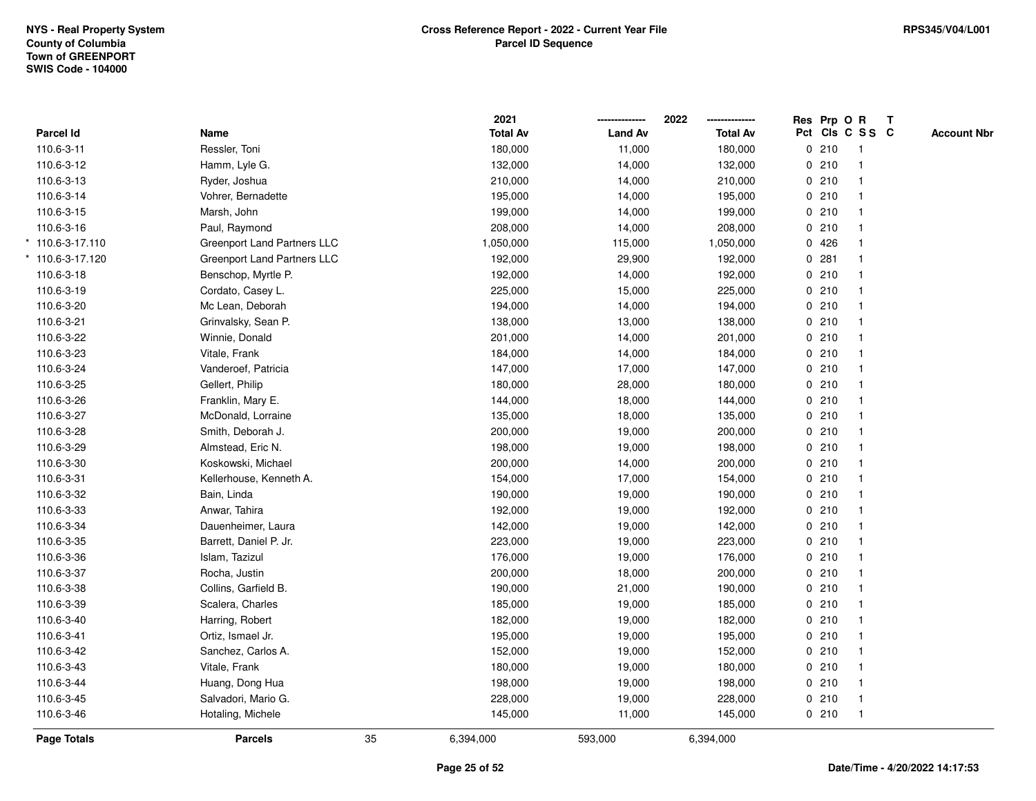NYS - Real Property System
County of Columbia
Town of GREENPORT
SWIS Code - 104000

**Cross Reference Report - 2022 - Current Year File**
**Parcel ID Sequence**

RPS345/V04/L001

| Parcel Id | Name | 2021 Total Av | 2022 Land Av | 2022 Total Av | Res Pct | Prp Cls | O C | R S S | T C | Account Nbr |
|---|---|---|---|---|---|---|---|---|---|---|
| 110.6-3-11 | Ressler, Toni | 180,000 | 11,000 | 180,000 | 0 | 210 | | 1 | | |
| 110.6-3-12 | Hamm, Lyle G. | 132,000 | 14,000 | 132,000 | 0 | 210 | | 1 | | |
| 110.6-3-13 | Ryder, Joshua | 210,000 | 14,000 | 210,000 | 0 | 210 | | 1 | | |
| 110.6-3-14 | Vohrer, Bernadette | 195,000 | 14,000 | 195,000 | 0 | 210 | | 1 | | |
| 110.6-3-15 | Marsh, John | 199,000 | 14,000 | 199,000 | 0 | 210 | | 1 | | |
| 110.6-3-16 | Paul, Raymond | 208,000 | 14,000 | 208,000 | 0 | 210 | | 1 | | |
| * 110.6-3-17.110 | Greenport Land Partners LLC | 1,050,000 | 115,000 | 1,050,000 | 0 | 426 | | 1 | | |
| * 110.6-3-17.120 | Greenport Land Partners LLC | 192,000 | 29,900 | 192,000 | 0 | 281 | | 1 | | |
| 110.6-3-18 | Benschop, Myrtle P. | 192,000 | 14,000 | 192,000 | 0 | 210 | | 1 | | |
| 110.6-3-19 | Cordato, Casey L. | 225,000 | 15,000 | 225,000 | 0 | 210 | | 1 | | |
| 110.6-3-20 | Mc Lean, Deborah | 194,000 | 14,000 | 194,000 | 0 | 210 | | 1 | | |
| 110.6-3-21 | Grinvalsky, Sean P. | 138,000 | 13,000 | 138,000 | 0 | 210 | | 1 | | |
| 110.6-3-22 | Winnie, Donald | 201,000 | 14,000 | 201,000 | 0 | 210 | | 1 | | |
| 110.6-3-23 | Vitale, Frank | 184,000 | 14,000 | 184,000 | 0 | 210 | | 1 | | |
| 110.6-3-24 | Vanderoef, Patricia | 147,000 | 17,000 | 147,000 | 0 | 210 | | 1 | | |
| 110.6-3-25 | Gellert, Philip | 180,000 | 28,000 | 180,000 | 0 | 210 | | 1 | | |
| 110.6-3-26 | Franklin, Mary E. | 144,000 | 18,000 | 144,000 | 0 | 210 | | 1 | | |
| 110.6-3-27 | McDonald, Lorraine | 135,000 | 18,000 | 135,000 | 0 | 210 | | 1 | | |
| 110.6-3-28 | Smith, Deborah J. | 200,000 | 19,000 | 200,000 | 0 | 210 | | 1 | | |
| 110.6-3-29 | Almstead, Eric N. | 198,000 | 19,000 | 198,000 | 0 | 210 | | 1 | | |
| 110.6-3-30 | Koskowski, Michael | 200,000 | 14,000 | 200,000 | 0 | 210 | | 1 | | |
| 110.6-3-31 | Kellerhouse, Kenneth A. | 154,000 | 17,000 | 154,000 | 0 | 210 | | 1 | | |
| 110.6-3-32 | Bain, Linda | 190,000 | 19,000 | 190,000 | 0 | 210 | | 1 | | |
| 110.6-3-33 | Anwar, Tahira | 192,000 | 19,000 | 192,000 | 0 | 210 | | 1 | | |
| 110.6-3-34 | Dauenheimer, Laura | 142,000 | 19,000 | 142,000 | 0 | 210 | | 1 | | |
| 110.6-3-35 | Barrett, Daniel P. Jr. | 223,000 | 19,000 | 223,000 | 0 | 210 | | 1 | | |
| 110.6-3-36 | Islam, Tazizul | 176,000 | 19,000 | 176,000 | 0 | 210 | | 1 | | |
| 110.6-3-37 | Rocha, Justin | 200,000 | 18,000 | 200,000 | 0 | 210 | | 1 | | |
| 110.6-3-38 | Collins, Garfield B. | 190,000 | 21,000 | 190,000 | 0 | 210 | | 1 | | |
| 110.6-3-39 | Scalera, Charles | 185,000 | 19,000 | 185,000 | 0 | 210 | | 1 | | |
| 110.6-3-40 | Harring, Robert | 182,000 | 19,000 | 182,000 | 0 | 210 | | 1 | | |
| 110.6-3-41 | Ortiz, Ismael Jr. | 195,000 | 19,000 | 195,000 | 0 | 210 | | 1 | | |
| 110.6-3-42 | Sanchez, Carlos A. | 152,000 | 19,000 | 152,000 | 0 | 210 | | 1 | | |
| 110.6-3-43 | Vitale, Frank | 180,000 | 19,000 | 180,000 | 0 | 210 | | 1 | | |
| 110.6-3-44 | Huang, Dong Hua | 198,000 | 19,000 | 198,000 | 0 | 210 | | 1 | | |
| 110.6-3-45 | Salvadori, Mario G. | 228,000 | 19,000 | 228,000 | 0 | 210 | | 1 | | |
| 110.6-3-46 | Hotaling, Michele | 145,000 | 11,000 | 145,000 | 0 | 210 | | 1 | | |
| **Page Totals** | **Parcels** 35 | 6,394,000 | 593,000 | 6,394,000 | | | | | | |

**Date/Time - 4/20/2022 14:17:53**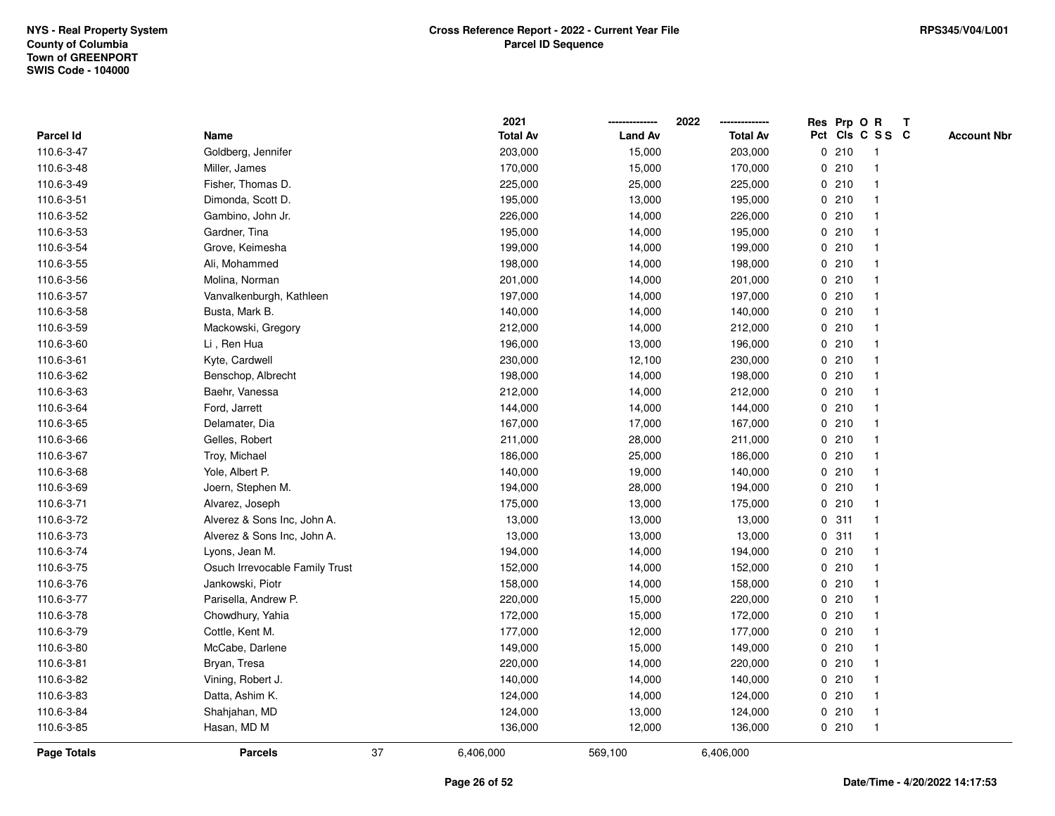NYS - Real Property System
County of Columbia
Town of GREENPORT
SWIS Code - 104000

**Cross Reference Report - 2022 - Current Year File**
**Parcel ID Sequence**

RPS345/V04/L001

| Parcel Id | Name | 2021 Total Av | 2022 Land Av | 2022 Total Av | Res Pct | Prp Cls | O C | R S S | T C | Account Nbr |
|---|---|---|---|---|---|---|---|---|---|---|
| 110.6-3-47 | Goldberg, Jennifer | 203,000 | 15,000 | 203,000 | 0 | 210 | | 1 | | |
| 110.6-3-48 | Miller, James | 170,000 | 15,000 | 170,000 | 0 | 210 | | 1 | | |
| 110.6-3-49 | Fisher, Thomas D. | 225,000 | 25,000 | 225,000 | 0 | 210 | | 1 | | |
| 110.6-3-51 | Dimonda, Scott D. | 195,000 | 13,000 | 195,000 | 0 | 210 | | 1 | | |
| 110.6-3-52 | Gambino, John Jr. | 226,000 | 14,000 | 226,000 | 0 | 210 | | 1 | | |
| 110.6-3-53 | Gardner, Tina | 195,000 | 14,000 | 195,000 | 0 | 210 | | 1 | | |
| 110.6-3-54 | Grove, Keimesha | 199,000 | 14,000 | 199,000 | 0 | 210 | | 1 | | |
| 110.6-3-55 | Ali, Mohammed | 198,000 | 14,000 | 198,000 | 0 | 210 | | 1 | | |
| 110.6-3-56 | Molina, Norman | 201,000 | 14,000 | 201,000 | 0 | 210 | | 1 | | |
| 110.6-3-57 | Vanvalkenburgh, Kathleen | 197,000 | 14,000 | 197,000 | 0 | 210 | | 1 | | |
| 110.6-3-58 | Busta, Mark B. | 140,000 | 14,000 | 140,000 | 0 | 210 | | 1 | | |
| 110.6-3-59 | Mackowski, Gregory | 212,000 | 14,000 | 212,000 | 0 | 210 | | 1 | | |
| 110.6-3-60 | Li , Ren Hua | 196,000 | 13,000 | 196,000 | 0 | 210 | | 1 | | |
| 110.6-3-61 | Kyte, Cardwell | 230,000 | 12,100 | 230,000 | 0 | 210 | | 1 | | |
| 110.6-3-62 | Benschop, Albrecht | 198,000 | 14,000 | 198,000 | 0 | 210 | | 1 | | |
| 110.6-3-63 | Baehr, Vanessa | 212,000 | 14,000 | 212,000 | 0 | 210 | | 1 | | |
| 110.6-3-64 | Ford, Jarrett | 144,000 | 14,000 | 144,000 | 0 | 210 | | 1 | | |
| 110.6-3-65 | Delamater, Dia | 167,000 | 17,000 | 167,000 | 0 | 210 | | 1 | | |
| 110.6-3-66 | Gelles, Robert | 211,000 | 28,000 | 211,000 | 0 | 210 | | 1 | | |
| 110.6-3-67 | Troy, Michael | 186,000 | 25,000 | 186,000 | 0 | 210 | | 1 | | |
| 110.6-3-68 | Yole, Albert P. | 140,000 | 19,000 | 140,000 | 0 | 210 | | 1 | | |
| 110.6-3-69 | Joern, Stephen M. | 194,000 | 28,000 | 194,000 | 0 | 210 | | 1 | | |
| 110.6-3-71 | Alvarez, Joseph | 175,000 | 13,000 | 175,000 | 0 | 210 | | 1 | | |
| 110.6-3-72 | Alverez & Sons Inc, John A. | 13,000 | 13,000 | 13,000 | 0 | 311 | | 1 | | |
| 110.6-3-73 | Alverez & Sons Inc, John A. | 13,000 | 13,000 | 13,000 | 0 | 311 | | 1 | | |
| 110.6-3-74 | Lyons, Jean M. | 194,000 | 14,000 | 194,000 | 0 | 210 | | 1 | | |
| 110.6-3-75 | Osuch Irrevocable Family Trust | 152,000 | 14,000 | 152,000 | 0 | 210 | | 1 | | |
| 110.6-3-76 | Jankowski, Piotr | 158,000 | 14,000 | 158,000 | 0 | 210 | | 1 | | |
| 110.6-3-77 | Parisella, Andrew P. | 220,000 | 15,000 | 220,000 | 0 | 210 | | 1 | | |
| 110.6-3-78 | Chowdhury, Yahia | 172,000 | 15,000 | 172,000 | 0 | 210 | | 1 | | |
| 110.6-3-79 | Cottle, Kent M. | 177,000 | 12,000 | 177,000 | 0 | 210 | | 1 | | |
| 110.6-3-80 | McCabe, Darlene | 149,000 | 15,000 | 149,000 | 0 | 210 | | 1 | | |
| 110.6-3-81 | Bryan, Tresa | 220,000 | 14,000 | 220,000 | 0 | 210 | | 1 | | |
| 110.6-3-82 | Vining, Robert J. | 140,000 | 14,000 | 140,000 | 0 | 210 | | 1 | | |
| 110.6-3-83 | Datta, Ashim K. | 124,000 | 14,000 | 124,000 | 0 | 210 | | 1 | | |
| 110.6-3-84 | Shahjahan, MD | 124,000 | 13,000 | 124,000 | 0 | 210 | | 1 | | |
| 110.6-3-85 | Hasan, MD M | 136,000 | 12,000 | 136,000 | 0 | 210 | | 1 | | |
| **Page Totals** | **Parcels** 37 | 6,406,000 | 569,100 | 6,406,000 | | | | | | |

Date/Time - 4/20/2022 14:17:53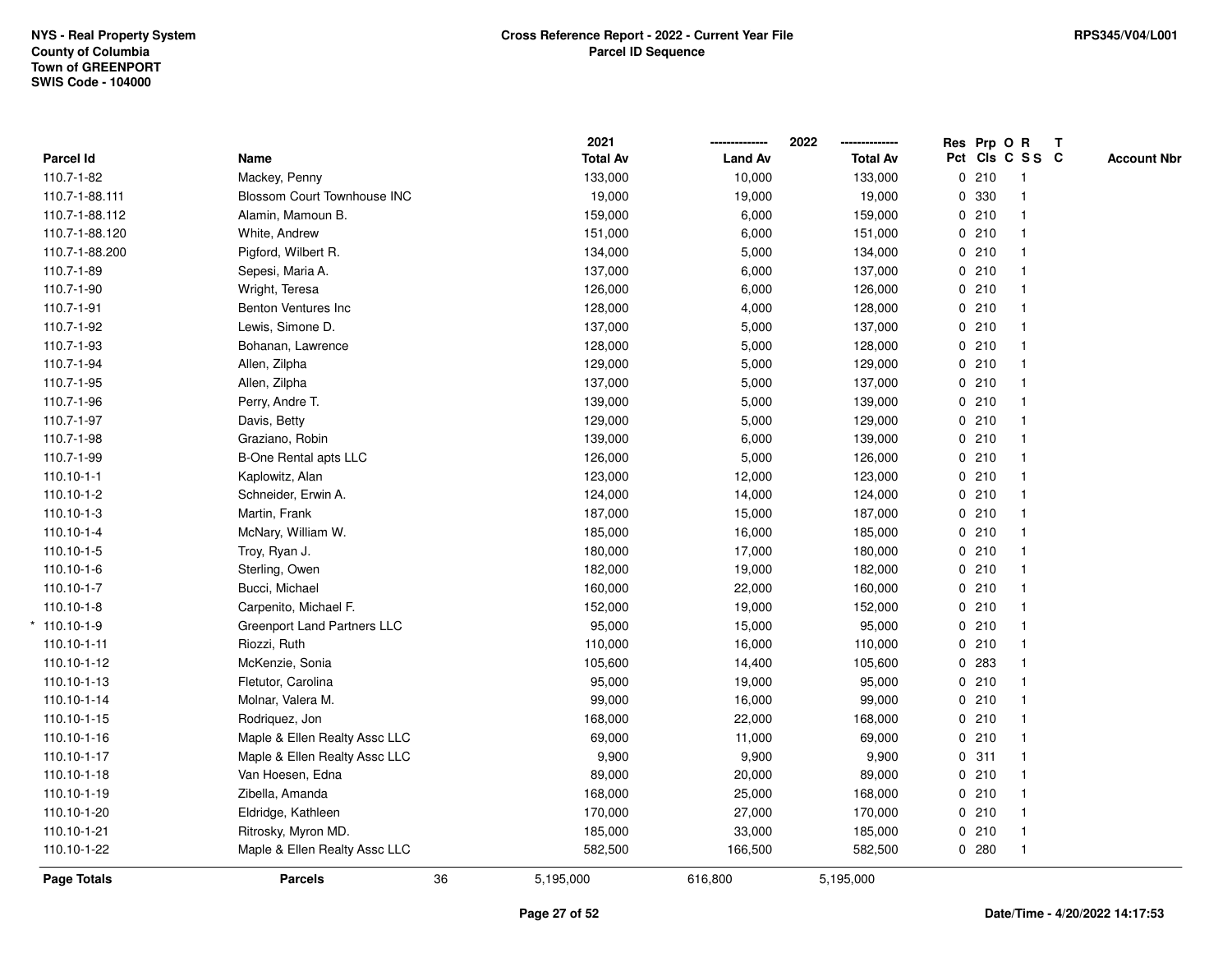NYS - Real Property System
County of Columbia
Town of GREENPORT
SWIS Code - 104000

**Cross Reference Report - 2022 - Current Year File**
**Parcel ID Sequence**

RPS345/V04/L001

| Parcel Id | Name | 2021 Total Av | 2022 Land Av | 2022 Total Av | Res Pct | Prp Cls | O C | R S S | T C | Account Nbr |
|---|---|---|---|---|---|---|---|---|---|---|
| 110.7-1-82 | Mackey, Penny | 133,000 | 10,000 | 133,000 | 0 | 210 | | 1 | | |
| 110.7-1-88.111 | Blossom Court Townhouse INC | 19,000 | 19,000 | 19,000 | 0 | 330 | | 1 | | |
| 110.7-1-88.112 | Alamin, Mamoun B. | 159,000 | 6,000 | 159,000 | 0 | 210 | | 1 | | |
| 110.7-1-88.120 | White, Andrew | 151,000 | 6,000 | 151,000 | 0 | 210 | | 1 | | |
| 110.7-1-88.200 | Pigford, Wilbert R. | 134,000 | 5,000 | 134,000 | 0 | 210 | | 1 | | |
| 110.7-1-89 | Sepesi, Maria A. | 137,000 | 6,000 | 137,000 | 0 | 210 | | 1 | | |
| 110.7-1-90 | Wright, Teresa | 126,000 | 6,000 | 126,000 | 0 | 210 | | 1 | | |
| 110.7-1-91 | Benton Ventures Inc | 128,000 | 4,000 | 128,000 | 0 | 210 | | 1 | | |
| 110.7-1-92 | Lewis, Simone D. | 137,000 | 5,000 | 137,000 | 0 | 210 | | 1 | | |
| 110.7-1-93 | Bohanan, Lawrence | 128,000 | 5,000 | 128,000 | 0 | 210 | | 1 | | |
| 110.7-1-94 | Allen, Zilpha | 129,000 | 5,000 | 129,000 | 0 | 210 | | 1 | | |
| 110.7-1-95 | Allen, Zilpha | 137,000 | 5,000 | 137,000 | 0 | 210 | | 1 | | |
| 110.7-1-96 | Perry, Andre T. | 139,000 | 5,000 | 139,000 | 0 | 210 | | 1 | | |
| 110.7-1-97 | Davis, Betty | 129,000 | 5,000 | 129,000 | 0 | 210 | | 1 | | |
| 110.7-1-98 | Graziano, Robin | 139,000 | 6,000 | 139,000 | 0 | 210 | | 1 | | |
| 110.7-1-99 | B-One Rental apts LLC | 126,000 | 5,000 | 126,000 | 0 | 210 | | 1 | | |
| 110.10-1-1 | Kaplowitz, Alan | 123,000 | 12,000 | 123,000 | 0 | 210 | | 1 | | |
| 110.10-1-2 | Schneider, Erwin A. | 124,000 | 14,000 | 124,000 | 0 | 210 | | 1 | | |
| 110.10-1-3 | Martin, Frank | 187,000 | 15,000 | 187,000 | 0 | 210 | | 1 | | |
| 110.10-1-4 | McNary, William W. | 185,000 | 16,000 | 185,000 | 0 | 210 | | 1 | | |
| 110.10-1-5 | Troy, Ryan J. | 180,000 | 17,000 | 180,000 | 0 | 210 | | 1 | | |
| 110.10-1-6 | Sterling, Owen | 182,000 | 19,000 | 182,000 | 0 | 210 | | 1 | | |
| 110.10-1-7 | Bucci, Michael | 160,000 | 22,000 | 160,000 | 0 | 210 | | 1 | | |
| 110.10-1-8 | Carpenito, Michael F. | 152,000 | 19,000 | 152,000 | 0 | 210 | | 1 | | |
| * 110.10-1-9 | Greenport Land Partners LLC | 95,000 | 15,000 | 95,000 | 0 | 210 | | 1 | | |
| 110.10-1-11 | Riozzi, Ruth | 110,000 | 16,000 | 110,000 | 0 | 210 | | 1 | | |
| 110.10-1-12 | McKenzie, Sonia | 105,600 | 14,400 | 105,600 | 0 | 283 | | 1 | | |
| 110.10-1-13 | Fletutor, Carolina | 95,000 | 19,000 | 95,000 | 0 | 210 | | 1 | | |
| 110.10-1-14 | Molnar, Valera M. | 99,000 | 16,000 | 99,000 | 0 | 210 | | 1 | | |
| 110.10-1-15 | Rodriquez, Jon | 168,000 | 22,000 | 168,000 | 0 | 210 | | 1 | | |
| 110.10-1-16 | Maple & Ellen Realty Assc LLC | 69,000 | 11,000 | 69,000 | 0 | 210 | | 1 | | |
| 110.10-1-17 | Maple & Ellen Realty Assc LLC | 9,900 | 9,900 | 9,900 | 0 | 311 | | 1 | | |
| 110.10-1-18 | Van Hoesen, Edna | 89,000 | 20,000 | 89,000 | 0 | 210 | | 1 | | |
| 110.10-1-19 | Zibella, Amanda | 168,000 | 25,000 | 168,000 | 0 | 210 | | 1 | | |
| 110.10-1-20 | Eldridge, Kathleen | 170,000 | 27,000 | 170,000 | 0 | 210 | | 1 | | |
| 110.10-1-21 | Ritrosky, Myron MD. | 185,000 | 33,000 | 185,000 | 0 | 210 | | 1 | | |
| 110.10-1-22 | Maple & Ellen Realty Assc LLC | 582,500 | 166,500 | 582,500 | 0 | 280 | | 1 | | |
| **Page Totals** | **Parcels** 36 | 5,195,000 | 616,800 | 5,195,000 | | | | | | |

Date/Time - 4/20/2022 14:17:53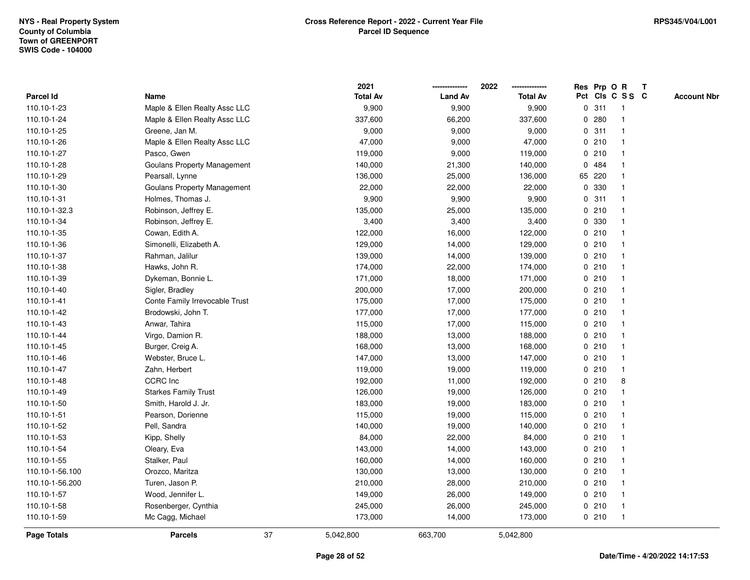NYS - Real Property System
County of Columbia
Town of GREENPORT
SWIS Code - 104000

**Cross Reference Report - 2022 - Current Year File**
**Parcel ID Sequence**

RPS345/V04/L001

| Parcel Id | Name | 2021 Total Av | 2022 Land Av | 2022 Total Av | Res Pct | Prp Cls | O C | R S S | T C | Account Nbr |
|---|---|---|---|---|---|---|---|---|---|---|
| 110.10-1-23 | Maple & Ellen Realty Assc LLC | 9,900 | 9,900 | 9,900 | 0 | 311 | | 1 | | |
| 110.10-1-24 | Maple & Ellen Realty Assc LLC | 337,600 | 66,200 | 337,600 | 0 | 280 | | 1 | | |
| 110.10-1-25 | Greene, Jan M. | 9,000 | 9,000 | 9,000 | 0 | 311 | | 1 | | |
| 110.10-1-26 | Maple & Ellen Realty Assc LLC | 47,000 | 9,000 | 47,000 | 0 | 210 | | 1 | | |
| 110.10-1-27 | Pasco, Gwen | 119,000 | 9,000 | 119,000 | 0 | 210 | | 1 | | |
| 110.10-1-28 | Goulans Property Management | 140,000 | 21,300 | 140,000 | 0 | 484 | | 1 | | |
| 110.10-1-29 | Pearsall, Lynne | 136,000 | 25,000 | 136,000 | 65 | 220 | | 1 | | |
| 110.10-1-30 | Goulans Property Management | 22,000 | 22,000 | 22,000 | 0 | 330 | | 1 | | |
| 110.10-1-31 | Holmes, Thomas J. | 9,900 | 9,900 | 9,900 | 0 | 311 | | 1 | | |
| 110.10-1-32.3 | Robinson, Jeffrey E. | 135,000 | 25,000 | 135,000 | 0 | 210 | | 1 | | |
| 110.10-1-34 | Robinson, Jeffrey E. | 3,400 | 3,400 | 3,400 | 0 | 330 | | 1 | | |
| 110.10-1-35 | Cowan, Edith A. | 122,000 | 16,000 | 122,000 | 0 | 210 | | 1 | | |
| 110.10-1-36 | Simonelli, Elizabeth A. | 129,000 | 14,000 | 129,000 | 0 | 210 | | 1 | | |
| 110.10-1-37 | Rahman, Jalilur | 139,000 | 14,000 | 139,000 | 0 | 210 | | 1 | | |
| 110.10-1-38 | Hawks, John R. | 174,000 | 22,000 | 174,000 | 0 | 210 | | 1 | | |
| 110.10-1-39 | Dykeman, Bonnie L. | 171,000 | 18,000 | 171,000 | 0 | 210 | | 1 | | |
| 110.10-1-40 | Sigler, Bradley | 200,000 | 17,000 | 200,000 | 0 | 210 | | 1 | | |
| 110.10-1-41 | Conte Family Irrevocable Trust | 175,000 | 17,000 | 175,000 | 0 | 210 | | 1 | | |
| 110.10-1-42 | Brodowski, John T. | 177,000 | 17,000 | 177,000 | 0 | 210 | | 1 | | |
| 110.10-1-43 | Anwar, Tahira | 115,000 | 17,000 | 115,000 | 0 | 210 | | 1 | | |
| 110.10-1-44 | Virgo, Damion R. | 188,000 | 13,000 | 188,000 | 0 | 210 | | 1 | | |
| 110.10-1-45 | Burger, Creig A. | 168,000 | 13,000 | 168,000 | 0 | 210 | | 1 | | |
| 110.10-1-46 | Webster, Bruce L. | 147,000 | 13,000 | 147,000 | 0 | 210 | | 1 | | |
| 110.10-1-47 | Zahn, Herbert | 119,000 | 19,000 | 119,000 | 0 | 210 | | 1 | | |
| 110.10-1-48 | CCRC Inc | 192,000 | 11,000 | 192,000 | 0 | 210 | | 8 | | |
| 110.10-1-49 | Starkes Family Trust | 126,000 | 19,000 | 126,000 | 0 | 210 | | 1 | | |
| 110.10-1-50 | Smith, Harold J. Jr. | 183,000 | 19,000 | 183,000 | 0 | 210 | | 1 | | |
| 110.10-1-51 | Pearson, Dorienne | 115,000 | 19,000 | 115,000 | 0 | 210 | | 1 | | |
| 110.10-1-52 | Pell, Sandra | 140,000 | 19,000 | 140,000 | 0 | 210 | | 1 | | |
| 110.10-1-53 | Kipp, Shelly | 84,000 | 22,000 | 84,000 | 0 | 210 | | 1 | | |
| 110.10-1-54 | Oleary, Eva | 143,000 | 14,000 | 143,000 | 0 | 210 | | 1 | | |
| 110.10-1-55 | Stalker, Paul | 160,000 | 14,000 | 160,000 | 0 | 210 | | 1 | | |
| 110.10-1-56.100 | Orozco, Maritza | 130,000 | 13,000 | 130,000 | 0 | 210 | | 1 | | |
| 110.10-1-56.200 | Turen, Jason P. | 210,000 | 28,000 | 210,000 | 0 | 210 | | 1 | | |
| 110.10-1-57 | Wood, Jennifer L. | 149,000 | 26,000 | 149,000 | 0 | 210 | | 1 | | |
| 110.10-1-58 | Rosenberger, Cynthia | 245,000 | 26,000 | 245,000 | 0 | 210 | | 1 | | |
| 110.10-1-59 | Mc Cagg, Michael | 173,000 | 14,000 | 173,000 | 0 | 210 | | 1 | | |
| **Page Totals** | **Parcels** 37 | 5,042,800 | 663,700 | 5,042,800 | | | | | | |

Date/Time - 4/20/2022 14:17:53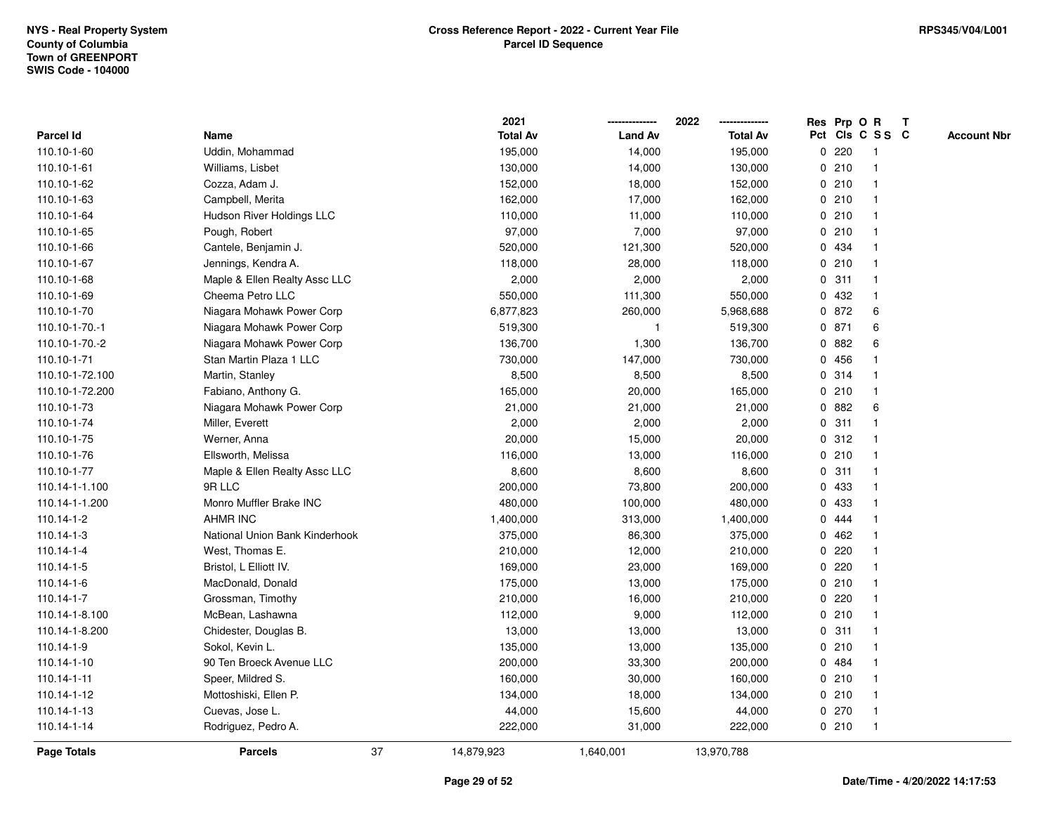NYS - Real Property System
County of Columbia
Town of GREENPORT
SWIS Code - 104000

**Cross Reference Report - 2022 - Current Year File**
**Parcel ID Sequence**

RPS345/V04/L001

| Parcel Id | Name | 2021 Total Av | 2022 Land Av | 2022 Total Av | Res Pct | Prp Cls | O C | R S S | T C | Account Nbr |
|---|---|---|---|---|---|---|---|---|---|---|
| 110.10-1-60 | Uddin, Mohammad | 195,000 | 14,000 | 195,000 | 0 | 220 | | 1 | | |
| 110.10-1-61 | Williams, Lisbet | 130,000 | 14,000 | 130,000 | 0 | 210 | | 1 | | |
| 110.10-1-62 | Cozza, Adam J. | 152,000 | 18,000 | 152,000 | 0 | 210 | | 1 | | |
| 110.10-1-63 | Campbell, Merita | 162,000 | 17,000 | 162,000 | 0 | 210 | | 1 | | |
| 110.10-1-64 | Hudson River Holdings LLC | 110,000 | 11,000 | 110,000 | 0 | 210 | | 1 | | |
| 110.10-1-65 | Pough, Robert | 97,000 | 7,000 | 97,000 | 0 | 210 | | 1 | | |
| 110.10-1-66 | Cantele, Benjamin J. | 520,000 | 121,300 | 520,000 | 0 | 434 | | 1 | | |
| 110.10-1-67 | Jennings, Kendra A. | 118,000 | 28,000 | 118,000 | 0 | 210 | | 1 | | |
| 110.10-1-68 | Maple & Ellen Realty Assc LLC | 2,000 | 2,000 | 2,000 | 0 | 311 | | 1 | | |
| 110.10-1-69 | Cheema Petro LLC | 550,000 | 111,300 | 550,000 | 0 | 432 | | 1 | | |
| 110.10-1-70 | Niagara Mohawk Power Corp | 6,877,823 | 260,000 | 5,968,688 | 0 | 872 | | 6 | | |
| 110.10-1-70.-1 | Niagara Mohawk Power Corp | 519,300 | 1 | 519,300 | 0 | 871 | | 6 | | |
| 110.10-1-70.-2 | Niagara Mohawk Power Corp | 136,700 | 1,300 | 136,700 | 0 | 882 | | 6 | | |
| 110.10-1-71 | Stan Martin Plaza 1 LLC | 730,000 | 147,000 | 730,000 | 0 | 456 | | 1 | | |
| 110.10-1-72.100 | Martin, Stanley | 8,500 | 8,500 | 8,500 | 0 | 314 | | 1 | | |
| 110.10-1-72.200 | Fabiano, Anthony G. | 165,000 | 20,000 | 165,000 | 0 | 210 | | 1 | | |
| 110.10-1-73 | Niagara Mohawk Power Corp | 21,000 | 21,000 | 21,000 | 0 | 882 | | 6 | | |
| 110.10-1-74 | Miller, Everett | 2,000 | 2,000 | 2,000 | 0 | 311 | | 1 | | |
| 110.10-1-75 | Werner, Anna | 20,000 | 15,000 | 20,000 | 0 | 312 | | 1 | | |
| 110.10-1-76 | Ellsworth, Melissa | 116,000 | 13,000 | 116,000 | 0 | 210 | | 1 | | |
| 110.10-1-77 | Maple & Ellen Realty Assc LLC | 8,600 | 8,600 | 8,600 | 0 | 311 | | 1 | | |
| 110.14-1-1.100 | 9R LLC | 200,000 | 73,800 | 200,000 | 0 | 433 | | 1 | | |
| 110.14-1-1.200 | Monro Muffler Brake INC | 480,000 | 100,000 | 480,000 | 0 | 433 | | 1 | | |
| 110.14-1-2 | AHMR INC | 1,400,000 | 313,000 | 1,400,000 | 0 | 444 | | 1 | | |
| 110.14-1-3 | National Union Bank Kinderhook | 375,000 | 86,300 | 375,000 | 0 | 462 | | 1 | | |
| 110.14-1-4 | West, Thomas E. | 210,000 | 12,000 | 210,000 | 0 | 220 | | 1 | | |
| 110.14-1-5 | Bristol, L Elliott IV. | 169,000 | 23,000 | 169,000 | 0 | 220 | | 1 | | |
| 110.14-1-6 | MacDonald, Donald | 175,000 | 13,000 | 175,000 | 0 | 210 | | 1 | | |
| 110.14-1-7 | Grossman, Timothy | 210,000 | 16,000 | 210,000 | 0 | 220 | | 1 | | |
| 110.14-1-8.100 | McBean, Lashawna | 112,000 | 9,000 | 112,000 | 0 | 210 | | 1 | | |
| 110.14-1-8.200 | Chidester, Douglas B. | 13,000 | 13,000 | 13,000 | 0 | 311 | | 1 | | |
| 110.14-1-9 | Sokol, Kevin L. | 135,000 | 13,000 | 135,000 | 0 | 210 | | 1 | | |
| 110.14-1-10 | 90 Ten Broeck Avenue LLC | 200,000 | 33,300 | 200,000 | 0 | 484 | | 1 | | |
| 110.14-1-11 | Speer, Mildred S. | 160,000 | 30,000 | 160,000 | 0 | 210 | | 1 | | |
| 110.14-1-12 | Mottoshiski, Ellen P. | 134,000 | 18,000 | 134,000 | 0 | 210 | | 1 | | |
| 110.14-1-13 | Cuevas, Jose L. | 44,000 | 15,600 | 44,000 | 0 | 270 | | 1 | | |
| 110.14-1-14 | Rodriguez, Pedro A. | 222,000 | 31,000 | 222,000 | 0 | 210 | | 1 | | |
| **Page Totals** | **Parcels** 37 | 14,879,923 | 1,640,001 | 13,970,788 | | | | | | |

Date/Time - 4/20/2022 14:17:53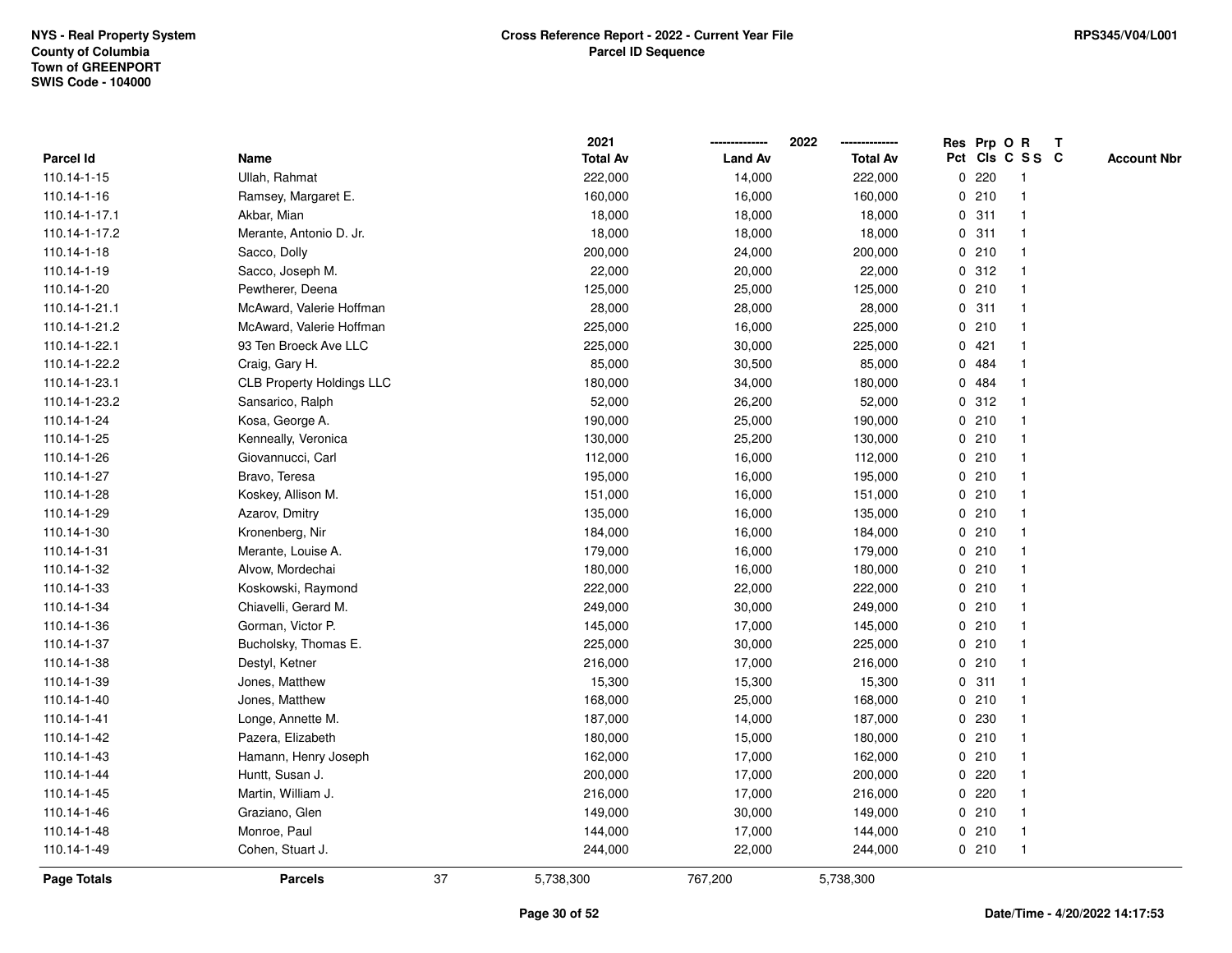NYS - Real Property System
County of Columbia
Town of GREENPORT
SWIS Code - 104000

**Cross Reference Report - 2022 - Current Year File**
**Parcel ID Sequence**

RPS345/V04/L001

| Parcel Id | Name | 2021 Total Av | 2022 Land Av | 2022 Total Av | Res Pct | Prp Cls | O C | R S S | T C | Account Nbr |
|---|---|---|---|---|---|---|---|---|---|---|
| 110.14-1-15 | Ullah, Rahmat | 222,000 | 14,000 | 222,000 | 0 | 220 | | 1 | | |
| 110.14-1-16 | Ramsey, Margaret E. | 160,000 | 16,000 | 160,000 | 0 | 210 | | 1 | | |
| 110.14-1-17.1 | Akbar, Mian | 18,000 | 18,000 | 18,000 | 0 | 311 | | 1 | | |
| 110.14-1-17.2 | Merante, Antonio D. Jr. | 18,000 | 18,000 | 18,000 | 0 | 311 | | 1 | | |
| 110.14-1-18 | Sacco, Dolly | 200,000 | 24,000 | 200,000 | 0 | 210 | | 1 | | |
| 110.14-1-19 | Sacco, Joseph M. | 22,000 | 20,000 | 22,000 | 0 | 312 | | 1 | | |
| 110.14-1-20 | Pewtherer, Deena | 125,000 | 25,000 | 125,000 | 0 | 210 | | 1 | | |
| 110.14-1-21.1 | McAward, Valerie Hoffman | 28,000 | 28,000 | 28,000 | 0 | 311 | | 1 | | |
| 110.14-1-21.2 | McAward, Valerie Hoffman | 225,000 | 16,000 | 225,000 | 0 | 210 | | 1 | | |
| 110.14-1-22.1 | 93 Ten Broeck Ave LLC | 225,000 | 30,000 | 225,000 | 0 | 421 | | 1 | | |
| 110.14-1-22.2 | Craig, Gary H. | 85,000 | 30,500 | 85,000 | 0 | 484 | | 1 | | |
| 110.14-1-23.1 | CLB Property Holdings LLC | 180,000 | 34,000 | 180,000 | 0 | 484 | | 1 | | |
| 110.14-1-23.2 | Sansarico, Ralph | 52,000 | 26,200 | 52,000 | 0 | 312 | | 1 | | |
| 110.14-1-24 | Kosa, George A. | 190,000 | 25,000 | 190,000 | 0 | 210 | | 1 | | |
| 110.14-1-25 | Kenneally, Veronica | 130,000 | 25,200 | 130,000 | 0 | 210 | | 1 | | |
| 110.14-1-26 | Giovannucci, Carl | 112,000 | 16,000 | 112,000 | 0 | 210 | | 1 | | |
| 110.14-1-27 | Bravo, Teresa | 195,000 | 16,000 | 195,000 | 0 | 210 | | 1 | | |
| 110.14-1-28 | Koskey, Allison M. | 151,000 | 16,000 | 151,000 | 0 | 210 | | 1 | | |
| 110.14-1-29 | Azarov, Dmitry | 135,000 | 16,000 | 135,000 | 0 | 210 | | 1 | | |
| 110.14-1-30 | Kronenberg, Nir | 184,000 | 16,000 | 184,000 | 0 | 210 | | 1 | | |
| 110.14-1-31 | Merante, Louise A. | 179,000 | 16,000 | 179,000 | 0 | 210 | | 1 | | |
| 110.14-1-32 | Alvow, Mordechai | 180,000 | 16,000 | 180,000 | 0 | 210 | | 1 | | |
| 110.14-1-33 | Koskowski, Raymond | 222,000 | 22,000 | 222,000 | 0 | 210 | | 1 | | |
| 110.14-1-34 | Chiavelli, Gerard M. | 249,000 | 30,000 | 249,000 | 0 | 210 | | 1 | | |
| 110.14-1-36 | Gorman, Victor P. | 145,000 | 17,000 | 145,000 | 0 | 210 | | 1 | | |
| 110.14-1-37 | Bucholsky, Thomas E. | 225,000 | 30,000 | 225,000 | 0 | 210 | | 1 | | |
| 110.14-1-38 | Destyl, Ketner | 216,000 | 17,000 | 216,000 | 0 | 210 | | 1 | | |
| 110.14-1-39 | Jones, Matthew | 15,300 | 15,300 | 15,300 | 0 | 311 | | 1 | | |
| 110.14-1-40 | Jones, Matthew | 168,000 | 25,000 | 168,000 | 0 | 210 | | 1 | | |
| 110.14-1-41 | Longe, Annette M. | 187,000 | 14,000 | 187,000 | 0 | 230 | | 1 | | |
| 110.14-1-42 | Pazera, Elizabeth | 180,000 | 15,000 | 180,000 | 0 | 210 | | 1 | | |
| 110.14-1-43 | Hamann, Henry Joseph | 162,000 | 17,000 | 162,000 | 0 | 210 | | 1 | | |
| 110.14-1-44 | Huntt, Susan J. | 200,000 | 17,000 | 200,000 | 0 | 220 | | 1 | | |
| 110.14-1-45 | Martin, William J. | 216,000 | 17,000 | 216,000 | 0 | 220 | | 1 | | |
| 110.14-1-46 | Graziano, Glen | 149,000 | 30,000 | 149,000 | 0 | 210 | | 1 | | |
| 110.14-1-48 | Monroe, Paul | 144,000 | 17,000 | 144,000 | 0 | 210 | | 1 | | |
| 110.14-1-49 | Cohen, Stuart J. | 244,000 | 22,000 | 244,000 | 0 | 210 | | 1 | | |
| **Page Totals** | **Parcels** 37 | 5,738,300 | 767,200 | 5,738,300 | | | | | | |

Date/Time - 4/20/2022 14:17:53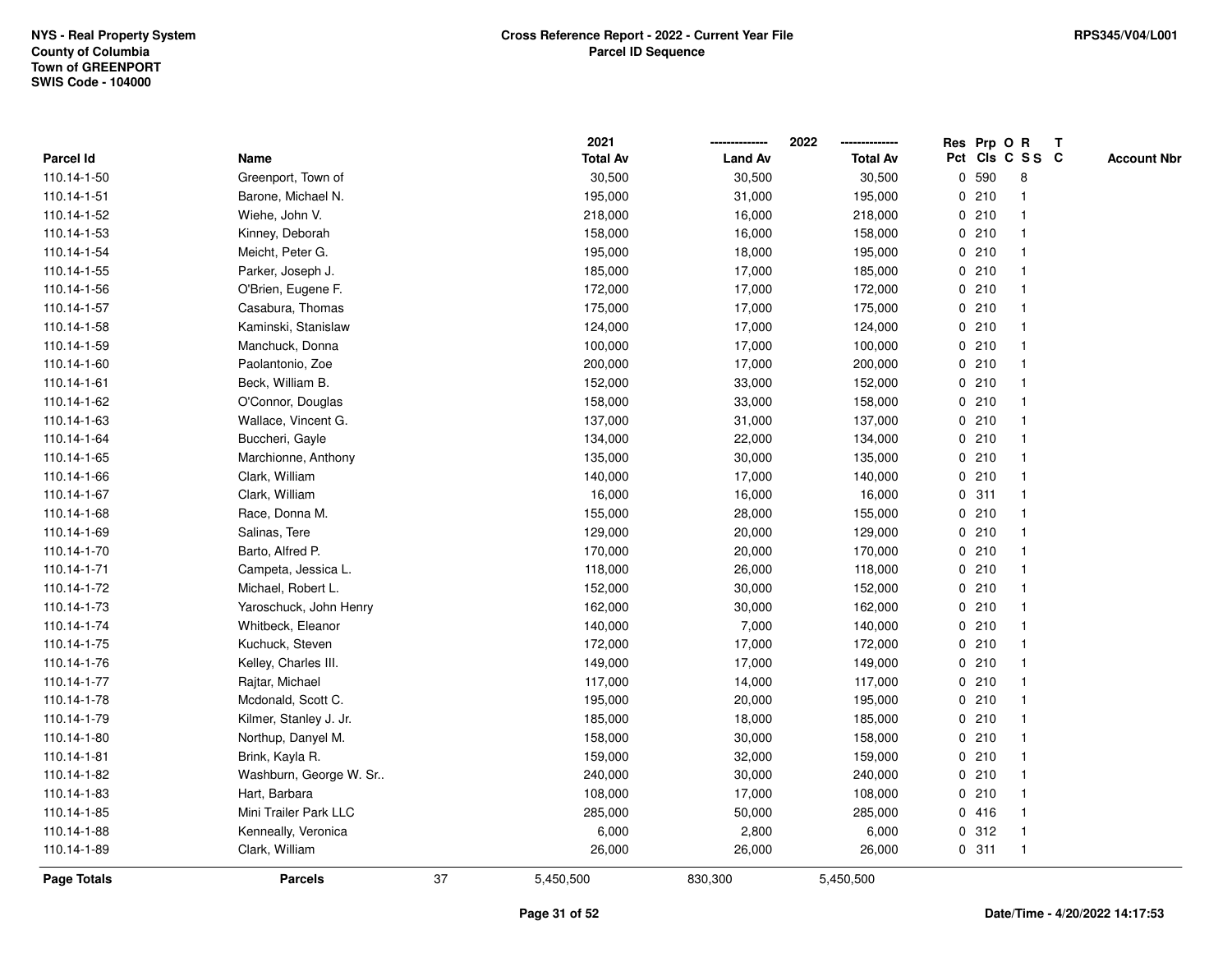NYS - Real Property System
County of Columbia
Town of GREENPORT
SWIS Code - 104000

**Cross Reference Report - 2022 - Current Year File**
**Parcel ID Sequence**

RPS345/V04/L001

| Parcel Id | Name | 2021 Total Av | 2022 Land Av | 2022 Total Av | Res Pct | Prp Cls | O C | R S S | T C | Account Nbr |
|---|---|---|---|---|---|---|---|---|---|---|
| 110.14-1-50 | Greenport, Town of | 30,500 | 30,500 | 30,500 | 0 | 590 | | 8 | | |
| 110.14-1-51 | Barone, Michael N. | 195,000 | 31,000 | 195,000 | 0 | 210 | | 1 | | |
| 110.14-1-52 | Wiehe, John V. | 218,000 | 16,000 | 218,000 | 0 | 210 | | 1 | | |
| 110.14-1-53 | Kinney, Deborah | 158,000 | 16,000 | 158,000 | 0 | 210 | | 1 | | |
| 110.14-1-54 | Meicht, Peter G. | 195,000 | 18,000 | 195,000 | 0 | 210 | | 1 | | |
| 110.14-1-55 | Parker, Joseph J. | 185,000 | 17,000 | 185,000 | 0 | 210 | | 1 | | |
| 110.14-1-56 | O'Brien, Eugene F. | 172,000 | 17,000 | 172,000 | 0 | 210 | | 1 | | |
| 110.14-1-57 | Casabura, Thomas | 175,000 | 17,000 | 175,000 | 0 | 210 | | 1 | | |
| 110.14-1-58 | Kaminski, Stanislaw | 124,000 | 17,000 | 124,000 | 0 | 210 | | 1 | | |
| 110.14-1-59 | Manchuck, Donna | 100,000 | 17,000 | 100,000 | 0 | 210 | | 1 | | |
| 110.14-1-60 | Paolantonio, Zoe | 200,000 | 17,000 | 200,000 | 0 | 210 | | 1 | | |
| 110.14-1-61 | Beck, William B. | 152,000 | 33,000 | 152,000 | 0 | 210 | | 1 | | |
| 110.14-1-62 | O'Connor, Douglas | 158,000 | 33,000 | 158,000 | 0 | 210 | | 1 | | |
| 110.14-1-63 | Wallace, Vincent G. | 137,000 | 31,000 | 137,000 | 0 | 210 | | 1 | | |
| 110.14-1-64 | Buccheri, Gayle | 134,000 | 22,000 | 134,000 | 0 | 210 | | 1 | | |
| 110.14-1-65 | Marchionne, Anthony | 135,000 | 30,000 | 135,000 | 0 | 210 | | 1 | | |
| 110.14-1-66 | Clark, William | 140,000 | 17,000 | 140,000 | 0 | 210 | | 1 | | |
| 110.14-1-67 | Clark, William | 16,000 | 16,000 | 16,000 | 0 | 311 | | 1 | | |
| 110.14-1-68 | Race, Donna M. | 155,000 | 28,000 | 155,000 | 0 | 210 | | 1 | | |
| 110.14-1-69 | Salinas, Tere | 129,000 | 20,000 | 129,000 | 0 | 210 | | 1 | | |
| 110.14-1-70 | Barto, Alfred P. | 170,000 | 20,000 | 170,000 | 0 | 210 | | 1 | | |
| 110.14-1-71 | Campeta, Jessica L. | 118,000 | 26,000 | 118,000 | 0 | 210 | | 1 | | |
| 110.14-1-72 | Michael, Robert L. | 152,000 | 30,000 | 152,000 | 0 | 210 | | 1 | | |
| 110.14-1-73 | Yaroschuck, John Henry | 162,000 | 30,000 | 162,000 | 0 | 210 | | 1 | | |
| 110.14-1-74 | Whitbeck, Eleanor | 140,000 | 7,000 | 140,000 | 0 | 210 | | 1 | | |
| 110.14-1-75 | Kuchuck, Steven | 172,000 | 17,000 | 172,000 | 0 | 210 | | 1 | | |
| 110.14-1-76 | Kelley, Charles III. | 149,000 | 17,000 | 149,000 | 0 | 210 | | 1 | | |
| 110.14-1-77 | Rajtar, Michael | 117,000 | 14,000 | 117,000 | 0 | 210 | | 1 | | |
| 110.14-1-78 | Mcdonald, Scott C. | 195,000 | 20,000 | 195,000 | 0 | 210 | | 1 | | |
| 110.14-1-79 | Kilmer, Stanley J. Jr. | 185,000 | 18,000 | 185,000 | 0 | 210 | | 1 | | |
| 110.14-1-80 | Northup, Danyel M. | 158,000 | 30,000 | 158,000 | 0 | 210 | | 1 | | |
| 110.14-1-81 | Brink, Kayla R. | 159,000 | 32,000 | 159,000 | 0 | 210 | | 1 | | |
| 110.14-1-82 | Washburn, George W. Sr.. | 240,000 | 30,000 | 240,000 | 0 | 210 | | 1 | | |
| 110.14-1-83 | Hart, Barbara | 108,000 | 17,000 | 108,000 | 0 | 210 | | 1 | | |
| 110.14-1-85 | Mini Trailer Park LLC | 285,000 | 50,000 | 285,000 | 0 | 416 | | 1 | | |
| 110.14-1-88 | Kenneally, Veronica | 6,000 | 2,800 | 6,000 | 0 | 312 | | 1 | | |
| 110.14-1-89 | Clark, William | 26,000 | 26,000 | 26,000 | 0 | 311 | | 1 | | |
| **Page Totals** | **Parcels** 37 | 5,450,500 | 830,300 | 5,450,500 | | | | | | |

Date/Time - 4/20/2022 14:17:53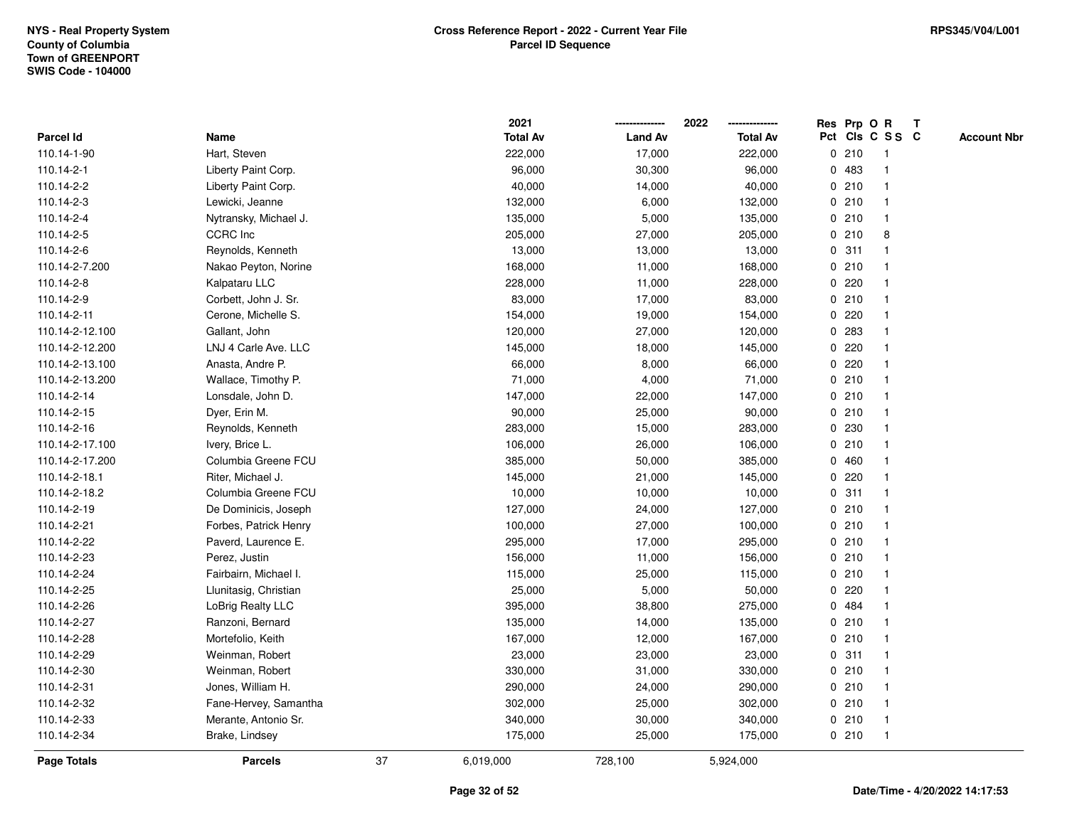NYS - Real Property System
County of Columbia
Town of GREENPORT
SWIS Code - 104000

**Cross Reference Report - 2022 - Current Year File**
**Parcel ID Sequence**

RPS345/V04/L001

| Parcel Id | Name | 2021 Total Av | 2022 Land Av | 2022 Total Av | Res Pct | Prp Cls | O C | R SS | T C | Account Nbr |
|---|---|---|---|---|---|---|---|---|---|---|
| 110.14-1-90 | Hart, Steven | 222,000 | 17,000 | 222,000 | 0 | 210 | | 1 | | |
| 110.14-2-1 | Liberty Paint Corp. | 96,000 | 30,300 | 96,000 | 0 | 483 | | 1 | | |
| 110.14-2-2 | Liberty Paint Corp. | 40,000 | 14,000 | 40,000 | 0 | 210 | | 1 | | |
| 110.14-2-3 | Lewicki, Jeanne | 132,000 | 6,000 | 132,000 | 0 | 210 | | 1 | | |
| 110.14-2-4 | Nytransky, Michael J. | 135,000 | 5,000 | 135,000 | 0 | 210 | | 1 | | |
| 110.14-2-5 | CCRC Inc | 205,000 | 27,000 | 205,000 | 0 | 210 | | 8 | | |
| 110.14-2-6 | Reynolds, Kenneth | 13,000 | 13,000 | 13,000 | 0 | 311 | | 1 | | |
| 110.14-2-7.200 | Nakao Peyton, Norine | 168,000 | 11,000 | 168,000 | 0 | 210 | | 1 | | |
| 110.14-2-8 | Kalpataru LLC | 228,000 | 11,000 | 228,000 | 0 | 220 | | 1 | | |
| 110.14-2-9 | Corbett, John J. Sr. | 83,000 | 17,000 | 83,000 | 0 | 210 | | 1 | | |
| 110.14-2-11 | Cerone, Michelle S. | 154,000 | 19,000 | 154,000 | 0 | 220 | | 1 | | |
| 110.14-2-12.100 | Gallant, John | 120,000 | 27,000 | 120,000 | 0 | 283 | | 1 | | |
| 110.14-2-12.200 | LNJ 4 Carle Ave. LLC | 145,000 | 18,000 | 145,000 | 0 | 220 | | 1 | | |
| 110.14-2-13.100 | Anasta, Andre P. | 66,000 | 8,000 | 66,000 | 0 | 220 | | 1 | | |
| 110.14-2-13.200 | Wallace, Timothy P. | 71,000 | 4,000 | 71,000 | 0 | 210 | | 1 | | |
| 110.14-2-14 | Lonsdale, John D. | 147,000 | 22,000 | 147,000 | 0 | 210 | | 1 | | |
| 110.14-2-15 | Dyer, Erin M. | 90,000 | 25,000 | 90,000 | 0 | 210 | | 1 | | |
| 110.14-2-16 | Reynolds, Kenneth | 283,000 | 15,000 | 283,000 | 0 | 230 | | 1 | | |
| 110.14-2-17.100 | Ivery, Brice L. | 106,000 | 26,000 | 106,000 | 0 | 210 | | 1 | | |
| 110.14-2-17.200 | Columbia Greene FCU | 385,000 | 50,000 | 385,000 | 0 | 460 | | 1 | | |
| 110.14-2-18.1 | Riter, Michael J. | 145,000 | 21,000 | 145,000 | 0 | 220 | | 1 | | |
| 110.14-2-18.2 | Columbia Greene FCU | 10,000 | 10,000 | 10,000 | 0 | 311 | | 1 | | |
| 110.14-2-19 | De Dominicis, Joseph | 127,000 | 24,000 | 127,000 | 0 | 210 | | 1 | | |
| 110.14-2-21 | Forbes, Patrick Henry | 100,000 | 27,000 | 100,000 | 0 | 210 | | 1 | | |
| 110.14-2-22 | Paverd, Laurence E. | 295,000 | 17,000 | 295,000 | 0 | 210 | | 1 | | |
| 110.14-2-23 | Perez, Justin | 156,000 | 11,000 | 156,000 | 0 | 210 | | 1 | | |
| 110.14-2-24 | Fairbairn, Michael I. | 115,000 | 25,000 | 115,000 | 0 | 210 | | 1 | | |
| 110.14-2-25 | Llunitasig, Christian | 25,000 | 5,000 | 50,000 | 0 | 220 | | 1 | | |
| 110.14-2-26 | LoBrig Realty LLC | 395,000 | 38,800 | 275,000 | 0 | 484 | | 1 | | |
| 110.14-2-27 | Ranzoni, Bernard | 135,000 | 14,000 | 135,000 | 0 | 210 | | 1 | | |
| 110.14-2-28 | Mortefolio, Keith | 167,000 | 12,000 | 167,000 | 0 | 210 | | 1 | | |
| 110.14-2-29 | Weinman, Robert | 23,000 | 23,000 | 23,000 | 0 | 311 | | 1 | | |
| 110.14-2-30 | Weinman, Robert | 330,000 | 31,000 | 330,000 | 0 | 210 | | 1 | | |
| 110.14-2-31 | Jones, William H. | 290,000 | 24,000 | 290,000 | 0 | 210 | | 1 | | |
| 110.14-2-32 | Fane-Hervey, Samantha | 302,000 | 25,000 | 302,000 | 0 | 210 | | 1 | | |
| 110.14-2-33 | Merante, Antonio Sr. | 340,000 | 30,000 | 340,000 | 0 | 210 | | 1 | | |
| 110.14-2-34 | Brake, Lindsey | 175,000 | 25,000 | 175,000 | 0 | 210 | | 1 | | |
| **Page Totals** | **Parcels** 37 | 6,019,000 | 728,100 | 5,924,000 | | | | | | |

Date/Time - 4/20/2022 14:17:53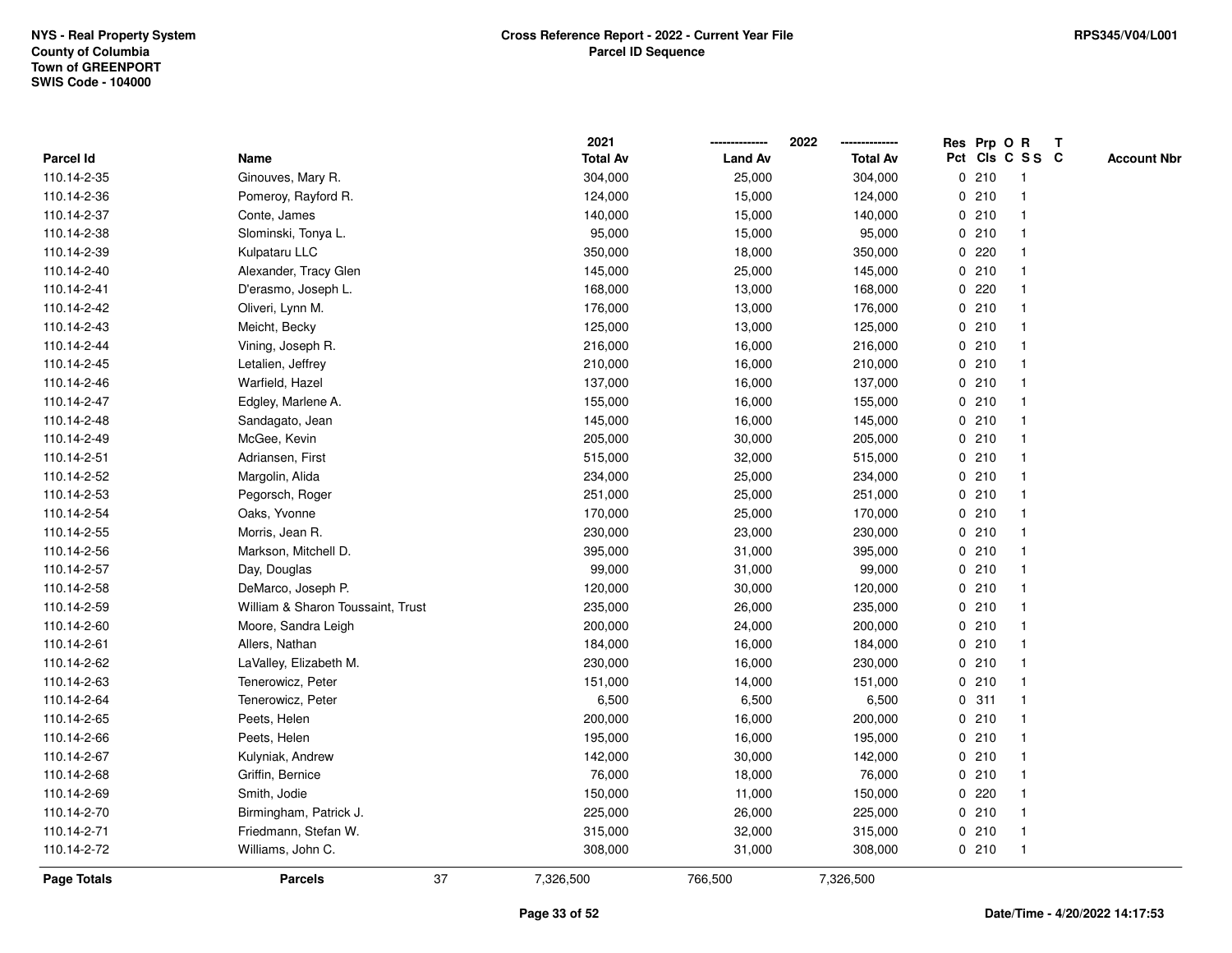NYS - Real Property System
County of Columbia
Town of GREENPORT
SWIS Code - 104000

**Cross Reference Report - 2022 - Current Year File**
**Parcel ID Sequence**

RPS345/V04/L001

| Parcel Id | Name | 2021 Total Av | 2022 Land Av | 2022 Total Av | Res Pct | Prp Cls | O C | R S S | T C | Account Nbr |
|---|---|---|---|---|---|---|---|---|---|---|
| 110.14-2-35 | Ginouves, Mary R. | 304,000 | 25,000 | 304,000 | 0 | 210 | | 1 | | |
| 110.14-2-36 | Pomeroy, Rayford R. | 124,000 | 15,000 | 124,000 | 0 | 210 | | 1 | | |
| 110.14-2-37 | Conte, James | 140,000 | 15,000 | 140,000 | 0 | 210 | | 1 | | |
| 110.14-2-38 | Slominski, Tonya L. | 95,000 | 15,000 | 95,000 | 0 | 210 | | 1 | | |
| 110.14-2-39 | Kulpataru LLC | 350,000 | 18,000 | 350,000 | 0 | 220 | | 1 | | |
| 110.14-2-40 | Alexander, Tracy Glen | 145,000 | 25,000 | 145,000 | 0 | 210 | | 1 | | |
| 110.14-2-41 | D'erasmo, Joseph L. | 168,000 | 13,000 | 168,000 | 0 | 220 | | 1 | | |
| 110.14-2-42 | Oliveri, Lynn M. | 176,000 | 13,000 | 176,000 | 0 | 210 | | 1 | | |
| 110.14-2-43 | Meicht, Becky | 125,000 | 13,000 | 125,000 | 0 | 210 | | 1 | | |
| 110.14-2-44 | Vining, Joseph R. | 216,000 | 16,000 | 216,000 | 0 | 210 | | 1 | | |
| 110.14-2-45 | Letalien, Jeffrey | 210,000 | 16,000 | 210,000 | 0 | 210 | | 1 | | |
| 110.14-2-46 | Warfield, Hazel | 137,000 | 16,000 | 137,000 | 0 | 210 | | 1 | | |
| 110.14-2-47 | Edgley, Marlene A. | 155,000 | 16,000 | 155,000 | 0 | 210 | | 1 | | |
| 110.14-2-48 | Sandagato, Jean | 145,000 | 16,000 | 145,000 | 0 | 210 | | 1 | | |
| 110.14-2-49 | McGee, Kevin | 205,000 | 30,000 | 205,000 | 0 | 210 | | 1 | | |
| 110.14-2-51 | Adriansen, First | 515,000 | 32,000 | 515,000 | 0 | 210 | | 1 | | |
| 110.14-2-52 | Margolin, Alida | 234,000 | 25,000 | 234,000 | 0 | 210 | | 1 | | |
| 110.14-2-53 | Pegorsch, Roger | 251,000 | 25,000 | 251,000 | 0 | 210 | | 1 | | |
| 110.14-2-54 | Oaks, Yvonne | 170,000 | 25,000 | 170,000 | 0 | 210 | | 1 | | |
| 110.14-2-55 | Morris, Jean R. | 230,000 | 23,000 | 230,000 | 0 | 210 | | 1 | | |
| 110.14-2-56 | Markson, Mitchell D. | 395,000 | 31,000 | 395,000 | 0 | 210 | | 1 | | |
| 110.14-2-57 | Day, Douglas | 99,000 | 31,000 | 99,000 | 0 | 210 | | 1 | | |
| 110.14-2-58 | DeMarco, Joseph P. | 120,000 | 30,000 | 120,000 | 0 | 210 | | 1 | | |
| 110.14-2-59 | William & Sharon Toussaint, Trust | 235,000 | 26,000 | 235,000 | 0 | 210 | | 1 | | |
| 110.14-2-60 | Moore, Sandra Leigh | 200,000 | 24,000 | 200,000 | 0 | 210 | | 1 | | |
| 110.14-2-61 | Allers, Nathan | 184,000 | 16,000 | 184,000 | 0 | 210 | | 1 | | |
| 110.14-2-62 | LaValley, Elizabeth M. | 230,000 | 16,000 | 230,000 | 0 | 210 | | 1 | | |
| 110.14-2-63 | Tenerowicz, Peter | 151,000 | 14,000 | 151,000 | 0 | 210 | | 1 | | |
| 110.14-2-64 | Tenerowicz, Peter | 6,500 | 6,500 | 6,500 | 0 | 311 | | 1 | | |
| 110.14-2-65 | Peets, Helen | 200,000 | 16,000 | 200,000 | 0 | 210 | | 1 | | |
| 110.14-2-66 | Peets, Helen | 195,000 | 16,000 | 195,000 | 0 | 210 | | 1 | | |
| 110.14-2-67 | Kulyniak, Andrew | 142,000 | 30,000 | 142,000 | 0 | 210 | | 1 | | |
| 110.14-2-68 | Griffin, Bernice | 76,000 | 18,000 | 76,000 | 0 | 210 | | 1 | | |
| 110.14-2-69 | Smith, Jodie | 150,000 | 11,000 | 150,000 | 0 | 220 | | 1 | | |
| 110.14-2-70 | Birmingham, Patrick J. | 225,000 | 26,000 | 225,000 | 0 | 210 | | 1 | | |
| 110.14-2-71 | Friedmann, Stefan W. | 315,000 | 32,000 | 315,000 | 0 | 210 | | 1 | | |
| 110.14-2-72 | Williams, John C. | 308,000 | 31,000 | 308,000 | 0 | 210 | | 1 | | |
| **Page Totals** | **Parcels** 37 | 7,326,500 | 766,500 | 7,326,500 | | | | | | |

Date/Time - 4/20/2022 14:17:53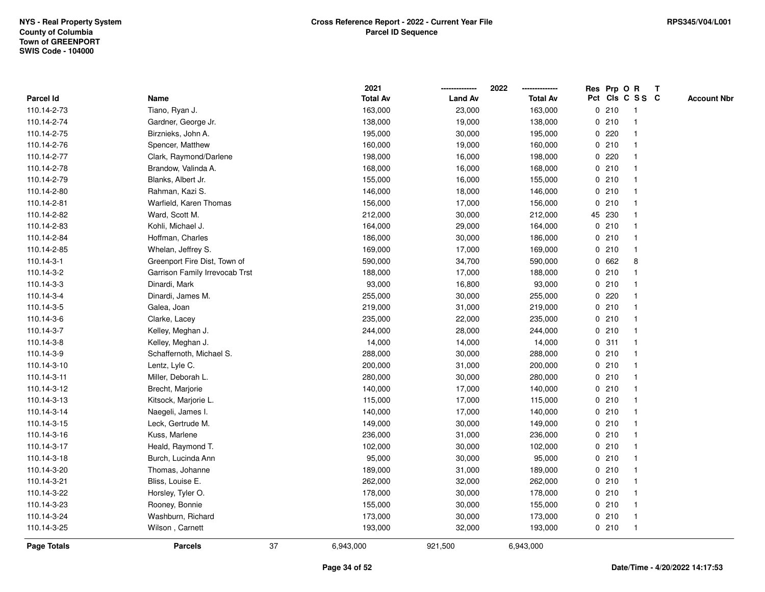NYS - Real Property System
County of Columbia
Town of GREENPORT
SWIS Code - 104000

**Cross Reference Report - 2022 - Current Year File**
**Parcel ID Sequence**

RPS345/V04/L001

| Parcel Id | Name | 2021 Total Av | 2022 Land Av | 2022 Total Av | Res Pct | Prp Cls | O C | R S S | T C | Account Nbr |
|---|---|---|---|---|---|---|---|---|---|---|
| 110.14-2-73 | Tiano, Ryan J. | 163,000 | 23,000 | 163,000 | 0 | 210 | | 1 | | |
| 110.14-2-74 | Gardner, George Jr. | 138,000 | 19,000 | 138,000 | 0 | 210 | | 1 | | |
| 110.14-2-75 | Birznieks, John A. | 195,000 | 30,000 | 195,000 | 0 | 220 | | 1 | | |
| 110.14-2-76 | Spencer, Matthew | 160,000 | 19,000 | 160,000 | 0 | 210 | | 1 | | |
| 110.14-2-77 | Clark, Raymond/Darlene | 198,000 | 16,000 | 198,000 | 0 | 220 | | 1 | | |
| 110.14-2-78 | Brandow, Valinda A. | 168,000 | 16,000 | 168,000 | 0 | 210 | | 1 | | |
| 110.14-2-79 | Blanks, Albert Jr. | 155,000 | 16,000 | 155,000 | 0 | 210 | | 1 | | |
| 110.14-2-80 | Rahman, Kazi S. | 146,000 | 18,000 | 146,000 | 0 | 210 | | 1 | | |
| 110.14-2-81 | Warfield, Karen Thomas | 156,000 | 17,000 | 156,000 | 0 | 210 | | 1 | | |
| 110.14-2-82 | Ward, Scott M. | 212,000 | 30,000 | 212,000 | 45 | 230 | | 1 | | |
| 110.14-2-83 | Kohli, Michael J. | 164,000 | 29,000 | 164,000 | 0 | 210 | | 1 | | |
| 110.14-2-84 | Hoffman, Charles | 186,000 | 30,000 | 186,000 | 0 | 210 | | 1 | | |
| 110.14-2-85 | Whelan, Jeffrey S. | 169,000 | 17,000 | 169,000 | 0 | 210 | | 1 | | |
| 110.14-3-1 | Greenport Fire Dist, Town of | 590,000 | 34,700 | 590,000 | 0 | 662 | | 8 | | |
| 110.14-3-2 | Garrison Family Irrevocab Trst | 188,000 | 17,000 | 188,000 | 0 | 210 | | 1 | | |
| 110.14-3-3 | Dinardi, Mark | 93,000 | 16,800 | 93,000 | 0 | 210 | | 1 | | |
| 110.14-3-4 | Dinardi, James M. | 255,000 | 30,000 | 255,000 | 0 | 220 | | 1 | | |
| 110.14-3-5 | Galea, Joan | 219,000 | 31,000 | 219,000 | 0 | 210 | | 1 | | |
| 110.14-3-6 | Clarke, Lacey | 235,000 | 22,000 | 235,000 | 0 | 210 | | 1 | | |
| 110.14-3-7 | Kelley, Meghan J. | 244,000 | 28,000 | 244,000 | 0 | 210 | | 1 | | |
| 110.14-3-8 | Kelley, Meghan J. | 14,000 | 14,000 | 14,000 | 0 | 311 | | 1 | | |
| 110.14-3-9 | Schaffernoth, Michael S. | 288,000 | 30,000 | 288,000 | 0 | 210 | | 1 | | |
| 110.14-3-10 | Lentz, Lyle C. | 200,000 | 31,000 | 200,000 | 0 | 210 | | 1 | | |
| 110.14-3-11 | Miller, Deborah L. | 280,000 | 30,000 | 280,000 | 0 | 210 | | 1 | | |
| 110.14-3-12 | Brecht, Marjorie | 140,000 | 17,000 | 140,000 | 0 | 210 | | 1 | | |
| 110.14-3-13 | Kitsock, Marjorie L. | 115,000 | 17,000 | 115,000 | 0 | 210 | | 1 | | |
| 110.14-3-14 | Naegeli, James I. | 140,000 | 17,000 | 140,000 | 0 | 210 | | 1 | | |
| 110.14-3-15 | Leck, Gertrude M. | 149,000 | 30,000 | 149,000 | 0 | 210 | | 1 | | |
| 110.14-3-16 | Kuss, Marlene | 236,000 | 31,000 | 236,000 | 0 | 210 | | 1 | | |
| 110.14-3-17 | Heald, Raymond T. | 102,000 | 30,000 | 102,000 | 0 | 210 | | 1 | | |
| 110.14-3-18 | Burch, Lucinda Ann | 95,000 | 30,000 | 95,000 | 0 | 210 | | 1 | | |
| 110.14-3-20 | Thomas, Johanne | 189,000 | 31,000 | 189,000 | 0 | 210 | | 1 | | |
| 110.14-3-21 | Bliss, Louise E. | 262,000 | 32,000 | 262,000 | 0 | 210 | | 1 | | |
| 110.14-3-22 | Horsley, Tyler O. | 178,000 | 30,000 | 178,000 | 0 | 210 | | 1 | | |
| 110.14-3-23 | Rooney, Bonnie | 155,000 | 30,000 | 155,000 | 0 | 210 | | 1 | | |
| 110.14-3-24 | Washburn, Richard | 173,000 | 30,000 | 173,000 | 0 | 210 | | 1 | | |
| 110.14-3-25 | Wilson , Carnett | 193,000 | 32,000 | 193,000 | 0 | 210 | | 1 | | |
| **Page Totals** | **Parcels** 37 | 6,943,000 | 921,500 | 6,943,000 | | | | | | |

**Date/Time - 4/20/2022 14:17:53**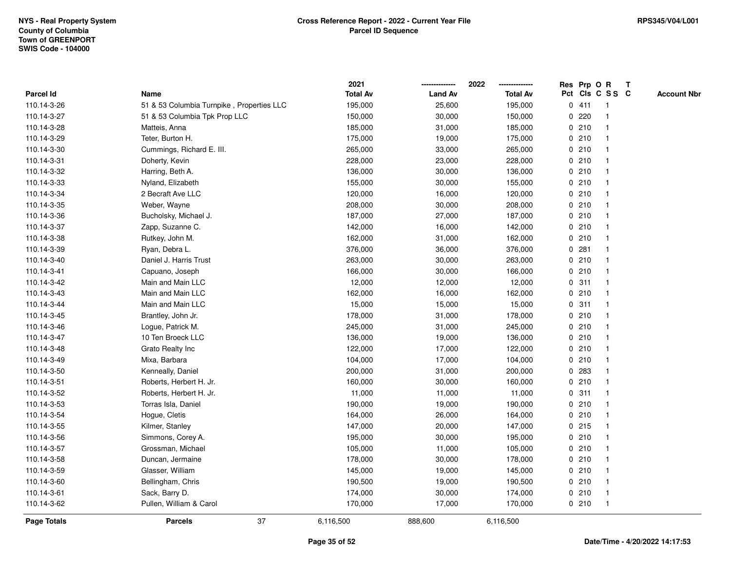NYS - Real Property System
County of Columbia
Town of GREENPORT
SWIS Code - 104000

**Cross Reference Report - 2022 - Current Year File**
**Parcel ID Sequence**

RPS345/V04/L001

| Parcel Id | Name | 2021 Total Av | 2022 Land Av | 2022 Total Av | Res Pct | Prp Cls | O C | R S S | T C | Account Nbr |
|---|---|---|---|---|---|---|---|---|---|---|
| 110.14-3-26 | 51 & 53 Columbia Turnpike , Properties LLC | 195,000 | 25,600 | 195,000 | 0 | 411 | | 1 | | |
| 110.14-3-27 | 51 & 53 Columbia Tpk Prop LLC | 150,000 | 30,000 | 150,000 | 0 | 220 | | 1 | | |
| 110.14-3-28 | Matteis, Anna | 185,000 | 31,000 | 185,000 | 0 | 210 | | 1 | | |
| 110.14-3-29 | Teter, Burton H. | 175,000 | 19,000 | 175,000 | 0 | 210 | | 1 | | |
| 110.14-3-30 | Cummings, Richard E. III. | 265,000 | 33,000 | 265,000 | 0 | 210 | | 1 | | |
| 110.14-3-31 | Doherty, Kevin | 228,000 | 23,000 | 228,000 | 0 | 210 | | 1 | | |
| 110.14-3-32 | Harring, Beth A. | 136,000 | 30,000 | 136,000 | 0 | 210 | | 1 | | |
| 110.14-3-33 | Nyland, Elizabeth | 155,000 | 30,000 | 155,000 | 0 | 210 | | 1 | | |
| 110.14-3-34 | 2 Becraft Ave LLC | 120,000 | 16,000 | 120,000 | 0 | 210 | | 1 | | |
| 110.14-3-35 | Weber, Wayne | 208,000 | 30,000 | 208,000 | 0 | 210 | | 1 | | |
| 110.14-3-36 | Bucholsky, Michael J. | 187,000 | 27,000 | 187,000 | 0 | 210 | | 1 | | |
| 110.14-3-37 | Zapp, Suzanne C. | 142,000 | 16,000 | 142,000 | 0 | 210 | | 1 | | |
| 110.14-3-38 | Rutkey, John M. | 162,000 | 31,000 | 162,000 | 0 | 210 | | 1 | | |
| 110.14-3-39 | Ryan, Debra L. | 376,000 | 36,000 | 376,000 | 0 | 281 | | 1 | | |
| 110.14-3-40 | Daniel J. Harris Trust | 263,000 | 30,000 | 263,000 | 0 | 210 | | 1 | | |
| 110.14-3-41 | Capuano, Joseph | 166,000 | 30,000 | 166,000 | 0 | 210 | | 1 | | |
| 110.14-3-42 | Main and Main LLC | 12,000 | 12,000 | 12,000 | 0 | 311 | | 1 | | |
| 110.14-3-43 | Main and Main LLC | 162,000 | 16,000 | 162,000 | 0 | 210 | | 1 | | |
| 110.14-3-44 | Main and Main LLC | 15,000 | 15,000 | 15,000 | 0 | 311 | | 1 | | |
| 110.14-3-45 | Brantley, John Jr. | 178,000 | 31,000 | 178,000 | 0 | 210 | | 1 | | |
| 110.14-3-46 | Logue, Patrick M. | 245,000 | 31,000 | 245,000 | 0 | 210 | | 1 | | |
| 110.14-3-47 | 10 Ten Broeck LLC | 136,000 | 19,000 | 136,000 | 0 | 210 | | 1 | | |
| 110.14-3-48 | Grato Realty Inc | 122,000 | 17,000 | 122,000 | 0 | 210 | | 1 | | |
| 110.14-3-49 | Mixa, Barbara | 104,000 | 17,000 | 104,000 | 0 | 210 | | 1 | | |
| 110.14-3-50 | Kenneally, Daniel | 200,000 | 31,000 | 200,000 | 0 | 283 | | 1 | | |
| 110.14-3-51 | Roberts, Herbert H. Jr. | 160,000 | 30,000 | 160,000 | 0 | 210 | | 1 | | |
| 110.14-3-52 | Roberts, Herbert H. Jr. | 11,000 | 11,000 | 11,000 | 0 | 311 | | 1 | | |
| 110.14-3-53 | Torras Isla, Daniel | 190,000 | 19,000 | 190,000 | 0 | 210 | | 1 | | |
| 110.14-3-54 | Hogue, Cletis | 164,000 | 26,000 | 164,000 | 0 | 210 | | 1 | | |
| 110.14-3-55 | Kilmer, Stanley | 147,000 | 20,000 | 147,000 | 0 | 215 | | 1 | | |
| 110.14-3-56 | Simmons, Corey A. | 195,000 | 30,000 | 195,000 | 0 | 210 | | 1 | | |
| 110.14-3-57 | Grossman, Michael | 105,000 | 11,000 | 105,000 | 0 | 210 | | 1 | | |
| 110.14-3-58 | Duncan, Jermaine | 178,000 | 30,000 | 178,000 | 0 | 210 | | 1 | | |
| 110.14-3-59 | Glasser, William | 145,000 | 19,000 | 145,000 | 0 | 210 | | 1 | | |
| 110.14-3-60 | Bellingham, Chris | 190,500 | 19,000 | 190,500 | 0 | 210 | | 1 | | |
| 110.14-3-61 | Sack, Barry D. | 174,000 | 30,000 | 174,000 | 0 | 210 | | 1 | | |
| 110.14-3-62 | Pullen, William & Carol | 170,000 | 17,000 | 170,000 | 0 | 210 | | 1 | | |
| **Page Totals** | **Parcels** 37 | 6,116,500 | 888,600 | 6,116,500 | | | | | | |

Date/Time - 4/20/2022 14:17:53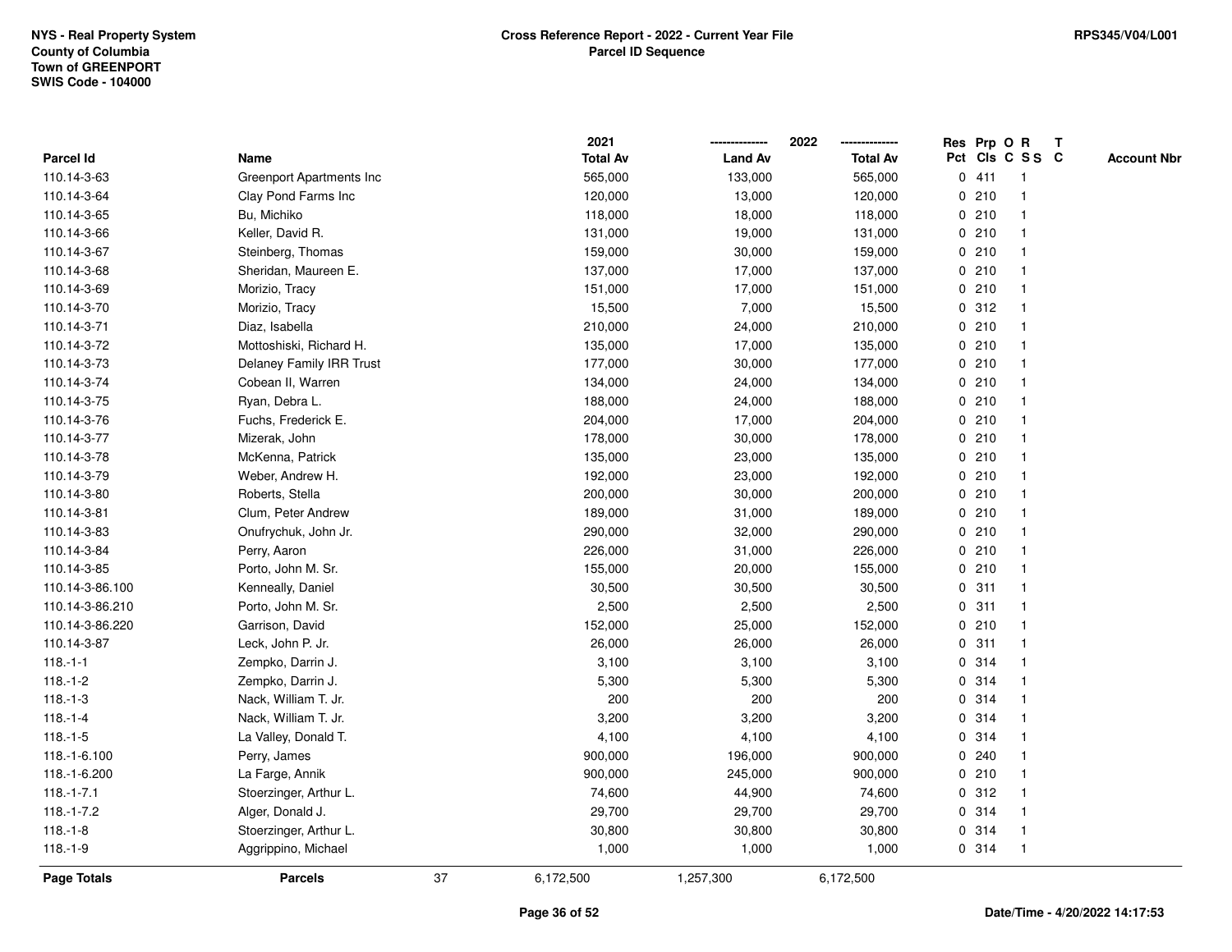NYS - Real Property System
County of Columbia
Town of GREENPORT
SWIS Code - 104000

# Cross Reference Report - 2022 - Current Year File
## Parcel ID Sequence

RPS345/V04/L001

| Parcel Id | Name | 2021 Total Av | 2022 Land Av | 2022 Total Av | Res Pct | Prp Cls | O C | R S S | T C | Account Nbr |
|---|---|---|---|---|---|---|---|---|---|---|
| 110.14-3-63 | Greenport Apartments Inc | 565,000 | 133,000 | 565,000 | 0 | 411 | | 1 | | |
| 110.14-3-64 | Clay Pond Farms Inc | 120,000 | 13,000 | 120,000 | 0 | 210 | | 1 | | |
| 110.14-3-65 | Bu, Michiko | 118,000 | 18,000 | 118,000 | 0 | 210 | | 1 | | |
| 110.14-3-66 | Keller, David R. | 131,000 | 19,000 | 131,000 | 0 | 210 | | 1 | | |
| 110.14-3-67 | Steinberg, Thomas | 159,000 | 30,000 | 159,000 | 0 | 210 | | 1 | | |
| 110.14-3-68 | Sheridan, Maureen E. | 137,000 | 17,000 | 137,000 | 0 | 210 | | 1 | | |
| 110.14-3-69 | Morizio, Tracy | 151,000 | 17,000 | 151,000 | 0 | 210 | | 1 | | |
| 110.14-3-70 | Morizio, Tracy | 15,500 | 7,000 | 15,500 | 0 | 312 | | 1 | | |
| 110.14-3-71 | Diaz, Isabella | 210,000 | 24,000 | 210,000 | 0 | 210 | | 1 | | |
| 110.14-3-72 | Mottoshiski, Richard H. | 135,000 | 17,000 | 135,000 | 0 | 210 | | 1 | | |
| 110.14-3-73 | Delaney Family IRR Trust | 177,000 | 30,000 | 177,000 | 0 | 210 | | 1 | | |
| 110.14-3-74 | Cobean II, Warren | 134,000 | 24,000 | 134,000 | 0 | 210 | | 1 | | |
| 110.14-3-75 | Ryan, Debra L. | 188,000 | 24,000 | 188,000 | 0 | 210 | | 1 | | |
| 110.14-3-76 | Fuchs, Frederick E. | 204,000 | 17,000 | 204,000 | 0 | 210 | | 1 | | |
| 110.14-3-77 | Mizerak, John | 178,000 | 30,000 | 178,000 | 0 | 210 | | 1 | | |
| 110.14-3-78 | McKenna, Patrick | 135,000 | 23,000 | 135,000 | 0 | 210 | | 1 | | |
| 110.14-3-79 | Weber, Andrew H. | 192,000 | 23,000 | 192,000 | 0 | 210 | | 1 | | |
| 110.14-3-80 | Roberts, Stella | 200,000 | 30,000 | 200,000 | 0 | 210 | | 1 | | |
| 110.14-3-81 | Clum, Peter Andrew | 189,000 | 31,000 | 189,000 | 0 | 210 | | 1 | | |
| 110.14-3-83 | Onufrychuk, John Jr. | 290,000 | 32,000 | 290,000 | 0 | 210 | | 1 | | |
| 110.14-3-84 | Perry, Aaron | 226,000 | 31,000 | 226,000 | 0 | 210 | | 1 | | |
| 110.14-3-85 | Porto, John M. Sr. | 155,000 | 20,000 | 155,000 | 0 | 210 | | 1 | | |
| 110.14-3-86.100 | Kenneally, Daniel | 30,500 | 30,500 | 30,500 | 0 | 311 | | 1 | | |
| 110.14-3-86.210 | Porto, John M. Sr. | 2,500 | 2,500 | 2,500 | 0 | 311 | | 1 | | |
| 110.14-3-86.220 | Garrison, David | 152,000 | 25,000 | 152,000 | 0 | 210 | | 1 | | |
| 110.14-3-87 | Leck, John P. Jr. | 26,000 | 26,000 | 26,000 | 0 | 311 | | 1 | | |
| 118.-1-1 | Zempko, Darrin J. | 3,100 | 3,100 | 3,100 | 0 | 314 | | 1 | | |
| 118.-1-2 | Zempko, Darrin J. | 5,300 | 5,300 | 5,300 | 0 | 314 | | 1 | | |
| 118.-1-3 | Nack, William T. Jr. | 200 | 200 | 200 | 0 | 314 | | 1 | | |
| 118.-1-4 | Nack, William T. Jr. | 3,200 | 3,200 | 3,200 | 0 | 314 | | 1 | | |
| 118.-1-5 | La Valley, Donald T. | 4,100 | 4,100 | 4,100 | 0 | 314 | | 1 | | |
| 118.-1-6.100 | Perry, James | 900,000 | 196,000 | 900,000 | 0 | 240 | | 1 | | |
| 118.-1-6.200 | La Farge, Annik | 900,000 | 245,000 | 900,000 | 0 | 210 | | 1 | | |
| 118.-1-7.1 | Stoerzinger, Arthur L. | 74,600 | 44,900 | 74,600 | 0 | 312 | | 1 | | |
| 118.-1-7.2 | Alger, Donald J. | 29,700 | 29,700 | 29,700 | 0 | 314 | | 1 | | |
| 118.-1-8 | Stoerzinger, Arthur L. | 30,800 | 30,800 | 30,800 | 0 | 314 | | 1 | | |
| 118.-1-9 | Aggrippino, Michael | 1,000 | 1,000 | 1,000 | 0 | 314 | | 1 | | |
| **Page Totals** | **Parcels** 37 | 6,172,500 | 1,257,300 | 6,172,500 | | | | | | |

Date/Time - 4/20/2022 14:17:53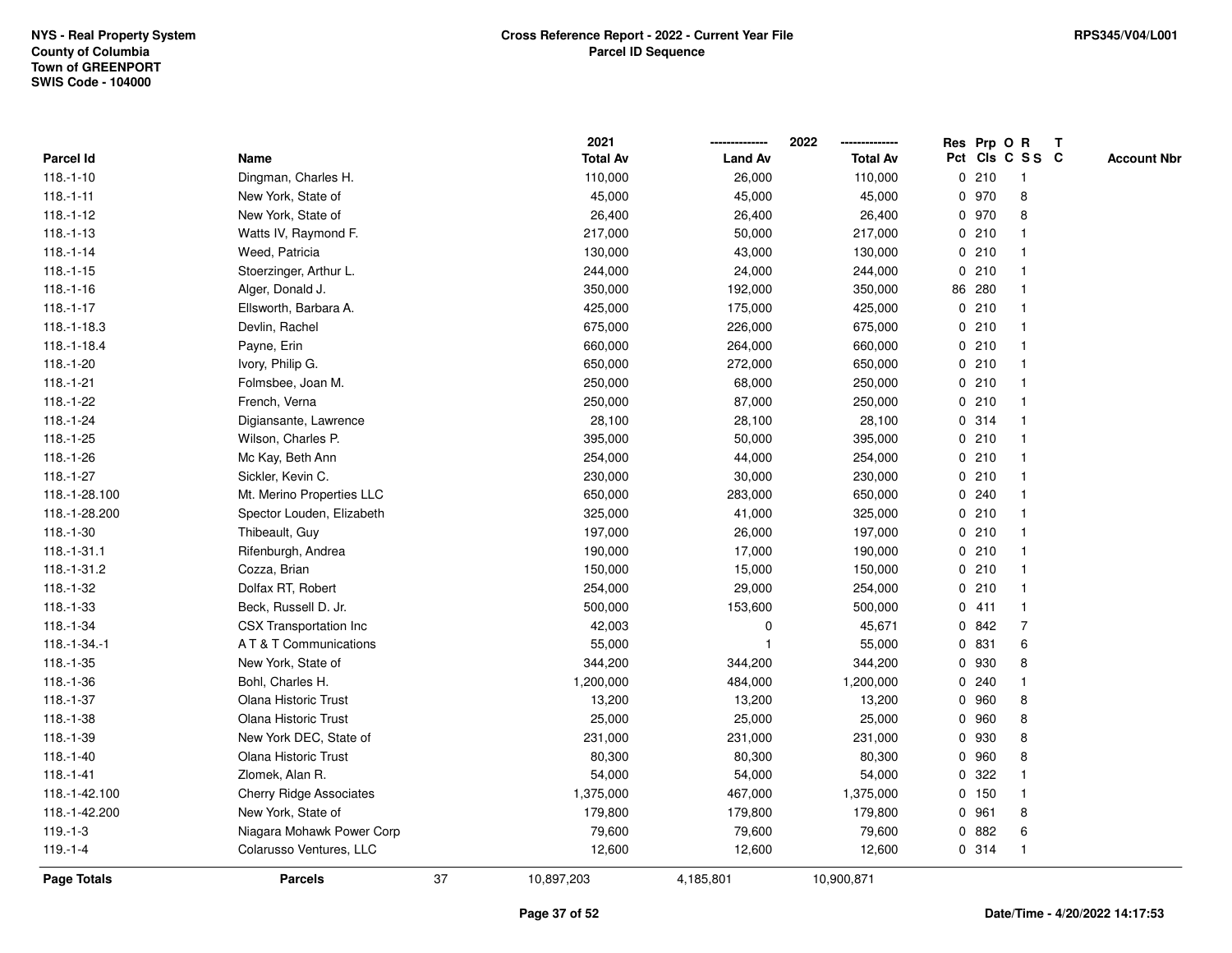NYS - Real Property System
County of Columbia
Town of GREENPORT
SWIS Code - 104000

**Cross Reference Report - 2022 - Current Year File**
**Parcel ID Sequence**

RPS345/V04/L001

| Parcel Id | Name | 2021 Total Av | 2022 Land Av | 2022 Total Av | Res Pct | Prp Cls | O C | R S S | T C | Account Nbr |
|---|---|---|---|---|---|---|---|---|---|---|
| 118.-1-10 | Dingman, Charles H. | 110,000 | 26,000 | 110,000 | 0 | 210 | | 1 | | |
| 118.-1-11 | New York, State of | 45,000 | 45,000 | 45,000 | 0 | 970 | | 8 | | |
| 118.-1-12 | New York, State of | 26,400 | 26,400 | 26,400 | 0 | 970 | | 8 | | |
| 118.-1-13 | Watts IV, Raymond F. | 217,000 | 50,000 | 217,000 | 0 | 210 | | 1 | | |
| 118.-1-14 | Weed, Patricia | 130,000 | 43,000 | 130,000 | 0 | 210 | | 1 | | |
| 118.-1-15 | Stoerzinger, Arthur L. | 244,000 | 24,000 | 244,000 | 0 | 210 | | 1 | | |
| 118.-1-16 | Alger, Donald J. | 350,000 | 192,000 | 350,000 | 86 | 280 | | 1 | | |
| 118.-1-17 | Ellsworth, Barbara A. | 425,000 | 175,000 | 425,000 | 0 | 210 | | 1 | | |
| 118.-1-18.3 | Devlin, Rachel | 675,000 | 226,000 | 675,000 | 0 | 210 | | 1 | | |
| 118.-1-18.4 | Payne, Erin | 660,000 | 264,000 | 660,000 | 0 | 210 | | 1 | | |
| 118.-1-20 | Ivory, Philip G. | 650,000 | 272,000 | 650,000 | 0 | 210 | | 1 | | |
| 118.-1-21 | Folmsbee, Joan M. | 250,000 | 68,000 | 250,000 | 0 | 210 | | 1 | | |
| 118.-1-22 | French, Verna | 250,000 | 87,000 | 250,000 | 0 | 210 | | 1 | | |
| 118.-1-24 | Digiansante, Lawrence | 28,100 | 28,100 | 28,100 | 0 | 314 | | 1 | | |
| 118.-1-25 | Wilson, Charles P. | 395,000 | 50,000 | 395,000 | 0 | 210 | | 1 | | |
| 118.-1-26 | Mc Kay, Beth Ann | 254,000 | 44,000 | 254,000 | 0 | 210 | | 1 | | |
| 118.-1-27 | Sickler, Kevin C. | 230,000 | 30,000 | 230,000 | 0 | 210 | | 1 | | |
| 118.-1-28.100 | Mt. Merino Properties LLC | 650,000 | 283,000 | 650,000 | 0 | 240 | | 1 | | |
| 118.-1-28.200 | Spector Louden, Elizabeth | 325,000 | 41,000 | 325,000 | 0 | 210 | | 1 | | |
| 118.-1-30 | Thibeault, Guy | 197,000 | 26,000 | 197,000 | 0 | 210 | | 1 | | |
| 118.-1-31.1 | Rifenburgh, Andrea | 190,000 | 17,000 | 190,000 | 0 | 210 | | 1 | | |
| 118.-1-31.2 | Cozza, Brian | 150,000 | 15,000 | 150,000 | 0 | 210 | | 1 | | |
| 118.-1-32 | Dolfax RT, Robert | 254,000 | 29,000 | 254,000 | 0 | 210 | | 1 | | |
| 118.-1-33 | Beck, Russell D. Jr. | 500,000 | 153,600 | 500,000 | 0 | 411 | | 1 | | |
| 118.-1-34 | CSX Transportation Inc | 42,003 | 0 | 45,671 | 0 | 842 | | 7 | | |
| 118.-1-34.-1 | A T & T Communications | 55,000 | 1 | 55,000 | 0 | 831 | | 6 | | |
| 118.-1-35 | New York, State of | 344,200 | 344,200 | 344,200 | 0 | 930 | | 8 | | |
| 118.-1-36 | Bohl, Charles H. | 1,200,000 | 484,000 | 1,200,000 | 0 | 240 | | 1 | | |
| 118.-1-37 | Olana Historic Trust | 13,200 | 13,200 | 13,200 | 0 | 960 | | 8 | | |
| 118.-1-38 | Olana Historic Trust | 25,000 | 25,000 | 25,000 | 0 | 960 | | 8 | | |
| 118.-1-39 | New York DEC, State of | 231,000 | 231,000 | 231,000 | 0 | 930 | | 8 | | |
| 118.-1-40 | Olana Historic Trust | 80,300 | 80,300 | 80,300 | 0 | 960 | | 8 | | |
| 118.-1-41 | Zlomek, Alan R. | 54,000 | 54,000 | 54,000 | 0 | 322 | | 1 | | |
| 118.-1-42.100 | Cherry Ridge Associates | 1,375,000 | 467,000 | 1,375,000 | 0 | 150 | | 1 | | |
| 118.-1-42.200 | New York, State of | 179,800 | 179,800 | 179,800 | 0 | 961 | | 8 | | |
| 119.-1-3 | Niagara Mohawk Power Corp | 79,600 | 79,600 | 79,600 | 0 | 882 | | 6 | | |
| 119.-1-4 | Colarusso Ventures, LLC | 12,600 | 12,600 | 12,600 | 0 | 314 | | 1 | | |
| **Page Totals** | **Parcels** 37 | 10,897,203 | 4,185,801 | 10,900,871 | | | | | | |

Date/Time - 4/20/2022 14:17:53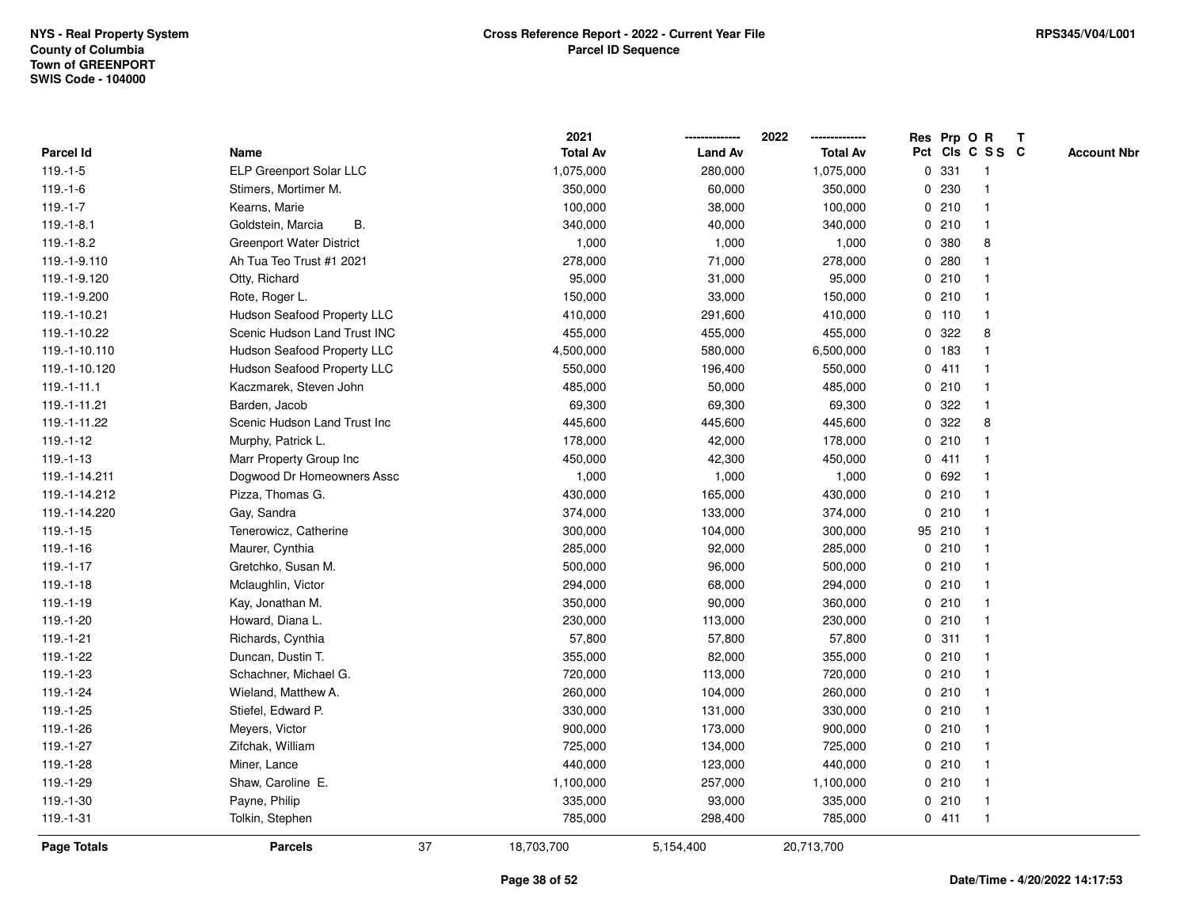NYS - Real Property System
County of Columbia
Town of GREENPORT
SWIS Code - 104000

**Cross Reference Report - 2022 - Current Year File**
**Parcel ID Sequence**

RPS345/V04/L001

| Parcel Id | Name | 2021 Total Av | 2022 Land Av | 2022 Total Av | Res Pct | Prp Cls | O C | R S S | T C | Account Nbr |
|---|---|---|---|---|---|---|---|---|---|---|
| 119.-1-5 | ELP Greenport Solar LLC | 1,075,000 | 280,000 | 1,075,000 | 0 | 331 | | 1 | | |
| 119.-1-6 | Stimers, Mortimer M. | 350,000 | 60,000 | 350,000 | 0 | 230 | | 1 | | |
| 119.-1-7 | Kearns, Marie | 100,000 | 38,000 | 100,000 | 0 | 210 | | 1 | | |
| 119.-1-8.1 | Goldstein, Marcia B. | 340,000 | 40,000 | 340,000 | 0 | 210 | | 1 | | |
| 119.-1-8.2 | Greenport Water District | 1,000 | 1,000 | 1,000 | 0 | 380 | | 8 | | |
| 119.-1-9.110 | Ah Tua Teo Trust #1 2021 | 278,000 | 71,000 | 278,000 | 0 | 280 | | 1 | | |
| 119.-1-9.120 | Otty, Richard | 95,000 | 31,000 | 95,000 | 0 | 210 | | 1 | | |
| 119.-1-9.200 | Rote, Roger L. | 150,000 | 33,000 | 150,000 | 0 | 210 | | 1 | | |
| 119.-1-10.21 | Hudson Seafood Property LLC | 410,000 | 291,600 | 410,000 | 0 | 110 | | 1 | | |
| 119.-1-10.22 | Scenic Hudson Land Trust INC | 455,000 | 455,000 | 455,000 | 0 | 322 | | 8 | | |
| 119.-1-10.110 | Hudson Seafood Property LLC | 4,500,000 | 580,000 | 6,500,000 | 0 | 183 | | 1 | | |
| 119.-1-10.120 | Hudson Seafood Property LLC | 550,000 | 196,400 | 550,000 | 0 | 411 | | 1 | | |
| 119.-1-11.1 | Kaczmarek, Steven John | 485,000 | 50,000 | 485,000 | 0 | 210 | | 1 | | |
| 119.-1-11.21 | Barden, Jacob | 69,300 | 69,300 | 69,300 | 0 | 322 | | 1 | | |
| 119.-1-11.22 | Scenic Hudson Land Trust Inc | 445,600 | 445,600 | 445,600 | 0 | 322 | | 8 | | |
| 119.-1-12 | Murphy, Patrick L. | 178,000 | 42,000 | 178,000 | 0 | 210 | | 1 | | |
| 119.-1-13 | Marr Property Group Inc | 450,000 | 42,300 | 450,000 | 0 | 411 | | 1 | | |
| 119.-1-14.211 | Dogwood Dr Homeowners Assc | 1,000 | 1,000 | 1,000 | 0 | 692 | | 1 | | |
| 119.-1-14.212 | Pizza, Thomas G. | 430,000 | 165,000 | 430,000 | 0 | 210 | | 1 | | |
| 119.-1-14.220 | Gay, Sandra | 374,000 | 133,000 | 374,000 | 0 | 210 | | 1 | | |
| 119.-1-15 | Tenerowicz, Catherine | 300,000 | 104,000 | 300,000 | 95 | 210 | | 1 | | |
| 119.-1-16 | Maurer, Cynthia | 285,000 | 92,000 | 285,000 | 0 | 210 | | 1 | | |
| 119.-1-17 | Gretchko, Susan M. | 500,000 | 96,000 | 500,000 | 0 | 210 | | 1 | | |
| 119.-1-18 | Mclaughlin, Victor | 294,000 | 68,000 | 294,000 | 0 | 210 | | 1 | | |
| 119.-1-19 | Kay, Jonathan M. | 350,000 | 90,000 | 360,000 | 0 | 210 | | 1 | | |
| 119.-1-20 | Howard, Diana L. | 230,000 | 113,000 | 230,000 | 0 | 210 | | 1 | | |
| 119.-1-21 | Richards, Cynthia | 57,800 | 57,800 | 57,800 | 0 | 311 | | 1 | | |
| 119.-1-22 | Duncan, Dustin T. | 355,000 | 82,000 | 355,000 | 0 | 210 | | 1 | | |
| 119.-1-23 | Schachner, Michael G. | 720,000 | 113,000 | 720,000 | 0 | 210 | | 1 | | |
| 119.-1-24 | Wieland, Matthew A. | 260,000 | 104,000 | 260,000 | 0 | 210 | | 1 | | |
| 119.-1-25 | Stiefel, Edward P. | 330,000 | 131,000 | 330,000 | 0 | 210 | | 1 | | |
| 119.-1-26 | Meyers, Victor | 900,000 | 173,000 | 900,000 | 0 | 210 | | 1 | | |
| 119.-1-27 | Zifchak, William | 725,000 | 134,000 | 725,000 | 0 | 210 | | 1 | | |
| 119.-1-28 | Miner, Lance | 440,000 | 123,000 | 440,000 | 0 | 210 | | 1 | | |
| 119.-1-29 | Shaw, Caroline E. | 1,100,000 | 257,000 | 1,100,000 | 0 | 210 | | 1 | | |
| 119.-1-30 | Payne, Philip | 335,000 | 93,000 | 335,000 | 0 | 210 | | 1 | | |
| 119.-1-31 | Tolkin, Stephen | 785,000 | 298,400 | 785,000 | 0 | 411 | | 1 | | |
| **Page Totals** | **Parcels** 37 | 18,703,700 | 5,154,400 | 20,713,700 | | | | | | |

Date/Time - 4/20/2022 14:17:53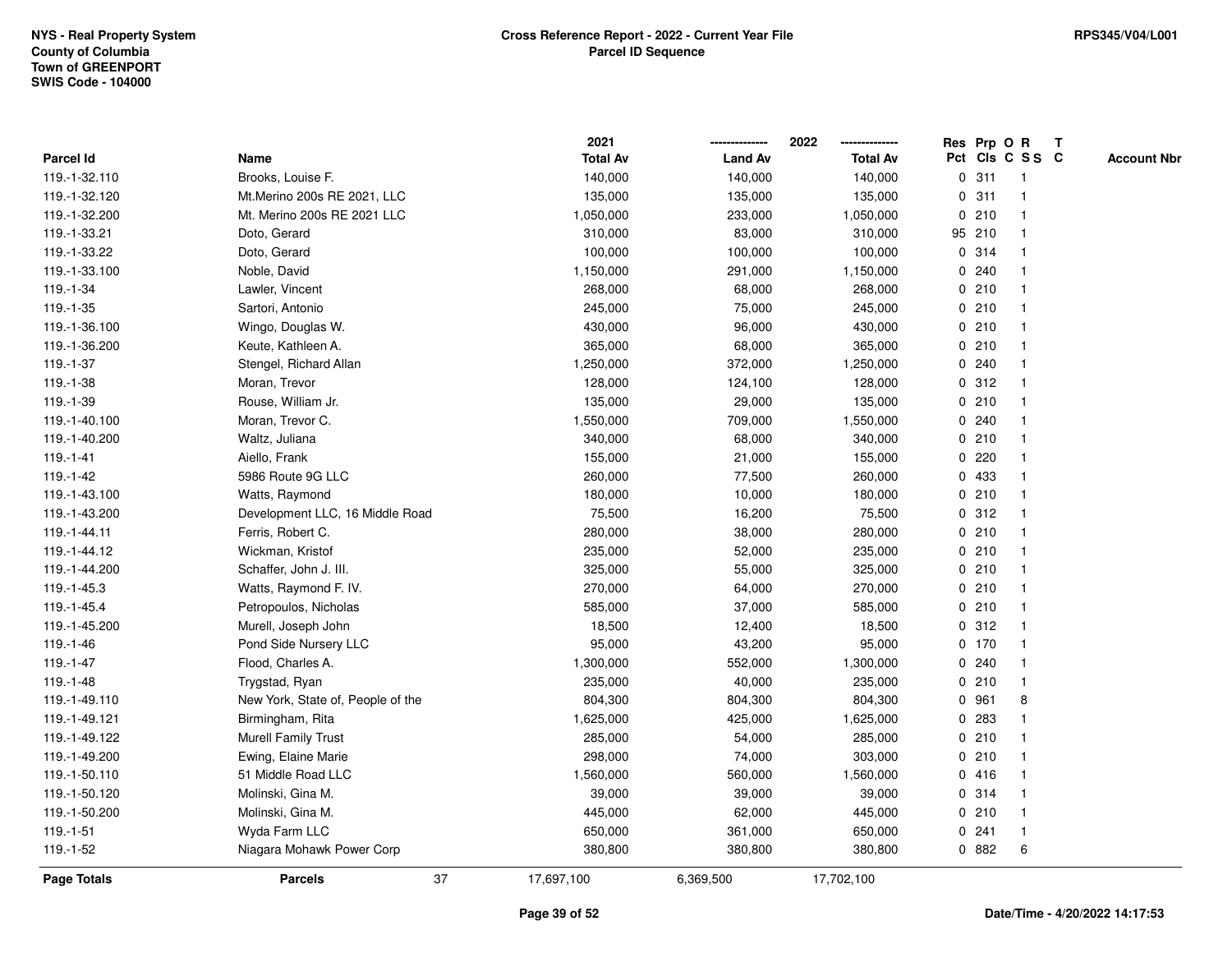NYS - Real Property System
County of Columbia
Town of GREENPORT
SWIS Code - 104000

**Cross Reference Report - 2022 - Current Year File**
**Parcel ID Sequence**

RPS345/V04/L001

| Parcel Id | Name | 2021 Total Av | 2022 Land Av | 2022 Total Av | Res Pct | Prp Cls | O C | R S S | T C | Account Nbr |
|---|---|---|---|---|---|---|---|---|---|---|
| 119.-1-32.110 | Brooks, Louise F. | 140,000 | 140,000 | 140,000 | 0 | 311 | | 1 | | |
| 119.-1-32.120 | Mt.Merino 200s RE 2021, LLC | 135,000 | 135,000 | 135,000 | 0 | 311 | | 1 | | |
| 119.-1-32.200 | Mt. Merino 200s RE 2021 LLC | 1,050,000 | 233,000 | 1,050,000 | 0 | 210 | | 1 | | |
| 119.-1-33.21 | Doto, Gerard | 310,000 | 83,000 | 310,000 | 95 | 210 | | 1 | | |
| 119.-1-33.22 | Doto, Gerard | 100,000 | 100,000 | 100,000 | 0 | 314 | | 1 | | |
| 119.-1-33.100 | Noble, David | 1,150,000 | 291,000 | 1,150,000 | 0 | 240 | | 1 | | |
| 119.-1-34 | Lawler, Vincent | 268,000 | 68,000 | 268,000 | 0 | 210 | | 1 | | |
| 119.-1-35 | Sartori, Antonio | 245,000 | 75,000 | 245,000 | 0 | 210 | | 1 | | |
| 119.-1-36.100 | Wingo, Douglas W. | 430,000 | 96,000 | 430,000 | 0 | 210 | | 1 | | |
| 119.-1-36.200 | Keute, Kathleen A. | 365,000 | 68,000 | 365,000 | 0 | 210 | | 1 | | |
| 119.-1-37 | Stengel, Richard Allan | 1,250,000 | 372,000 | 1,250,000 | 0 | 240 | | 1 | | |
| 119.-1-38 | Moran, Trevor | 128,000 | 124,100 | 128,000 | 0 | 312 | | 1 | | |
| 119.-1-39 | Rouse, William Jr. | 135,000 | 29,000 | 135,000 | 0 | 210 | | 1 | | |
| 119.-1-40.100 | Moran, Trevor C. | 1,550,000 | 709,000 | 1,550,000 | 0 | 240 | | 1 | | |
| 119.-1-40.200 | Waltz, Juliana | 340,000 | 68,000 | 340,000 | 0 | 210 | | 1 | | |
| 119.-1-41 | Aiello, Frank | 155,000 | 21,000 | 155,000 | 0 | 220 | | 1 | | |
| 119.-1-42 | 5986 Route 9G LLC | 260,000 | 77,500 | 260,000 | 0 | 433 | | 1 | | |
| 119.-1-43.100 | Watts, Raymond | 180,000 | 10,000 | 180,000 | 0 | 210 | | 1 | | |
| 119.-1-43.200 | Development LLC, 16 Middle Road | 75,500 | 16,200 | 75,500 | 0 | 312 | | 1 | | |
| 119.-1-44.11 | Ferris, Robert C. | 280,000 | 38,000 | 280,000 | 0 | 210 | | 1 | | |
| 119.-1-44.12 | Wickman, Kristof | 235,000 | 52,000 | 235,000 | 0 | 210 | | 1 | | |
| 119.-1-44.200 | Schaffer, John J. III. | 325,000 | 55,000 | 325,000 | 0 | 210 | | 1 | | |
| 119.-1-45.3 | Watts, Raymond F. IV. | 270,000 | 64,000 | 270,000 | 0 | 210 | | 1 | | |
| 119.-1-45.4 | Petropoulos, Nicholas | 585,000 | 37,000 | 585,000 | 0 | 210 | | 1 | | |
| 119.-1-45.200 | Murell, Joseph John | 18,500 | 12,400 | 18,500 | 0 | 312 | | 1 | | |
| 119.-1-46 | Pond Side Nursery LLC | 95,000 | 43,200 | 95,000 | 0 | 170 | | 1 | | |
| 119.-1-47 | Flood, Charles A. | 1,300,000 | 552,000 | 1,300,000 | 0 | 240 | | 1 | | |
| 119.-1-48 | Trygstad, Ryan | 235,000 | 40,000 | 235,000 | 0 | 210 | | 1 | | |
| 119.-1-49.110 | New York, State of, People of the | 804,300 | 804,300 | 804,300 | 0 | 961 | | 8 | | |
| 119.-1-49.121 | Birmingham, Rita | 1,625,000 | 425,000 | 1,625,000 | 0 | 283 | | 1 | | |
| 119.-1-49.122 | Murell Family Trust | 285,000 | 54,000 | 285,000 | 0 | 210 | | 1 | | |
| 119.-1-49.200 | Ewing, Elaine Marie | 298,000 | 74,000 | 303,000 | 0 | 210 | | 1 | | |
| 119.-1-50.110 | 51 Middle Road LLC | 1,560,000 | 560,000 | 1,560,000 | 0 | 416 | | 1 | | |
| 119.-1-50.120 | Molinski, Gina M. | 39,000 | 39,000 | 39,000 | 0 | 314 | | 1 | | |
| 119.-1-50.200 | Molinski, Gina M. | 445,000 | 62,000 | 445,000 | 0 | 210 | | 1 | | |
| 119.-1-51 | Wyda Farm LLC | 650,000 | 361,000 | 650,000 | 0 | 241 | | 1 | | |
| 119.-1-52 | Niagara Mohawk Power Corp | 380,800 | 380,800 | 380,800 | 0 | 882 | | 6 | | |
| **Page Totals** | **Parcels** 37 | 17,697,100 | 6,369,500 | 17,702,100 | | | | | | |

Date/Time - 4/20/2022 14:17:53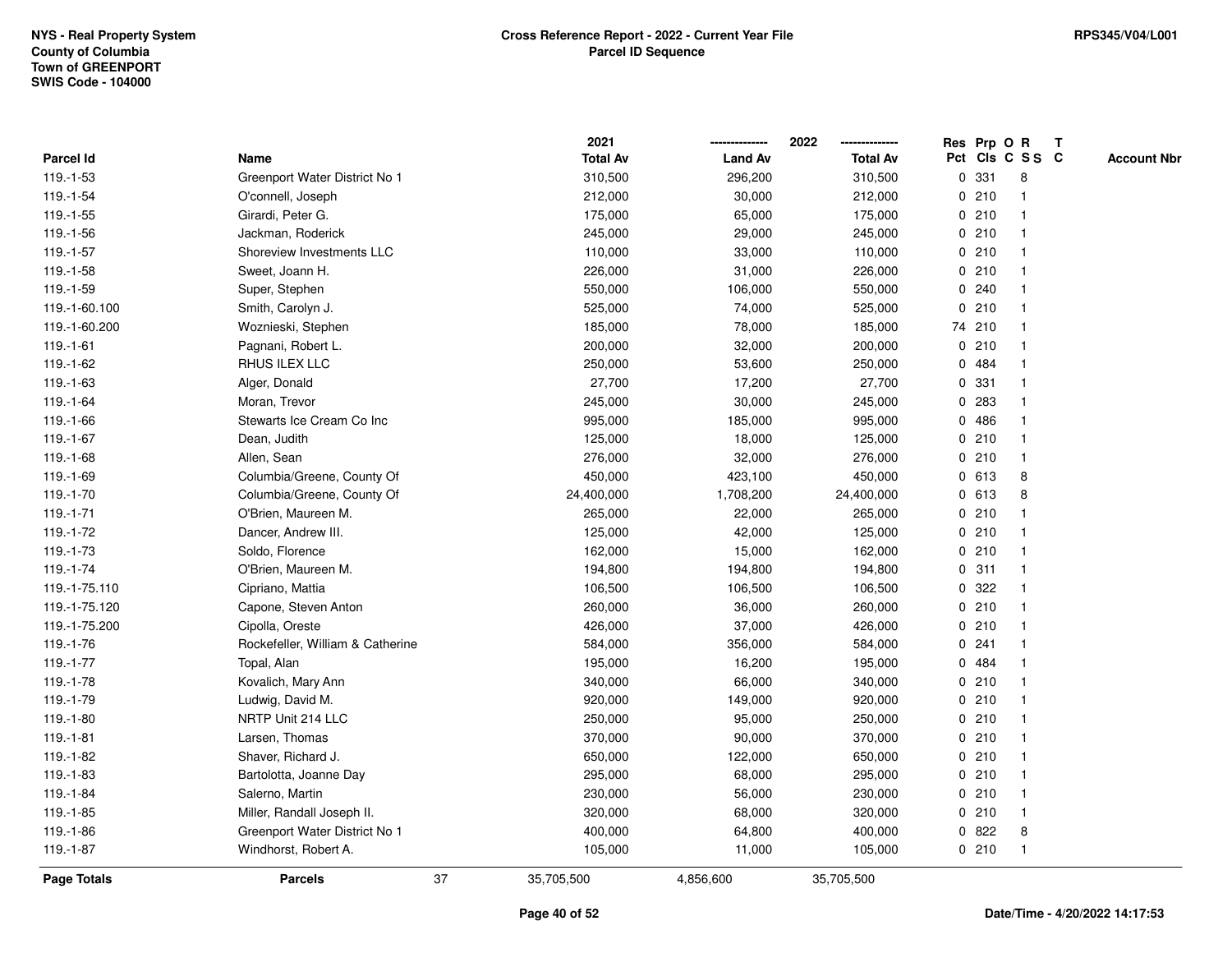NYS - Real Property System
County of Columbia
Town of GREENPORT
SWIS Code - 104000

**Cross Reference Report - 2022 - Current Year File**
**Parcel ID Sequence**

RPS345/V04/L001

| Parcel Id | Name | 2021 Total Av | 2022 Land Av | 2022 Total Av | Res Pct | Prp Cls | O C | R S S | T C | Account Nbr |
|---|---|---|---|---|---|---|---|---|---|---|
| 119.-1-53 | Greenport Water District No 1 | 310,500 | 296,200 | 310,500 | 0 | 331 | | 8 | | |
| 119.-1-54 | O'connell, Joseph | 212,000 | 30,000 | 212,000 | 0 | 210 | | 1 | | |
| 119.-1-55 | Girardi, Peter G. | 175,000 | 65,000 | 175,000 | 0 | 210 | | 1 | | |
| 119.-1-56 | Jackman, Roderick | 245,000 | 29,000 | 245,000 | 0 | 210 | | 1 | | |
| 119.-1-57 | Shoreview Investments LLC | 110,000 | 33,000 | 110,000 | 0 | 210 | | 1 | | |
| 119.-1-58 | Sweet, Joann H. | 226,000 | 31,000 | 226,000 | 0 | 210 | | 1 | | |
| 119.-1-59 | Super, Stephen | 550,000 | 106,000 | 550,000 | 0 | 240 | | 1 | | |
| 119.-1-60.100 | Smith, Carolyn J. | 525,000 | 74,000 | 525,000 | 0 | 210 | | 1 | | |
| 119.-1-60.200 | Woznieski, Stephen | 185,000 | 78,000 | 185,000 | 74 | 210 | | 1 | | |
| 119.-1-61 | Pagnani, Robert L. | 200,000 | 32,000 | 200,000 | 0 | 210 | | 1 | | |
| 119.-1-62 | RHUS ILEX LLC | 250,000 | 53,600 | 250,000 | 0 | 484 | | 1 | | |
| 119.-1-63 | Alger, Donald | 27,700 | 17,200 | 27,700 | 0 | 331 | | 1 | | |
| 119.-1-64 | Moran, Trevor | 245,000 | 30,000 | 245,000 | 0 | 283 | | 1 | | |
| 119.-1-66 | Stewarts Ice Cream Co Inc | 995,000 | 185,000 | 995,000 | 0 | 486 | | 1 | | |
| 119.-1-67 | Dean, Judith | 125,000 | 18,000 | 125,000 | 0 | 210 | | 1 | | |
| 119.-1-68 | Allen, Sean | 276,000 | 32,000 | 276,000 | 0 | 210 | | 1 | | |
| 119.-1-69 | Columbia/Greene, County Of | 450,000 | 423,100 | 450,000 | 0 | 613 | | 8 | | |
| 119.-1-70 | Columbia/Greene, County Of | 24,400,000 | 1,708,200 | 24,400,000 | 0 | 613 | | 8 | | |
| 119.-1-71 | O'Brien, Maureen M. | 265,000 | 22,000 | 265,000 | 0 | 210 | | 1 | | |
| 119.-1-72 | Dancer, Andrew III. | 125,000 | 42,000 | 125,000 | 0 | 210 | | 1 | | |
| 119.-1-73 | Soldo, Florence | 162,000 | 15,000 | 162,000 | 0 | 210 | | 1 | | |
| 119.-1-74 | O'Brien, Maureen M. | 194,800 | 194,800 | 194,800 | 0 | 311 | | 1 | | |
| 119.-1-75.110 | Cipriano, Mattia | 106,500 | 106,500 | 106,500 | 0 | 322 | | 1 | | |
| 119.-1-75.120 | Capone, Steven Anton | 260,000 | 36,000 | 260,000 | 0 | 210 | | 1 | | |
| 119.-1-75.200 | Cipolla, Oreste | 426,000 | 37,000 | 426,000 | 0 | 210 | | 1 | | |
| 119.-1-76 | Rockefeller, William & Catherine | 584,000 | 356,000 | 584,000 | 0 | 241 | | 1 | | |
| 119.-1-77 | Topal, Alan | 195,000 | 16,200 | 195,000 | 0 | 484 | | 1 | | |
| 119.-1-78 | Kovalich, Mary Ann | 340,000 | 66,000 | 340,000 | 0 | 210 | | 1 | | |
| 119.-1-79 | Ludwig, David M. | 920,000 | 149,000 | 920,000 | 0 | 210 | | 1 | | |
| 119.-1-80 | NRTP Unit 214 LLC | 250,000 | 95,000 | 250,000 | 0 | 210 | | 1 | | |
| 119.-1-81 | Larsen, Thomas | 370,000 | 90,000 | 370,000 | 0 | 210 | | 1 | | |
| 119.-1-82 | Shaver, Richard J. | 650,000 | 122,000 | 650,000 | 0 | 210 | | 1 | | |
| 119.-1-83 | Bartolotta, Joanne Day | 295,000 | 68,000 | 295,000 | 0 | 210 | | 1 | | |
| 119.-1-84 | Salerno, Martin | 230,000 | 56,000 | 230,000 | 0 | 210 | | 1 | | |
| 119.-1-85 | Miller, Randall Joseph II. | 320,000 | 68,000 | 320,000 | 0 | 210 | | 1 | | |
| 119.-1-86 | Greenport Water District No 1 | 400,000 | 64,800 | 400,000 | 0 | 822 | | 8 | | |
| 119.-1-87 | Windhorst, Robert A. | 105,000 | 11,000 | 105,000 | 0 | 210 | | 1 | | |
| **Page Totals** | **Parcels** 37 | 35,705,500 | 4,856,600 | 35,705,500 | | | | | | |

Date/Time - 4/20/2022 14:17:53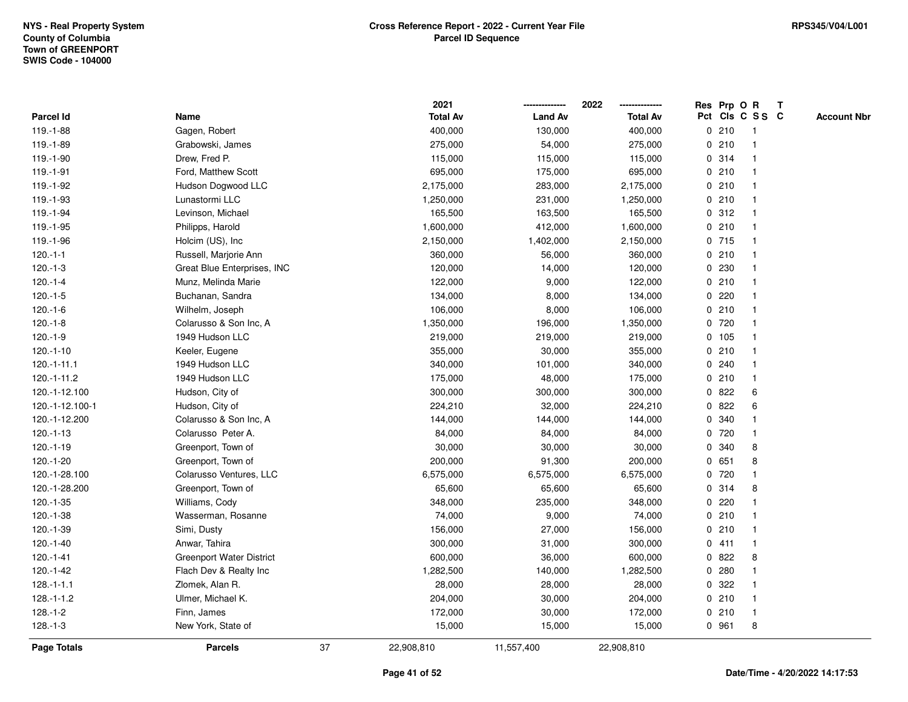| Parcel Id | Name | 2021 Total Av | 2022 Land Av | 2022 Total Av | Res Pct | Prp Cls | O C | R S S | T C | Account Nbr |
|---|---|---|---|---|---|---|---|---|---|---|
| 119.-1-88 | Gagen, Robert | 400,000 | 130,000 | 400,000 | 0 | 210 | | 1 | | |
| 119.-1-89 | Grabowski, James | 275,000 | 54,000 | 275,000 | 0 | 210 | | 1 | | |
| 119.-1-90 | Drew, Fred P. | 115,000 | 115,000 | 115,000 | 0 | 314 | | 1 | | |
| 119.-1-91 | Ford, Matthew Scott | 695,000 | 175,000 | 695,000 | 0 | 210 | | 1 | | |
| 119.-1-92 | Hudson Dogwood LLC | 2,175,000 | 283,000 | 2,175,000 | 0 | 210 | | 1 | | |
| 119.-1-93 | Lunastormi LLC | 1,250,000 | 231,000 | 1,250,000 | 0 | 210 | | 1 | | |
| 119.-1-94 | Levinson, Michael | 165,500 | 163,500 | 165,500 | 0 | 312 | | 1 | | |
| 119.-1-95 | Philipps, Harold | 1,600,000 | 412,000 | 1,600,000 | 0 | 210 | | 1 | | |
| 119.-1-96 | Holcim (US), Inc | 2,150,000 | 1,402,000 | 2,150,000 | 0 | 715 | | 1 | | |
| 120.-1-1 | Russell, Marjorie Ann | 360,000 | 56,000 | 360,000 | 0 | 210 | | 1 | | |
| 120.-1-3 | Great Blue Enterprises, INC | 120,000 | 14,000 | 120,000 | 0 | 230 | | 1 | | |
| 120.-1-4 | Munz, Melinda Marie | 122,000 | 9,000 | 122,000 | 0 | 210 | | 1 | | |
| 120.-1-5 | Buchanan, Sandra | 134,000 | 8,000 | 134,000 | 0 | 220 | | 1 | | |
| 120.-1-6 | Wilhelm, Joseph | 106,000 | 8,000 | 106,000 | 0 | 210 | | 1 | | |
| 120.-1-8 | Colarusso & Son Inc, A | 1,350,000 | 196,000 | 1,350,000 | 0 | 720 | | 1 | | |
| 120.-1-9 | 1949 Hudson LLC | 219,000 | 219,000 | 219,000 | 0 | 105 | | 1 | | |
| 120.-1-10 | Keeler, Eugene | 355,000 | 30,000 | 355,000 | 0 | 210 | | 1 | | |
| 120.-1-11.1 | 1949 Hudson LLC | 340,000 | 101,000 | 340,000 | 0 | 240 | | 1 | | |
| 120.-1-11.2 | 1949 Hudson LLC | 175,000 | 48,000 | 175,000 | 0 | 210 | | 1 | | |
| 120.-1-12.100 | Hudson, City of | 300,000 | 300,000 | 300,000 | 0 | 822 | | 6 | | |
| 120.-1-12.100-1 | Hudson, City of | 224,210 | 32,000 | 224,210 | 0 | 822 | | 6 | | |
| 120.-1-12.200 | Colarusso & Son Inc, A | 144,000 | 144,000 | 144,000 | 0 | 340 | | 1 | | |
| 120.-1-13 | Colarusso Peter A. | 84,000 | 84,000 | 84,000 | 0 | 720 | | 1 | | |
| 120.-1-19 | Greenport, Town of | 30,000 | 30,000 | 30,000 | 0 | 340 | | 8 | | |
| 120.-1-20 | Greenport, Town of | 200,000 | 91,300 | 200,000 | 0 | 651 | | 8 | | |
| 120.-1-28.100 | Colarusso Ventures, LLC | 6,575,000 | 6,575,000 | 6,575,000 | 0 | 720 | | 1 | | |
| 120.-1-28.200 | Greenport, Town of | 65,600 | 65,600 | 65,600 | 0 | 314 | | 8 | | |
| 120.-1-35 | Williams, Cody | 348,000 | 235,000 | 348,000 | 0 | 220 | | 1 | | |
| 120.-1-38 | Wasserman, Rosanne | 74,000 | 9,000 | 74,000 | 0 | 210 | | 1 | | |
| 120.-1-39 | Simi, Dusty | 156,000 | 27,000 | 156,000 | 0 | 210 | | 1 | | |
| 120.-1-40 | Anwar, Tahira | 300,000 | 31,000 | 300,000 | 0 | 411 | | 1 | | |
| 120.-1-41 | Greenport Water District | 600,000 | 36,000 | 600,000 | 0 | 822 | | 8 | | |
| 120.-1-42 | Flach Dev & Realty Inc | 1,282,500 | 140,000 | 1,282,500 | 0 | 280 | | 1 | | |
| 128.-1-1.1 | Zlomek, Alan R. | 28,000 | 28,000 | 28,000 | 0 | 322 | | 1 | | |
| 128.-1-1.2 | Ulmer, Michael K. | 204,000 | 30,000 | 204,000 | 0 | 210 | | 1 | | |
| 128.-1-2 | Finn, James | 172,000 | 30,000 | 172,000 | 0 | 210 | | 1 | | |
| 128.-1-3 | New York, State of | 15,000 | 15,000 | 15,000 | 0 | 961 | | 8 | | |
| **Page Totals** | **Parcels** 37 | 22,908,810 | 11,557,400 | 22,908,810 | | | | | | |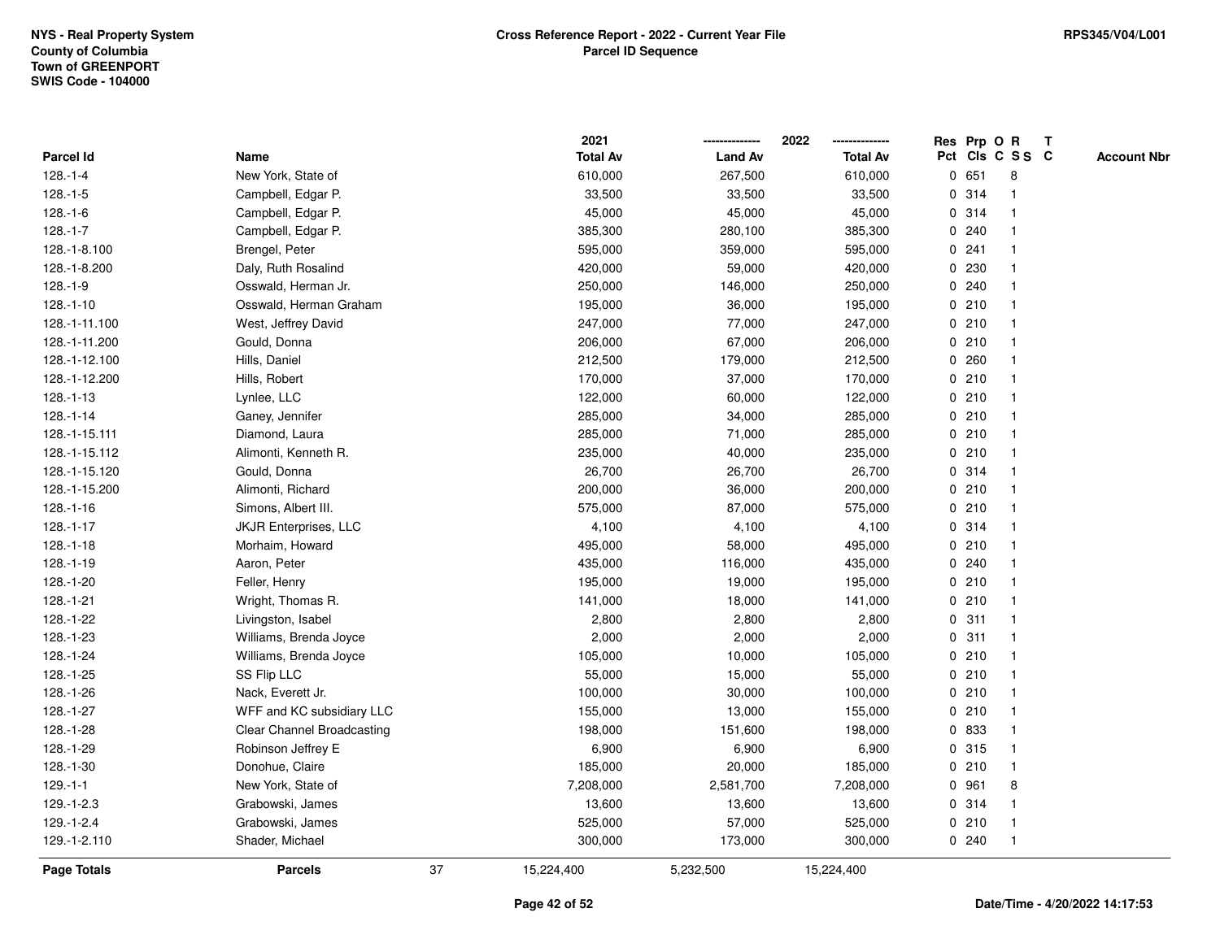NYS - Real Property System
County of Columbia
Town of GREENPORT
SWIS Code - 104000

**Cross Reference Report - 2022 - Current Year File**
**Parcel ID Sequence**

RPS345/V04/L001

| Parcel Id | Name | 2021 Total Av | 2022 Land Av | 2022 Total Av | Res Pct | Prp Cls | O C | R S S | T C | Account Nbr |
|---|---|---|---|---|---|---|---|---|---|---|
| 128.-1-4 | New York, State of | 610,000 | 267,500 | 610,000 | 0 | 651 | | 8 | | |
| 128.-1-5 | Campbell, Edgar P. | 33,500 | 33,500 | 33,500 | 0 | 314 | | 1 | | |
| 128.-1-6 | Campbell, Edgar P. | 45,000 | 45,000 | 45,000 | 0 | 314 | | 1 | | |
| 128.-1-7 | Campbell, Edgar P. | 385,300 | 280,100 | 385,300 | 0 | 240 | | 1 | | |
| 128.-1-8.100 | Brengel, Peter | 595,000 | 359,000 | 595,000 | 0 | 241 | | 1 | | |
| 128.-1-8.200 | Daly, Ruth Rosalind | 420,000 | 59,000 | 420,000 | 0 | 230 | | 1 | | |
| 128.-1-9 | Osswald, Herman Jr. | 250,000 | 146,000 | 250,000 | 0 | 240 | | 1 | | |
| 128.-1-10 | Osswald, Herman Graham | 195,000 | 36,000 | 195,000 | 0 | 210 | | 1 | | |
| 128.-1-11.100 | West, Jeffrey David | 247,000 | 77,000 | 247,000 | 0 | 210 | | 1 | | |
| 128.-1-11.200 | Gould, Donna | 206,000 | 67,000 | 206,000 | 0 | 210 | | 1 | | |
| 128.-1-12.100 | Hills, Daniel | 212,500 | 179,000 | 212,500 | 0 | 260 | | 1 | | |
| 128.-1-12.200 | Hills, Robert | 170,000 | 37,000 | 170,000 | 0 | 210 | | 1 | | |
| 128.-1-13 | Lynlee, LLC | 122,000 | 60,000 | 122,000 | 0 | 210 | | 1 | | |
| 128.-1-14 | Ganey, Jennifer | 285,000 | 34,000 | 285,000 | 0 | 210 | | 1 | | |
| 128.-1-15.111 | Diamond, Laura | 285,000 | 71,000 | 285,000 | 0 | 210 | | 1 | | |
| 128.-1-15.112 | Alimonti, Kenneth R. | 235,000 | 40,000 | 235,000 | 0 | 210 | | 1 | | |
| 128.-1-15.120 | Gould, Donna | 26,700 | 26,700 | 26,700 | 0 | 314 | | 1 | | |
| 128.-1-15.200 | Alimonti, Richard | 200,000 | 36,000 | 200,000 | 0 | 210 | | 1 | | |
| 128.-1-16 | Simons, Albert III. | 575,000 | 87,000 | 575,000 | 0 | 210 | | 1 | | |
| 128.-1-17 | JKJR Enterprises, LLC | 4,100 | 4,100 | 4,100 | 0 | 314 | | 1 | | |
| 128.-1-18 | Morhaim, Howard | 495,000 | 58,000 | 495,000 | 0 | 210 | | 1 | | |
| 128.-1-19 | Aaron, Peter | 435,000 | 116,000 | 435,000 | 0 | 240 | | 1 | | |
| 128.-1-20 | Feller, Henry | 195,000 | 19,000 | 195,000 | 0 | 210 | | 1 | | |
| 128.-1-21 | Wright, Thomas R. | 141,000 | 18,000 | 141,000 | 0 | 210 | | 1 | | |
| 128.-1-22 | Livingston, Isabel | 2,800 | 2,800 | 2,800 | 0 | 311 | | 1 | | |
| 128.-1-23 | Williams, Brenda Joyce | 2,000 | 2,000 | 2,000 | 0 | 311 | | 1 | | |
| 128.-1-24 | Williams, Brenda Joyce | 105,000 | 10,000 | 105,000 | 0 | 210 | | 1 | | |
| 128.-1-25 | SS Flip LLC | 55,000 | 15,000 | 55,000 | 0 | 210 | | 1 | | |
| 128.-1-26 | Nack, Everett Jr. | 100,000 | 30,000 | 100,000 | 0 | 210 | | 1 | | |
| 128.-1-27 | WFF and KC subsidiary LLC | 155,000 | 13,000 | 155,000 | 0 | 210 | | 1 | | |
| 128.-1-28 | Clear Channel Broadcasting | 198,000 | 151,600 | 198,000 | 0 | 833 | | 1 | | |
| 128.-1-29 | Robinson Jeffrey E | 6,900 | 6,900 | 6,900 | 0 | 315 | | 1 | | |
| 128.-1-30 | Donohue, Claire | 185,000 | 20,000 | 185,000 | 0 | 210 | | 1 | | |
| 129.-1-1 | New York, State of | 7,208,000 | 2,581,700 | 7,208,000 | 0 | 961 | | 8 | | |
| 129.-1-2.3 | Grabowski, James | 13,600 | 13,600 | 13,600 | 0 | 314 | | 1 | | |
| 129.-1-2.4 | Grabowski, James | 525,000 | 57,000 | 525,000 | 0 | 210 | | 1 | | |
| 129.-1-2.110 | Shader, Michael | 300,000 | 173,000 | 300,000 | 0 | 240 | | 1 | | |
| **Page Totals** | **Parcels** 37 | 15,224,400 | 5,232,500 | 15,224,400 | | | | | | |

**Date/Time - 4/20/2022 14:17:53**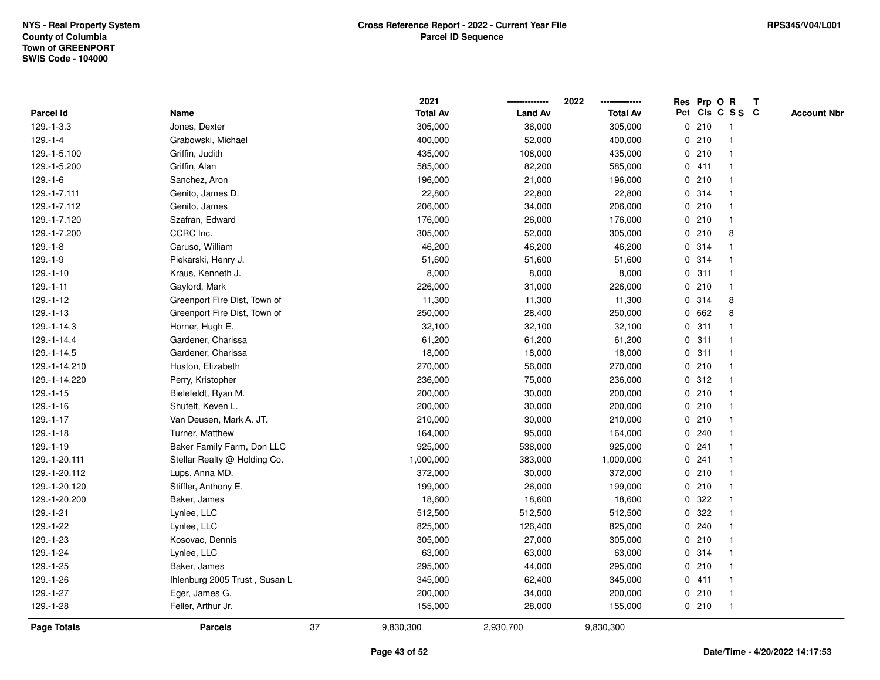NYS - Real Property System
County of Columbia
Town of GREENPORT
SWIS Code - 104000

**Cross Reference Report - 2022 - Current Year File**
**Parcel ID Sequence**

RPS345/V04/L001

| Parcel Id | Name | 2021 Total Av | 2022 Land Av | 2022 Total Av | Res Pct | Prp Cls | O C | R S S | T C | Account Nbr |
|---|---|---|---|---|---|---|---|---|---|---|
| 129.-1-3.3 | Jones, Dexter | 305,000 | 36,000 | 305,000 | 0 | 210 | | 1 | | |
| 129.-1-4 | Grabowski, Michael | 400,000 | 52,000 | 400,000 | 0 | 210 | | 1 | | |
| 129.-1-5.100 | Griffin, Judith | 435,000 | 108,000 | 435,000 | 0 | 210 | | 1 | | |
| 129.-1-5.200 | Griffin, Alan | 585,000 | 82,200 | 585,000 | 0 | 411 | | 1 | | |
| 129.-1-6 | Sanchez, Aron | 196,000 | 21,000 | 196,000 | 0 | 210 | | 1 | | |
| 129.-1-7.111 | Genito, James D. | 22,800 | 22,800 | 22,800 | 0 | 314 | | 1 | | |
| 129.-1-7.112 | Genito, James | 206,000 | 34,000 | 206,000 | 0 | 210 | | 1 | | |
| 129.-1-7.120 | Szafran, Edward | 176,000 | 26,000 | 176,000 | 0 | 210 | | 1 | | |
| 129.-1-7.200 | CCRC Inc. | 305,000 | 52,000 | 305,000 | 0 | 210 | | 8 | | |
| 129.-1-8 | Caruso, William | 46,200 | 46,200 | 46,200 | 0 | 314 | | 1 | | |
| 129.-1-9 | Piekarski, Henry J. | 51,600 | 51,600 | 51,600 | 0 | 314 | | 1 | | |
| 129.-1-10 | Kraus, Kenneth J. | 8,000 | 8,000 | 8,000 | 0 | 311 | | 1 | | |
| 129.-1-11 | Gaylord, Mark | 226,000 | 31,000 | 226,000 | 0 | 210 | | 1 | | |
| 129.-1-12 | Greenport Fire Dist, Town of | 11,300 | 11,300 | 11,300 | 0 | 314 | | 8 | | |
| 129.-1-13 | Greenport Fire Dist, Town of | 250,000 | 28,400 | 250,000 | 0 | 662 | | 8 | | |
| 129.-1-14.3 | Horner, Hugh E. | 32,100 | 32,100 | 32,100 | 0 | 311 | | 1 | | |
| 129.-1-14.4 | Gardener, Charissa | 61,200 | 61,200 | 61,200 | 0 | 311 | | 1 | | |
| 129.-1-14.5 | Gardener, Charissa | 18,000 | 18,000 | 18,000 | 0 | 311 | | 1 | | |
| 129.-1-14.210 | Huston, Elizabeth | 270,000 | 56,000 | 270,000 | 0 | 210 | | 1 | | |
| 129.-1-14.220 | Perry, Kristopher | 236,000 | 75,000 | 236,000 | 0 | 312 | | 1 | | |
| 129.-1-15 | Bielefeldt, Ryan M. | 200,000 | 30,000 | 200,000 | 0 | 210 | | 1 | | |
| 129.-1-16 | Shufelt, Keven L. | 200,000 | 30,000 | 200,000 | 0 | 210 | | 1 | | |
| 129.-1-17 | Van Deusen, Mark A. JT. | 210,000 | 30,000 | 210,000 | 0 | 210 | | 1 | | |
| 129.-1-18 | Turner, Matthew | 164,000 | 95,000 | 164,000 | 0 | 240 | | 1 | | |
| 129.-1-19 | Baker Family Farm, Don LLC | 925,000 | 538,000 | 925,000 | 0 | 241 | | 1 | | |
| 129.-1-20.111 | Stellar Realty @ Holding Co. | 1,000,000 | 383,000 | 1,000,000 | 0 | 241 | | 1 | | |
| 129.-1-20.112 | Lups, Anna MD. | 372,000 | 30,000 | 372,000 | 0 | 210 | | 1 | | |
| 129.-1-20.120 | Stiffler, Anthony E. | 199,000 | 26,000 | 199,000 | 0 | 210 | | 1 | | |
| 129.-1-20.200 | Baker, James | 18,600 | 18,600 | 18,600 | 0 | 322 | | 1 | | |
| 129.-1-21 | Lynlee, LLC | 512,500 | 512,500 | 512,500 | 0 | 322 | | 1 | | |
| 129.-1-22 | Lynlee, LLC | 825,000 | 126,400 | 825,000 | 0 | 240 | | 1 | | |
| 129.-1-23 | Kosovac, Dennis | 305,000 | 27,000 | 305,000 | 0 | 210 | | 1 | | |
| 129.-1-24 | Lynlee, LLC | 63,000 | 63,000 | 63,000 | 0 | 314 | | 1 | | |
| 129.-1-25 | Baker, James | 295,000 | 44,000 | 295,000 | 0 | 210 | | 1 | | |
| 129.-1-26 | Ihlenburg 2005 Trust , Susan L | 345,000 | 62,400 | 345,000 | 0 | 411 | | 1 | | |
| 129.-1-27 | Eger, James G. | 200,000 | 34,000 | 200,000 | 0 | 210 | | 1 | | |
| 129.-1-28 | Feller, Arthur Jr. | 155,000 | 28,000 | 155,000 | 0 | 210 | | 1 | | |
| **Page Totals** | **Parcels** 37 | 9,830,300 | 2,930,700 | 9,830,300 | | | | | | |

Date/Time - 4/20/2022 14:17:53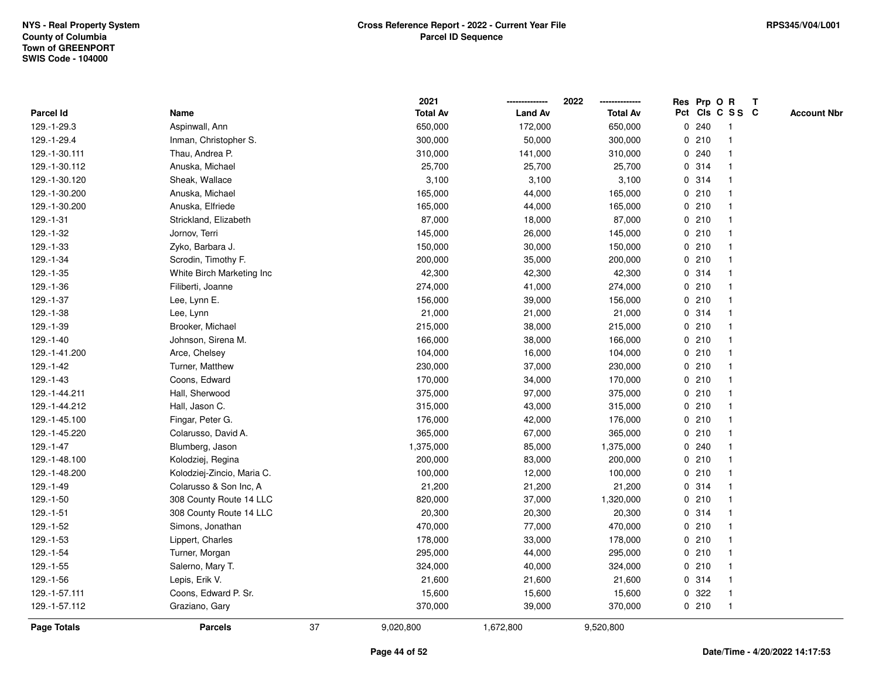NYS - Real Property System
County of Columbia
Town of GREENPORT
SWIS Code - 104000

**Cross Reference Report - 2022 - Current Year File**
**Parcel ID Sequence**

RPS345/V04/L001

| Parcel Id | Name | 2021 Total Av | 2022 Land Av | 2022 Total Av | Res Pct | Prp Cls | O C | R S S | T C | Account Nbr |
|---|---|---|---|---|---|---|---|---|---|---|
| 129.-1-29.3 | Aspinwall, Ann | 650,000 | 172,000 | 650,000 | 0 | 240 | | 1 | | |
| 129.-1-29.4 | Inman, Christopher S. | 300,000 | 50,000 | 300,000 | 0 | 210 | | 1 | | |
| 129.-1-30.111 | Thau, Andrea P. | 310,000 | 141,000 | 310,000 | 0 | 240 | | 1 | | |
| 129.-1-30.112 | Anuska, Michael | 25,700 | 25,700 | 25,700 | 0 | 314 | | 1 | | |
| 129.-1-30.120 | Sheak, Wallace | 3,100 | 3,100 | 3,100 | 0 | 314 | | 1 | | |
| 129.-1-30.200 | Anuska, Michael | 165,000 | 44,000 | 165,000 | 0 | 210 | | 1 | | |
| 129.-1-30.200 | Anuska, Elfriede | 165,000 | 44,000 | 165,000 | 0 | 210 | | 1 | | |
| 129.-1-31 | Strickland, Elizabeth | 87,000 | 18,000 | 87,000 | 0 | 210 | | 1 | | |
| 129.-1-32 | Jornov, Terri | 145,000 | 26,000 | 145,000 | 0 | 210 | | 1 | | |
| 129.-1-33 | Zyko, Barbara J. | 150,000 | 30,000 | 150,000 | 0 | 210 | | 1 | | |
| 129.-1-34 | Scrodin, Timothy F. | 200,000 | 35,000 | 200,000 | 0 | 210 | | 1 | | |
| 129.-1-35 | White Birch Marketing Inc | 42,300 | 42,300 | 42,300 | 0 | 314 | | 1 | | |
| 129.-1-36 | Filiberti, Joanne | 274,000 | 41,000 | 274,000 | 0 | 210 | | 1 | | |
| 129.-1-37 | Lee, Lynn E. | 156,000 | 39,000 | 156,000 | 0 | 210 | | 1 | | |
| 129.-1-38 | Lee, Lynn | 21,000 | 21,000 | 21,000 | 0 | 314 | | 1 | | |
| 129.-1-39 | Brooker, Michael | 215,000 | 38,000 | 215,000 | 0 | 210 | | 1 | | |
| 129.-1-40 | Johnson, Sirena M. | 166,000 | 38,000 | 166,000 | 0 | 210 | | 1 | | |
| 129.-1-41.200 | Arce, Chelsey | 104,000 | 16,000 | 104,000 | 0 | 210 | | 1 | | |
| 129.-1-42 | Turner, Matthew | 230,000 | 37,000 | 230,000 | 0 | 210 | | 1 | | |
| 129.-1-43 | Coons, Edward | 170,000 | 34,000 | 170,000 | 0 | 210 | | 1 | | |
| 129.-1-44.211 | Hall, Sherwood | 375,000 | 97,000 | 375,000 | 0 | 210 | | 1 | | |
| 129.-1-44.212 | Hall, Jason C. | 315,000 | 43,000 | 315,000 | 0 | 210 | | 1 | | |
| 129.-1-45.100 | Fingar, Peter G. | 176,000 | 42,000 | 176,000 | 0 | 210 | | 1 | | |
| 129.-1-45.220 | Colarusso, David A. | 365,000 | 67,000 | 365,000 | 0 | 210 | | 1 | | |
| 129.-1-47 | Blumberg, Jason | 1,375,000 | 85,000 | 1,375,000 | 0 | 240 | | 1 | | |
| 129.-1-48.100 | Kolodziej, Regina | 200,000 | 83,000 | 200,000 | 0 | 210 | | 1 | | |
| 129.-1-48.200 | Kolodziej-Zincio, Maria C. | 100,000 | 12,000 | 100,000 | 0 | 210 | | 1 | | |
| 129.-1-49 | Colarusso & Son Inc, A | 21,200 | 21,200 | 21,200 | 0 | 314 | | 1 | | |
| 129.-1-50 | 308 County Route 14 LLC | 820,000 | 37,000 | 1,320,000 | 0 | 210 | | 1 | | |
| 129.-1-51 | 308 County Route 14 LLC | 20,300 | 20,300 | 20,300 | 0 | 314 | | 1 | | |
| 129.-1-52 | Simons, Jonathan | 470,000 | 77,000 | 470,000 | 0 | 210 | | 1 | | |
| 129.-1-53 | Lippert, Charles | 178,000 | 33,000 | 178,000 | 0 | 210 | | 1 | | |
| 129.-1-54 | Turner, Morgan | 295,000 | 44,000 | 295,000 | 0 | 210 | | 1 | | |
| 129.-1-55 | Salerno, Mary T. | 324,000 | 40,000 | 324,000 | 0 | 210 | | 1 | | |
| 129.-1-56 | Lepis, Erik V. | 21,600 | 21,600 | 21,600 | 0 | 314 | | 1 | | |
| 129.-1-57.111 | Coons, Edward P. Sr. | 15,600 | 15,600 | 15,600 | 0 | 322 | | 1 | | |
| 129.-1-57.112 | Graziano, Gary | 370,000 | 39,000 | 370,000 | 0 | 210 | | 1 | | |
| **Page Totals** | **Parcels** 37 | 9,020,800 | 1,672,800 | 9,520,800 | | | | | | |

Date/Time - 4/20/2022 14:17:53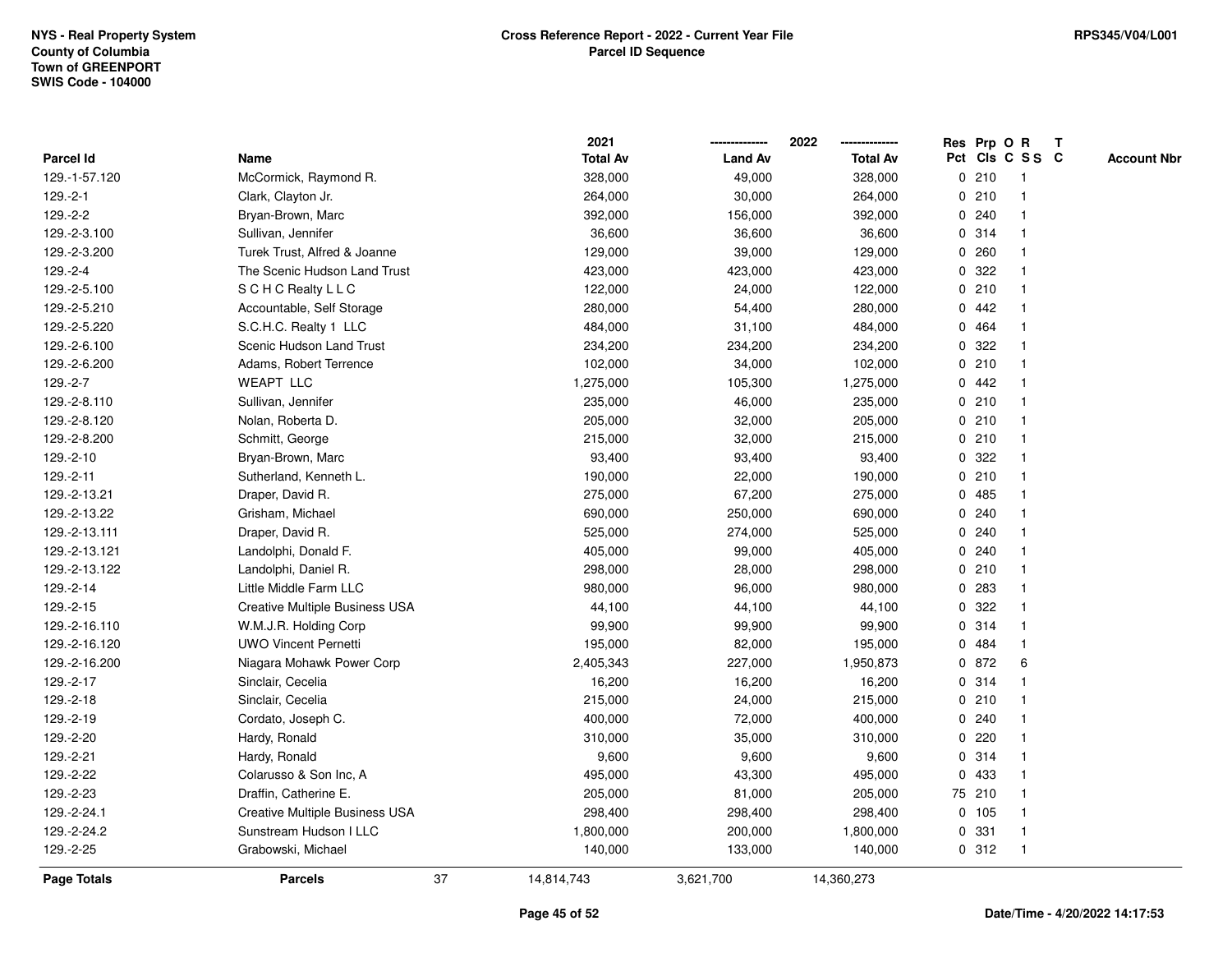NYS - Real Property System
County of Columbia
Town of GREENPORT
SWIS Code - 104000

**Cross Reference Report - 2022 - Current Year File**
**Parcel ID Sequence**

RPS345/V04/L001

| Parcel Id | Name | 2021 Total Av | 2022 Land Av | 2022 Total Av | Res Pct | Prp Cls | O C | R S S | T C | Account Nbr |
|---|---|---|---|---|---|---|---|---|---|---|
| 129.-1-57.120 | McCormick, Raymond R. | 328,000 | 49,000 | 328,000 | 0 | 210 | | 1 | | |
| 129.-2-1 | Clark, Clayton Jr. | 264,000 | 30,000 | 264,000 | 0 | 210 | | 1 | | |
| 129.-2-2 | Bryan-Brown, Marc | 392,000 | 156,000 | 392,000 | 0 | 240 | | 1 | | |
| 129.-2-3.100 | Sullivan, Jennifer | 36,600 | 36,600 | 36,600 | 0 | 314 | | 1 | | |
| 129.-2-3.200 | Turek Trust, Alfred & Joanne | 129,000 | 39,000 | 129,000 | 0 | 260 | | 1 | | |
| 129.-2-4 | The Scenic Hudson Land Trust | 423,000 | 423,000 | 423,000 | 0 | 322 | | 1 | | |
| 129.-2-5.100 | S C H C Realty L L C | 122,000 | 24,000 | 122,000 | 0 | 210 | | 1 | | |
| 129.-2-5.210 | Accountable, Self Storage | 280,000 | 54,400 | 280,000 | 0 | 442 | | 1 | | |
| 129.-2-5.220 | S.C.H.C. Realty 1 LLC | 484,000 | 31,100 | 484,000 | 0 | 464 | | 1 | | |
| 129.-2-6.100 | Scenic Hudson Land Trust | 234,200 | 234,200 | 234,200 | 0 | 322 | | 1 | | |
| 129.-2-6.200 | Adams, Robert Terrence | 102,000 | 34,000 | 102,000 | 0 | 210 | | 1 | | |
| 129.-2-7 | WEAPT LLC | 1,275,000 | 105,300 | 1,275,000 | 0 | 442 | | 1 | | |
| 129.-2-8.110 | Sullivan, Jennifer | 235,000 | 46,000 | 235,000 | 0 | 210 | | 1 | | |
| 129.-2-8.120 | Nolan, Roberta D. | 205,000 | 32,000 | 205,000 | 0 | 210 | | 1 | | |
| 129.-2-8.200 | Schmitt, George | 215,000 | 32,000 | 215,000 | 0 | 210 | | 1 | | |
| 129.-2-10 | Bryan-Brown, Marc | 93,400 | 93,400 | 93,400 | 0 | 322 | | 1 | | |
| 129.-2-11 | Sutherland, Kenneth L. | 190,000 | 22,000 | 190,000 | 0 | 210 | | 1 | | |
| 129.-2-13.21 | Draper, David R. | 275,000 | 67,200 | 275,000 | 0 | 485 | | 1 | | |
| 129.-2-13.22 | Grisham, Michael | 690,000 | 250,000 | 690,000 | 0 | 240 | | 1 | | |
| 129.-2-13.111 | Draper, David R. | 525,000 | 274,000 | 525,000 | 0 | 240 | | 1 | | |
| 129.-2-13.121 | Landolphi, Donald F. | 405,000 | 99,000 | 405,000 | 0 | 240 | | 1 | | |
| 129.-2-13.122 | Landolphi, Daniel R. | 298,000 | 28,000 | 298,000 | 0 | 210 | | 1 | | |
| 129.-2-14 | Little Middle Farm LLC | 980,000 | 96,000 | 980,000 | 0 | 283 | | 1 | | |
| 129.-2-15 | Creative Multiple Business USA | 44,100 | 44,100 | 44,100 | 0 | 322 | | 1 | | |
| 129.-2-16.110 | W.M.J.R. Holding Corp | 99,900 | 99,900 | 99,900 | 0 | 314 | | 1 | | |
| 129.-2-16.120 | UWO Vincent Pernetti | 195,000 | 82,000 | 195,000 | 0 | 484 | | 1 | | |
| 129.-2-16.200 | Niagara Mohawk Power Corp | 2,405,343 | 227,000 | 1,950,873 | 0 | 872 | | 6 | | |
| 129.-2-17 | Sinclair, Cecelia | 16,200 | 16,200 | 16,200 | 0 | 314 | | 1 | | |
| 129.-2-18 | Sinclair, Cecelia | 215,000 | 24,000 | 215,000 | 0 | 210 | | 1 | | |
| 129.-2-19 | Cordato, Joseph C. | 400,000 | 72,000 | 400,000 | 0 | 240 | | 1 | | |
| 129.-2-20 | Hardy, Ronald | 310,000 | 35,000 | 310,000 | 0 | 220 | | 1 | | |
| 129.-2-21 | Hardy, Ronald | 9,600 | 9,600 | 9,600 | 0 | 314 | | 1 | | |
| 129.-2-22 | Colarusso & Son Inc, A | 495,000 | 43,300 | 495,000 | 0 | 433 | | 1 | | |
| 129.-2-23 | Draffin, Catherine E. | 205,000 | 81,000 | 205,000 | 75 | 210 | | 1 | | |
| 129.-2-24.1 | Creative Multiple Business USA | 298,400 | 298,400 | 298,400 | 0 | 105 | | 1 | | |
| 129.-2-24.2 | Sunstream Hudson I LLC | 1,800,000 | 200,000 | 1,800,000 | 0 | 331 | | 1 | | |
| 129.-2-25 | Grabowski, Michael | 140,000 | 133,000 | 140,000 | 0 | 312 | | 1 | | |
| **Page Totals** | **Parcels** 37 | 14,814,743 | 3,621,700 | 14,360,273 | | | | | | |

Date/Time - 4/20/2022 14:17:53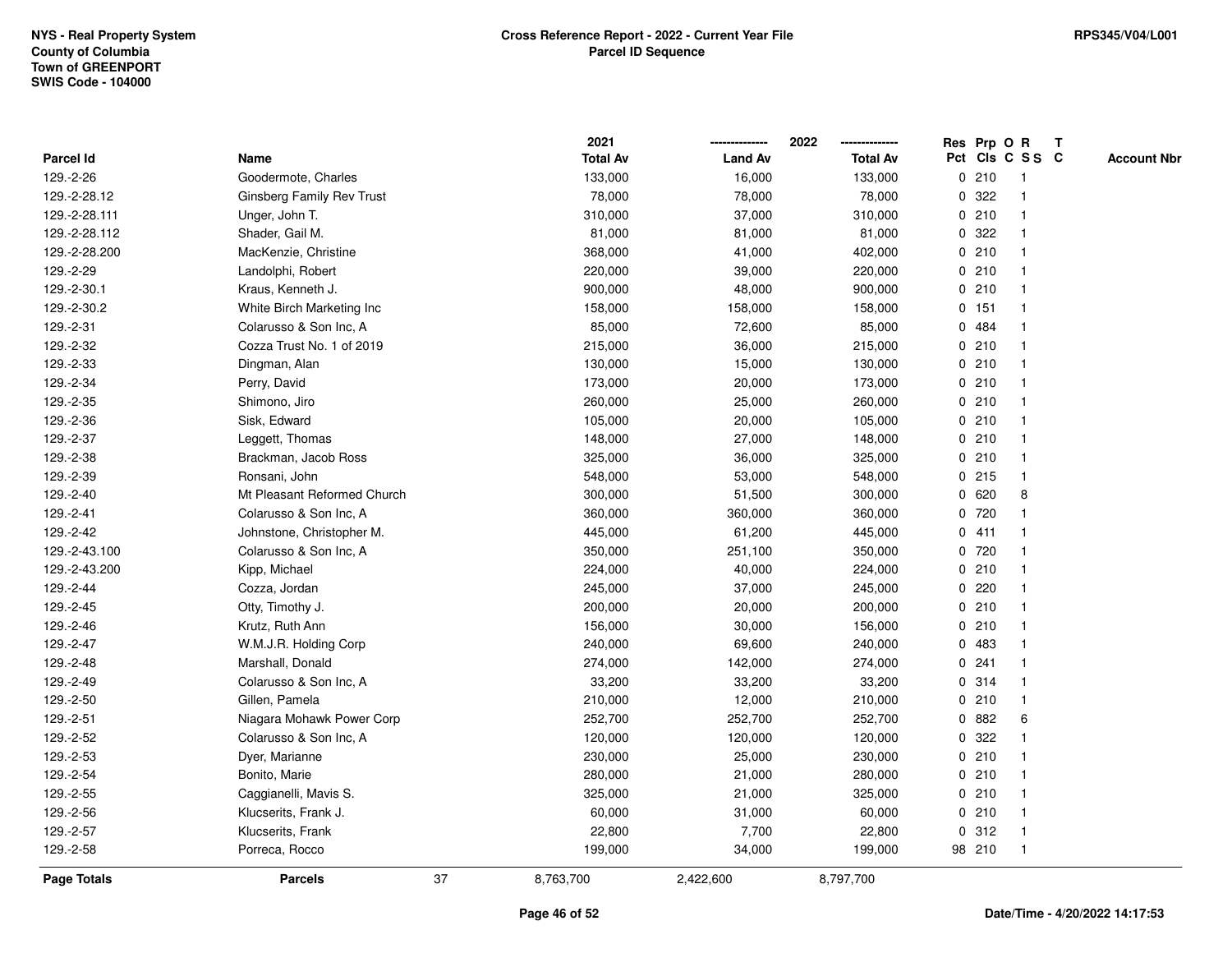NYS - Real Property System
County of Columbia
Town of GREENPORT
SWIS Code - 104000

**Cross Reference Report - 2022 - Current Year File**
**Parcel ID Sequence**

RPS345/V04/L001

| Parcel Id | Name | 2021 Total Av | 2022 Land Av | 2022 Total Av | Res Pct | Prp Cls | O C | R S S | T C | Account Nbr |
|---|---|---|---|---|---|---|---|---|---|---|
| 129.-2-26 | Goodermote, Charles | 133,000 | 16,000 | 133,000 | 0 | 210 | | 1 | | |
| 129.-2-28.12 | Ginsberg Family Rev Trust | 78,000 | 78,000 | 78,000 | 0 | 322 | | 1 | | |
| 129.-2-28.111 | Unger, John T. | 310,000 | 37,000 | 310,000 | 0 | 210 | | 1 | | |
| 129.-2-28.112 | Shader, Gail M. | 81,000 | 81,000 | 81,000 | 0 | 322 | | 1 | | |
| 129.-2-28.200 | MacKenzie, Christine | 368,000 | 41,000 | 402,000 | 0 | 210 | | 1 | | |
| 129.-2-29 | Landolphi, Robert | 220,000 | 39,000 | 220,000 | 0 | 210 | | 1 | | |
| 129.-2-30.1 | Kraus, Kenneth J. | 900,000 | 48,000 | 900,000 | 0 | 210 | | 1 | | |
| 129.-2-30.2 | White Birch Marketing Inc | 158,000 | 158,000 | 158,000 | 0 | 151 | | 1 | | |
| 129.-2-31 | Colarusso & Son Inc, A | 85,000 | 72,600 | 85,000 | 0 | 484 | | 1 | | |
| 129.-2-32 | Cozza Trust No. 1 of 2019 | 215,000 | 36,000 | 215,000 | 0 | 210 | | 1 | | |
| 129.-2-33 | Dingman, Alan | 130,000 | 15,000 | 130,000 | 0 | 210 | | 1 | | |
| 129.-2-34 | Perry, David | 173,000 | 20,000 | 173,000 | 0 | 210 | | 1 | | |
| 129.-2-35 | Shimono, Jiro | 260,000 | 25,000 | 260,000 | 0 | 210 | | 1 | | |
| 129.-2-36 | Sisk, Edward | 105,000 | 20,000 | 105,000 | 0 | 210 | | 1 | | |
| 129.-2-37 | Leggett, Thomas | 148,000 | 27,000 | 148,000 | 0 | 210 | | 1 | | |
| 129.-2-38 | Brackman, Jacob Ross | 325,000 | 36,000 | 325,000 | 0 | 210 | | 1 | | |
| 129.-2-39 | Ronsani, John | 548,000 | 53,000 | 548,000 | 0 | 215 | | 1 | | |
| 129.-2-40 | Mt Pleasant Reformed Church | 300,000 | 51,500 | 300,000 | 0 | 620 | | 8 | | |
| 129.-2-41 | Colarusso & Son Inc, A | 360,000 | 360,000 | 360,000 | 0 | 720 | | 1 | | |
| 129.-2-42 | Johnstone, Christopher M. | 445,000 | 61,200 | 445,000 | 0 | 411 | | 1 | | |
| 129.-2-43.100 | Colarusso & Son Inc, A | 350,000 | 251,100 | 350,000 | 0 | 720 | | 1 | | |
| 129.-2-43.200 | Kipp, Michael | 224,000 | 40,000 | 224,000 | 0 | 210 | | 1 | | |
| 129.-2-44 | Cozza, Jordan | 245,000 | 37,000 | 245,000 | 0 | 220 | | 1 | | |
| 129.-2-45 | Otty, Timothy J. | 200,000 | 20,000 | 200,000 | 0 | 210 | | 1 | | |
| 129.-2-46 | Krutz, Ruth Ann | 156,000 | 30,000 | 156,000 | 0 | 210 | | 1 | | |
| 129.-2-47 | W.M.J.R. Holding Corp | 240,000 | 69,600 | 240,000 | 0 | 483 | | 1 | | |
| 129.-2-48 | Marshall, Donald | 274,000 | 142,000 | 274,000 | 0 | 241 | | 1 | | |
| 129.-2-49 | Colarusso & Son Inc, A | 33,200 | 33,200 | 33,200 | 0 | 314 | | 1 | | |
| 129.-2-50 | Gillen, Pamela | 210,000 | 12,000 | 210,000 | 0 | 210 | | 1 | | |
| 129.-2-51 | Niagara Mohawk Power Corp | 252,700 | 252,700 | 252,700 | 0 | 882 | | 6 | | |
| 129.-2-52 | Colarusso & Son Inc, A | 120,000 | 120,000 | 120,000 | 0 | 322 | | 1 | | |
| 129.-2-53 | Dyer, Marianne | 230,000 | 25,000 | 230,000 | 0 | 210 | | 1 | | |
| 129.-2-54 | Bonito, Marie | 280,000 | 21,000 | 280,000 | 0 | 210 | | 1 | | |
| 129.-2-55 | Caggianelli, Mavis S. | 325,000 | 21,000 | 325,000 | 0 | 210 | | 1 | | |
| 129.-2-56 | Klucserits, Frank J. | 60,000 | 31,000 | 60,000 | 0 | 210 | | 1 | | |
| 129.-2-57 | Klucserits, Frank | 22,800 | 7,700 | 22,800 | 0 | 312 | | 1 | | |
| 129.-2-58 | Porreca, Rocco | 199,000 | 34,000 | 199,000 | 98 | 210 | | 1 | | |
| **Page Totals** | **Parcels** 37 | 8,763,700 | 2,422,600 | 8,797,700 | | | | | | |

Date/Time - 4/20/2022 14:17:53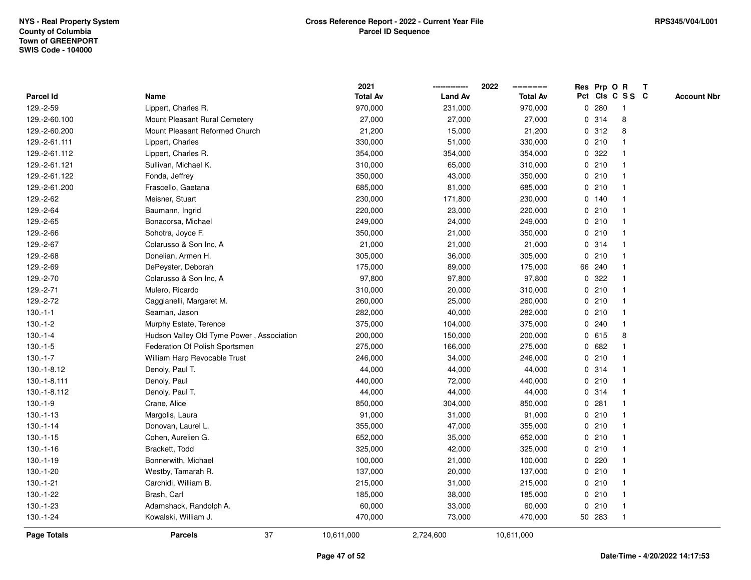NYS - Real Property System
County of Columbia
Town of GREENPORT
SWIS Code - 104000

**Cross Reference Report - 2022 - Current Year File**
**Parcel ID Sequence**

RPS345/V04/L001

| Parcel Id | Name | 2021 Total Av | 2022 Land Av | 2022 Total Av | Res Pct | Prp Cls | O C | R S S | T C | Account Nbr |
|---|---|---|---|---|---|---|---|---|---|---|
| 129.-2-59 | Lippert, Charles R. | 970,000 | 231,000 | 970,000 | 0 | 280 | | 1 | | |
| 129.-2-60.100 | Mount Pleasant Rural Cemetery | 27,000 | 27,000 | 27,000 | 0 | 314 | | 8 | | |
| 129.-2-60.200 | Mount Pleasant Reformed Church | 21,200 | 15,000 | 21,200 | 0 | 312 | | 8 | | |
| 129.-2-61.111 | Lippert, Charles | 330,000 | 51,000 | 330,000 | 0 | 210 | | 1 | | |
| 129.-2-61.112 | Lippert, Charles R. | 354,000 | 354,000 | 354,000 | 0 | 322 | | 1 | | |
| 129.-2-61.121 | Sullivan, Michael K. | 310,000 | 65,000 | 310,000 | 0 | 210 | | 1 | | |
| 129.-2-61.122 | Fonda, Jeffrey | 350,000 | 43,000 | 350,000 | 0 | 210 | | 1 | | |
| 129.-2-61.200 | Frascello, Gaetana | 685,000 | 81,000 | 685,000 | 0 | 210 | | 1 | | |
| 129.-2-62 | Meisner, Stuart | 230,000 | 171,800 | 230,000 | 0 | 140 | | 1 | | |
| 129.-2-64 | Baumann, Ingrid | 220,000 | 23,000 | 220,000 | 0 | 210 | | 1 | | |
| 129.-2-65 | Bonacorsa, Michael | 249,000 | 24,000 | 249,000 | 0 | 210 | | 1 | | |
| 129.-2-66 | Sohotra, Joyce F. | 350,000 | 21,000 | 350,000 | 0 | 210 | | 1 | | |
| 129.-2-67 | Colarusso & Son Inc, A | 21,000 | 21,000 | 21,000 | 0 | 314 | | 1 | | |
| 129.-2-68 | Donelian, Armen H. | 305,000 | 36,000 | 305,000 | 0 | 210 | | 1 | | |
| 129.-2-69 | DePeyster, Deborah | 175,000 | 89,000 | 175,000 | 66 | 240 | | 1 | | |
| 129.-2-70 | Colarusso & Son Inc, A | 97,800 | 97,800 | 97,800 | 0 | 322 | | 1 | | |
| 129.-2-71 | Mulero, Ricardo | 310,000 | 20,000 | 310,000 | 0 | 210 | | 1 | | |
| 129.-2-72 | Caggianelli, Margaret M. | 260,000 | 25,000 | 260,000 | 0 | 210 | | 1 | | |
| 130.-1-1 | Seaman, Jason | 282,000 | 40,000 | 282,000 | 0 | 210 | | 1 | | |
| 130.-1-2 | Murphy Estate, Terence | 375,000 | 104,000 | 375,000 | 0 | 240 | | 1 | | |
| 130.-1-4 | Hudson Valley Old Tyme Power , Association | 200,000 | 150,000 | 200,000 | 0 | 615 | | 8 | | |
| 130.-1-5 | Federation Of Polish Sportsmen | 275,000 | 166,000 | 275,000 | 0 | 682 | | 1 | | |
| 130.-1-7 | William Harp Revocable Trust | 246,000 | 34,000 | 246,000 | 0 | 210 | | 1 | | |
| 130.-1-8.12 | Denoly, Paul T. | 44,000 | 44,000 | 44,000 | 0 | 314 | | 1 | | |
| 130.-1-8.111 | Denoly, Paul | 440,000 | 72,000 | 440,000 | 0 | 210 | | 1 | | |
| 130.-1-8.112 | Denoly, Paul T. | 44,000 | 44,000 | 44,000 | 0 | 314 | | 1 | | |
| 130.-1-9 | Crane, Alice | 850,000 | 304,000 | 850,000 | 0 | 281 | | 1 | | |
| 130.-1-13 | Margolis, Laura | 91,000 | 31,000 | 91,000 | 0 | 210 | | 1 | | |
| 130.-1-14 | Donovan, Laurel L. | 355,000 | 47,000 | 355,000 | 0 | 210 | | 1 | | |
| 130.-1-15 | Cohen, Aurelien G. | 652,000 | 35,000 | 652,000 | 0 | 210 | | 1 | | |
| 130.-1-16 | Brackett, Todd | 325,000 | 42,000 | 325,000 | 0 | 210 | | 1 | | |
| 130.-1-19 | Bonnerwith, Michael | 100,000 | 21,000 | 100,000 | 0 | 220 | | 1 | | |
| 130.-1-20 | Westby, Tamarah R. | 137,000 | 20,000 | 137,000 | 0 | 210 | | 1 | | |
| 130.-1-21 | Carchidi, William B. | 215,000 | 31,000 | 215,000 | 0 | 210 | | 1 | | |
| 130.-1-22 | Brash, Carl | 185,000 | 38,000 | 185,000 | 0 | 210 | | 1 | | |
| 130.-1-23 | Adamshack, Randolph A. | 60,000 | 33,000 | 60,000 | 0 | 210 | | 1 | | |
| 130.-1-24 | Kowalski, William J. | 470,000 | 73,000 | 470,000 | 50 | 283 | | 1 | | |
| **Page Totals** | **Parcels** 37 | 10,611,000 | 2,724,600 | 10,611,000 | | | | | | |

Date/Time - 4/20/2022 14:17:53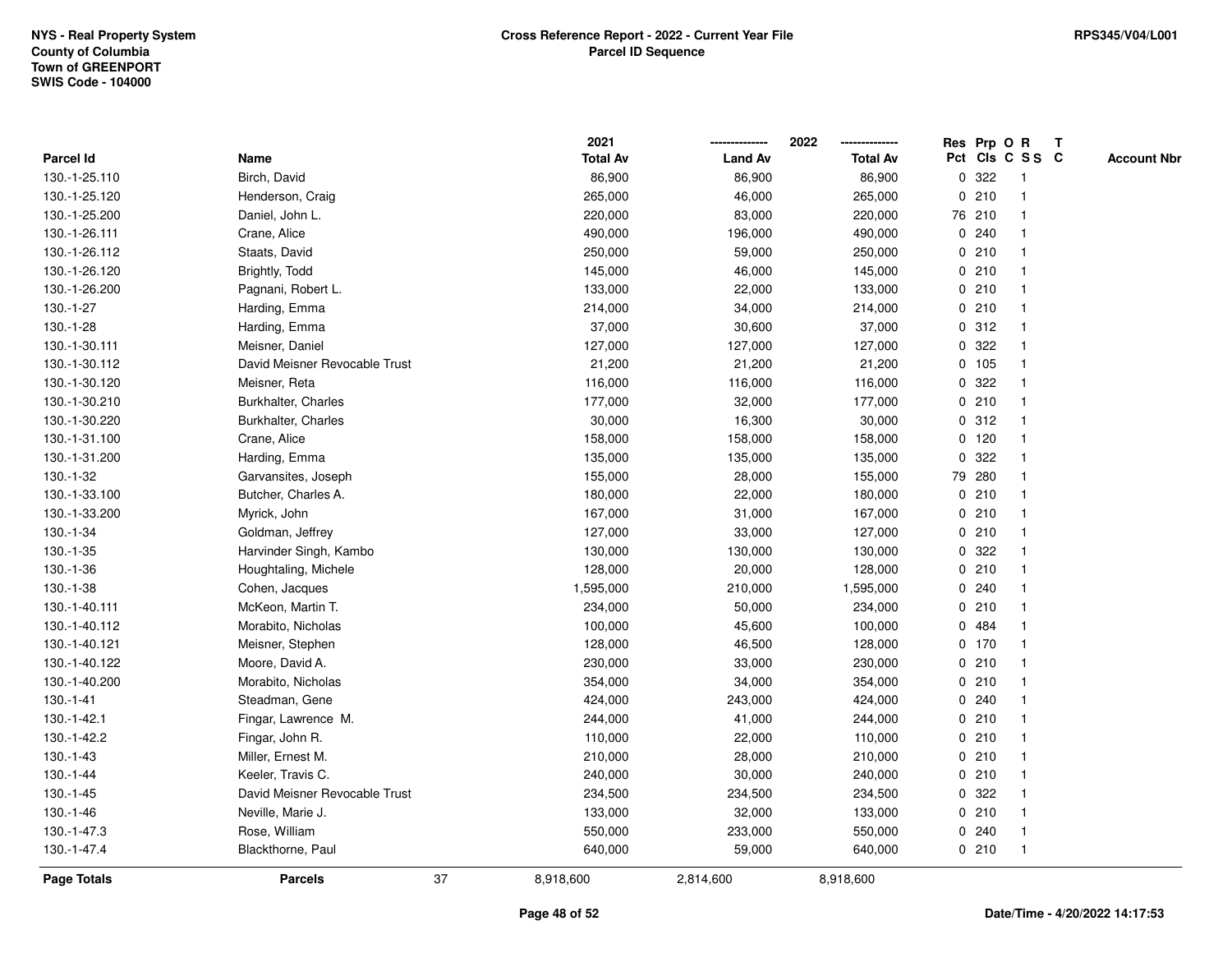NYS - Real Property System
County of Columbia
Town of GREENPORT
SWIS Code - 104000

**Cross Reference Report - 2022 - Current Year File**
**Parcel ID Sequence**

RPS345/V04/L001

| Parcel Id | Name | 2021 Total Av | 2022 Land Av | 2022 Total Av | Res Pct | Prp Cls | O C | R SS | T C | Account Nbr |
|---|---|---|---|---|---|---|---|---|---|---|
| 130.-1-25.110 | Birch, David | 86,900 | 86,900 | 86,900 | 0 | 322 | | 1 | | |
| 130.-1-25.120 | Henderson, Craig | 265,000 | 46,000 | 265,000 | 0 | 210 | | 1 | | |
| 130.-1-25.200 | Daniel, John L. | 220,000 | 83,000 | 220,000 | 76 | 210 | | 1 | | |
| 130.-1-26.111 | Crane, Alice | 490,000 | 196,000 | 490,000 | 0 | 240 | | 1 | | |
| 130.-1-26.112 | Staats, David | 250,000 | 59,000 | 250,000 | 0 | 210 | | 1 | | |
| 130.-1-26.120 | Brightly, Todd | 145,000 | 46,000 | 145,000 | 0 | 210 | | 1 | | |
| 130.-1-26.200 | Pagnani, Robert L. | 133,000 | 22,000 | 133,000 | 0 | 210 | | 1 | | |
| 130.-1-27 | Harding, Emma | 214,000 | 34,000 | 214,000 | 0 | 210 | | 1 | | |
| 130.-1-28 | Harding, Emma | 37,000 | 30,600 | 37,000 | 0 | 312 | | 1 | | |
| 130.-1-30.111 | Meisner, Daniel | 127,000 | 127,000 | 127,000 | 0 | 322 | | 1 | | |
| 130.-1-30.112 | David Meisner Revocable Trust | 21,200 | 21,200 | 21,200 | 0 | 105 | | 1 | | |
| 130.-1-30.120 | Meisner, Reta | 116,000 | 116,000 | 116,000 | 0 | 322 | | 1 | | |
| 130.-1-30.210 | Burkhalter, Charles | 177,000 | 32,000 | 177,000 | 0 | 210 | | 1 | | |
| 130.-1-30.220 | Burkhalter, Charles | 30,000 | 16,300 | 30,000 | 0 | 312 | | 1 | | |
| 130.-1-31.100 | Crane, Alice | 158,000 | 158,000 | 158,000 | 0 | 120 | | 1 | | |
| 130.-1-31.200 | Harding, Emma | 135,000 | 135,000 | 135,000 | 0 | 322 | | 1 | | |
| 130.-1-32 | Garvansites, Joseph | 155,000 | 28,000 | 155,000 | 79 | 280 | | 1 | | |
| 130.-1-33.100 | Butcher, Charles A. | 180,000 | 22,000 | 180,000 | 0 | 210 | | 1 | | |
| 130.-1-33.200 | Myrick, John | 167,000 | 31,000 | 167,000 | 0 | 210 | | 1 | | |
| 130.-1-34 | Goldman, Jeffrey | 127,000 | 33,000 | 127,000 | 0 | 210 | | 1 | | |
| 130.-1-35 | Harvinder Singh, Kambo | 130,000 | 130,000 | 130,000 | 0 | 322 | | 1 | | |
| 130.-1-36 | Houghtaling, Michele | 128,000 | 20,000 | 128,000 | 0 | 210 | | 1 | | |
| 130.-1-38 | Cohen, Jacques | 1,595,000 | 210,000 | 1,595,000 | 0 | 240 | | 1 | | |
| 130.-1-40.111 | McKeon, Martin T. | 234,000 | 50,000 | 234,000 | 0 | 210 | | 1 | | |
| 130.-1-40.112 | Morabito, Nicholas | 100,000 | 45,600 | 100,000 | 0 | 484 | | 1 | | |
| 130.-1-40.121 | Meisner, Stephen | 128,000 | 46,500 | 128,000 | 0 | 170 | | 1 | | |
| 130.-1-40.122 | Moore, David A. | 230,000 | 33,000 | 230,000 | 0 | 210 | | 1 | | |
| 130.-1-40.200 | Morabito, Nicholas | 354,000 | 34,000 | 354,000 | 0 | 210 | | 1 | | |
| 130.-1-41 | Steadman, Gene | 424,000 | 243,000 | 424,000 | 0 | 240 | | 1 | | |
| 130.-1-42.1 | Fingar, Lawrence M. | 244,000 | 41,000 | 244,000 | 0 | 210 | | 1 | | |
| 130.-1-42.2 | Fingar, John R. | 110,000 | 22,000 | 110,000 | 0 | 210 | | 1 | | |
| 130.-1-43 | Miller, Ernest M. | 210,000 | 28,000 | 210,000 | 0 | 210 | | 1 | | |
| 130.-1-44 | Keeler, Travis C. | 240,000 | 30,000 | 240,000 | 0 | 210 | | 1 | | |
| 130.-1-45 | David Meisner Revocable Trust | 234,500 | 234,500 | 234,500 | 0 | 322 | | 1 | | |
| 130.-1-46 | Neville, Marie J. | 133,000 | 32,000 | 133,000 | 0 | 210 | | 1 | | |
| 130.-1-47.3 | Rose, William | 550,000 | 233,000 | 550,000 | 0 | 240 | | 1 | | |
| 130.-1-47.4 | Blackthorne, Paul | 640,000 | 59,000 | 640,000 | 0 | 210 | | 1 | | |
| **Page Totals** | **Parcels** 37 | 8,918,600 | 2,814,600 | 8,918,600 | | | | | | |

Date/Time - 4/20/2022 14:17:53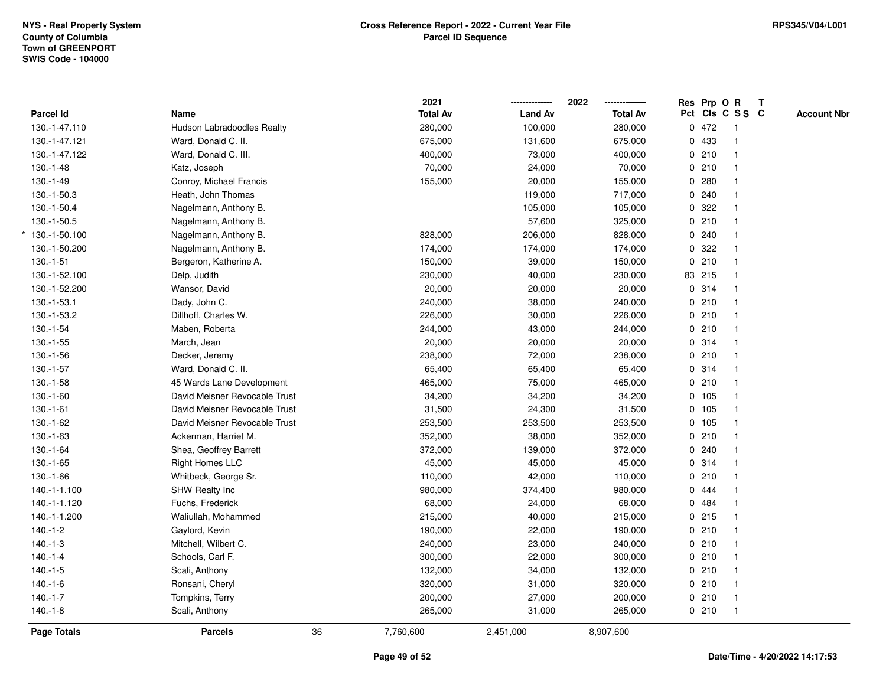NYS - Real Property System
County of Columbia
Town of GREENPORT
SWIS Code - 104000

# Cross Reference Report - 2022 - Current Year File
## Parcel ID Sequence

RPS345/V04/L001

| Parcel Id | Name | 2021 Total Av | 2022 Land Av | 2022 Total Av | Res Pct | Prp Cls | O C | R S S | T C | Account Nbr |
|---|---|---|---|---|---|---|---|---|---|---|
| 130.-1-47.110 | Hudson Labradoodles Realty | 280,000 | 100,000 | 280,000 | 0 | 472 | | 1 | | |
| 130.-1-47.121 | Ward, Donald C. II. | 675,000 | 131,600 | 675,000 | 0 | 433 | | 1 | | |
| 130.-1-47.122 | Ward, Donald C. III. | 400,000 | 73,000 | 400,000 | 0 | 210 | | 1 | | |
| 130.-1-48 | Katz, Joseph | 70,000 | 24,000 | 70,000 | 0 | 210 | | 1 | | |
| 130.-1-49 | Conroy, Michael Francis | 155,000 | 20,000 | 155,000 | 0 | 280 | | 1 | | |
| 130.-1-50.3 | Heath, John Thomas | | 119,000 | 717,000 | 0 | 240 | | 1 | | |
| 130.-1-50.4 | Nagelmann, Anthony B. | | 105,000 | 105,000 | 0 | 322 | | 1 | | |
| 130.-1-50.5 | Nagelmann, Anthony B. | | 57,600 | 325,000 | 0 | 210 | | 1 | | |
| * 130.-1-50.100 | Nagelmann, Anthony B. | 828,000 | 206,000 | 828,000 | 0 | 240 | | 1 | | |
| 130.-1-50.200 | Nagelmann, Anthony B. | 174,000 | 174,000 | 174,000 | 0 | 322 | | 1 | | |
| 130.-1-51 | Bergeron, Katherine A. | 150,000 | 39,000 | 150,000 | 0 | 210 | | 1 | | |
| 130.-1-52.100 | Delp, Judith | 230,000 | 40,000 | 230,000 | 83 | 215 | | 1 | | |
| 130.-1-52.200 | Wansor, David | 20,000 | 20,000 | 20,000 | 0 | 314 | | 1 | | |
| 130.-1-53.1 | Dady, John C. | 240,000 | 38,000 | 240,000 | 0 | 210 | | 1 | | |
| 130.-1-53.2 | Dillhoff, Charles W. | 226,000 | 30,000 | 226,000 | 0 | 210 | | 1 | | |
| 130.-1-54 | Maben, Roberta | 244,000 | 43,000 | 244,000 | 0 | 210 | | 1 | | |
| 130.-1-55 | March, Jean | 20,000 | 20,000 | 20,000 | 0 | 314 | | 1 | | |
| 130.-1-56 | Decker, Jeremy | 238,000 | 72,000 | 238,000 | 0 | 210 | | 1 | | |
| 130.-1-57 | Ward, Donald C. II. | 65,400 | 65,400 | 65,400 | 0 | 314 | | 1 | | |
| 130.-1-58 | 45 Wards Lane Development | 465,000 | 75,000 | 465,000 | 0 | 210 | | 1 | | |
| 130.-1-60 | David Meisner Revocable Trust | 34,200 | 34,200 | 34,200 | 0 | 105 | | 1 | | |
| 130.-1-61 | David Meisner Revocable Trust | 31,500 | 24,300 | 31,500 | 0 | 105 | | 1 | | |
| 130.-1-62 | David Meisner Revocable Trust | 253,500 | 253,500 | 253,500 | 0 | 105 | | 1 | | |
| 130.-1-63 | Ackerman, Harriet M. | 352,000 | 38,000 | 352,000 | 0 | 210 | | 1 | | |
| 130.-1-64 | Shea, Geoffrey Barrett | 372,000 | 139,000 | 372,000 | 0 | 240 | | 1 | | |
| 130.-1-65 | Right Homes LLC | 45,000 | 45,000 | 45,000 | 0 | 314 | | 1 | | |
| 130.-1-66 | Whitbeck, George Sr. | 110,000 | 42,000 | 110,000 | 0 | 210 | | 1 | | |
| 140.-1-1.100 | SHW Realty Inc | 980,000 | 374,400 | 980,000 | 0 | 444 | | 1 | | |
| 140.-1-1.120 | Fuchs, Frederick | 68,000 | 24,000 | 68,000 | 0 | 484 | | 1 | | |
| 140.-1-1.200 | Waliullah, Mohammed | 215,000 | 40,000 | 215,000 | 0 | 215 | | 1 | | |
| 140.-1-2 | Gaylord, Kevin | 190,000 | 22,000 | 190,000 | 0 | 210 | | 1 | | |
| 140.-1-3 | Mitchell, Wilbert C. | 240,000 | 23,000 | 240,000 | 0 | 210 | | 1 | | |
| 140.-1-4 | Schools, Carl F. | 300,000 | 22,000 | 300,000 | 0 | 210 | | 1 | | |
| 140.-1-5 | Scali, Anthony | 132,000 | 34,000 | 132,000 | 0 | 210 | | 1 | | |
| 140.-1-6 | Ronsani, Cheryl | 320,000 | 31,000 | 320,000 | 0 | 210 | | 1 | | |
| 140.-1-7 | Tompkins, Terry | 200,000 | 27,000 | 200,000 | 0 | 210 | | 1 | | |
| 140.-1-8 | Scali, Anthony | 265,000 | 31,000 | 265,000 | 0 | 210 | | 1 | | |
| **Page Totals** | **Parcels** 36 | 7,760,600 | 2,451,000 | 8,907,600 | | | | | | |

Date/Time - 4/20/2022 14:17:53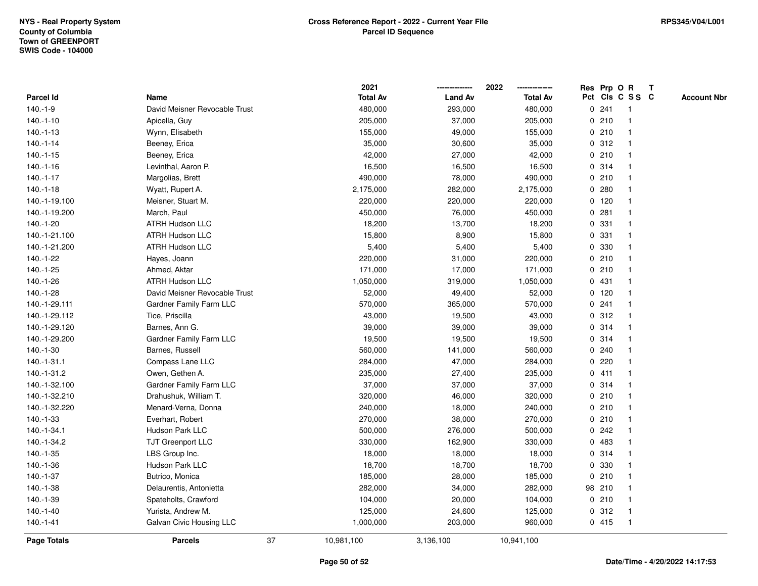NYS - Real Property System
County of Columbia
Town of GREENPORT
SWIS Code - 104000

**Cross Reference Report - 2022 - Current Year File**
**Parcel ID Sequence**

RPS345/V04/L001

| Parcel Id | Name | 2021 Total Av | 2022 Land Av | 2022 Total Av | Res Pct | Prp Cls | O C | R S S | T C | Account Nbr |
|---|---|---|---|---|---|---|---|---|---|---|
| 140.-1-9 | David Meisner Revocable Trust | 480,000 | 293,000 | 480,000 | 0 | 241 | | 1 | | |
| 140.-1-10 | Apicella, Guy | 205,000 | 37,000 | 205,000 | 0 | 210 | | 1 | | |
| 140.-1-13 | Wynn, Elisabeth | 155,000 | 49,000 | 155,000 | 0 | 210 | | 1 | | |
| 140.-1-14 | Beeney, Erica | 35,000 | 30,600 | 35,000 | 0 | 312 | | 1 | | |
| 140.-1-15 | Beeney, Erica | 42,000 | 27,000 | 42,000 | 0 | 210 | | 1 | | |
| 140.-1-16 | Levinthal, Aaron P. | 16,500 | 16,500 | 16,500 | 0 | 314 | | 1 | | |
| 140.-1-17 | Margolias, Brett | 490,000 | 78,000 | 490,000 | 0 | 210 | | 1 | | |
| 140.-1-18 | Wyatt, Rupert A. | 2,175,000 | 282,000 | 2,175,000 | 0 | 280 | | 1 | | |
| 140.-1-19.100 | Meisner, Stuart M. | 220,000 | 220,000 | 220,000 | 0 | 120 | | 1 | | |
| 140.-1-19.200 | March, Paul | 450,000 | 76,000 | 450,000 | 0 | 281 | | 1 | | |
| 140.-1-20 | ATRH Hudson LLC | 18,200 | 13,700 | 18,200 | 0 | 331 | | 1 | | |
| 140.-1-21.100 | ATRH Hudson LLC | 15,800 | 8,900 | 15,800 | 0 | 331 | | 1 | | |
| 140.-1-21.200 | ATRH Hudson LLC | 5,400 | 5,400 | 5,400 | 0 | 330 | | 1 | | |
| 140.-1-22 | Hayes, Joann | 220,000 | 31,000 | 220,000 | 0 | 210 | | 1 | | |
| 140.-1-25 | Ahmed, Aktar | 171,000 | 17,000 | 171,000 | 0 | 210 | | 1 | | |
| 140.-1-26 | ATRH Hudson LLC | 1,050,000 | 319,000 | 1,050,000 | 0 | 431 | | 1 | | |
| 140.-1-28 | David Meisner Revocable Trust | 52,000 | 49,400 | 52,000 | 0 | 120 | | 1 | | |
| 140.-1-29.111 | Gardner Family Farm LLC | 570,000 | 365,000 | 570,000 | 0 | 241 | | 1 | | |
| 140.-1-29.112 | Tice, Priscilla | 43,000 | 19,500 | 43,000 | 0 | 312 | | 1 | | |
| 140.-1-29.120 | Barnes, Ann G. | 39,000 | 39,000 | 39,000 | 0 | 314 | | 1 | | |
| 140.-1-29.200 | Gardner Family Farm LLC | 19,500 | 19,500 | 19,500 | 0 | 314 | | 1 | | |
| 140.-1-30 | Barnes, Russell | 560,000 | 141,000 | 560,000 | 0 | 240 | | 1 | | |
| 140.-1-31.1 | Compass Lane LLC | 284,000 | 47,000 | 284,000 | 0 | 220 | | 1 | | |
| 140.-1-31.2 | Owen, Gethen A. | 235,000 | 27,400 | 235,000 | 0 | 411 | | 1 | | |
| 140.-1-32.100 | Gardner Family Farm LLC | 37,000 | 37,000 | 37,000 | 0 | 314 | | 1 | | |
| 140.-1-32.210 | Drahushuk, William T. | 320,000 | 46,000 | 320,000 | 0 | 210 | | 1 | | |
| 140.-1-32.220 | Menard-Verna, Donna | 240,000 | 18,000 | 240,000 | 0 | 210 | | 1 | | |
| 140.-1-33 | Everhart, Robert | 270,000 | 38,000 | 270,000 | 0 | 210 | | 1 | | |
| 140.-1-34.1 | Hudson Park LLC | 500,000 | 276,000 | 500,000 | 0 | 242 | | 1 | | |
| 140.-1-34.2 | TJT Greenport LLC | 330,000 | 162,900 | 330,000 | 0 | 483 | | 1 | | |
| 140.-1-35 | LBS Group Inc. | 18,000 | 18,000 | 18,000 | 0 | 314 | | 1 | | |
| 140.-1-36 | Hudson Park LLC | 18,700 | 18,700 | 18,700 | 0 | 330 | | 1 | | |
| 140.-1-37 | Butrico, Monica | 185,000 | 28,000 | 185,000 | 0 | 210 | | 1 | | |
| 140.-1-38 | Delaurentis, Antonietta | 282,000 | 34,000 | 282,000 | 98 | 210 | | 1 | | |
| 140.-1-39 | Spateholts, Crawford | 104,000 | 20,000 | 104,000 | 0 | 210 | | 1 | | |
| 140.-1-40 | Yurista, Andrew M. | 125,000 | 24,600 | 125,000 | 0 | 312 | | 1 | | |
| 140.-1-41 | Galvan Civic Housing LLC | 1,000,000 | 203,000 | 960,000 | 0 | 415 | | 1 | | |
| **Page Totals** | **Parcels** 37 | 10,981,100 | 3,136,100 | 10,941,100 | | | | | | |

Date/Time - 4/20/2022 14:17:53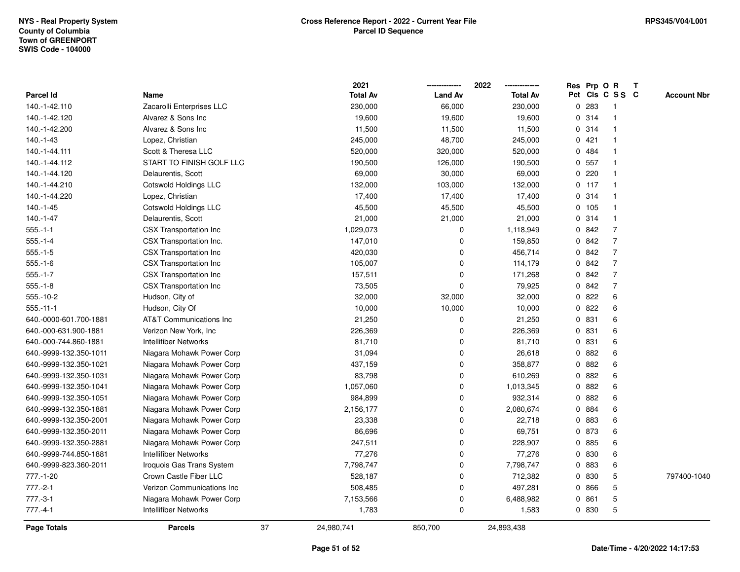NYS - Real Property System
County of Columbia
Town of GREENPORT
SWIS Code - 104000

**Cross Reference Report - 2022 - Current Year File**
**Parcel ID Sequence**

RPS345/V04/L001

| Parcel Id | Name | 2021 Total Av | 2022 Land Av | 2022 Total Av | Res Pct | Prp Cls | O C | R S S | T C | Account Nbr |
|---|---|---|---|---|---|---|---|---|---|---|
| 140.-1-42.110 | Zacarolli Enterprises LLC | 230,000 | 66,000 | 230,000 | 0 | 283 | | 1 | | |
| 140.-1-42.120 | Alvarez & Sons Inc | 19,600 | 19,600 | 19,600 | 0 | 314 | | 1 | | |
| 140.-1-42.200 | Alvarez & Sons Inc | 11,500 | 11,500 | 11,500 | 0 | 314 | | 1 | | |
| 140.-1-43 | Lopez, Christian | 245,000 | 48,700 | 245,000 | 0 | 421 | | 1 | | |
| 140.-1-44.111 | Scott & Theresa LLC | 520,000 | 320,000 | 520,000 | 0 | 484 | | 1 | | |
| 140.-1-44.112 | START TO FINISH GOLF LLC | 190,500 | 126,000 | 190,500 | 0 | 557 | | 1 | | |
| 140.-1-44.120 | Delaurentis, Scott | 69,000 | 30,000 | 69,000 | 0 | 220 | | 1 | | |
| 140.-1-44.210 | Cotswold Holdings LLC | 132,000 | 103,000 | 132,000 | 0 | 117 | | 1 | | |
| 140.-1-44.220 | Lopez, Christian | 17,400 | 17,400 | 17,400 | 0 | 314 | | 1 | | |
| 140.-1-45 | Cotswold Holdings LLC | 45,500 | 45,500 | 45,500 | 0 | 105 | | 1 | | |
| 140.-1-47 | Delaurentis, Scott | 21,000 | 21,000 | 21,000 | 0 | 314 | | 1 | | |
| 555.-1-1 | CSX Transportation Inc | 1,029,073 | 0 | 1,118,949 | 0 | 842 | | 7 | | |
| 555.-1-4 | CSX Transportation Inc. | 147,010 | 0 | 159,850 | 0 | 842 | | 7 | | |
| 555.-1-5 | CSX Transportation Inc | 420,030 | 0 | 456,714 | 0 | 842 | | 7 | | |
| 555.-1-6 | CSX Transportation Inc | 105,007 | 0 | 114,179 | 0 | 842 | | 7 | | |
| 555.-1-7 | CSX Transportation Inc | 157,511 | 0 | 171,268 | 0 | 842 | | 7 | | |
| 555.-1-8 | CSX Transportation Inc | 73,505 | 0 | 79,925 | 0 | 842 | | 7 | | |
| 555.-10-2 | Hudson, City of | 32,000 | 32,000 | 32,000 | 0 | 822 | | 6 | | |
| 555.-11-1 | Hudson, City Of | 10,000 | 10,000 | 10,000 | 0 | 822 | | 6 | | |
| 640.-0000-601.700-1881 | AT&T Communications Inc | 21,250 | 0 | 21,250 | 0 | 831 | | 6 | | |
| 640.-000-631.900-1881 | Verizon New York, Inc | 226,369 | 0 | 226,369 | 0 | 831 | | 6 | | |
| 640.-000-744.860-1881 | Intellifiber Networks | 81,710 | 0 | 81,710 | 0 | 831 | | 6 | | |
| 640.-9999-132.350-1011 | Niagara Mohawk Power Corp | 31,094 | 0 | 26,618 | 0 | 882 | | 6 | | |
| 640.-9999-132.350-1021 | Niagara Mohawk Power Corp | 437,159 | 0 | 358,877 | 0 | 882 | | 6 | | |
| 640.-9999-132.350-1031 | Niagara Mohawk Power Corp | 83,798 | 0 | 610,269 | 0 | 882 | | 6 | | |
| 640.-9999-132.350-1041 | Niagara Mohawk Power Corp | 1,057,060 | 0 | 1,013,345 | 0 | 882 | | 6 | | |
| 640.-9999-132.350-1051 | Niagara Mohawk Power Corp | 984,899 | 0 | 932,314 | 0 | 882 | | 6 | | |
| 640.-9999-132.350-1881 | Niagara Mohawk Power Corp | 2,156,177 | 0 | 2,080,674 | 0 | 884 | | 6 | | |
| 640.-9999-132.350-2001 | Niagara Mohawk Power Corp | 23,338 | 0 | 22,718 | 0 | 883 | | 6 | | |
| 640.-9999-132.350-2011 | Niagara Mohawk Power Corp | 86,696 | 0 | 69,751 | 0 | 873 | | 6 | | |
| 640.-9999-132.350-2881 | Niagara Mohawk Power Corp | 247,511 | 0 | 228,907 | 0 | 885 | | 6 | | |
| 640.-9999-744.850-1881 | Intellifiber Networks | 77,276 | 0 | 77,276 | 0 | 830 | | 6 | | |
| 640.-9999-823.360-2011 | Iroquois Gas Trans System | 7,798,747 | 0 | 7,798,747 | 0 | 883 | | 6 | | |
| 777.-1-20 | Crown Castle Fiber LLC | 528,187 | 0 | 712,382 | 0 | 830 | | 5 | | 797400-1040 |
| 777.-2-1 | Verizon Communications Inc | 508,485 | 0 | 497,281 | 0 | 866 | | 5 | | |
| 777.-3-1 | Niagara Mohawk Power Corp | 7,153,566 | 0 | 6,488,982 | 0 | 861 | | 5 | | |
| 777.-4-1 | Intellifiber Networks | 1,783 | 0 | 1,583 | 0 | 830 | | 5 | | |
| **Page Totals** | **Parcels** 37 | 24,980,741 | 850,700 | 24,893,438 | | | | | | |

Date/Time - 4/20/2022 14:17:53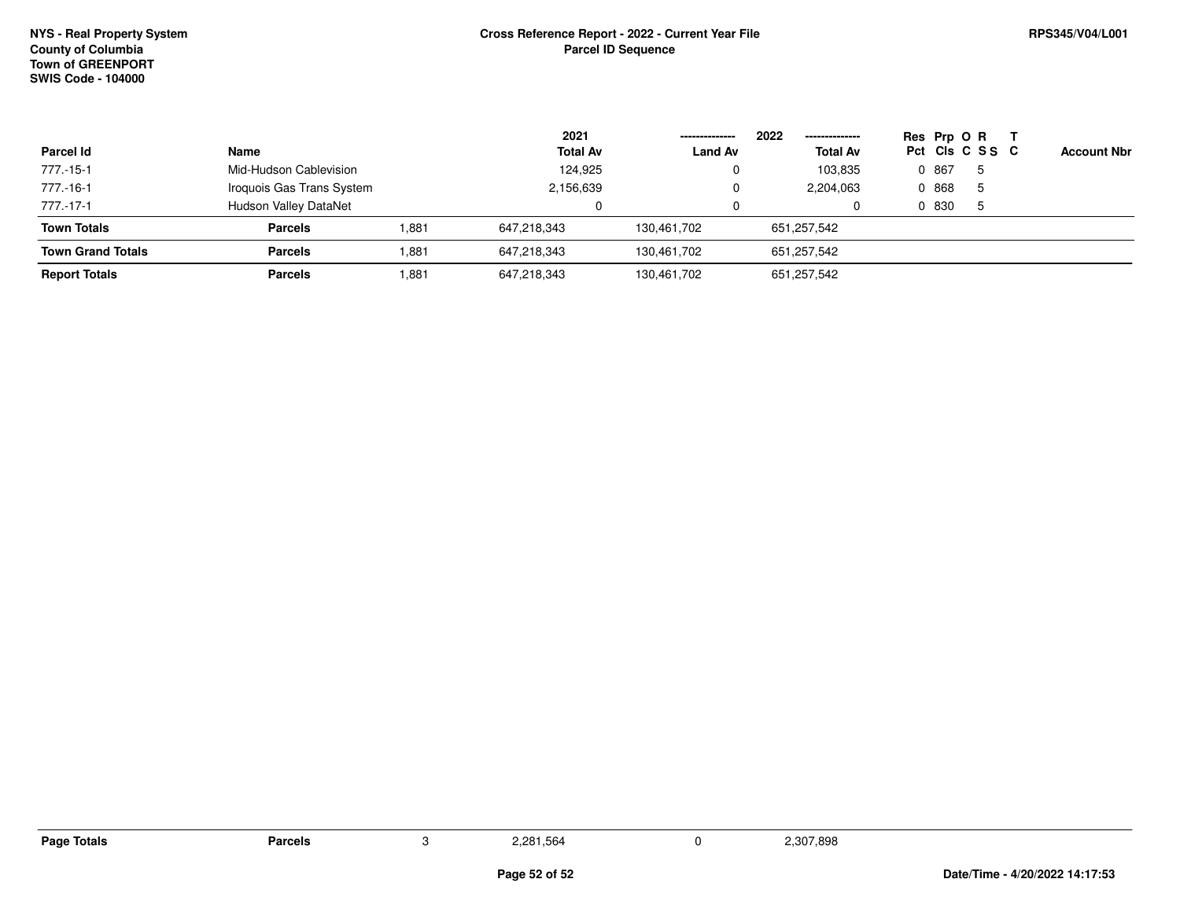NYS - Real Property System
County of Columbia
Town of GREENPORT
SWIS Code - 104000

**Cross Reference Report - 2022 - Current Year File**
**Parcel ID Sequence**

RPS345/V04/L001

| Parcel Id | Name | | 2021 Total Av | 2022 Land Av | 2022 Total Av | Res Pct | Prp Cls | O C | R S S | T C | Account Nbr |
|---|---|---|---|---|---|---|---|---|---|---|---|
| 777.-15-1 | Mid-Hudson Cablevision | | 124,925 | 0 | 103,835 | 0 | 867 | | 5 | | |
| 777.-16-1 | Iroquois Gas Trans System | | 2,156,639 | 0 | 2,204,063 | 0 | 868 | | 5 | | |
| 777.-17-1 | Hudson Valley DataNet | | 0 | 0 | 0 | 0 | 830 | | 5 | | |
| **Town Totals** | **Parcels** | 1,881 | 647,218,343 | 130,461,702 | 651,257,542 | | | | | | |
| **Town Grand Totals** | **Parcels** | 1,881 | 647,218,343 | 130,461,702 | 651,257,542 | | | | | | |
| **Report Totals** | **Parcels** | 1,881 | 647,218,343 | 130,461,702 | 651,257,542 | | | | | | |

| | | | | | |
|---|---|---|---|---|---|
| **Page Totals** | **Parcels** | 3 | 2,281,564 | 0 | 2,307,898 |

Date/Time - 4/20/2022 14:17:53